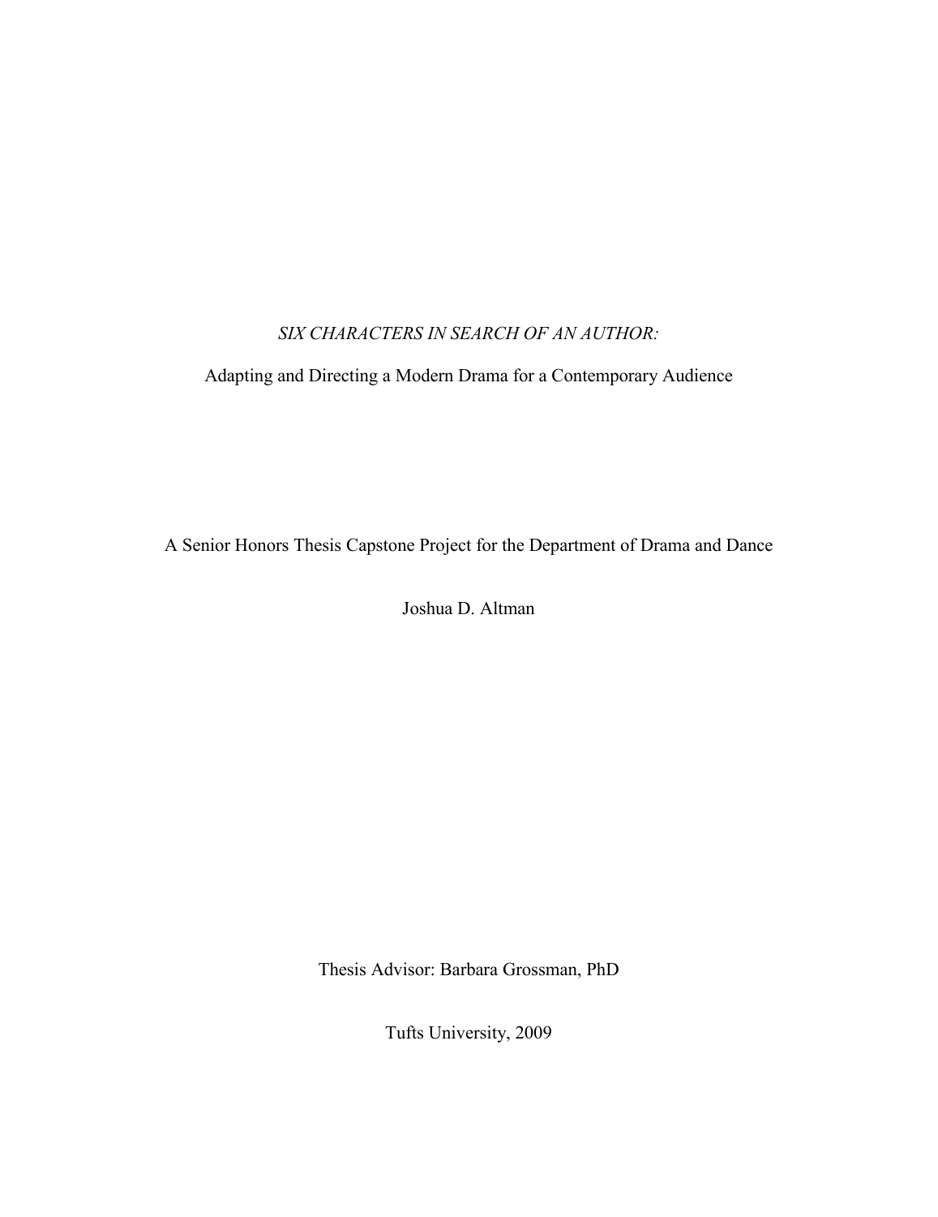*SIX CHARACTERS IN SEARCH OF AN AUTHOR:*

Adapting and Directing a Modern Drama for a Contemporary Audience

A Senior Honors Thesis Capstone Project for the Department of Drama and Dance

Joshua D. Altman

Thesis Advisor: Barbara Grossman, PhD

Tufts University, 2009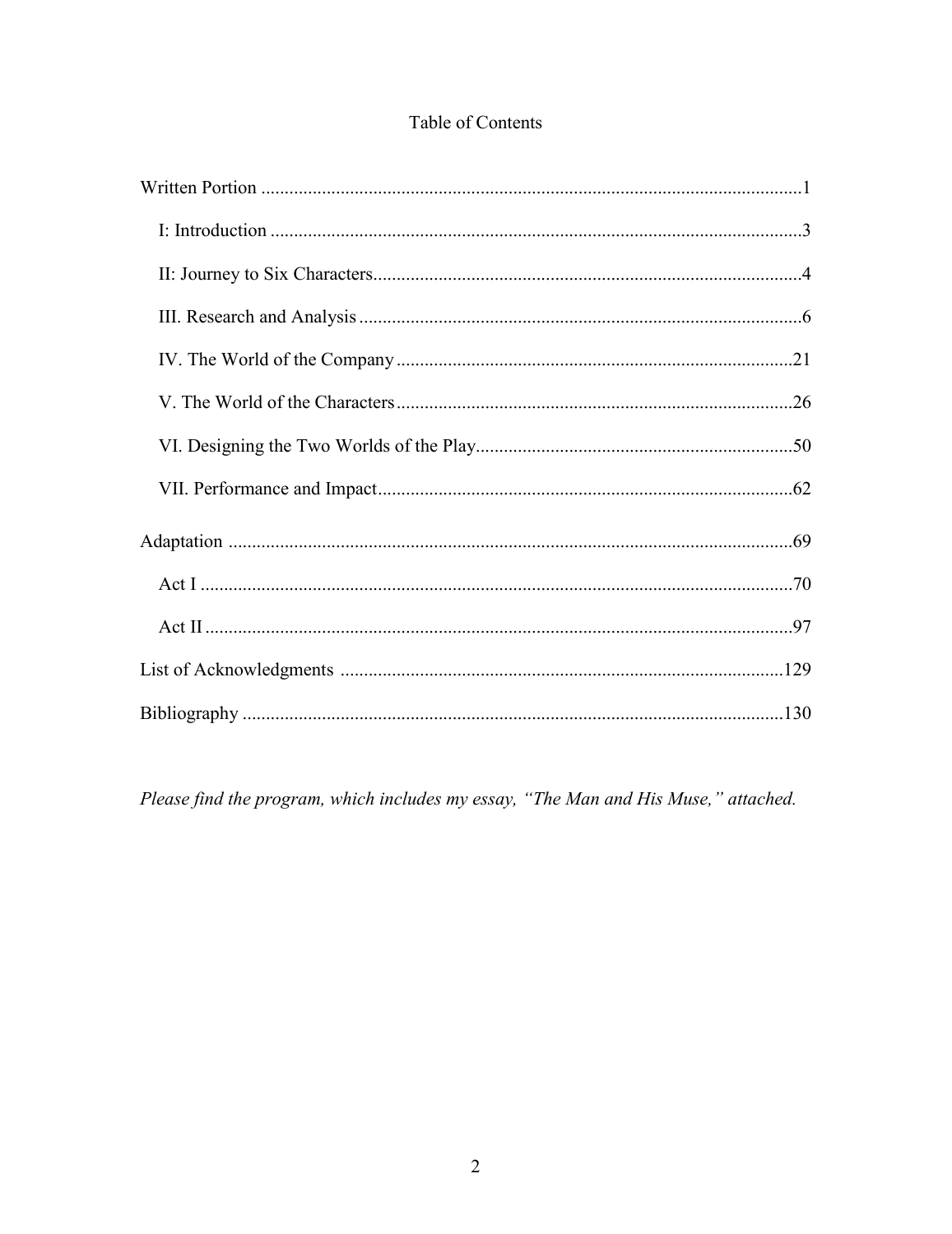# Table of Contents

Written Portion ....................................................................................................................1

I: Introduction .................................................................................................................3

II: Journey to Six Characters...........................................................................................4

III. Research and Analysis ...............................................................................................6

IV. The World of the Company .....................................................................................21

V. The World of the Characters .....................................................................................26

VI. Designing the Two Worlds of the Play....................................................................50

VII. Performance and Impact.........................................................................................62

Adaptation ........................................................................................................................69

Act I ..............................................................................................................................70

Act II .............................................................................................................................97

List of Acknowledgments ..............................................................................................129

Bibliography ...................................................................................................................130

*Please find the program, which includes my essay, "The Man and His Muse," attached.*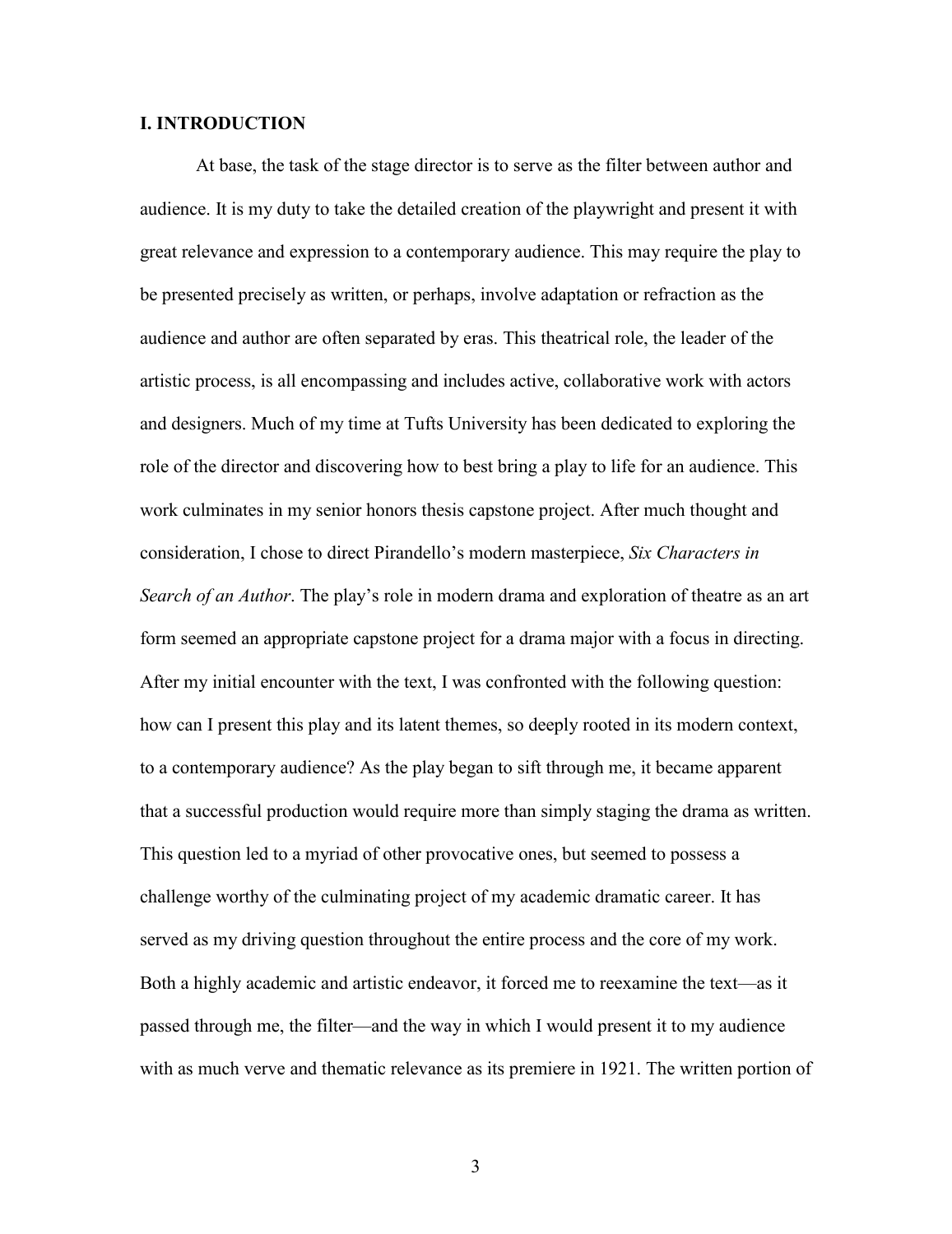## I. INTRODUCTION

At base, the task of the stage director is to serve as the filter between author and audience. It is my duty to take the detailed creation of the playwright and present it with great relevance and expression to a contemporary audience. This may require the play to be presented precisely as written, or perhaps, involve adaptation or refraction as the audience and author are often separated by eras. This theatrical role, the leader of the artistic process, is all encompassing and includes active, collaborative work with actors and designers. Much of my time at Tufts University has been dedicated to exploring the role of the director and discovering how to best bring a play to life for an audience. This work culminates in my senior honors thesis capstone project. After much thought and consideration, I chose to direct Pirandello's modern masterpiece, *Six Characters in Search of an Author*. The play's role in modern drama and exploration of theatre as an art form seemed an appropriate capstone project for a drama major with a focus in directing. After my initial encounter with the text, I was confronted with the following question: how can I present this play and its latent themes, so deeply rooted in its modern context, to a contemporary audience? As the play began to sift through me, it became apparent that a successful production would require more than simply staging the drama as written. This question led to a myriad of other provocative ones, but seemed to possess a challenge worthy of the culminating project of my academic dramatic career. It has served as my driving question throughout the entire process and the core of my work. Both a highly academic and artistic endeavor, it forced me to reexamine the text—as it passed through me, the filter—and the way in which I would present it to my audience with as much verve and thematic relevance as its premiere in 1921. The written portion of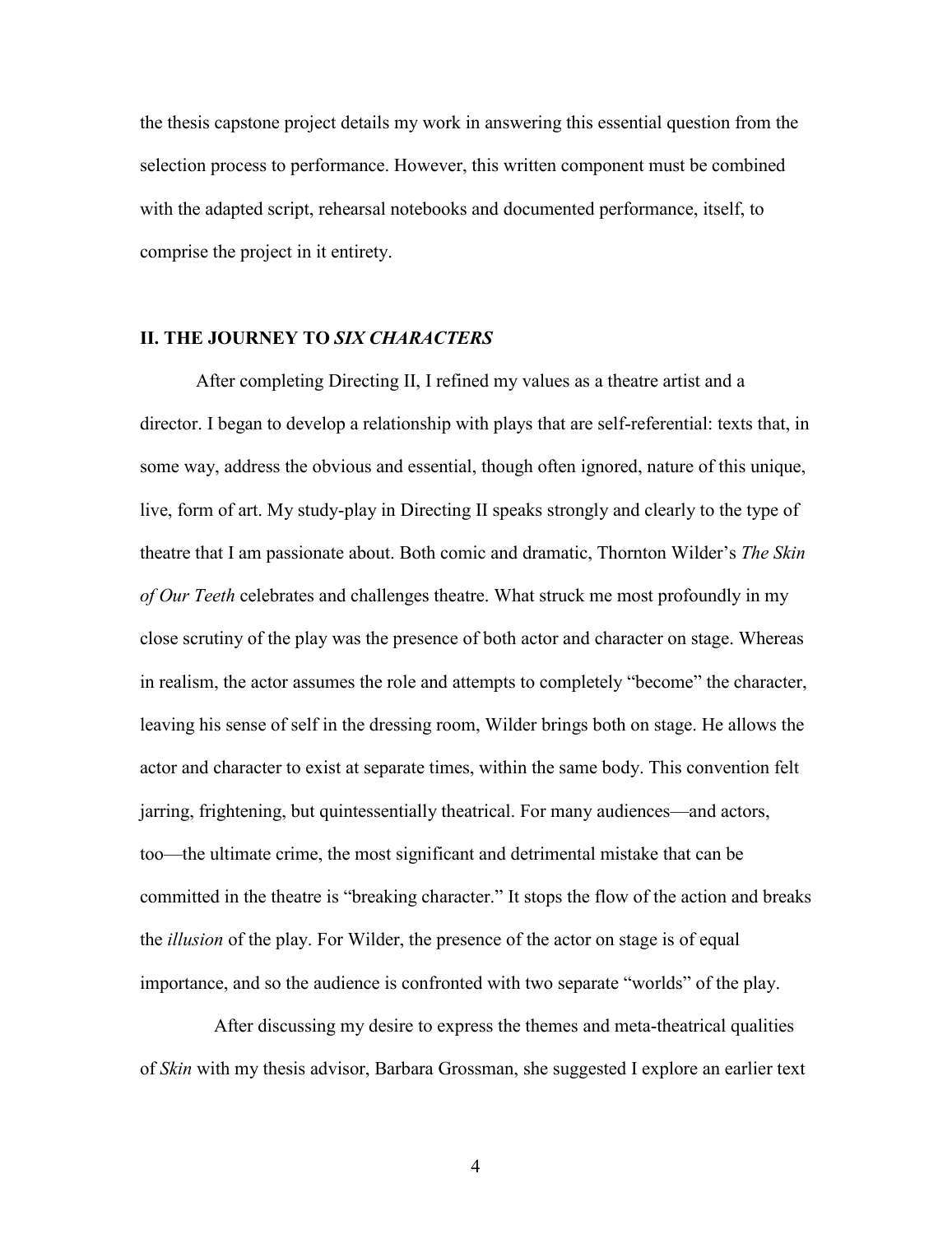the thesis capstone project details my work in answering this essential question from the selection process to performance. However, this written component must be combined with the adapted script, rehearsal notebooks and documented performance, itself, to comprise the project in it entirety.

## II. THE JOURNEY TO *SIX CHARACTERS*

After completing Directing II, I refined my values as a theatre artist and a director. I began to develop a relationship with plays that are self-referential: texts that, in some way, address the obvious and essential, though often ignored, nature of this unique, live, form of art. My study-play in Directing II speaks strongly and clearly to the type of theatre that I am passionate about. Both comic and dramatic, Thornton Wilder's *The Skin of Our Teeth* celebrates and challenges theatre. What struck me most profoundly in my close scrutiny of the play was the presence of both actor and character on stage. Whereas in realism, the actor assumes the role and attempts to completely "become" the character, leaving his sense of self in the dressing room, Wilder brings both on stage. He allows the actor and character to exist at separate times, within the same body. This convention felt jarring, frightening, but quintessentially theatrical. For many audiences—and actors, too—the ultimate crime, the most significant and detrimental mistake that can be committed in the theatre is "breaking character." It stops the flow of the action and breaks the *illusion* of the play. For Wilder, the presence of the actor on stage is of equal importance, and so the audience is confronted with two separate "worlds" of the play.

After discussing my desire to express the themes and meta-theatrical qualities of *Skin* with my thesis advisor, Barbara Grossman, she suggested I explore an earlier text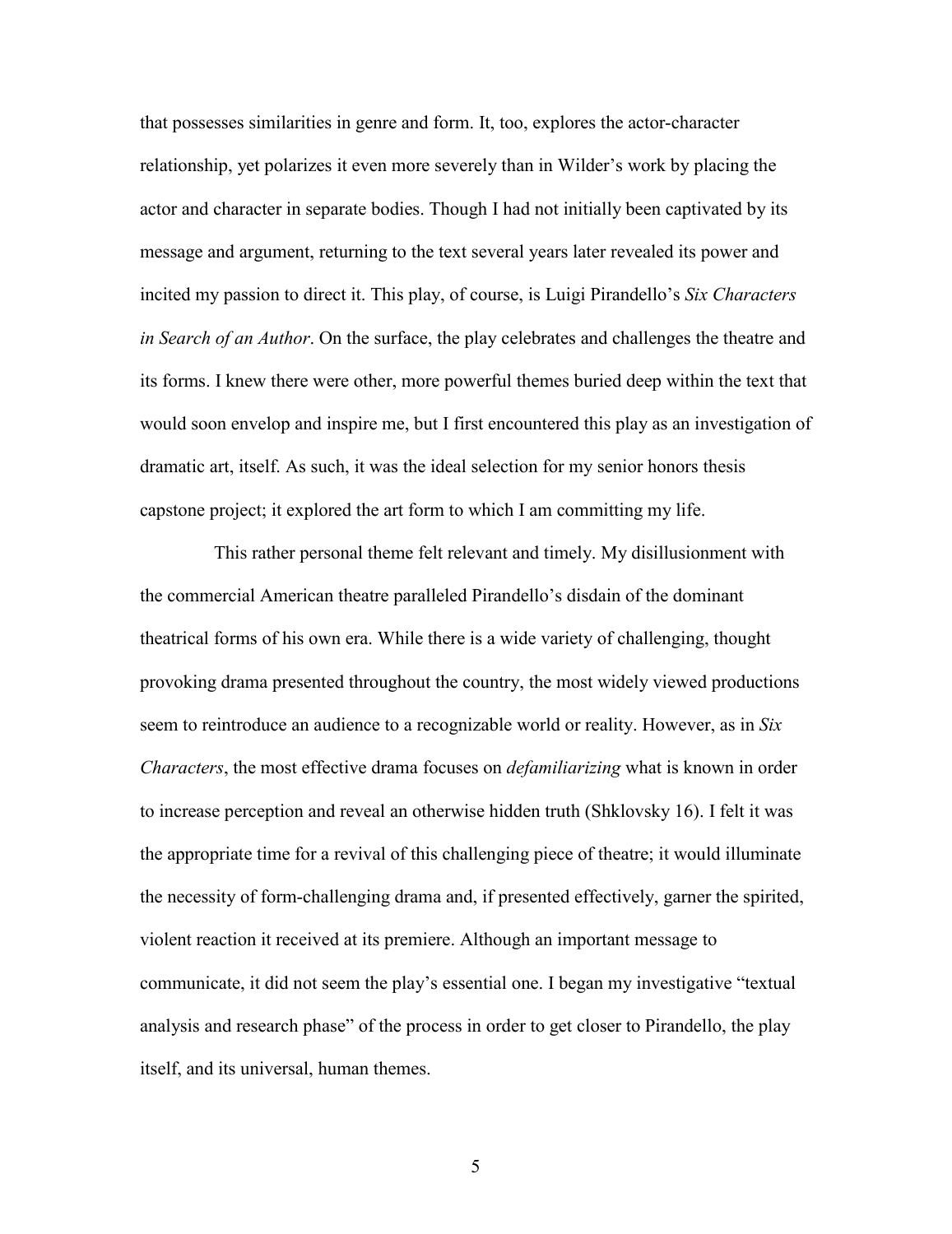that possesses similarities in genre and form. It, too, explores the actor-character relationship, yet polarizes it even more severely than in Wilder's work by placing the actor and character in separate bodies. Though I had not initially been captivated by its message and argument, returning to the text several years later revealed its power and incited my passion to direct it. This play, of course, is Luigi Pirandello's *Six Characters in Search of an Author*. On the surface, the play celebrates and challenges the theatre and its forms. I knew there were other, more powerful themes buried deep within the text that would soon envelop and inspire me, but I first encountered this play as an investigation of dramatic art, itself. As such, it was the ideal selection for my senior honors thesis capstone project; it explored the art form to which I am committing my life.

This rather personal theme felt relevant and timely. My disillusionment with the commercial American theatre paralleled Pirandello's disdain of the dominant theatrical forms of his own era. While there is a wide variety of challenging, thought provoking drama presented throughout the country, the most widely viewed productions seem to reintroduce an audience to a recognizable world or reality. However, as in *Six Characters*, the most effective drama focuses on *defamiliarizing* what is known in order to increase perception and reveal an otherwise hidden truth (Shklovsky 16). I felt it was the appropriate time for a revival of this challenging piece of theatre; it would illuminate the necessity of form-challenging drama and, if presented effectively, garner the spirited, violent reaction it received at its premiere. Although an important message to communicate, it did not seem the play's essential one. I began my investigative "textual analysis and research phase" of the process in order to get closer to Pirandello, the play itself, and its universal, human themes.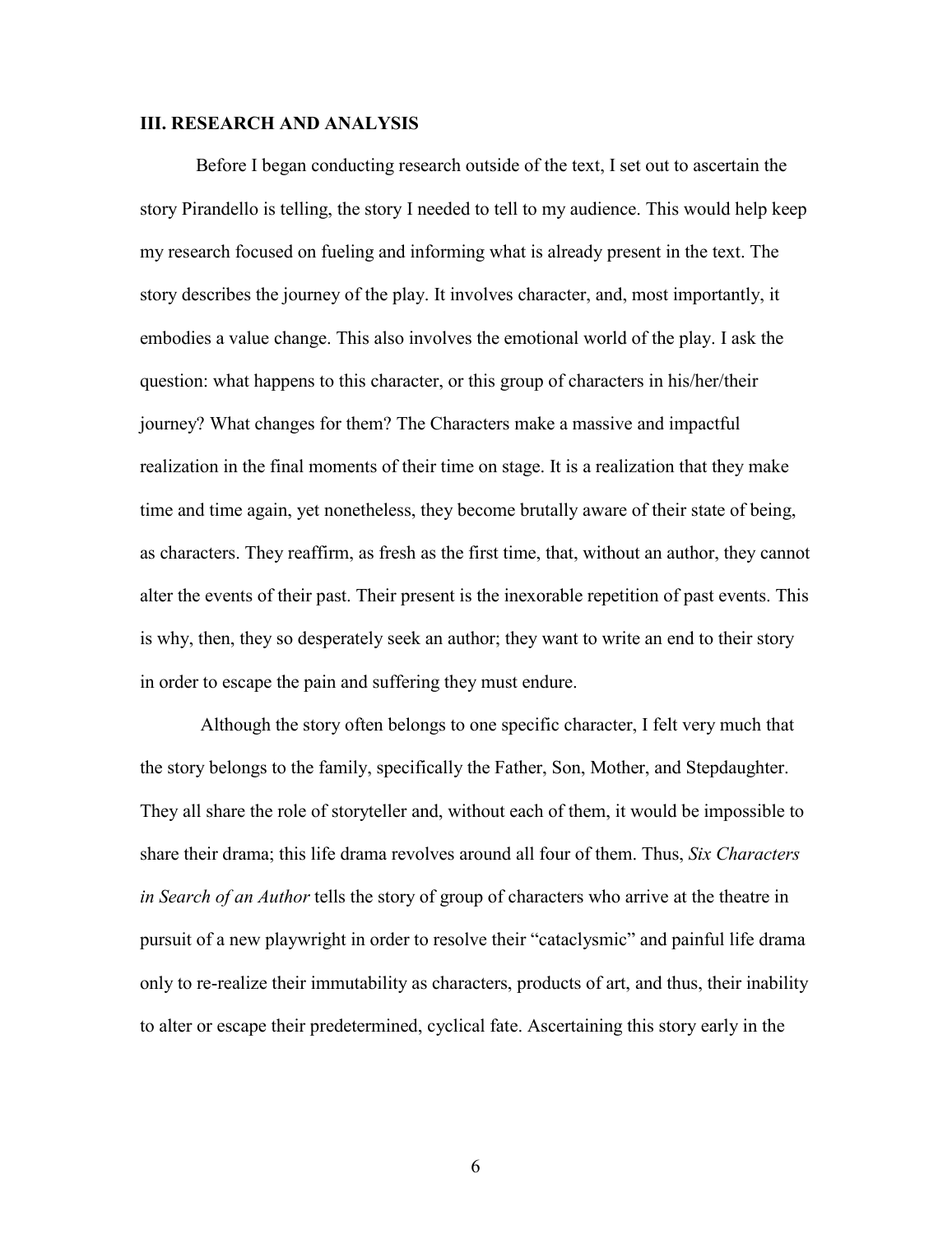## III. RESEARCH AND ANALYSIS

Before I began conducting research outside of the text, I set out to ascertain the story Pirandello is telling, the story I needed to tell to my audience. This would help keep my research focused on fueling and informing what is already present in the text. The story describes the journey of the play. It involves character, and, most importantly, it embodies a value change. This also involves the emotional world of the play. I ask the question: what happens to this character, or this group of characters in his/her/their journey? What changes for them? The Characters make a massive and impactful realization in the final moments of their time on stage. It is a realization that they make time and time again, yet nonetheless, they become brutally aware of their state of being, as characters. They reaffirm, as fresh as the first time, that, without an author, they cannot alter the events of their past. Their present is the inexorable repetition of past events. This is why, then, they so desperately seek an author; they want to write an end to their story in order to escape the pain and suffering they must endure.

Although the story often belongs to one specific character, I felt very much that the story belongs to the family, specifically the Father, Son, Mother, and Stepdaughter. They all share the role of storyteller and, without each of them, it would be impossible to share their drama; this life drama revolves around all four of them. Thus, *Six Characters in Search of an Author* tells the story of group of characters who arrive at the theatre in pursuit of a new playwright in order to resolve their "cataclysmic" and painful life drama only to re-realize their immutability as characters, products of art, and thus, their inability to alter or escape their predetermined, cyclical fate. Ascertaining this story early in the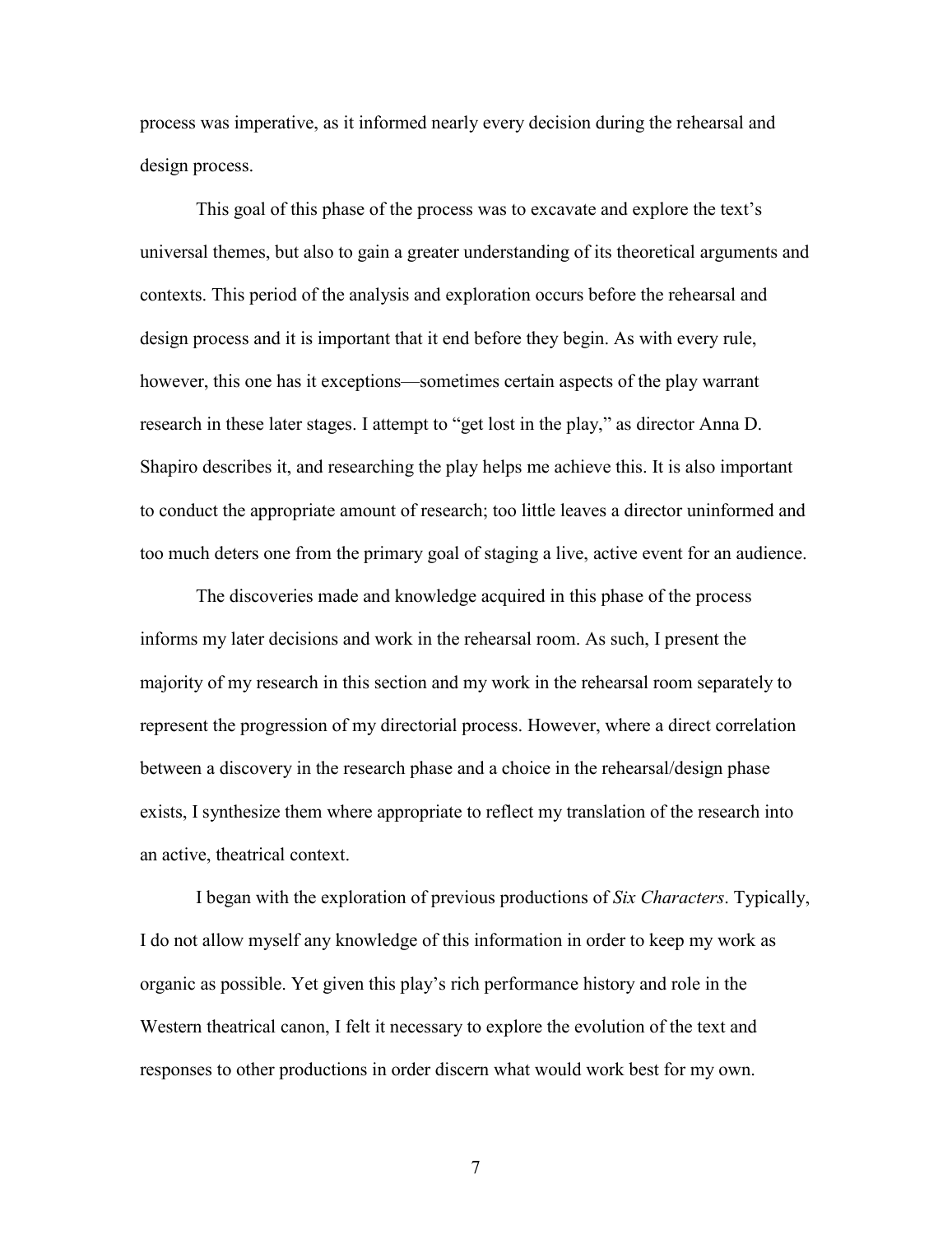process was imperative, as it informed nearly every decision during the rehearsal and design process.

This goal of this phase of the process was to excavate and explore the text's universal themes, but also to gain a greater understanding of its theoretical arguments and contexts. This period of the analysis and exploration occurs before the rehearsal and design process and it is important that it end before they begin. As with every rule, however, this one has it exceptions—sometimes certain aspects of the play warrant research in these later stages. I attempt to "get lost in the play," as director Anna D. Shapiro describes it, and researching the play helps me achieve this. It is also important to conduct the appropriate amount of research; too little leaves a director uninformed and too much deters one from the primary goal of staging a live, active event for an audience.

The discoveries made and knowledge acquired in this phase of the process informs my later decisions and work in the rehearsal room. As such, I present the majority of my research in this section and my work in the rehearsal room separately to represent the progression of my directorial process. However, where a direct correlation between a discovery in the research phase and a choice in the rehearsal/design phase exists, I synthesize them where appropriate to reflect my translation of the research into an active, theatrical context.

I began with the exploration of previous productions of *Six Characters*. Typically, I do not allow myself any knowledge of this information in order to keep my work as organic as possible. Yet given this play's rich performance history and role in the Western theatrical canon, I felt it necessary to explore the evolution of the text and responses to other productions in order discern what would work best for my own.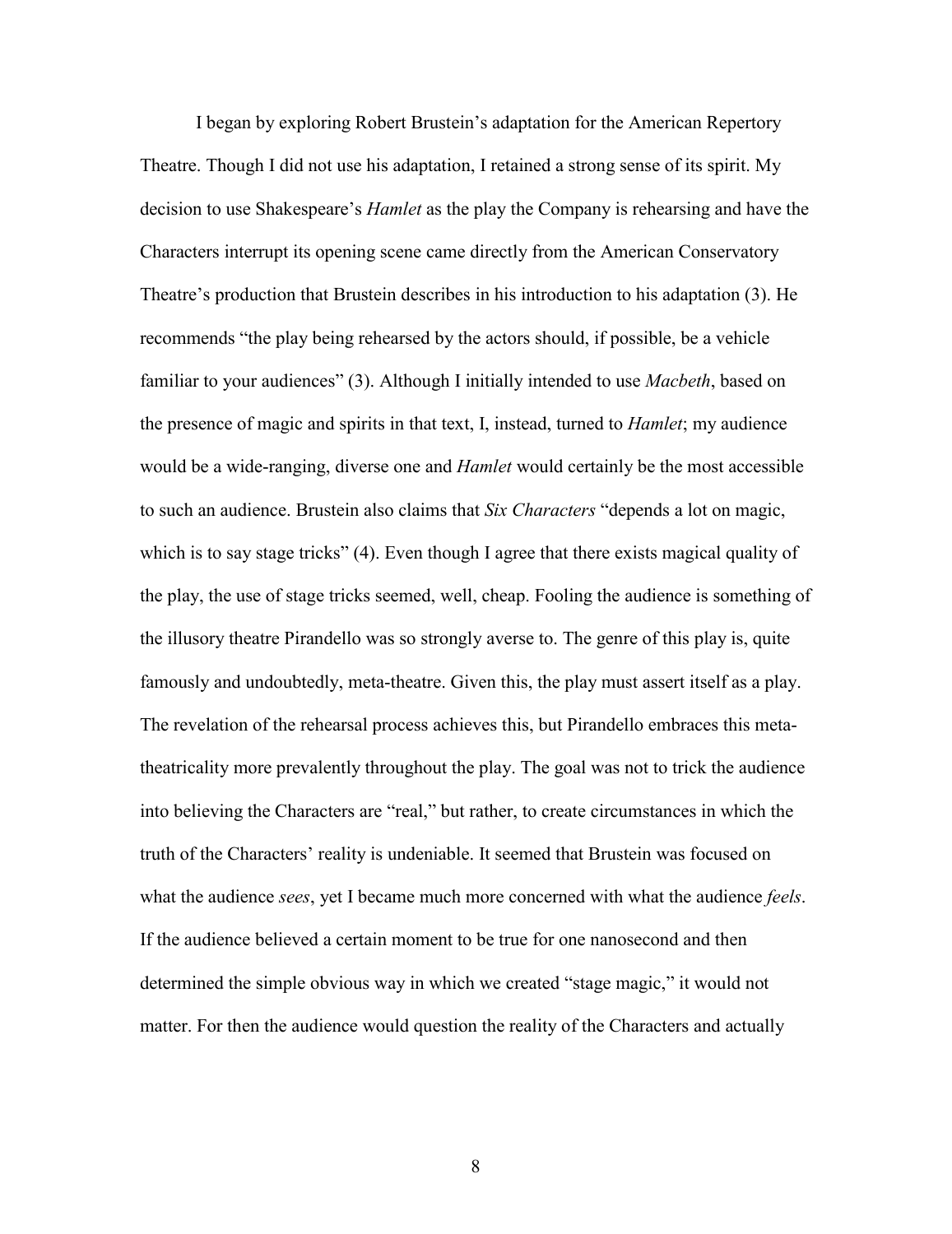I began by exploring Robert Brustein's adaptation for the American Repertory Theatre. Though I did not use his adaptation, I retained a strong sense of its spirit. My decision to use Shakespeare's *Hamlet* as the play the Company is rehearsing and have the Characters interrupt its opening scene came directly from the American Conservatory Theatre's production that Brustein describes in his introduction to his adaptation (3). He recommends "the play being rehearsed by the actors should, if possible, be a vehicle familiar to your audiences" (3). Although I initially intended to use *Macbeth*, based on the presence of magic and spirits in that text, I, instead, turned to *Hamlet*; my audience would be a wide-ranging, diverse one and *Hamlet* would certainly be the most accessible to such an audience. Brustein also claims that *Six Characters* "depends a lot on magic, which is to say stage tricks" (4). Even though I agree that there exists magical quality of the play, the use of stage tricks seemed, well, cheap. Fooling the audience is something of the illusory theatre Pirandello was so strongly averse to. The genre of this play is, quite famously and undoubtedly, meta-theatre. Given this, the play must assert itself as a play. The revelation of the rehearsal process achieves this, but Pirandello embraces this meta-theatricality more prevalently throughout the play. The goal was not to trick the audience into believing the Characters are "real," but rather, to create circumstances in which the truth of the Characters' reality is undeniable. It seemed that Brustein was focused on what the audience *sees*, yet I became much more concerned with what the audience *feels*. If the audience believed a certain moment to be true for one nanosecond and then determined the simple obvious way in which we created "stage magic," it would not matter. For then the audience would question the reality of the Characters and actually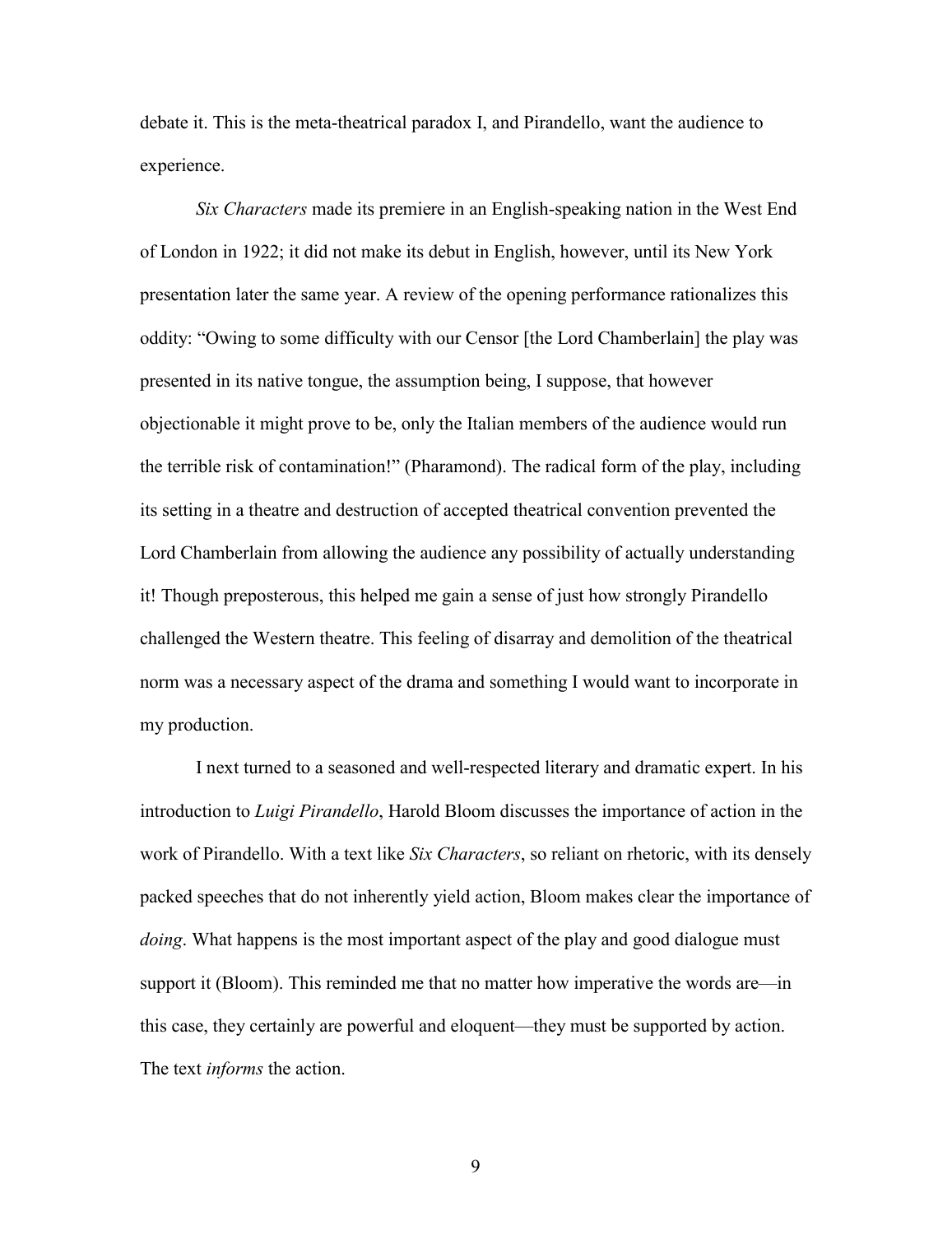debate it. This is the meta-theatrical paradox I, and Pirandello, want the audience to experience.

*Six Characters* made its premiere in an English-speaking nation in the West End of London in 1922; it did not make its debut in English, however, until its New York presentation later the same year. A review of the opening performance rationalizes this oddity: "Owing to some difficulty with our Censor [the Lord Chamberlain] the play was presented in its native tongue, the assumption being, I suppose, that however objectionable it might prove to be, only the Italian members of the audience would run the terrible risk of contamination!" (Pharamond). The radical form of the play, including its setting in a theatre and destruction of accepted theatrical convention prevented the Lord Chamberlain from allowing the audience any possibility of actually understanding it! Though preposterous, this helped me gain a sense of just how strongly Pirandello challenged the Western theatre. This feeling of disarray and demolition of the theatrical norm was a necessary aspect of the drama and something I would want to incorporate in my production.

I next turned to a seasoned and well-respected literary and dramatic expert. In his introduction to *Luigi Pirandello*, Harold Bloom discusses the importance of action in the work of Pirandello. With a text like *Six Characters*, so reliant on rhetoric, with its densely packed speeches that do not inherently yield action, Bloom makes clear the importance of *doing*. What happens is the most important aspect of the play and good dialogue must support it (Bloom). This reminded me that no matter how imperative the words are—in this case, they certainly are powerful and eloquent—they must be supported by action. The text *informs* the action.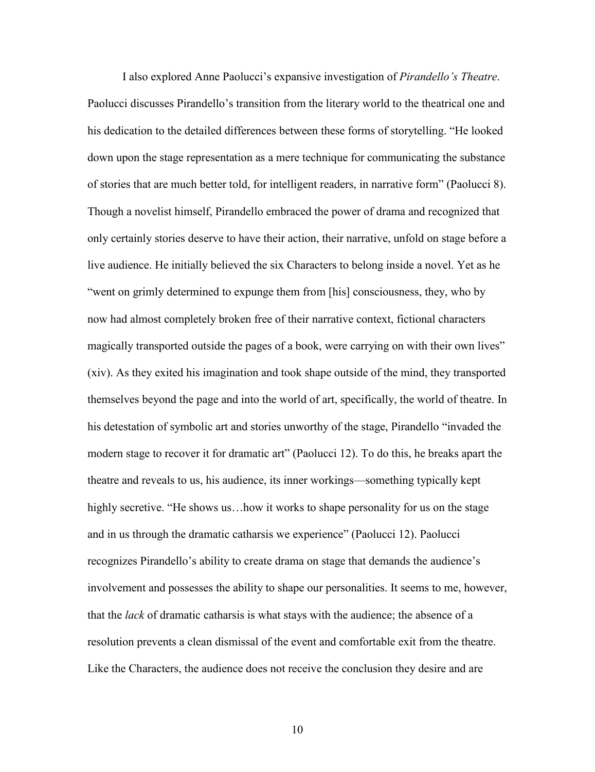I also explored Anne Paolucci's expansive investigation of *Pirandello's Theatre*. Paolucci discusses Pirandello's transition from the literary world to the theatrical one and his dedication to the detailed differences between these forms of storytelling. "He looked down upon the stage representation as a mere technique for communicating the substance of stories that are much better told, for intelligent readers, in narrative form" (Paolucci 8). Though a novelist himself, Pirandello embraced the power of drama and recognized that only certainly stories deserve to have their action, their narrative, unfold on stage before a live audience. He initially believed the six Characters to belong inside a novel. Yet as he "went on grimly determined to expunge them from [his] consciousness, they, who by now had almost completely broken free of their narrative context, fictional characters magically transported outside the pages of a book, were carrying on with their own lives" (xiv). As they exited his imagination and took shape outside of the mind, they transported themselves beyond the page and into the world of art, specifically, the world of theatre. In his detestation of symbolic art and stories unworthy of the stage, Pirandello "invaded the modern stage to recover it for dramatic art" (Paolucci 12). To do this, he breaks apart the theatre and reveals to us, his audience, its inner workings—something typically kept highly secretive. "He shows us…how it works to shape personality for us on the stage and in us through the dramatic catharsis we experience" (Paolucci 12). Paolucci recognizes Pirandello's ability to create drama on stage that demands the audience's involvement and possesses the ability to shape our personalities. It seems to me, however, that the *lack* of dramatic catharsis is what stays with the audience; the absence of a resolution prevents a clean dismissal of the event and comfortable exit from the theatre. Like the Characters, the audience does not receive the conclusion they desire and are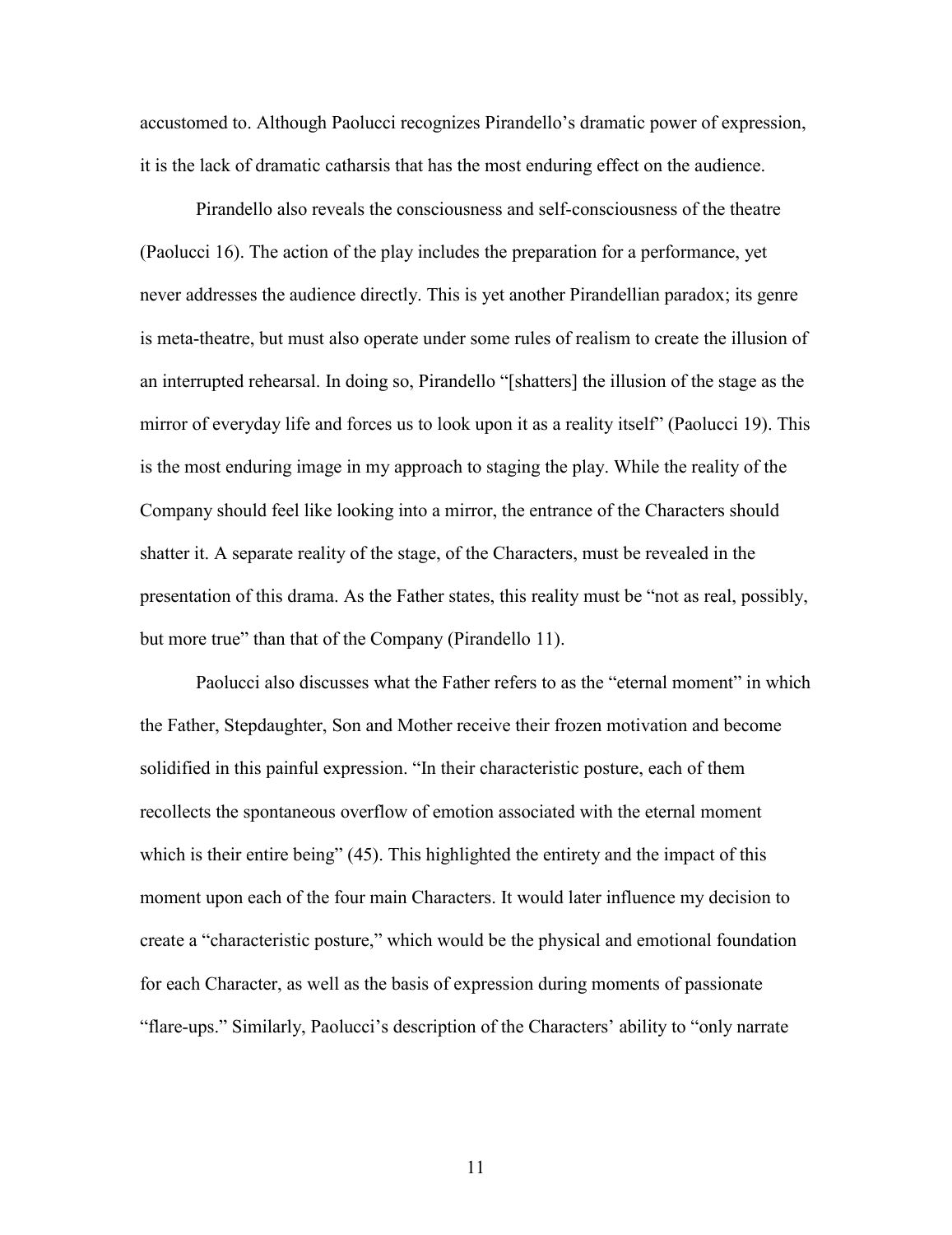accustomed to. Although Paolucci recognizes Pirandello's dramatic power of expression, it is the lack of dramatic catharsis that has the most enduring effect on the audience.

Pirandello also reveals the consciousness and self-consciousness of the theatre (Paolucci 16). The action of the play includes the preparation for a performance, yet never addresses the audience directly. This is yet another Pirandellian paradox; its genre is meta-theatre, but must also operate under some rules of realism to create the illusion of an interrupted rehearsal. In doing so, Pirandello "[shatters] the illusion of the stage as the mirror of everyday life and forces us to look upon it as a reality itself" (Paolucci 19). This is the most enduring image in my approach to staging the play. While the reality of the Company should feel like looking into a mirror, the entrance of the Characters should shatter it. A separate reality of the stage, of the Characters, must be revealed in the presentation of this drama. As the Father states, this reality must be "not as real, possibly, but more true" than that of the Company (Pirandello 11).

Paolucci also discusses what the Father refers to as the "eternal moment" in which the Father, Stepdaughter, Son and Mother receive their frozen motivation and become solidified in this painful expression. "In their characteristic posture, each of them recollects the spontaneous overflow of emotion associated with the eternal moment which is their entire being" (45). This highlighted the entirety and the impact of this moment upon each of the four main Characters. It would later influence my decision to create a "characteristic posture," which would be the physical and emotional foundation for each Character, as well as the basis of expression during moments of passionate "flare-ups." Similarly, Paolucci's description of the Characters' ability to "only narrate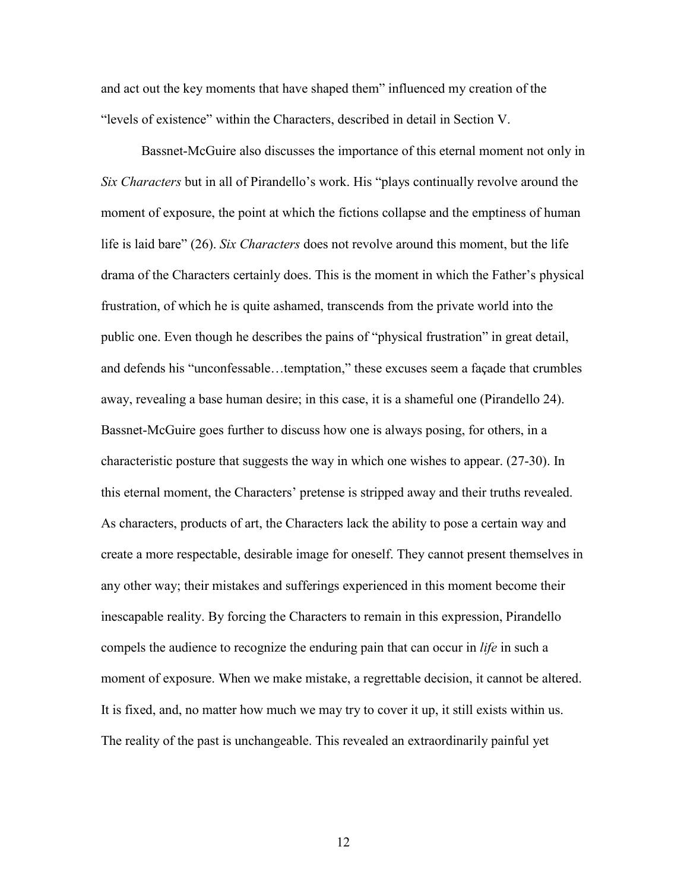and act out the key moments that have shaped them" influenced my creation of the "levels of existence" within the Characters, described in detail in Section V.

Bassnet-McGuire also discusses the importance of this eternal moment not only in *Six Characters* but in all of Pirandello's work. His "plays continually revolve around the moment of exposure, the point at which the fictions collapse and the emptiness of human life is laid bare" (26). *Six Characters* does not revolve around this moment, but the life drama of the Characters certainly does. This is the moment in which the Father's physical frustration, of which he is quite ashamed, transcends from the private world into the public one. Even though he describes the pains of "physical frustration" in great detail, and defends his "unconfessable…temptation," these excuses seem a façade that crumbles away, revealing a base human desire; in this case, it is a shameful one (Pirandello 24). Bassnet-McGuire goes further to discuss how one is always posing, for others, in a characteristic posture that suggests the way in which one wishes to appear. (27-30). In this eternal moment, the Characters' pretense is stripped away and their truths revealed. As characters, products of art, the Characters lack the ability to pose a certain way and create a more respectable, desirable image for oneself. They cannot present themselves in any other way; their mistakes and sufferings experienced in this moment become their inescapable reality. By forcing the Characters to remain in this expression, Pirandello compels the audience to recognize the enduring pain that can occur in *life* in such a moment of exposure. When we make mistake, a regrettable decision, it cannot be altered. It is fixed, and, no matter how much we may try to cover it up, it still exists within us. The reality of the past is unchangeable. This revealed an extraordinarily painful yet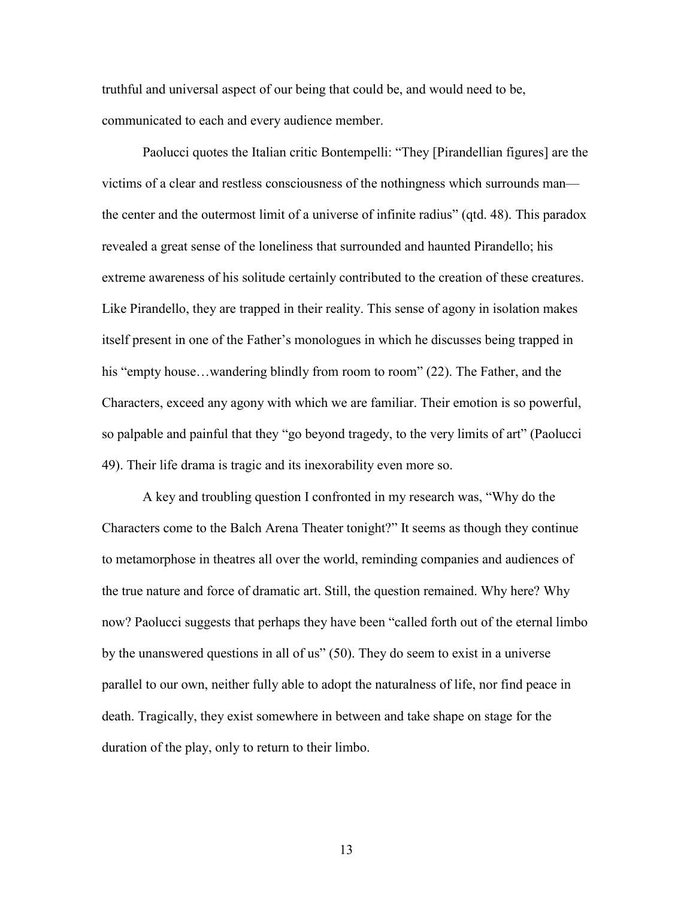truthful and universal aspect of our being that could be, and would need to be, communicated to each and every audience member.

Paolucci quotes the Italian critic Bontempelli: "They [Pirandellian figures] are the victims of a clear and restless consciousness of the nothingness which surrounds man—the center and the outermost limit of a universe of infinite radius" (qtd. 48). This paradox revealed a great sense of the loneliness that surrounded and haunted Pirandello; his extreme awareness of his solitude certainly contributed to the creation of these creatures. Like Pirandello, they are trapped in their reality. This sense of agony in isolation makes itself present in one of the Father's monologues in which he discusses being trapped in his "empty house…wandering blindly from room to room" (22). The Father, and the Characters, exceed any agony with which we are familiar. Their emotion is so powerful, so palpable and painful that they "go beyond tragedy, to the very limits of art" (Paolucci 49). Their life drama is tragic and its inexorability even more so.

A key and troubling question I confronted in my research was, "Why do the Characters come to the Balch Arena Theater tonight?" It seems as though they continue to metamorphose in theatres all over the world, reminding companies and audiences of the true nature and force of dramatic art. Still, the question remained. Why here? Why now? Paolucci suggests that perhaps they have been "called forth out of the eternal limbo by the unanswered questions in all of us" (50). They do seem to exist in a universe parallel to our own, neither fully able to adopt the naturalness of life, nor find peace in death. Tragically, they exist somewhere in between and take shape on stage for the duration of the play, only to return to their limbo.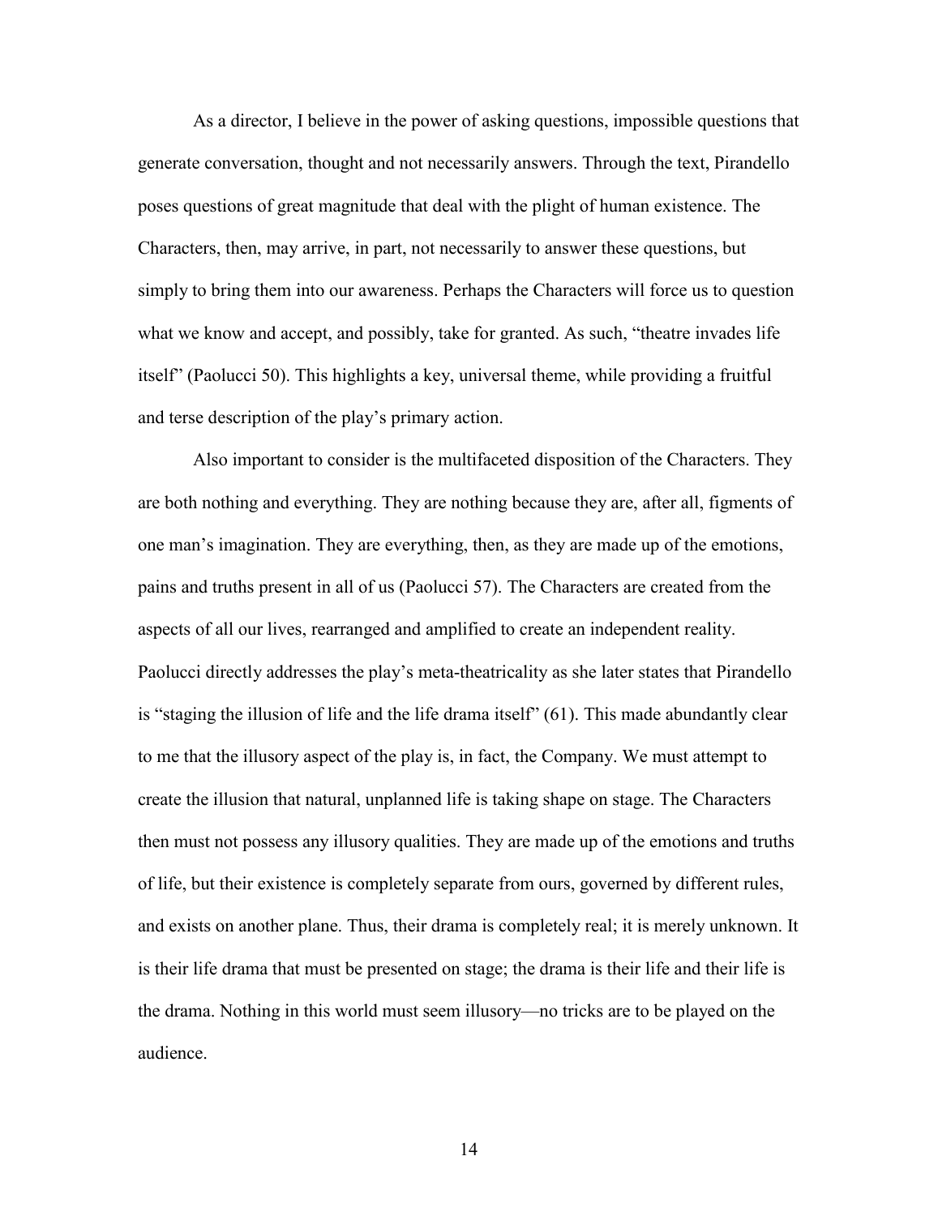As a director, I believe in the power of asking questions, impossible questions that generate conversation, thought and not necessarily answers. Through the text, Pirandello poses questions of great magnitude that deal with the plight of human existence. The Characters, then, may arrive, in part, not necessarily to answer these questions, but simply to bring them into our awareness. Perhaps the Characters will force us to question what we know and accept, and possibly, take for granted. As such, "theatre invades life itself" (Paolucci 50). This highlights a key, universal theme, while providing a fruitful and terse description of the play's primary action.

Also important to consider is the multifaceted disposition of the Characters. They are both nothing and everything. They are nothing because they are, after all, figments of one man's imagination. They are everything, then, as they are made up of the emotions, pains and truths present in all of us (Paolucci 57). The Characters are created from the aspects of all our lives, rearranged and amplified to create an independent reality. Paolucci directly addresses the play's meta-theatricality as she later states that Pirandello is "staging the illusion of life and the life drama itself" (61). This made abundantly clear to me that the illusory aspect of the play is, in fact, the Company. We must attempt to create the illusion that natural, unplanned life is taking shape on stage. The Characters then must not possess any illusory qualities. They are made up of the emotions and truths of life, but their existence is completely separate from ours, governed by different rules, and exists on another plane. Thus, their drama is completely real; it is merely unknown. It is their life drama that must be presented on stage; the drama is their life and their life is the drama. Nothing in this world must seem illusory—no tricks are to be played on the audience.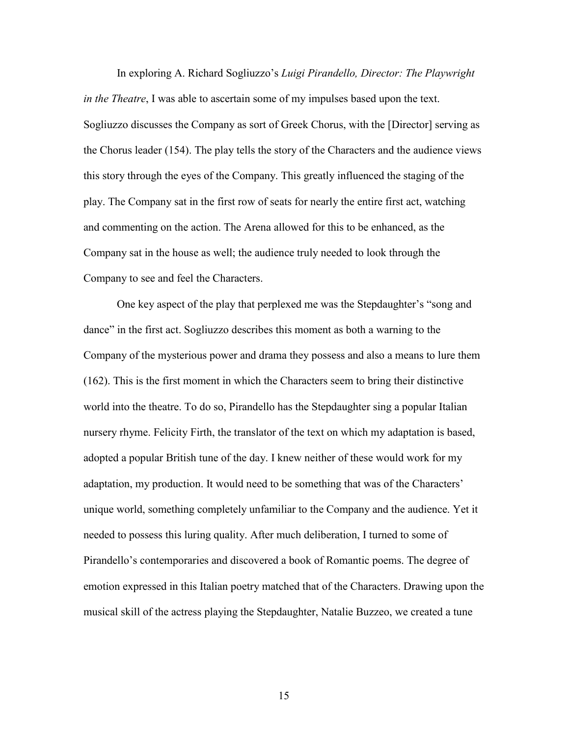In exploring A. Richard Sogliuzzo's *Luigi Pirandello, Director: The Playwright in the Theatre*, I was able to ascertain some of my impulses based upon the text. Sogliuzzo discusses the Company as sort of Greek Chorus, with the [Director] serving as the Chorus leader (154). The play tells the story of the Characters and the audience views this story through the eyes of the Company. This greatly influenced the staging of the play. The Company sat in the first row of seats for nearly the entire first act, watching and commenting on the action. The Arena allowed for this to be enhanced, as the Company sat in the house as well; the audience truly needed to look through the Company to see and feel the Characters.

One key aspect of the play that perplexed me was the Stepdaughter's "song and dance" in the first act. Sogliuzzo describes this moment as both a warning to the Company of the mysterious power and drama they possess and also a means to lure them (162). This is the first moment in which the Characters seem to bring their distinctive world into the theatre. To do so, Pirandello has the Stepdaughter sing a popular Italian nursery rhyme. Felicity Firth, the translator of the text on which my adaptation is based, adopted a popular British tune of the day. I knew neither of these would work for my adaptation, my production. It would need to be something that was of the Characters' unique world, something completely unfamiliar to the Company and the audience. Yet it needed to possess this luring quality. After much deliberation, I turned to some of Pirandello's contemporaries and discovered a book of Romantic poems. The degree of emotion expressed in this Italian poetry matched that of the Characters. Drawing upon the musical skill of the actress playing the Stepdaughter, Natalie Buzzeo, we created a tune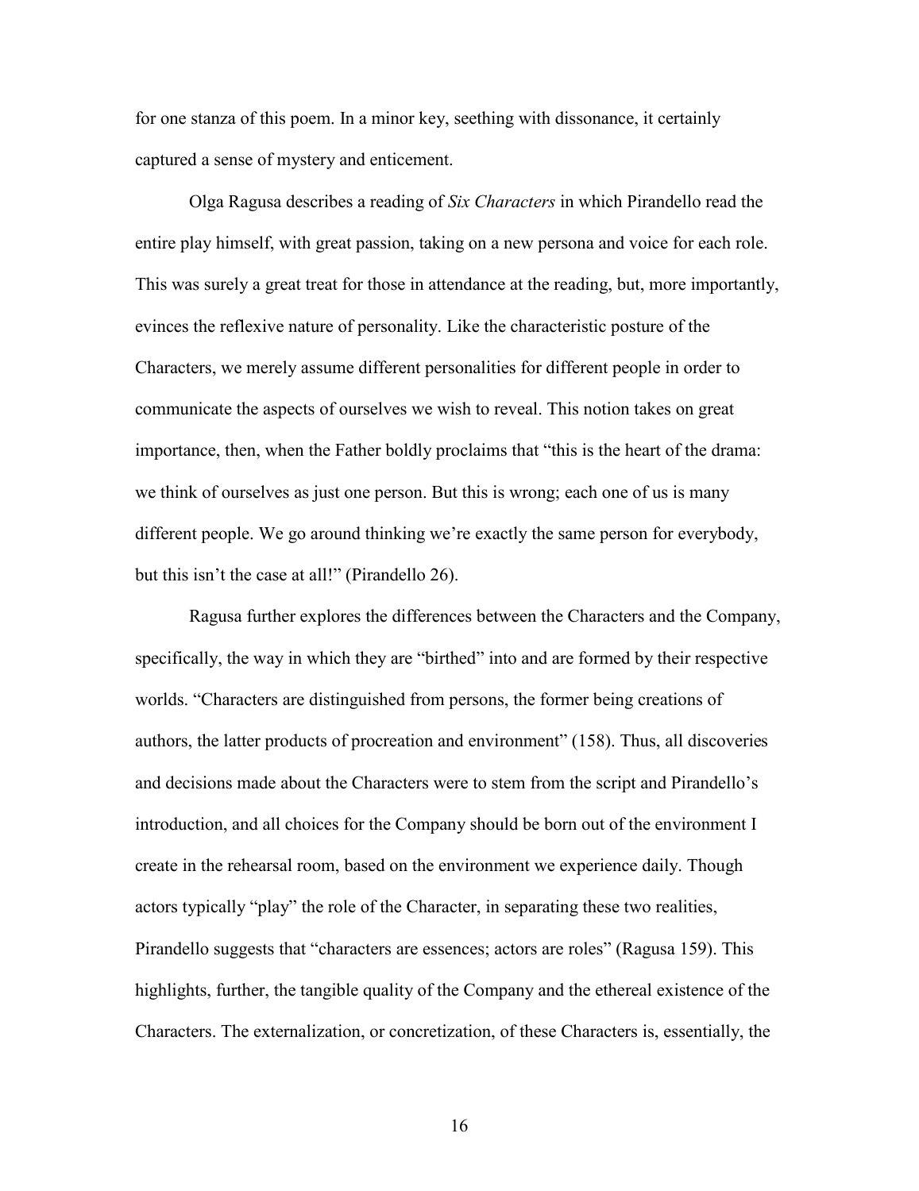for one stanza of this poem. In a minor key, seething with dissonance, it certainly captured a sense of mystery and enticement.

Olga Ragusa describes a reading of *Six Characters* in which Pirandello read the entire play himself, with great passion, taking on a new persona and voice for each role. This was surely a great treat for those in attendance at the reading, but, more importantly, evinces the reflexive nature of personality. Like the characteristic posture of the Characters, we merely assume different personalities for different people in order to communicate the aspects of ourselves we wish to reveal. This notion takes on great importance, then, when the Father boldly proclaims that "this is the heart of the drama: we think of ourselves as just one person. But this is wrong; each one of us is many different people. We go around thinking we're exactly the same person for everybody, but this isn't the case at all!" (Pirandello 26).

Ragusa further explores the differences between the Characters and the Company, specifically, the way in which they are "birthed" into and are formed by their respective worlds. "Characters are distinguished from persons, the former being creations of authors, the latter products of procreation and environment" (158). Thus, all discoveries and decisions made about the Characters were to stem from the script and Pirandello's introduction, and all choices for the Company should be born out of the environment I create in the rehearsal room, based on the environment we experience daily. Though actors typically "play" the role of the Character, in separating these two realities, Pirandello suggests that "characters are essences; actors are roles" (Ragusa 159). This highlights, further, the tangible quality of the Company and the ethereal existence of the Characters. The externalization, or concretization, of these Characters is, essentially, the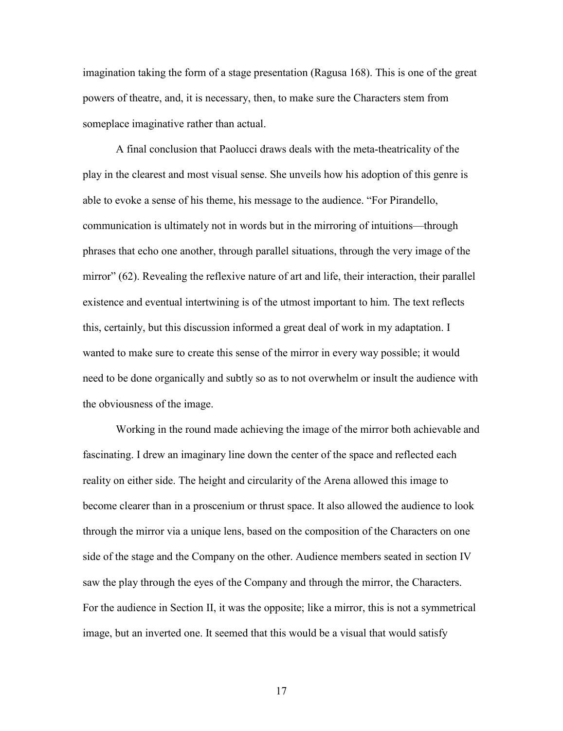imagination taking the form of a stage presentation (Ragusa 168). This is one of the great powers of theatre, and, it is necessary, then, to make sure the Characters stem from someplace imaginative rather than actual.

A final conclusion that Paolucci draws deals with the meta-theatricality of the play in the clearest and most visual sense. She unveils how his adoption of this genre is able to evoke a sense of his theme, his message to the audience. "For Pirandello, communication is ultimately not in words but in the mirroring of intuitions—through phrases that echo one another, through parallel situations, through the very image of the mirror" (62). Revealing the reflexive nature of art and life, their interaction, their parallel existence and eventual intertwining is of the utmost important to him. The text reflects this, certainly, but this discussion informed a great deal of work in my adaptation. I wanted to make sure to create this sense of the mirror in every way possible; it would need to be done organically and subtly so as to not overwhelm or insult the audience with the obviousness of the image.

Working in the round made achieving the image of the mirror both achievable and fascinating. I drew an imaginary line down the center of the space and reflected each reality on either side. The height and circularity of the Arena allowed this image to become clearer than in a proscenium or thrust space. It also allowed the audience to look through the mirror via a unique lens, based on the composition of the Characters on one side of the stage and the Company on the other. Audience members seated in section IV saw the play through the eyes of the Company and through the mirror, the Characters. For the audience in Section II, it was the opposite; like a mirror, this is not a symmetrical image, but an inverted one. It seemed that this would be a visual that would satisfy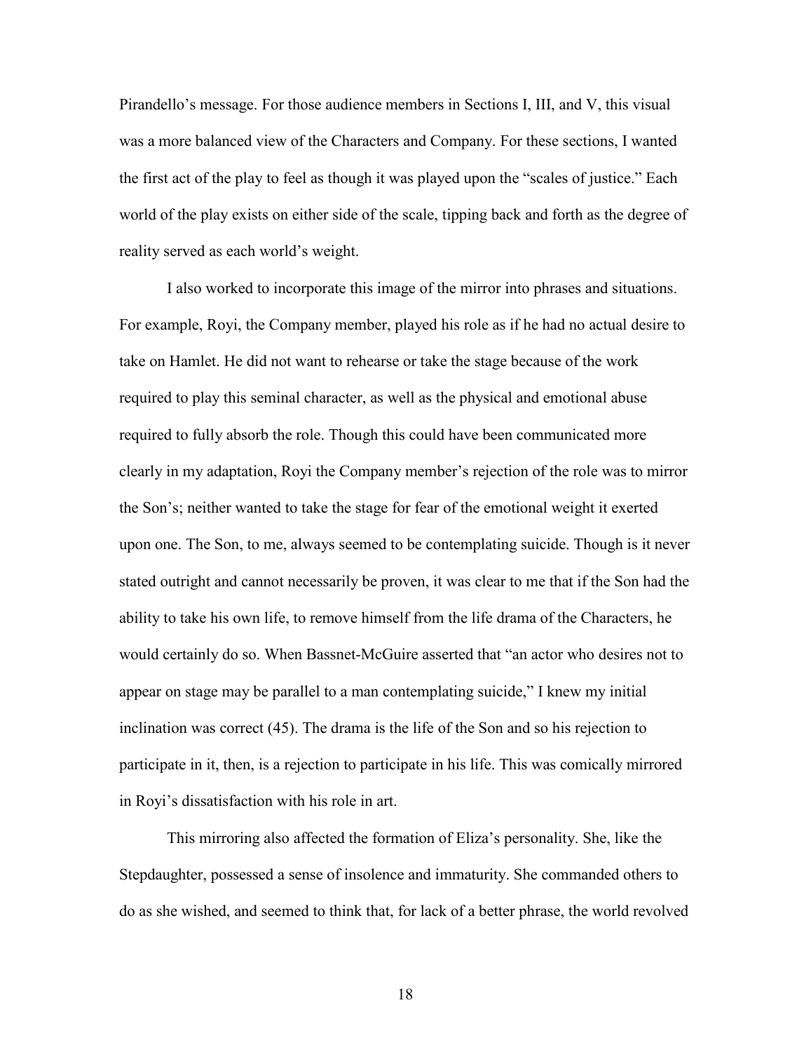Pirandello's message. For those audience members in Sections I, III, and V, this visual was a more balanced view of the Characters and Company. For these sections, I wanted the first act of the play to feel as though it was played upon the "scales of justice." Each world of the play exists on either side of the scale, tipping back and forth as the degree of reality served as each world's weight.

I also worked to incorporate this image of the mirror into phrases and situations. For example, Royi, the Company member, played his role as if he had no actual desire to take on Hamlet. He did not want to rehearse or take the stage because of the work required to play this seminal character, as well as the physical and emotional abuse required to fully absorb the role. Though this could have been communicated more clearly in my adaptation, Royi the Company member's rejection of the role was to mirror the Son's; neither wanted to take the stage for fear of the emotional weight it exerted upon one. The Son, to me, always seemed to be contemplating suicide. Though is it never stated outright and cannot necessarily be proven, it was clear to me that if the Son had the ability to take his own life, to remove himself from the life drama of the Characters, he would certainly do so. When Bassnet-McGuire asserted that "an actor who desires not to appear on stage may be parallel to a man contemplating suicide," I knew my initial inclination was correct (45). The drama is the life of the Son and so his rejection to participate in it, then, is a rejection to participate in his life. This was comically mirrored in Royi's dissatisfaction with his role in art.

This mirroring also affected the formation of Eliza's personality. She, like the Stepdaughter, possessed a sense of insolence and immaturity. She commanded others to do as she wished, and seemed to think that, for lack of a better phrase, the world revolved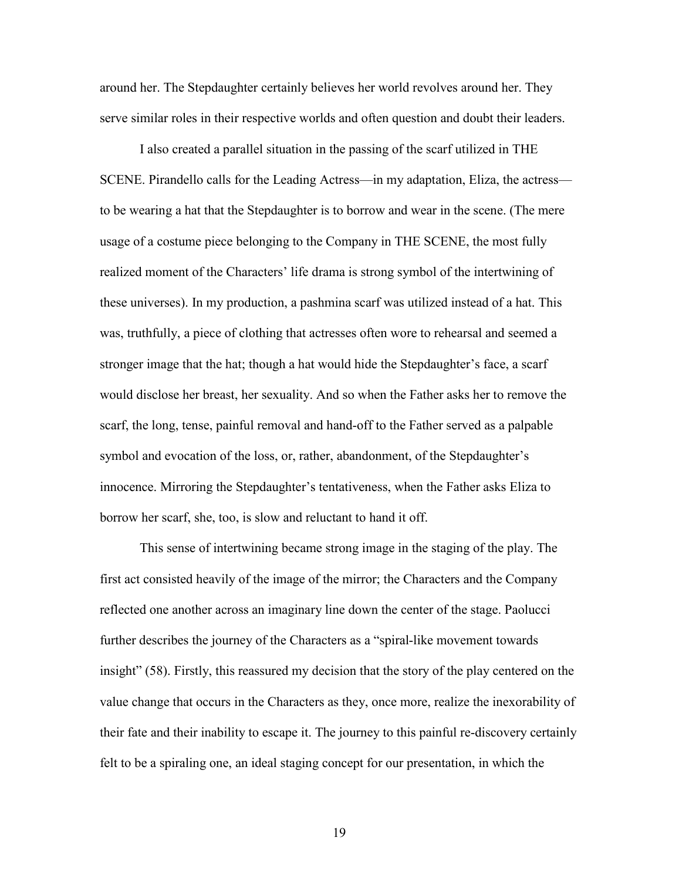around her. The Stepdaughter certainly believes her world revolves around her. They serve similar roles in their respective worlds and often question and doubt their leaders.

I also created a parallel situation in the passing of the scarf utilized in THE SCENE. Pirandello calls for the Leading Actress—in my adaptation, Eliza, the actress—to be wearing a hat that the Stepdaughter is to borrow and wear in the scene. (The mere usage of a costume piece belonging to the Company in THE SCENE, the most fully realized moment of the Characters' life drama is strong symbol of the intertwining of these universes). In my production, a pashmina scarf was utilized instead of a hat. This was, truthfully, a piece of clothing that actresses often wore to rehearsal and seemed a stronger image that the hat; though a hat would hide the Stepdaughter's face, a scarf would disclose her breast, her sexuality. And so when the Father asks her to remove the scarf, the long, tense, painful removal and hand-off to the Father served as a palpable symbol and evocation of the loss, or, rather, abandonment, of the Stepdaughter's innocence. Mirroring the Stepdaughter's tentativeness, when the Father asks Eliza to borrow her scarf, she, too, is slow and reluctant to hand it off.

This sense of intertwining became strong image in the staging of the play. The first act consisted heavily of the image of the mirror; the Characters and the Company reflected one another across an imaginary line down the center of the stage. Paolucci further describes the journey of the Characters as a "spiral-like movement towards insight" (58). Firstly, this reassured my decision that the story of the play centered on the value change that occurs in the Characters as they, once more, realize the inexorability of their fate and their inability to escape it. The journey to this painful re-discovery certainly felt to be a spiraling one, an ideal staging concept for our presentation, in which the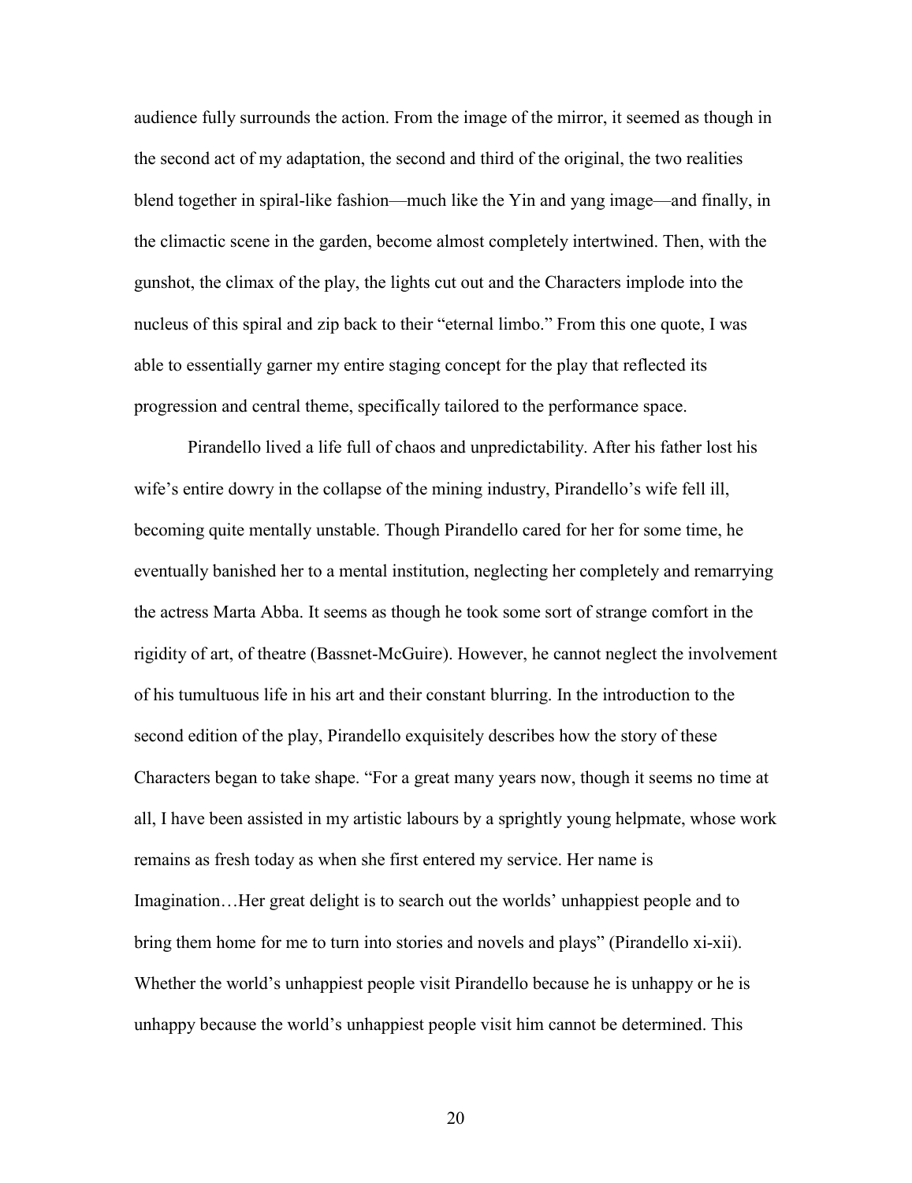audience fully surrounds the action. From the image of the mirror, it seemed as though in the second act of my adaptation, the second and third of the original, the two realities blend together in spiral-like fashion—much like the Yin and yang image—and finally, in the climactic scene in the garden, become almost completely intertwined. Then, with the gunshot, the climax of the play, the lights cut out and the Characters implode into the nucleus of this spiral and zip back to their "eternal limbo." From this one quote, I was able to essentially garner my entire staging concept for the play that reflected its progression and central theme, specifically tailored to the performance space.

Pirandello lived a life full of chaos and unpredictability. After his father lost his wife's entire dowry in the collapse of the mining industry, Pirandello's wife fell ill, becoming quite mentally unstable. Though Pirandello cared for her for some time, he eventually banished her to a mental institution, neglecting her completely and remarrying the actress Marta Abba. It seems as though he took some sort of strange comfort in the rigidity of art, of theatre (Bassnet-McGuire). However, he cannot neglect the involvement of his tumultuous life in his art and their constant blurring. In the introduction to the second edition of the play, Pirandello exquisitely describes how the story of these Characters began to take shape. "For a great many years now, though it seems no time at all, I have been assisted in my artistic labours by a sprightly young helpmate, whose work remains as fresh today as when she first entered my service. Her name is Imagination…Her great delight is to search out the worlds' unhappiest people and to bring them home for me to turn into stories and novels and plays" (Pirandello xi-xii). Whether the world's unhappiest people visit Pirandello because he is unhappy or he is unhappy because the world's unhappiest people visit him cannot be determined. This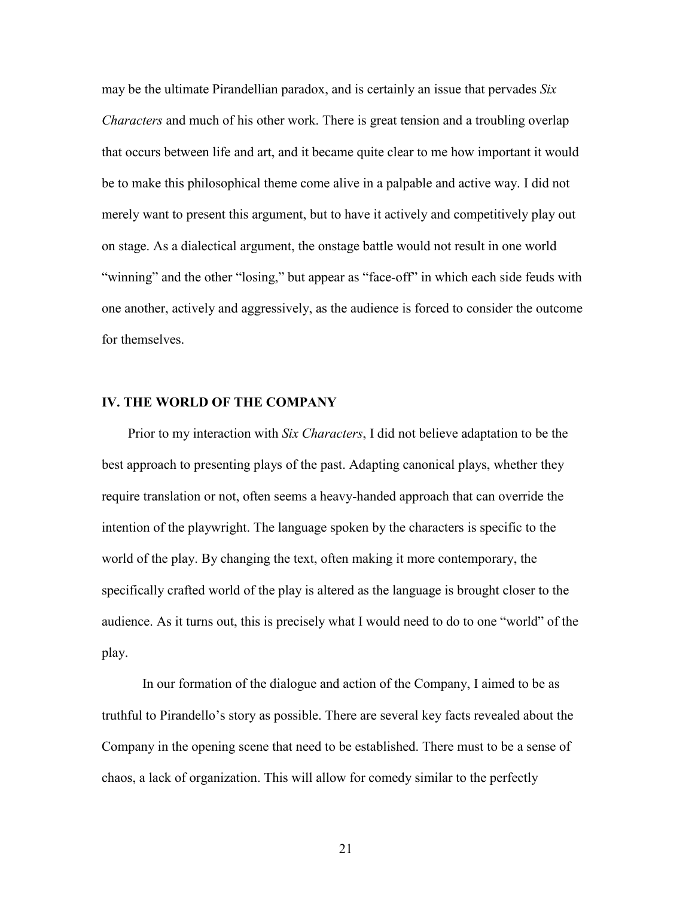may be the ultimate Pirandellian paradox, and is certainly an issue that pervades *Six Characters* and much of his other work. There is great tension and a troubling overlap that occurs between life and art, and it became quite clear to me how important it would be to make this philosophical theme come alive in a palpable and active way. I did not merely want to present this argument, but to have it actively and competitively play out on stage. As a dialectical argument, the onstage battle would not result in one world "winning" and the other "losing," but appear as "face-off" in which each side feuds with one another, actively and aggressively, as the audience is forced to consider the outcome for themselves.

## IV. THE WORLD OF THE COMPANY

Prior to my interaction with *Six Characters*, I did not believe adaptation to be the best approach to presenting plays of the past. Adapting canonical plays, whether they require translation or not, often seems a heavy-handed approach that can override the intention of the playwright. The language spoken by the characters is specific to the world of the play. By changing the text, often making it more contemporary, the specifically crafted world of the play is altered as the language is brought closer to the audience. As it turns out, this is precisely what I would need to do to one "world" of the play.

In our formation of the dialogue and action of the Company, I aimed to be as truthful to Pirandello's story as possible. There are several key facts revealed about the Company in the opening scene that need to be established. There must to be a sense of chaos, a lack of organization. This will allow for comedy similar to the perfectly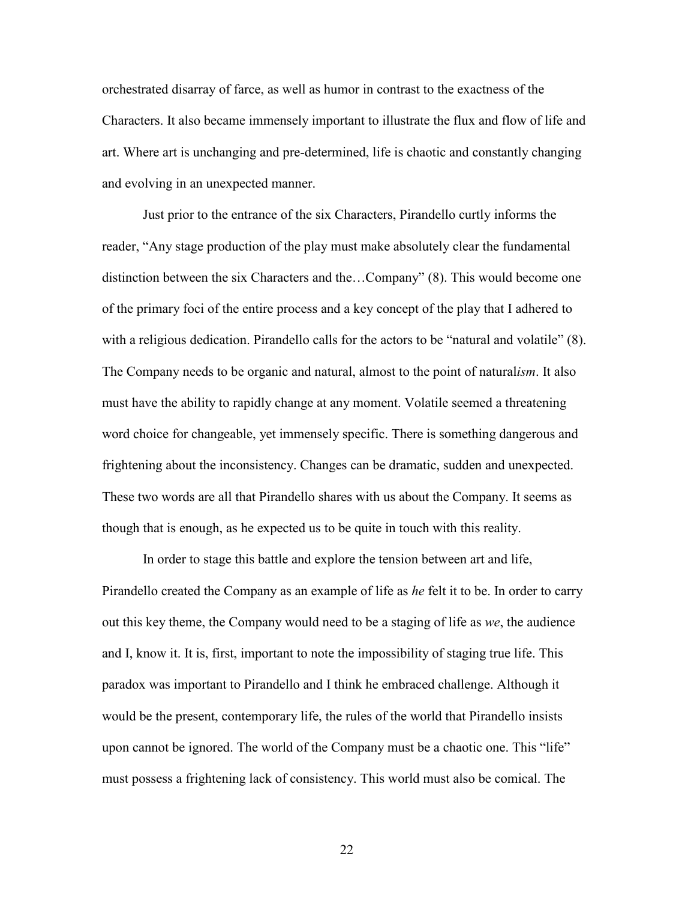orchestrated disarray of farce, as well as humor in contrast to the exactness of the Characters. It also became immensely important to illustrate the flux and flow of life and art. Where art is unchanging and pre-determined, life is chaotic and constantly changing and evolving in an unexpected manner.

Just prior to the entrance of the six Characters, Pirandello curtly informs the reader, "Any stage production of the play must make absolutely clear the fundamental distinction between the six Characters and the…Company" (8). This would become one of the primary foci of the entire process and a key concept of the play that I adhered to with a religious dedication. Pirandello calls for the actors to be "natural and volatile" (8). The Company needs to be organic and natural, almost to the point of natural*ism*. It also must have the ability to rapidly change at any moment. Volatile seemed a threatening word choice for changeable, yet immensely specific. There is something dangerous and frightening about the inconsistency. Changes can be dramatic, sudden and unexpected. These two words are all that Pirandello shares with us about the Company. It seems as though that is enough, as he expected us to be quite in touch with this reality.

In order to stage this battle and explore the tension between art and life, Pirandello created the Company as an example of life as *he* felt it to be. In order to carry out this key theme, the Company would need to be a staging of life as *we*, the audience and I, know it. It is, first, important to note the impossibility of staging true life. This paradox was important to Pirandello and I think he embraced challenge. Although it would be the present, contemporary life, the rules of the world that Pirandello insists upon cannot be ignored. The world of the Company must be a chaotic one. This "life" must possess a frightening lack of consistency. This world must also be comical. The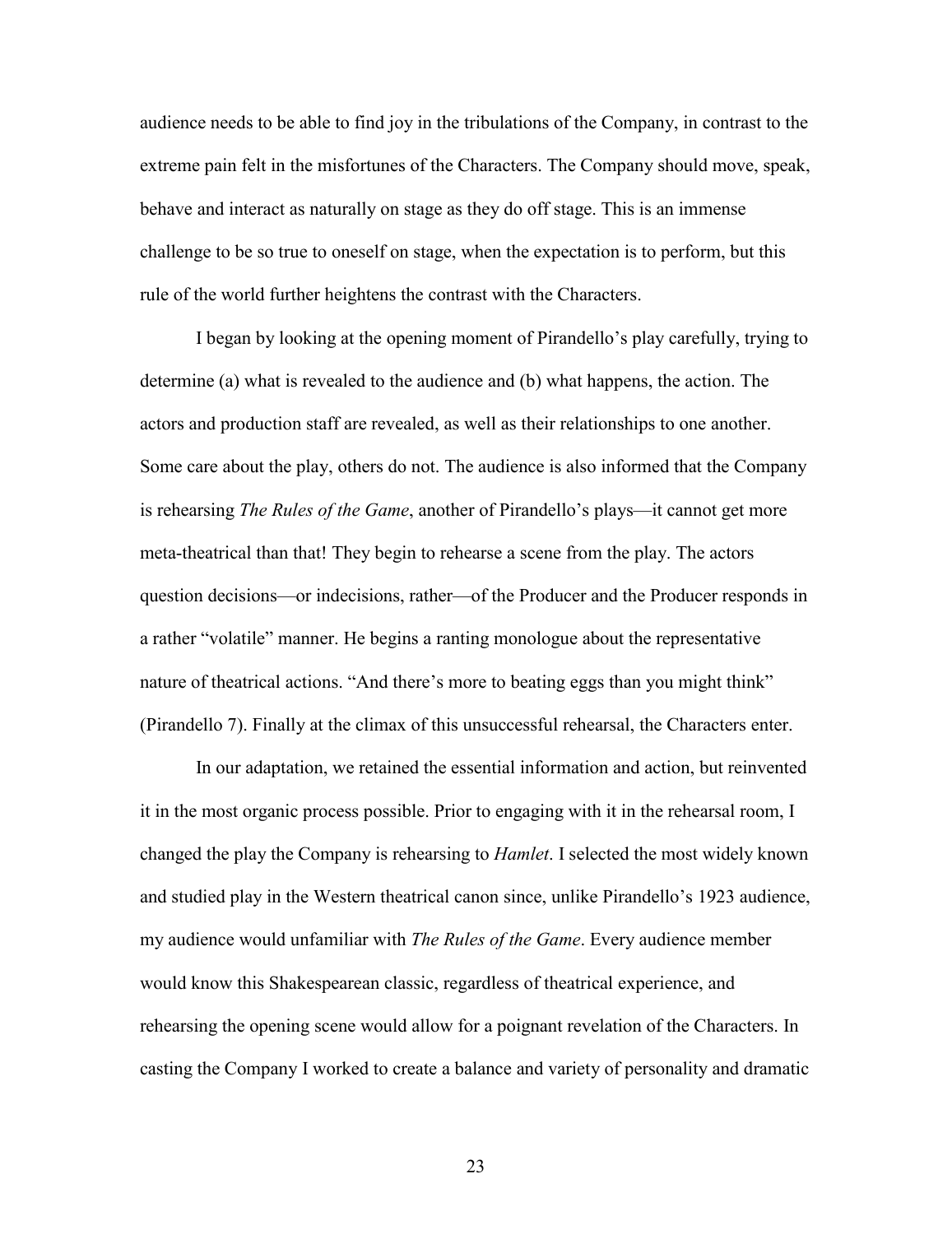audience needs to be able to find joy in the tribulations of the Company, in contrast to the extreme pain felt in the misfortunes of the Characters. The Company should move, speak, behave and interact as naturally on stage as they do off stage. This is an immense challenge to be so true to oneself on stage, when the expectation is to perform, but this rule of the world further heightens the contrast with the Characters.

I began by looking at the opening moment of Pirandello's play carefully, trying to determine (a) what is revealed to the audience and (b) what happens, the action. The actors and production staff are revealed, as well as their relationships to one another. Some care about the play, others do not. The audience is also informed that the Company is rehearsing *The Rules of the Game*, another of Pirandello's plays—it cannot get more meta-theatrical than that! They begin to rehearse a scene from the play. The actors question decisions—or indecisions, rather—of the Producer and the Producer responds in a rather "volatile" manner. He begins a ranting monologue about the representative nature of theatrical actions. "And there's more to beating eggs than you might think" (Pirandello 7). Finally at the climax of this unsuccessful rehearsal, the Characters enter.

In our adaptation, we retained the essential information and action, but reinvented it in the most organic process possible. Prior to engaging with it in the rehearsal room, I changed the play the Company is rehearsing to *Hamlet*. I selected the most widely known and studied play in the Western theatrical canon since, unlike Pirandello's 1923 audience, my audience would unfamiliar with *The Rules of the Game*. Every audience member would know this Shakespearean classic, regardless of theatrical experience, and rehearsing the opening scene would allow for a poignant revelation of the Characters. In casting the Company I worked to create a balance and variety of personality and dramatic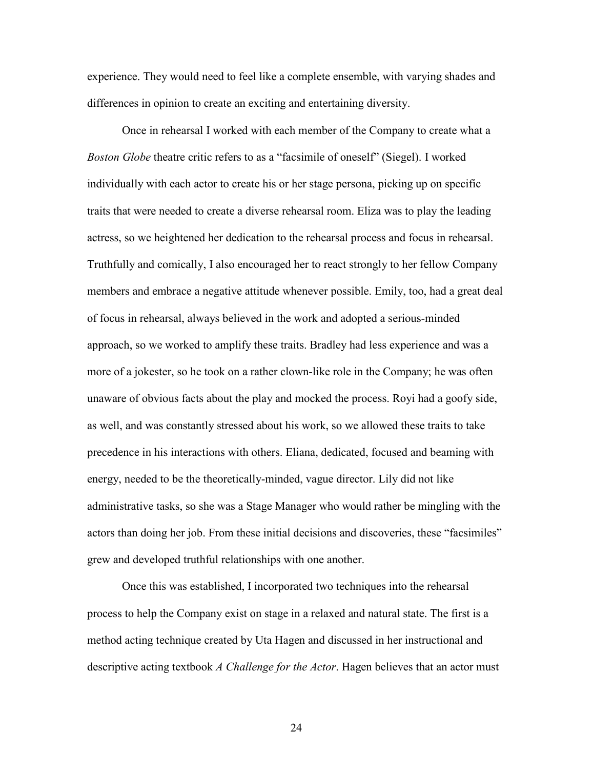experience. They would need to feel like a complete ensemble, with varying shades and differences in opinion to create an exciting and entertaining diversity.

Once in rehearsal I worked with each member of the Company to create what a *Boston Globe* theatre critic refers to as a "facsimile of oneself" (Siegel). I worked individually with each actor to create his or her stage persona, picking up on specific traits that were needed to create a diverse rehearsal room. Eliza was to play the leading actress, so we heightened her dedication to the rehearsal process and focus in rehearsal. Truthfully and comically, I also encouraged her to react strongly to her fellow Company members and embrace a negative attitude whenever possible. Emily, too, had a great deal of focus in rehearsal, always believed in the work and adopted a serious-minded approach, so we worked to amplify these traits. Bradley had less experience and was a more of a jokester, so he took on a rather clown-like role in the Company; he was often unaware of obvious facts about the play and mocked the process. Royi had a goofy side, as well, and was constantly stressed about his work, so we allowed these traits to take precedence in his interactions with others. Eliana, dedicated, focused and beaming with energy, needed to be the theoretically-minded, vague director. Lily did not like administrative tasks, so she was a Stage Manager who would rather be mingling with the actors than doing her job. From these initial decisions and discoveries, these "facsimiles" grew and developed truthful relationships with one another.

Once this was established, I incorporated two techniques into the rehearsal process to help the Company exist on stage in a relaxed and natural state. The first is a method acting technique created by Uta Hagen and discussed in her instructional and descriptive acting textbook *A Challenge for the Actor*. Hagen believes that an actor must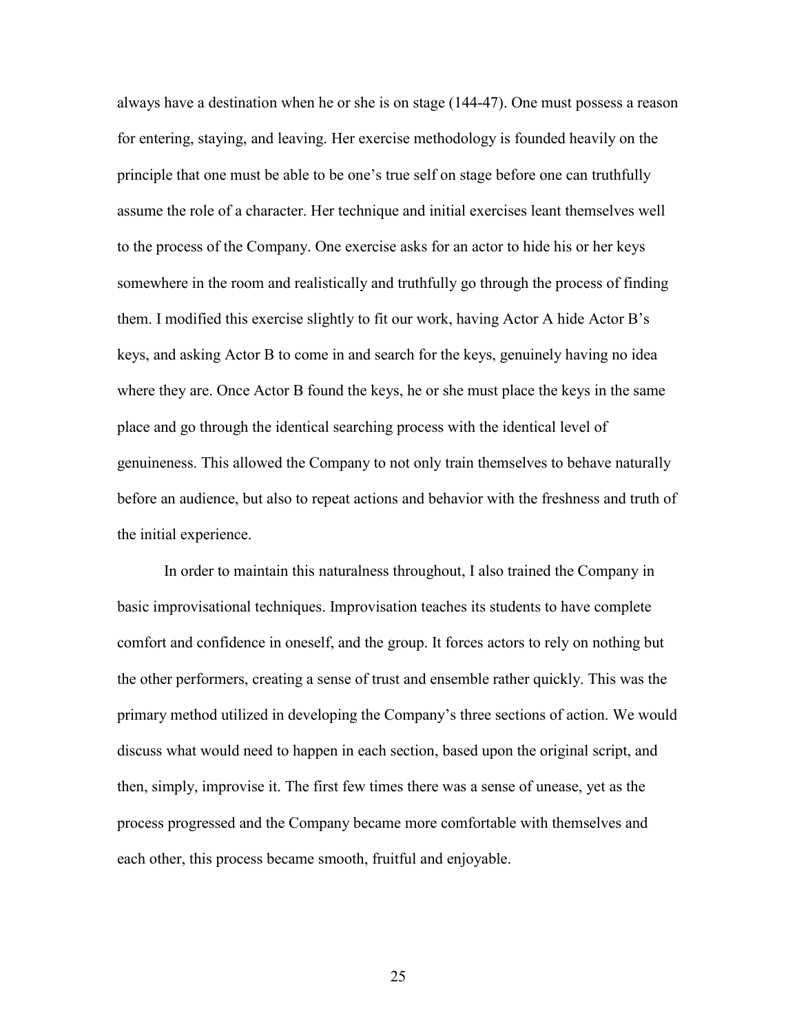always have a destination when he or she is on stage (144-47). One must possess a reason for entering, staying, and leaving. Her exercise methodology is founded heavily on the principle that one must be able to be one's true self on stage before one can truthfully assume the role of a character. Her technique and initial exercises leant themselves well to the process of the Company. One exercise asks for an actor to hide his or her keys somewhere in the room and realistically and truthfully go through the process of finding them. I modified this exercise slightly to fit our work, having Actor A hide Actor B's keys, and asking Actor B to come in and search for the keys, genuinely having no idea where they are. Once Actor B found the keys, he or she must place the keys in the same place and go through the identical searching process with the identical level of genuineness. This allowed the Company to not only train themselves to behave naturally before an audience, but also to repeat actions and behavior with the freshness and truth of the initial experience.

In order to maintain this naturalness throughout, I also trained the Company in basic improvisational techniques. Improvisation teaches its students to have complete comfort and confidence in oneself, and the group. It forces actors to rely on nothing but the other performers, creating a sense of trust and ensemble rather quickly. This was the primary method utilized in developing the Company's three sections of action. We would discuss what would need to happen in each section, based upon the original script, and then, simply, improvise it. The first few times there was a sense of unease, yet as the process progressed and the Company became more comfortable with themselves and each other, this process became smooth, fruitful and enjoyable.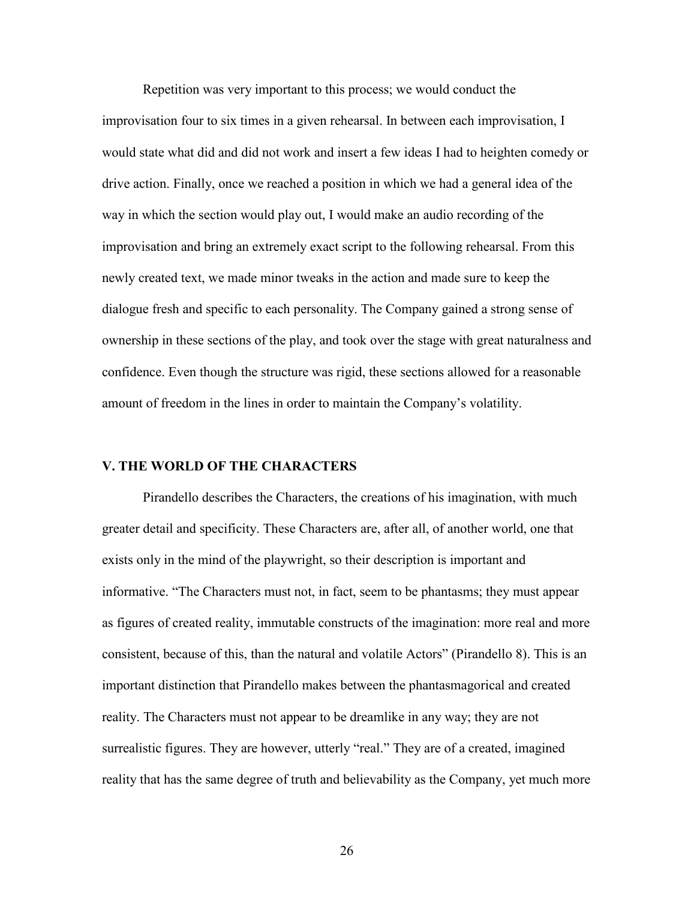Repetition was very important to this process; we would conduct the improvisation four to six times in a given rehearsal. In between each improvisation, I would state what did and did not work and insert a few ideas I had to heighten comedy or drive action. Finally, once we reached a position in which we had a general idea of the way in which the section would play out, I would make an audio recording of the improvisation and bring an extremely exact script to the following rehearsal. From this newly created text, we made minor tweaks in the action and made sure to keep the dialogue fresh and specific to each personality. The Company gained a strong sense of ownership in these sections of the play, and took over the stage with great naturalness and confidence. Even though the structure was rigid, these sections allowed for a reasonable amount of freedom in the lines in order to maintain the Company's volatility.

## V. THE WORLD OF THE CHARACTERS

Pirandello describes the Characters, the creations of his imagination, with much greater detail and specificity. These Characters are, after all, of another world, one that exists only in the mind of the playwright, so their description is important and informative. "The Characters must not, in fact, seem to be phantasms; they must appear as figures of created reality, immutable constructs of the imagination: more real and more consistent, because of this, than the natural and volatile Actors" (Pirandello 8). This is an important distinction that Pirandello makes between the phantasmagorical and created reality. The Characters must not appear to be dreamlike in any way; they are not surrealistic figures. They are however, utterly "real." They are of a created, imagined reality that has the same degree of truth and believability as the Company, yet much more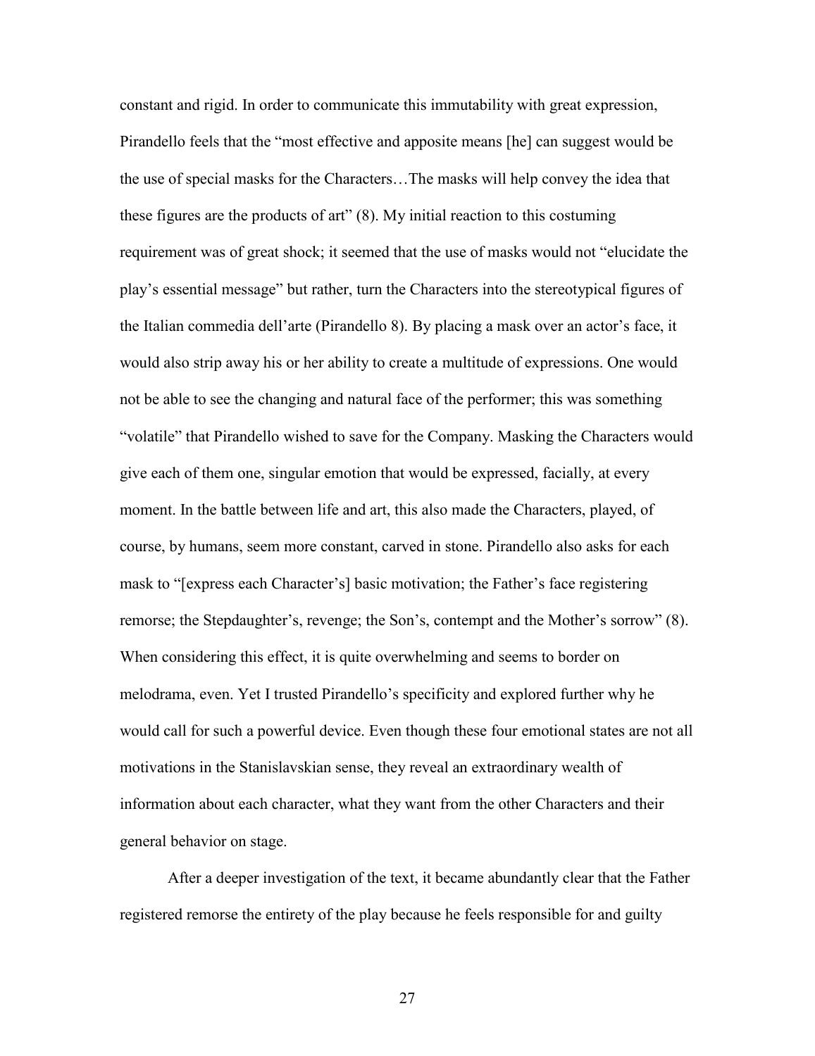constant and rigid. In order to communicate this immutability with great expression, Pirandello feels that the "most effective and apposite means [he] can suggest would be the use of special masks for the Characters…The masks will help convey the idea that these figures are the products of art" (8). My initial reaction to this costuming requirement was of great shock; it seemed that the use of masks would not "elucidate the play's essential message" but rather, turn the Characters into the stereotypical figures of the Italian commedia dell'arte (Pirandello 8). By placing a mask over an actor's face, it would also strip away his or her ability to create a multitude of expressions. One would not be able to see the changing and natural face of the performer; this was something "volatile" that Pirandello wished to save for the Company. Masking the Characters would give each of them one, singular emotion that would be expressed, facially, at every moment. In the battle between life and art, this also made the Characters, played, of course, by humans, seem more constant, carved in stone. Pirandello also asks for each mask to "[express each Character's] basic motivation; the Father's face registering remorse; the Stepdaughter's, revenge; the Son's, contempt and the Mother's sorrow" (8). When considering this effect, it is quite overwhelming and seems to border on melodrama, even. Yet I trusted Pirandello's specificity and explored further why he would call for such a powerful device. Even though these four emotional states are not all motivations in the Stanislavskian sense, they reveal an extraordinary wealth of information about each character, what they want from the other Characters and their general behavior on stage.

After a deeper investigation of the text, it became abundantly clear that the Father registered remorse the entirety of the play because he feels responsible for and guilty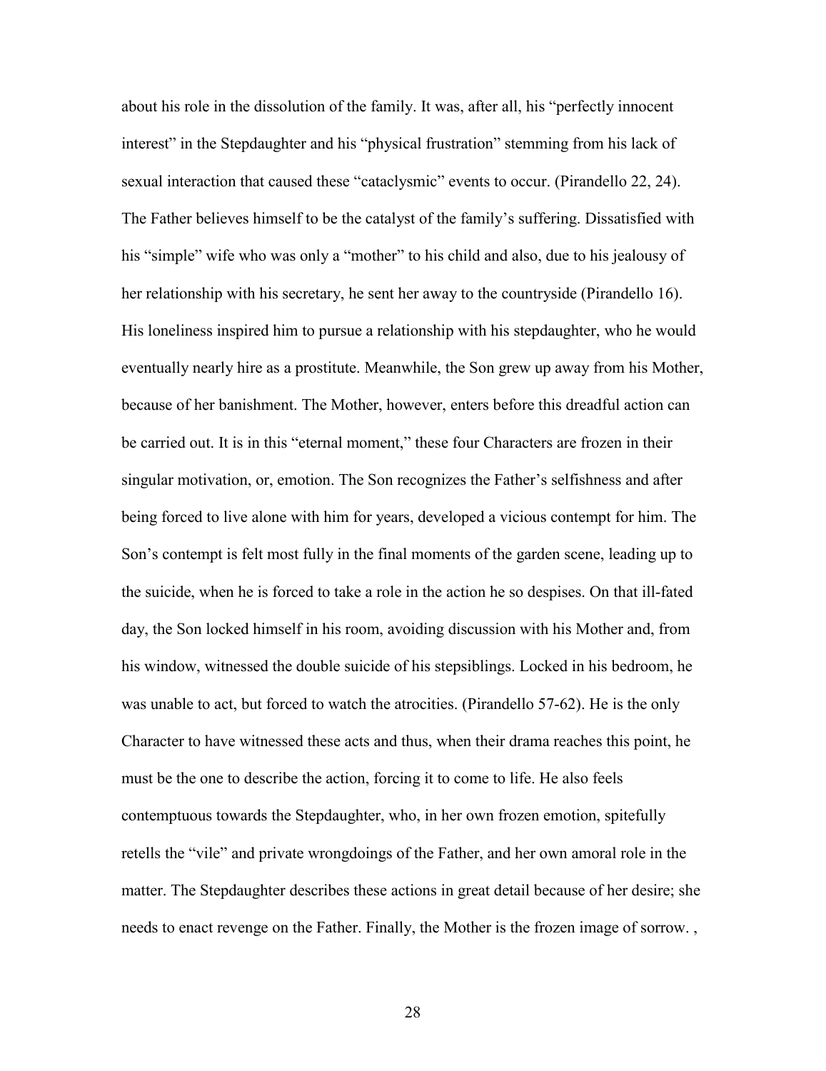about his role in the dissolution of the family. It was, after all, his "perfectly innocent interest" in the Stepdaughter and his "physical frustration" stemming from his lack of sexual interaction that caused these "cataclysmic" events to occur. (Pirandello 22, 24). The Father believes himself to be the catalyst of the family's suffering. Dissatisfied with his "simple" wife who was only a "mother" to his child and also, due to his jealousy of her relationship with his secretary, he sent her away to the countryside (Pirandello 16). His loneliness inspired him to pursue a relationship with his stepdaughter, who he would eventually nearly hire as a prostitute. Meanwhile, the Son grew up away from his Mother, because of her banishment. The Mother, however, enters before this dreadful action can be carried out. It is in this "eternal moment," these four Characters are frozen in their singular motivation, or, emotion. The Son recognizes the Father's selfishness and after being forced to live alone with him for years, developed a vicious contempt for him. The Son's contempt is felt most fully in the final moments of the garden scene, leading up to the suicide, when he is forced to take a role in the action he so despises. On that ill-fated day, the Son locked himself in his room, avoiding discussion with his Mother and, from his window, witnessed the double suicide of his stepsiblings. Locked in his bedroom, he was unable to act, but forced to watch the atrocities. (Pirandello 57-62). He is the only Character to have witnessed these acts and thus, when their drama reaches this point, he must be the one to describe the action, forcing it to come to life. He also feels contemptuous towards the Stepdaughter, who, in her own frozen emotion, spitefully retells the "vile" and private wrongdoings of the Father, and her own amoral role in the matter. The Stepdaughter describes these actions in great detail because of her desire; she needs to enact revenge on the Father. Finally, the Mother is the frozen image of sorrow. ,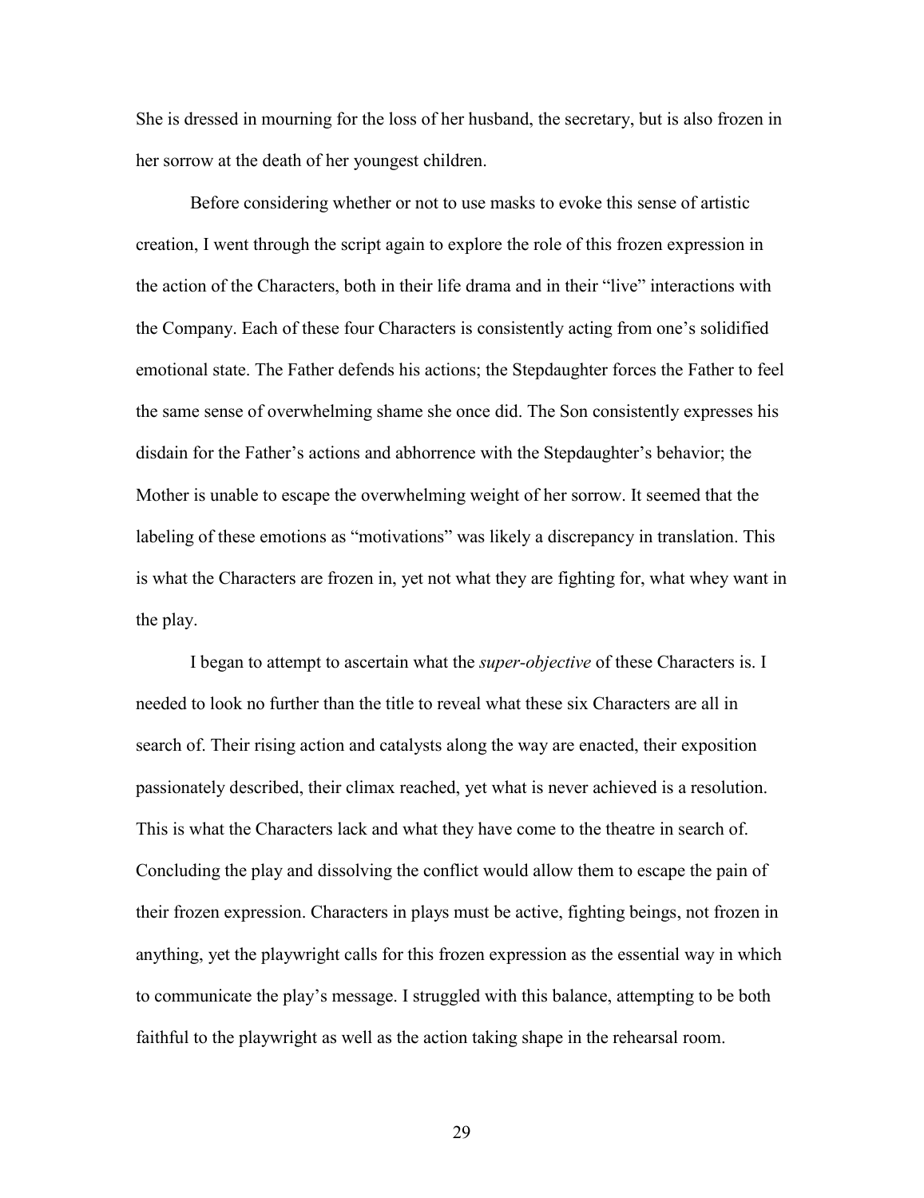She is dressed in mourning for the loss of her husband, the secretary, but is also frozen in her sorrow at the death of her youngest children.

Before considering whether or not to use masks to evoke this sense of artistic creation, I went through the script again to explore the role of this frozen expression in the action of the Characters, both in their life drama and in their "live" interactions with the Company. Each of these four Characters is consistently acting from one's solidified emotional state. The Father defends his actions; the Stepdaughter forces the Father to feel the same sense of overwhelming shame she once did. The Son consistently expresses his disdain for the Father's actions and abhorrence with the Stepdaughter's behavior; the Mother is unable to escape the overwhelming weight of her sorrow. It seemed that the labeling of these emotions as "motivations" was likely a discrepancy in translation. This is what the Characters are frozen in, yet not what they are fighting for, what whey want in the play.

I began to attempt to ascertain what the *super-objective* of these Characters is. I needed to look no further than the title to reveal what these six Characters are all in search of. Their rising action and catalysts along the way are enacted, their exposition passionately described, their climax reached, yet what is never achieved is a resolution. This is what the Characters lack and what they have come to the theatre in search of. Concluding the play and dissolving the conflict would allow them to escape the pain of their frozen expression. Characters in plays must be active, fighting beings, not frozen in anything, yet the playwright calls for this frozen expression as the essential way in which to communicate the play's message. I struggled with this balance, attempting to be both faithful to the playwright as well as the action taking shape in the rehearsal room.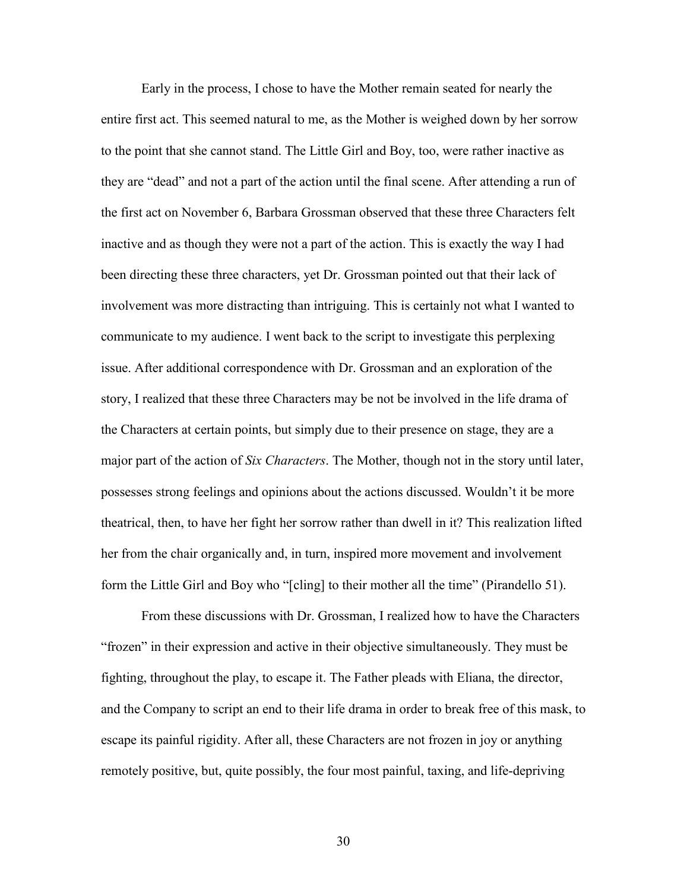Early in the process, I chose to have the Mother remain seated for nearly the entire first act. This seemed natural to me, as the Mother is weighed down by her sorrow to the point that she cannot stand. The Little Girl and Boy, too, were rather inactive as they are "dead" and not a part of the action until the final scene. After attending a run of the first act on November 6, Barbara Grossman observed that these three Characters felt inactive and as though they were not a part of the action. This is exactly the way I had been directing these three characters, yet Dr. Grossman pointed out that their lack of involvement was more distracting than intriguing. This is certainly not what I wanted to communicate to my audience. I went back to the script to investigate this perplexing issue. After additional correspondence with Dr. Grossman and an exploration of the story, I realized that these three Characters may be not be involved in the life drama of the Characters at certain points, but simply due to their presence on stage, they are a major part of the action of *Six Characters*. The Mother, though not in the story until later, possesses strong feelings and opinions about the actions discussed. Wouldn't it be more theatrical, then, to have her fight her sorrow rather than dwell in it? This realization lifted her from the chair organically and, in turn, inspired more movement and involvement form the Little Girl and Boy who "[cling] to their mother all the time" (Pirandello 51).

From these discussions with Dr. Grossman, I realized how to have the Characters "frozen" in their expression and active in their objective simultaneously. They must be fighting, throughout the play, to escape it. The Father pleads with Eliana, the director, and the Company to script an end to their life drama in order to break free of this mask, to escape its painful rigidity. After all, these Characters are not frozen in joy or anything remotely positive, but, quite possibly, the four most painful, taxing, and life-depriving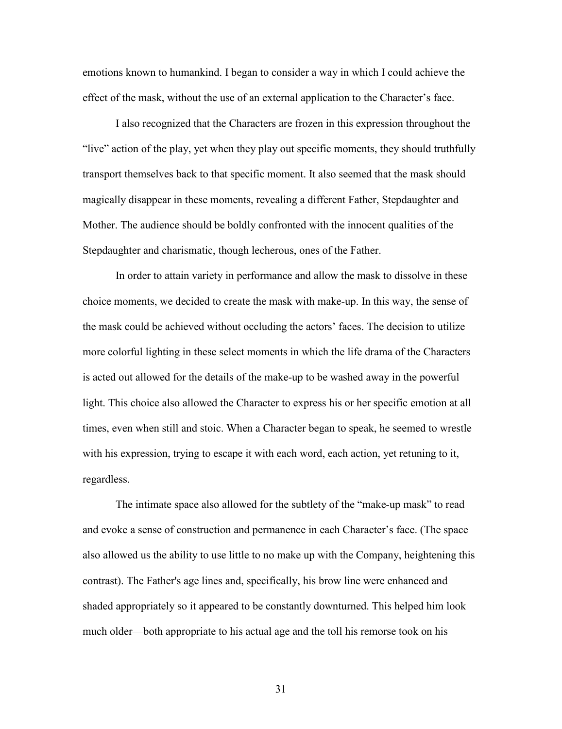emotions known to humankind. I began to consider a way in which I could achieve the effect of the mask, without the use of an external application to the Character's face.

I also recognized that the Characters are frozen in this expression throughout the "live" action of the play, yet when they play out specific moments, they should truthfully transport themselves back to that specific moment. It also seemed that the mask should magically disappear in these moments, revealing a different Father, Stepdaughter and Mother. The audience should be boldly confronted with the innocent qualities of the Stepdaughter and charismatic, though lecherous, ones of the Father.

In order to attain variety in performance and allow the mask to dissolve in these choice moments, we decided to create the mask with make-up. In this way, the sense of the mask could be achieved without occluding the actors' faces. The decision to utilize more colorful lighting in these select moments in which the life drama of the Characters is acted out allowed for the details of the make-up to be washed away in the powerful light. This choice also allowed the Character to express his or her specific emotion at all times, even when still and stoic. When a Character began to speak, he seemed to wrestle with his expression, trying to escape it with each word, each action, yet retuning to it, regardless.

The intimate space also allowed for the subtlety of the "make-up mask" to read and evoke a sense of construction and permanence in each Character's face. (The space also allowed us the ability to use little to no make up with the Company, heightening this contrast). The Father's age lines and, specifically, his brow line were enhanced and shaded appropriately so it appeared to be constantly downturned. This helped him look much older—both appropriate to his actual age and the toll his remorse took on his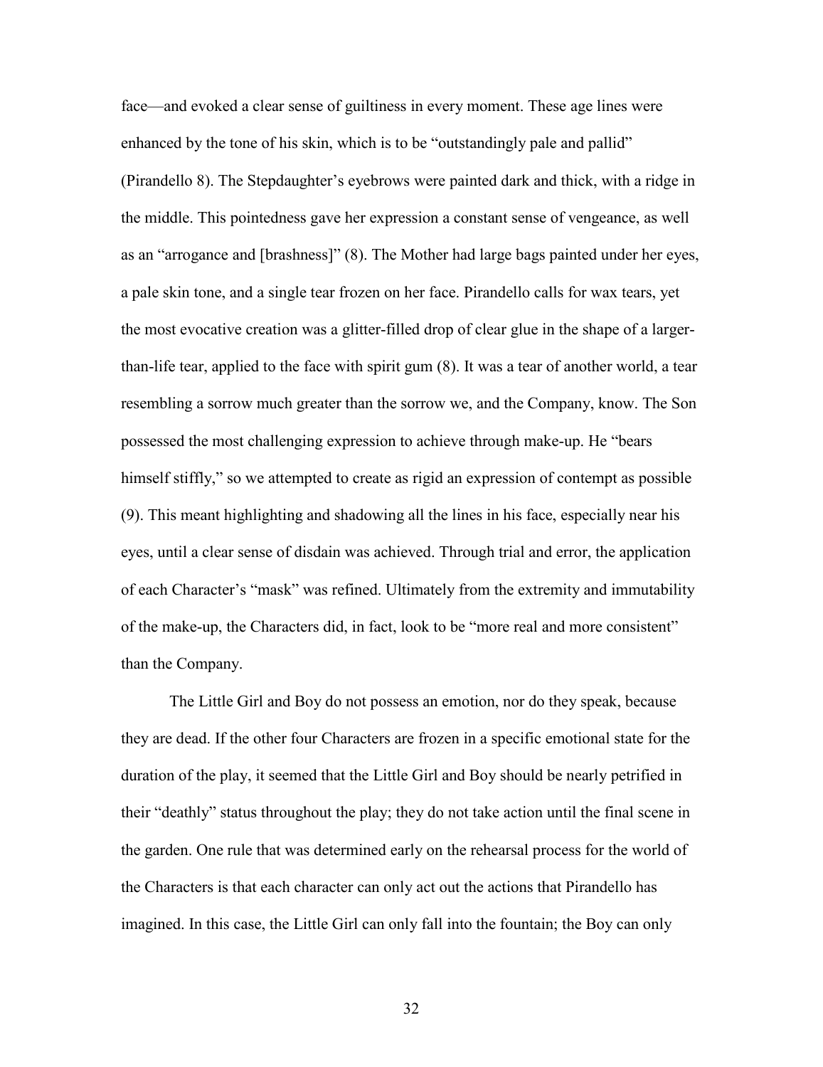face—and evoked a clear sense of guiltiness in every moment. These age lines were enhanced by the tone of his skin, which is to be "outstandingly pale and pallid" (Pirandello 8). The Stepdaughter's eyebrows were painted dark and thick, with a ridge in the middle. This pointedness gave her expression a constant sense of vengeance, as well as an "arrogance and [brashness]" (8). The Mother had large bags painted under her eyes, a pale skin tone, and a single tear frozen on her face. Pirandello calls for wax tears, yet the most evocative creation was a glitter-filled drop of clear glue in the shape of a larger-than-life tear, applied to the face with spirit gum (8). It was a tear of another world, a tear resembling a sorrow much greater than the sorrow we, and the Company, know. The Son possessed the most challenging expression to achieve through make-up. He "bears himself stiffly," so we attempted to create as rigid an expression of contempt as possible (9). This meant highlighting and shadowing all the lines in his face, especially near his eyes, until a clear sense of disdain was achieved. Through trial and error, the application of each Character's "mask" was refined. Ultimately from the extremity and immutability of the make-up, the Characters did, in fact, look to be "more real and more consistent" than the Company.

The Little Girl and Boy do not possess an emotion, nor do they speak, because they are dead. If the other four Characters are frozen in a specific emotional state for the duration of the play, it seemed that the Little Girl and Boy should be nearly petrified in their "deathly" status throughout the play; they do not take action until the final scene in the garden. One rule that was determined early on the rehearsal process for the world of the Characters is that each character can only act out the actions that Pirandello has imagined. In this case, the Little Girl can only fall into the fountain; the Boy can only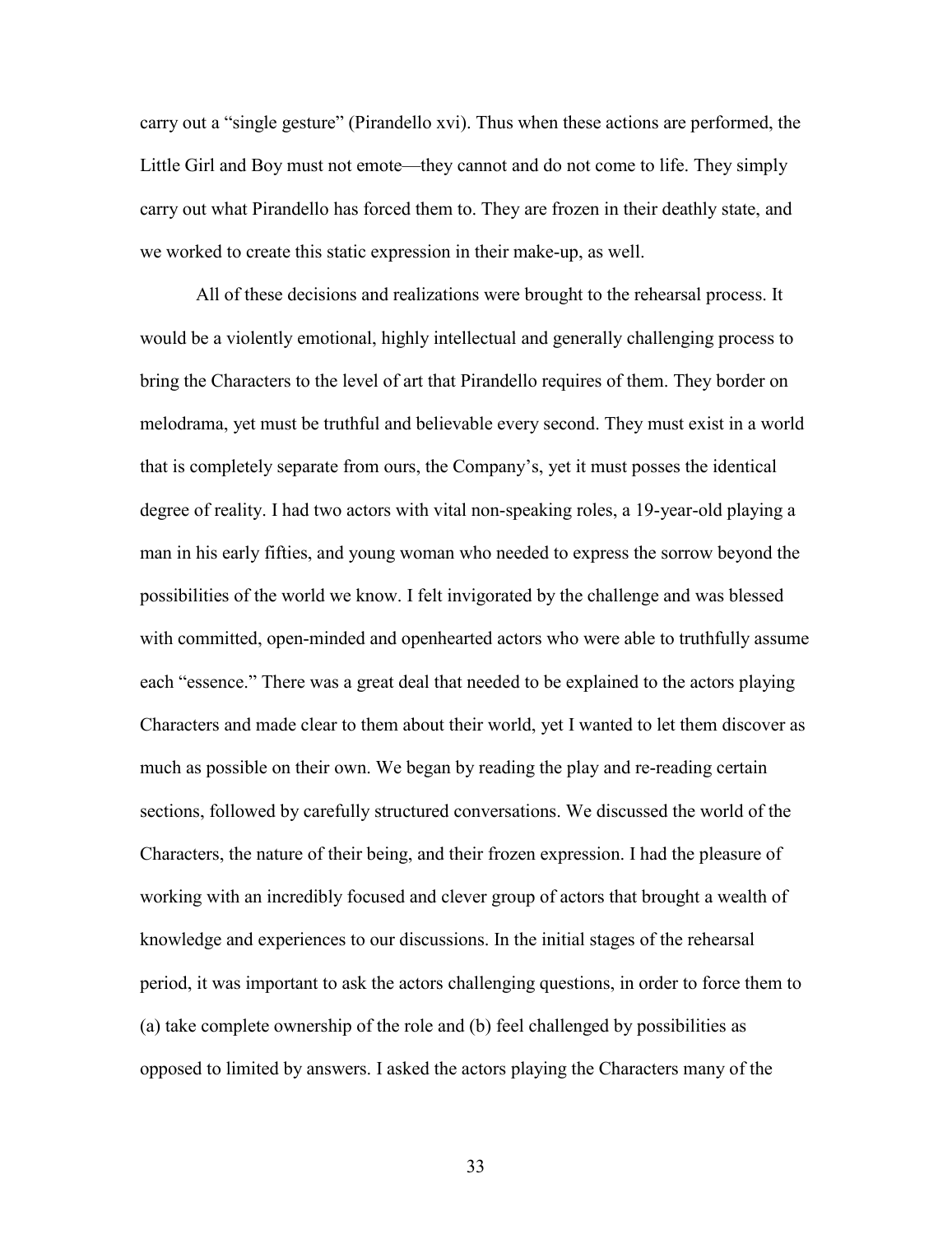carry out a "single gesture" (Pirandello xvi). Thus when these actions are performed, the Little Girl and Boy must not emote—they cannot and do not come to life. They simply carry out what Pirandello has forced them to. They are frozen in their deathly state, and we worked to create this static expression in their make-up, as well.

All of these decisions and realizations were brought to the rehearsal process. It would be a violently emotional, highly intellectual and generally challenging process to bring the Characters to the level of art that Pirandello requires of them. They border on melodrama, yet must be truthful and believable every second. They must exist in a world that is completely separate from ours, the Company's, yet it must posses the identical degree of reality. I had two actors with vital non-speaking roles, a 19-year-old playing a man in his early fifties, and young woman who needed to express the sorrow beyond the possibilities of the world we know. I felt invigorated by the challenge and was blessed with committed, open-minded and openhearted actors who were able to truthfully assume each "essence." There was a great deal that needed to be explained to the actors playing Characters and made clear to them about their world, yet I wanted to let them discover as much as possible on their own. We began by reading the play and re-reading certain sections, followed by carefully structured conversations. We discussed the world of the Characters, the nature of their being, and their frozen expression. I had the pleasure of working with an incredibly focused and clever group of actors that brought a wealth of knowledge and experiences to our discussions. In the initial stages of the rehearsal period, it was important to ask the actors challenging questions, in order to force them to (a) take complete ownership of the role and (b) feel challenged by possibilities as opposed to limited by answers. I asked the actors playing the Characters many of the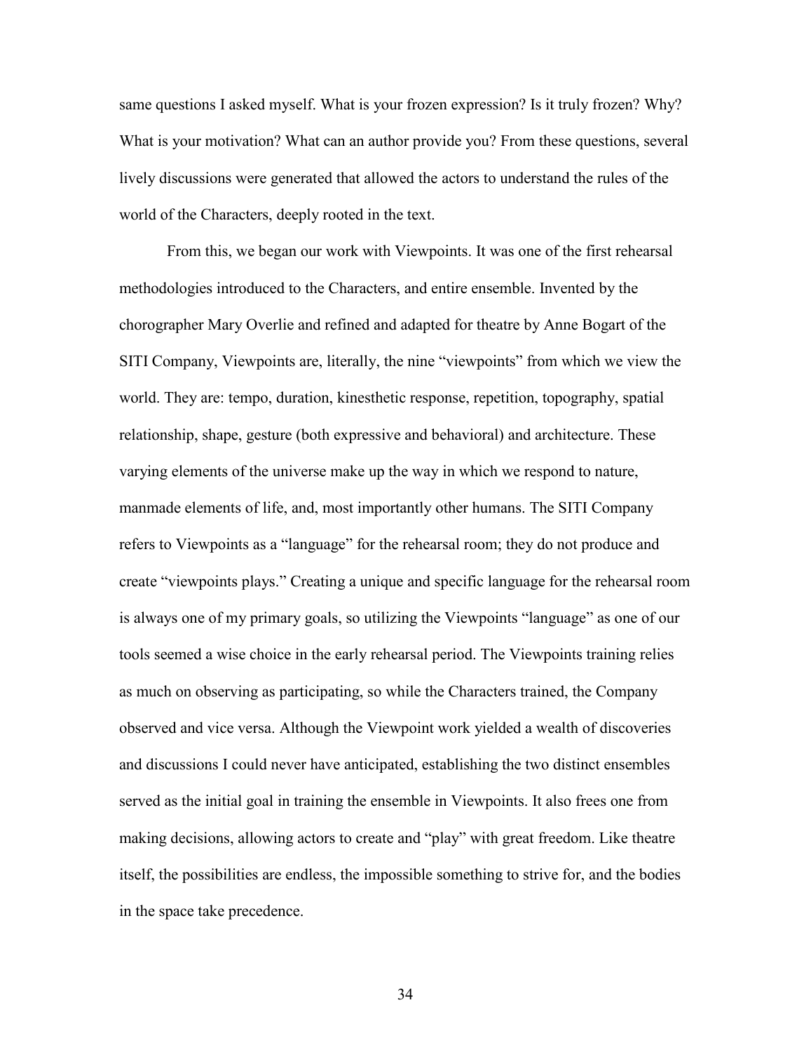same questions I asked myself. What is your frozen expression? Is it truly frozen? Why? What is your motivation? What can an author provide you? From these questions, several lively discussions were generated that allowed the actors to understand the rules of the world of the Characters, deeply rooted in the text.

From this, we began our work with Viewpoints. It was one of the first rehearsal methodologies introduced to the Characters, and entire ensemble. Invented by the chorographer Mary Overlie and refined and adapted for theatre by Anne Bogart of the SITI Company, Viewpoints are, literally, the nine "viewpoints" from which we view the world. They are: tempo, duration, kinesthetic response, repetition, topography, spatial relationship, shape, gesture (both expressive and behavioral) and architecture. These varying elements of the universe make up the way in which we respond to nature, manmade elements of life, and, most importantly other humans. The SITI Company refers to Viewpoints as a "language" for the rehearsal room; they do not produce and create "viewpoints plays." Creating a unique and specific language for the rehearsal room is always one of my primary goals, so utilizing the Viewpoints "language" as one of our tools seemed a wise choice in the early rehearsal period. The Viewpoints training relies as much on observing as participating, so while the Characters trained, the Company observed and vice versa. Although the Viewpoint work yielded a wealth of discoveries and discussions I could never have anticipated, establishing the two distinct ensembles served as the initial goal in training the ensemble in Viewpoints. It also frees one from making decisions, allowing actors to create and "play" with great freedom. Like theatre itself, the possibilities are endless, the impossible something to strive for, and the bodies in the space take precedence.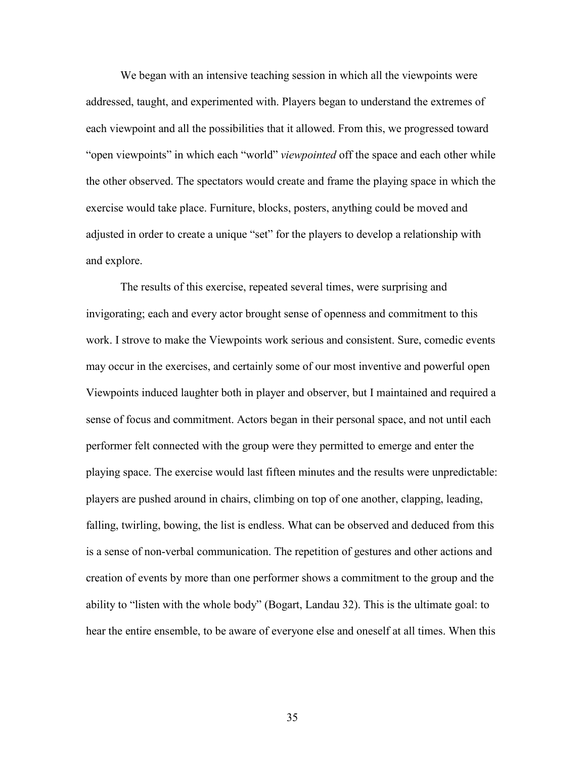We began with an intensive teaching session in which all the viewpoints were addressed, taught, and experimented with. Players began to understand the extremes of each viewpoint and all the possibilities that it allowed. From this, we progressed toward "open viewpoints" in which each "world" *viewpointed* off the space and each other while the other observed. The spectators would create and frame the playing space in which the exercise would take place. Furniture, blocks, posters, anything could be moved and adjusted in order to create a unique "set" for the players to develop a relationship with and explore.

The results of this exercise, repeated several times, were surprising and invigorating; each and every actor brought sense of openness and commitment to this work. I strove to make the Viewpoints work serious and consistent. Sure, comedic events may occur in the exercises, and certainly some of our most inventive and powerful open Viewpoints induced laughter both in player and observer, but I maintained and required a sense of focus and commitment. Actors began in their personal space, and not until each performer felt connected with the group were they permitted to emerge and enter the playing space. The exercise would last fifteen minutes and the results were unpredictable: players are pushed around in chairs, climbing on top of one another, clapping, leading, falling, twirling, bowing, the list is endless. What can be observed and deduced from this is a sense of non-verbal communication. The repetition of gestures and other actions and creation of events by more than one performer shows a commitment to the group and the ability to "listen with the whole body" (Bogart, Landau 32). This is the ultimate goal: to hear the entire ensemble, to be aware of everyone else and oneself at all times. When this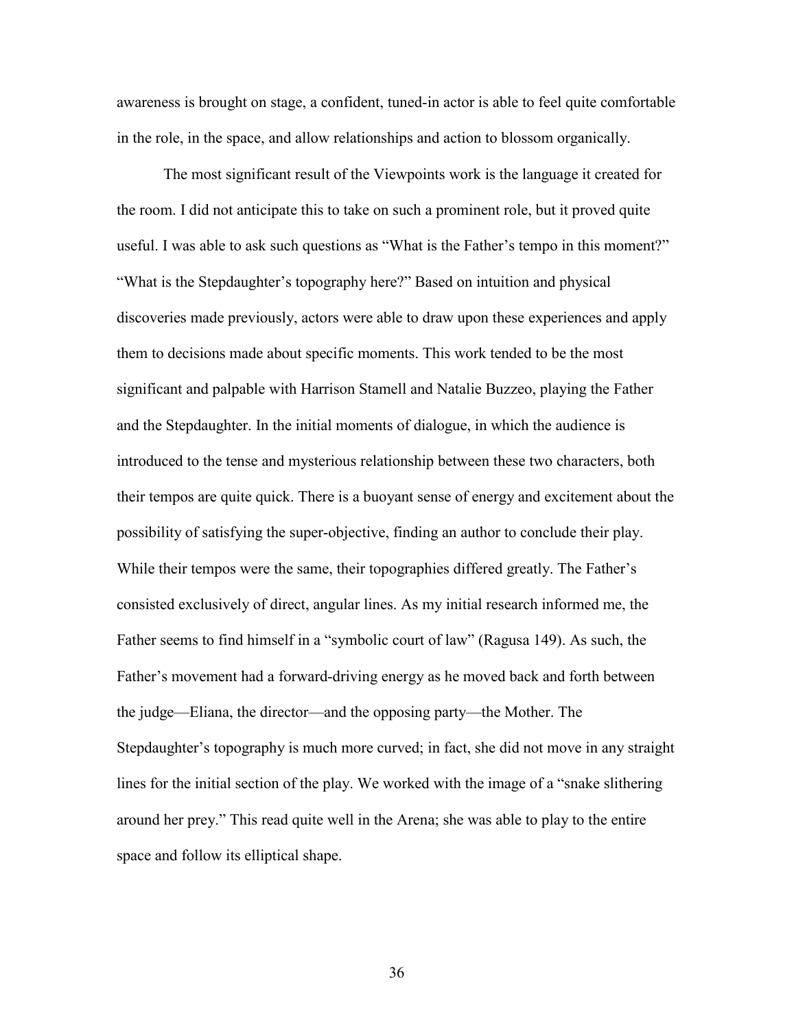awareness is brought on stage, a confident, tuned-in actor is able to feel quite comfortable in the role, in the space, and allow relationships and action to blossom organically.

The most significant result of the Viewpoints work is the language it created for the room. I did not anticipate this to take on such a prominent role, but it proved quite useful. I was able to ask such questions as "What is the Father's tempo in this moment?" "What is the Stepdaughter's topography here?" Based on intuition and physical discoveries made previously, actors were able to draw upon these experiences and apply them to decisions made about specific moments. This work tended to be the most significant and palpable with Harrison Stamell and Natalie Buzzeo, playing the Father and the Stepdaughter. In the initial moments of dialogue, in which the audience is introduced to the tense and mysterious relationship between these two characters, both their tempos are quite quick. There is a buoyant sense of energy and excitement about the possibility of satisfying the super-objective, finding an author to conclude their play. While their tempos were the same, their topographies differed greatly. The Father's consisted exclusively of direct, angular lines. As my initial research informed me, the Father seems to find himself in a "symbolic court of law" (Ragusa 149). As such, the Father's movement had a forward-driving energy as he moved back and forth between the judge—Eliana, the director—and the opposing party—the Mother. The Stepdaughter's topography is much more curved; in fact, she did not move in any straight lines for the initial section of the play. We worked with the image of a "snake slithering around her prey." This read quite well in the Arena; she was able to play to the entire space and follow its elliptical shape.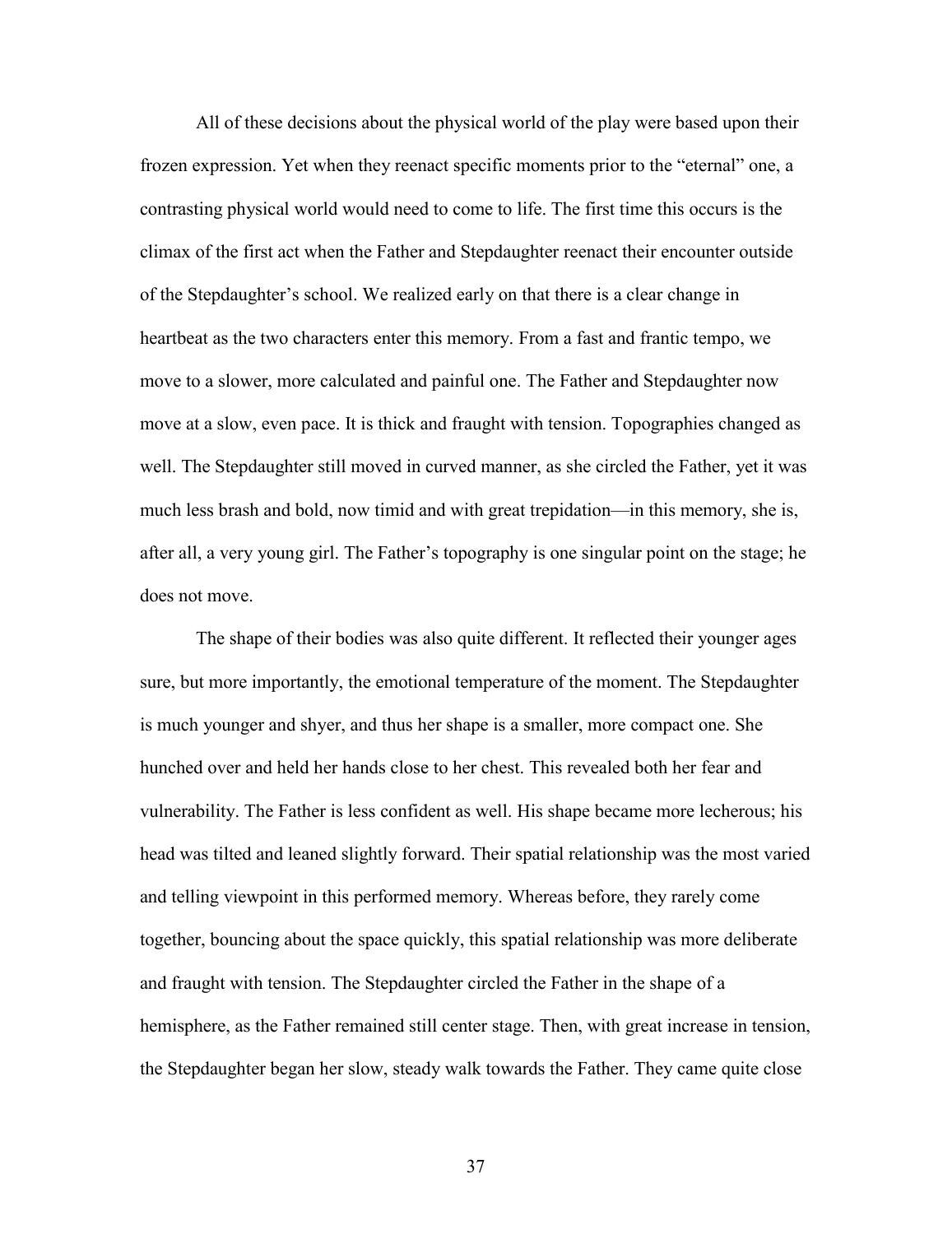All of these decisions about the physical world of the play were based upon their frozen expression. Yet when they reenact specific moments prior to the "eternal" one, a contrasting physical world would need to come to life. The first time this occurs is the climax of the first act when the Father and Stepdaughter reenact their encounter outside of the Stepdaughter's school. We realized early on that there is a clear change in heartbeat as the two characters enter this memory. From a fast and frantic tempo, we move to a slower, more calculated and painful one. The Father and Stepdaughter now move at a slow, even pace. It is thick and fraught with tension. Topographies changed as well. The Stepdaughter still moved in curved manner, as she circled the Father, yet it was much less brash and bold, now timid and with great trepidation—in this memory, she is, after all, a very young girl. The Father's topography is one singular point on the stage; he does not move.

The shape of their bodies was also quite different. It reflected their younger ages sure, but more importantly, the emotional temperature of the moment. The Stepdaughter is much younger and shyer, and thus her shape is a smaller, more compact one. She hunched over and held her hands close to her chest. This revealed both her fear and vulnerability. The Father is less confident as well. His shape became more lecherous; his head was tilted and leaned slightly forward. Their spatial relationship was the most varied and telling viewpoint in this performed memory. Whereas before, they rarely come together, bouncing about the space quickly, this spatial relationship was more deliberate and fraught with tension. The Stepdaughter circled the Father in the shape of a hemisphere, as the Father remained still center stage. Then, with great increase in tension, the Stepdaughter began her slow, steady walk towards the Father. They came quite close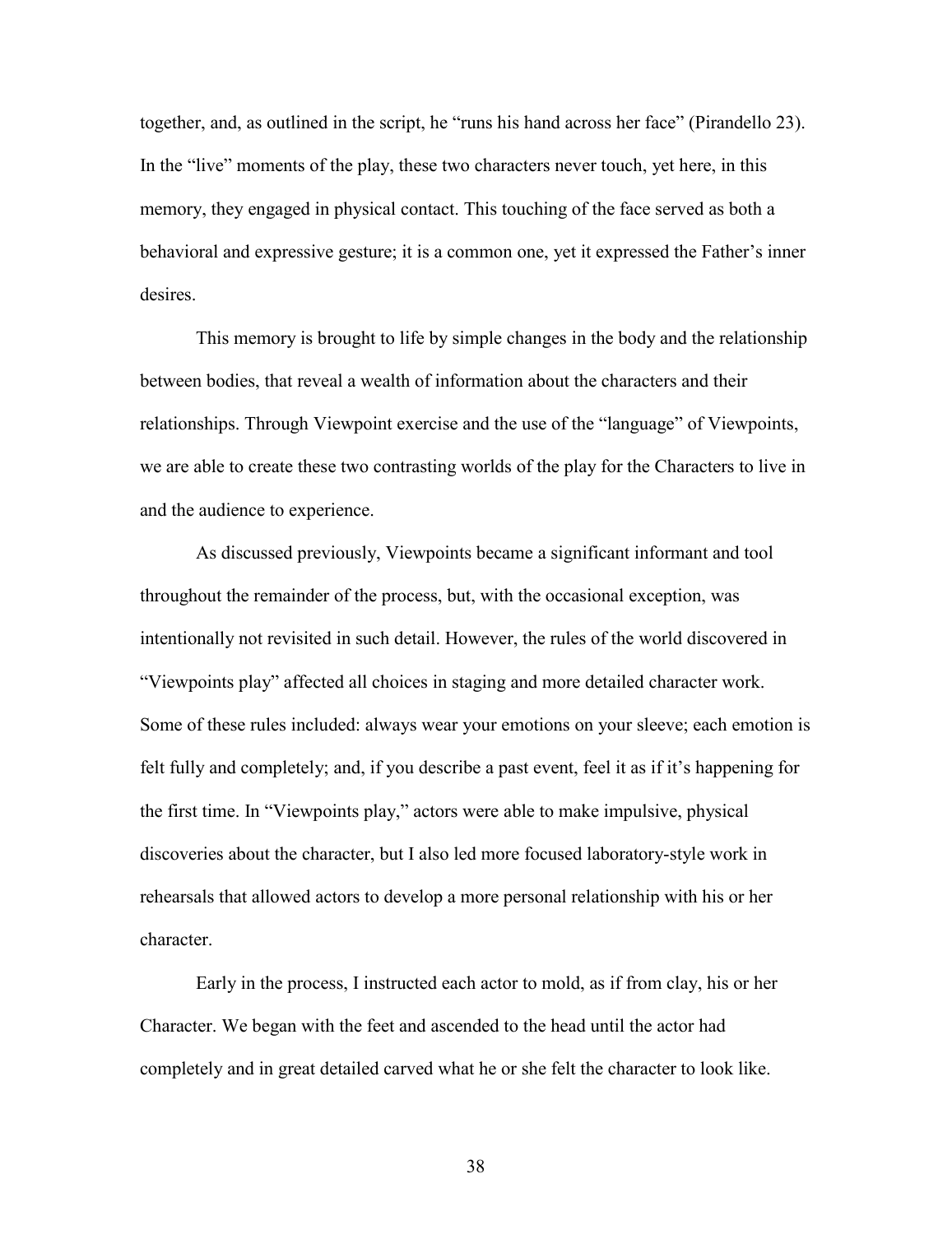together, and, as outlined in the script, he "runs his hand across her face" (Pirandello 23). In the "live" moments of the play, these two characters never touch, yet here, in this memory, they engaged in physical contact. This touching of the face served as both a behavioral and expressive gesture; it is a common one, yet it expressed the Father's inner desires.

This memory is brought to life by simple changes in the body and the relationship between bodies, that reveal a wealth of information about the characters and their relationships. Through Viewpoint exercise and the use of the "language" of Viewpoints, we are able to create these two contrasting worlds of the play for the Characters to live in and the audience to experience.

As discussed previously, Viewpoints became a significant informant and tool throughout the remainder of the process, but, with the occasional exception, was intentionally not revisited in such detail. However, the rules of the world discovered in "Viewpoints play" affected all choices in staging and more detailed character work. Some of these rules included: always wear your emotions on your sleeve; each emotion is felt fully and completely; and, if you describe a past event, feel it as if it's happening for the first time. In "Viewpoints play," actors were able to make impulsive, physical discoveries about the character, but I also led more focused laboratory-style work in rehearsals that allowed actors to develop a more personal relationship with his or her character.

Early in the process, I instructed each actor to mold, as if from clay, his or her Character. We began with the feet and ascended to the head until the actor had completely and in great detailed carved what he or she felt the character to look like.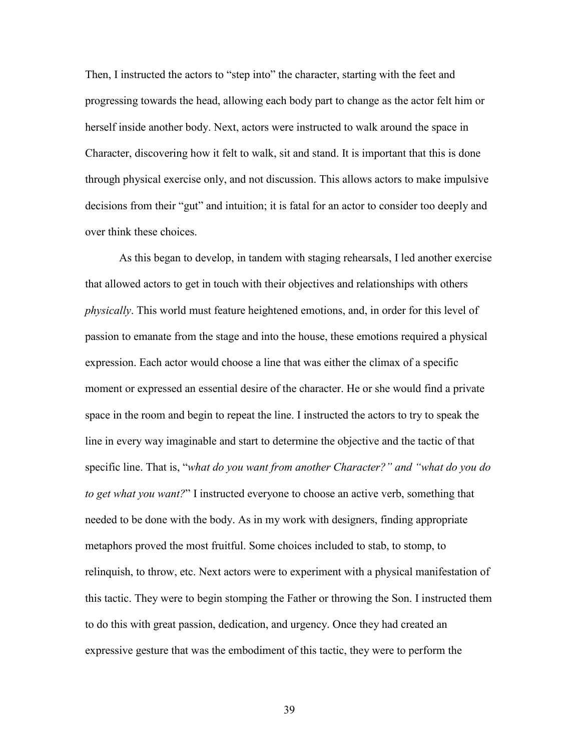Then, I instructed the actors to "step into" the character, starting with the feet and progressing towards the head, allowing each body part to change as the actor felt him or herself inside another body. Next, actors were instructed to walk around the space in Character, discovering how it felt to walk, sit and stand. It is important that this is done through physical exercise only, and not discussion. This allows actors to make impulsive decisions from their "gut" and intuition; it is fatal for an actor to consider too deeply and over think these choices.

As this began to develop, in tandem with staging rehearsals, I led another exercise that allowed actors to get in touch with their objectives and relationships with others *physically*. This world must feature heightened emotions, and, in order for this level of passion to emanate from the stage and into the house, these emotions required a physical expression. Each actor would choose a line that was either the climax of a specific moment or expressed an essential desire of the character. He or she would find a private space in the room and begin to repeat the line. I instructed the actors to try to speak the line in every way imaginable and start to determine the objective and the tactic of that specific line. That is, "*what do you want from another Character?" and "what do you do to get what you want?*" I instructed everyone to choose an active verb, something that needed to be done with the body. As in my work with designers, finding appropriate metaphors proved the most fruitful. Some choices included to stab, to stomp, to relinquish, to throw, etc. Next actors were to experiment with a physical manifestation of this tactic. They were to begin stomping the Father or throwing the Son. I instructed them to do this with great passion, dedication, and urgency. Once they had created an expressive gesture that was the embodiment of this tactic, they were to perform the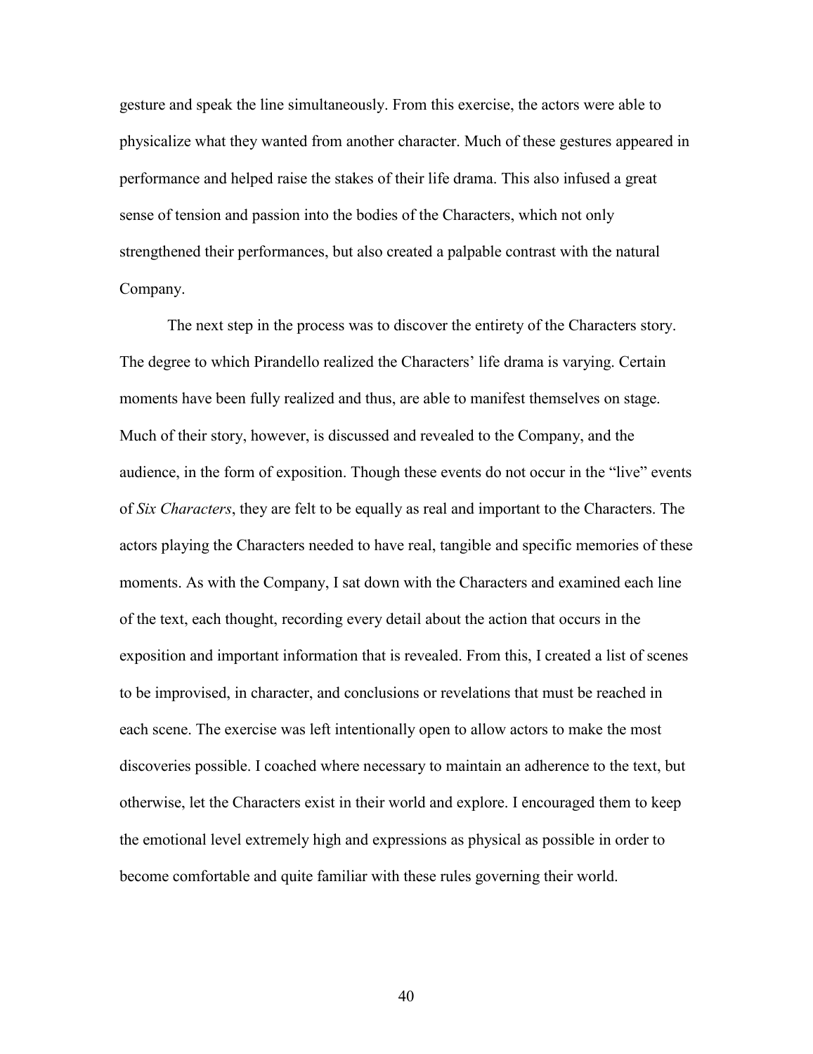gesture and speak the line simultaneously. From this exercise, the actors were able to physicalize what they wanted from another character. Much of these gestures appeared in performance and helped raise the stakes of their life drama. This also infused a great sense of tension and passion into the bodies of the Characters, which not only strengthened their performances, but also created a palpable contrast with the natural Company.

The next step in the process was to discover the entirety of the Characters story. The degree to which Pirandello realized the Characters' life drama is varying. Certain moments have been fully realized and thus, are able to manifest themselves on stage. Much of their story, however, is discussed and revealed to the Company, and the audience, in the form of exposition. Though these events do not occur in the "live" events of *Six Characters*, they are felt to be equally as real and important to the Characters. The actors playing the Characters needed to have real, tangible and specific memories of these moments. As with the Company, I sat down with the Characters and examined each line of the text, each thought, recording every detail about the action that occurs in the exposition and important information that is revealed. From this, I created a list of scenes to be improvised, in character, and conclusions or revelations that must be reached in each scene. The exercise was left intentionally open to allow actors to make the most discoveries possible. I coached where necessary to maintain an adherence to the text, but otherwise, let the Characters exist in their world and explore. I encouraged them to keep the emotional level extremely high and expressions as physical as possible in order to become comfortable and quite familiar with these rules governing their world.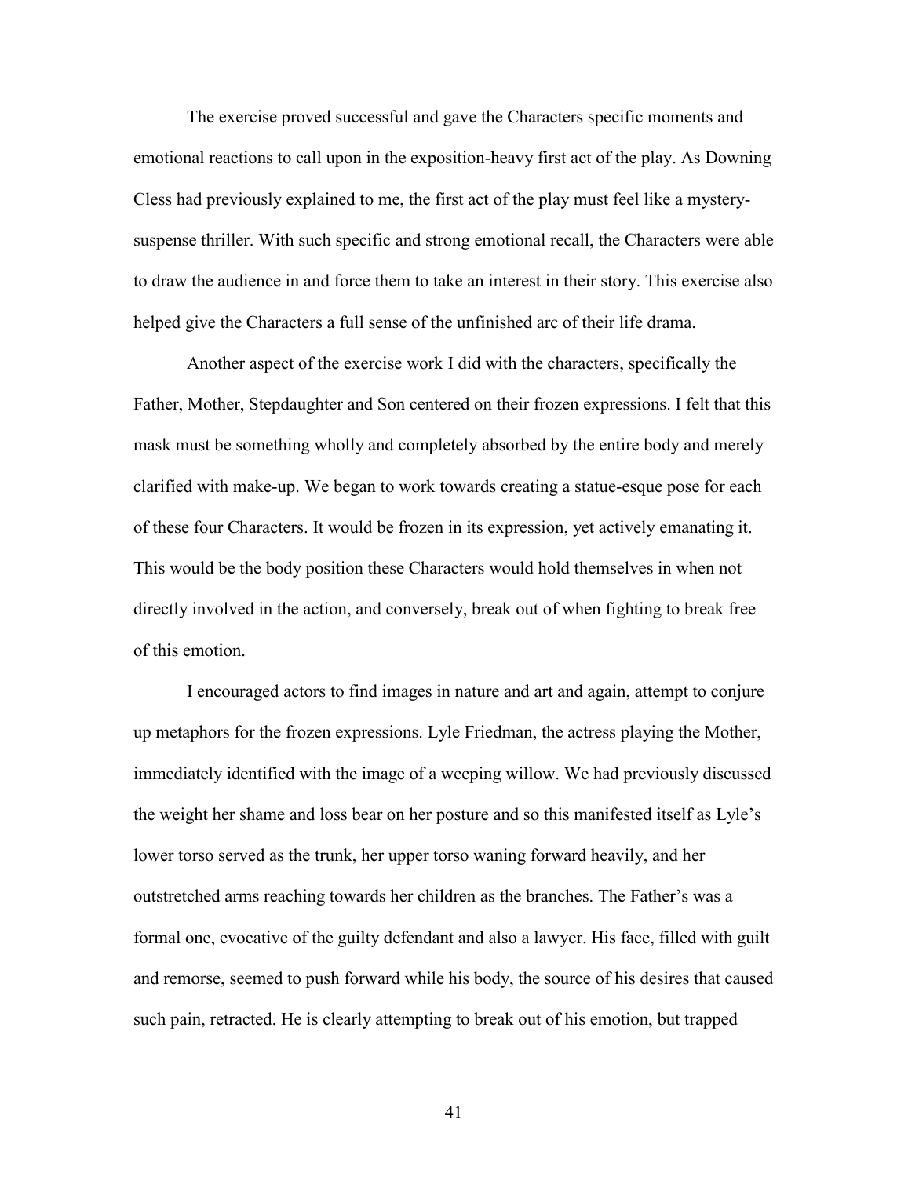The exercise proved successful and gave the Characters specific moments and emotional reactions to call upon in the exposition-heavy first act of the play. As Downing Cless had previously explained to me, the first act of the play must feel like a mystery-suspense thriller. With such specific and strong emotional recall, the Characters were able to draw the audience in and force them to take an interest in their story. This exercise also helped give the Characters a full sense of the unfinished arc of their life drama.

Another aspect of the exercise work I did with the characters, specifically the Father, Mother, Stepdaughter and Son centered on their frozen expressions. I felt that this mask must be something wholly and completely absorbed by the entire body and merely clarified with make-up. We began to work towards creating a statue-esque pose for each of these four Characters. It would be frozen in its expression, yet actively emanating it. This would be the body position these Characters would hold themselves in when not directly involved in the action, and conversely, break out of when fighting to break free of this emotion.

I encouraged actors to find images in nature and art and again, attempt to conjure up metaphors for the frozen expressions. Lyle Friedman, the actress playing the Mother, immediately identified with the image of a weeping willow. We had previously discussed the weight her shame and loss bear on her posture and so this manifested itself as Lyle's lower torso served as the trunk, her upper torso waning forward heavily, and her outstretched arms reaching towards her children as the branches. The Father's was a formal one, evocative of the guilty defendant and also a lawyer. His face, filled with guilt and remorse, seemed to push forward while his body, the source of his desires that caused such pain, retracted. He is clearly attempting to break out of his emotion, but trapped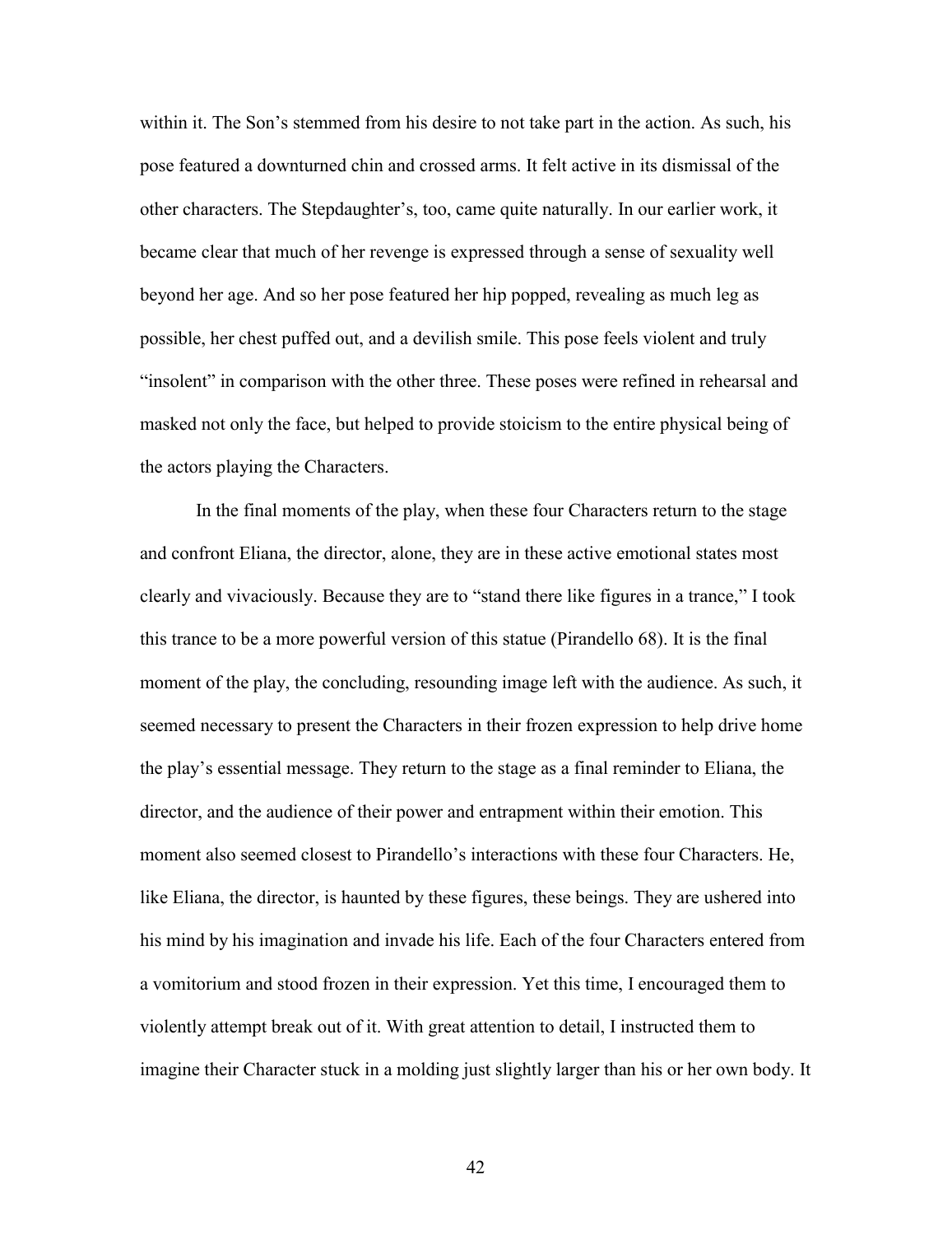within it. The Son's stemmed from his desire to not take part in the action. As such, his pose featured a downturned chin and crossed arms. It felt active in its dismissal of the other characters. The Stepdaughter's, too, came quite naturally. In our earlier work, it became clear that much of her revenge is expressed through a sense of sexuality well beyond her age. And so her pose featured her hip popped, revealing as much leg as possible, her chest puffed out, and a devilish smile. This pose feels violent and truly "insolent" in comparison with the other three. These poses were refined in rehearsal and masked not only the face, but helped to provide stoicism to the entire physical being of the actors playing the Characters.

In the final moments of the play, when these four Characters return to the stage and confront Eliana, the director, alone, they are in these active emotional states most clearly and vivaciously. Because they are to "stand there like figures in a trance," I took this trance to be a more powerful version of this statue (Pirandello 68). It is the final moment of the play, the concluding, resounding image left with the audience. As such, it seemed necessary to present the Characters in their frozen expression to help drive home the play's essential message. They return to the stage as a final reminder to Eliana, the director, and the audience of their power and entrapment within their emotion. This moment also seemed closest to Pirandello's interactions with these four Characters. He, like Eliana, the director, is haunted by these figures, these beings. They are ushered into his mind by his imagination and invade his life. Each of the four Characters entered from a vomitorium and stood frozen in their expression. Yet this time, I encouraged them to violently attempt break out of it. With great attention to detail, I instructed them to imagine their Character stuck in a molding just slightly larger than his or her own body. It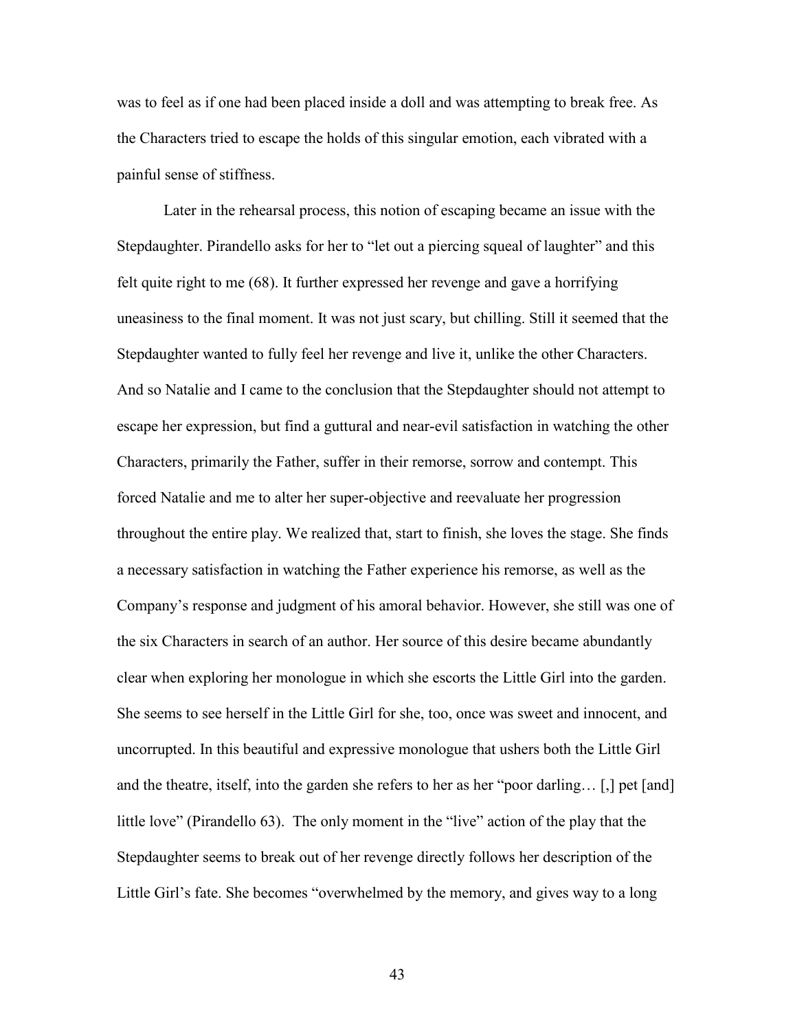was to feel as if one had been placed inside a doll and was attempting to break free. As the Characters tried to escape the holds of this singular emotion, each vibrated with a painful sense of stiffness.

Later in the rehearsal process, this notion of escaping became an issue with the Stepdaughter. Pirandello asks for her to "let out a piercing squeal of laughter" and this felt quite right to me (68). It further expressed her revenge and gave a horrifying uneasiness to the final moment. It was not just scary, but chilling. Still it seemed that the Stepdaughter wanted to fully feel her revenge and live it, unlike the other Characters. And so Natalie and I came to the conclusion that the Stepdaughter should not attempt to escape her expression, but find a guttural and near-evil satisfaction in watching the other Characters, primarily the Father, suffer in their remorse, sorrow and contempt. This forced Natalie and me to alter her super-objective and reevaluate her progression throughout the entire play. We realized that, start to finish, she loves the stage. She finds a necessary satisfaction in watching the Father experience his remorse, as well as the Company's response and judgment of his amoral behavior. However, she still was one of the six Characters in search of an author. Her source of this desire became abundantly clear when exploring her monologue in which she escorts the Little Girl into the garden. She seems to see herself in the Little Girl for she, too, once was sweet and innocent, and uncorrupted. In this beautiful and expressive monologue that ushers both the Little Girl and the theatre, itself, into the garden she refers to her as her "poor darling… [,] pet [and] little love" (Pirandello 63). The only moment in the "live" action of the play that the Stepdaughter seems to break out of her revenge directly follows her description of the Little Girl's fate. She becomes "overwhelmed by the memory, and gives way to a long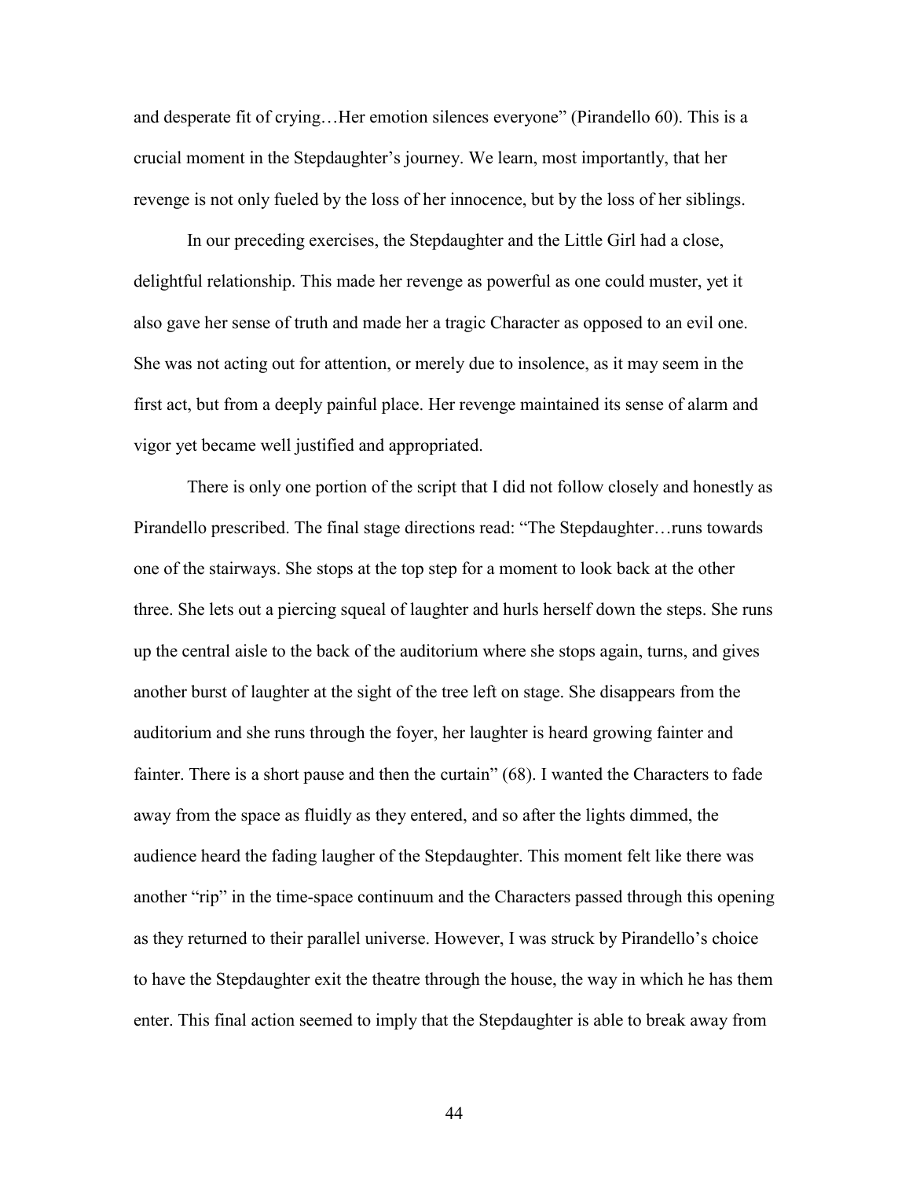and desperate fit of crying…Her emotion silences everyone" (Pirandello 60). This is a crucial moment in the Stepdaughter's journey. We learn, most importantly, that her revenge is not only fueled by the loss of her innocence, but by the loss of her siblings.

In our preceding exercises, the Stepdaughter and the Little Girl had a close, delightful relationship. This made her revenge as powerful as one could muster, yet it also gave her sense of truth and made her a tragic Character as opposed to an evil one. She was not acting out for attention, or merely due to insolence, as it may seem in the first act, but from a deeply painful place. Her revenge maintained its sense of alarm and vigor yet became well justified and appropriated.

There is only one portion of the script that I did not follow closely and honestly as Pirandello prescribed. The final stage directions read: "The Stepdaughter…runs towards one of the stairways. She stops at the top step for a moment to look back at the other three. She lets out a piercing squeal of laughter and hurls herself down the steps. She runs up the central aisle to the back of the auditorium where she stops again, turns, and gives another burst of laughter at the sight of the tree left on stage. She disappears from the auditorium and she runs through the foyer, her laughter is heard growing fainter and fainter. There is a short pause and then the curtain" (68). I wanted the Characters to fade away from the space as fluidly as they entered, and so after the lights dimmed, the audience heard the fading laugher of the Stepdaughter. This moment felt like there was another "rip" in the time-space continuum and the Characters passed through this opening as they returned to their parallel universe. However, I was struck by Pirandello's choice to have the Stepdaughter exit the theatre through the house, the way in which he has them enter. This final action seemed to imply that the Stepdaughter is able to break away from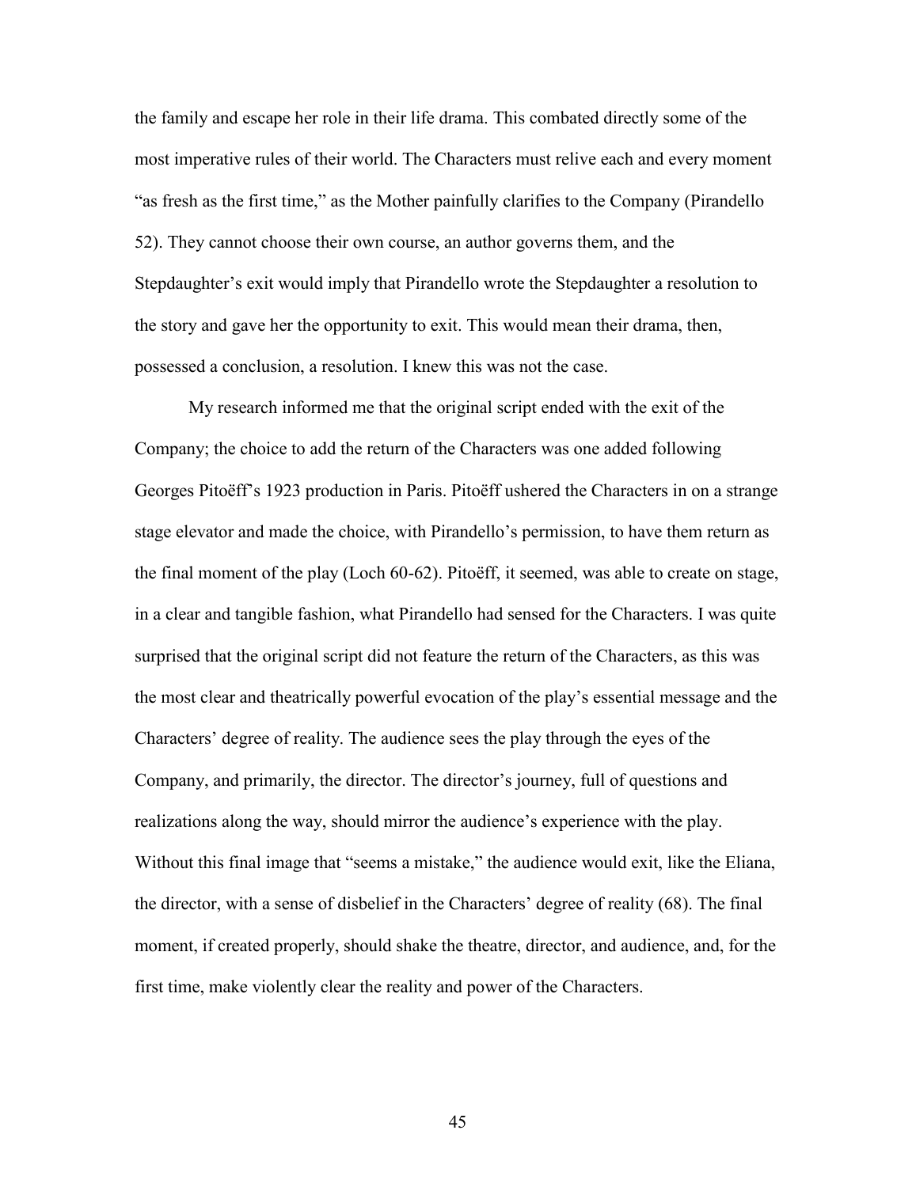the family and escape her role in their life drama. This combated directly some of the most imperative rules of their world. The Characters must relive each and every moment "as fresh as the first time," as the Mother painfully clarifies to the Company (Pirandello 52). They cannot choose their own course, an author governs them, and the Stepdaughter's exit would imply that Pirandello wrote the Stepdaughter a resolution to the story and gave her the opportunity to exit. This would mean their drama, then, possessed a conclusion, a resolution. I knew this was not the case.

My research informed me that the original script ended with the exit of the Company; the choice to add the return of the Characters was one added following Georges Pitoëff's 1923 production in Paris. Pitoëff ushered the Characters in on a strange stage elevator and made the choice, with Pirandello's permission, to have them return as the final moment of the play (Loch 60-62). Pitoëff, it seemed, was able to create on stage, in a clear and tangible fashion, what Pirandello had sensed for the Characters. I was quite surprised that the original script did not feature the return of the Characters, as this was the most clear and theatrically powerful evocation of the play's essential message and the Characters' degree of reality. The audience sees the play through the eyes of the Company, and primarily, the director. The director's journey, full of questions and realizations along the way, should mirror the audience's experience with the play. Without this final image that "seems a mistake," the audience would exit, like the Eliana, the director, with a sense of disbelief in the Characters' degree of reality (68). The final moment, if created properly, should shake the theatre, director, and audience, and, for the first time, make violently clear the reality and power of the Characters.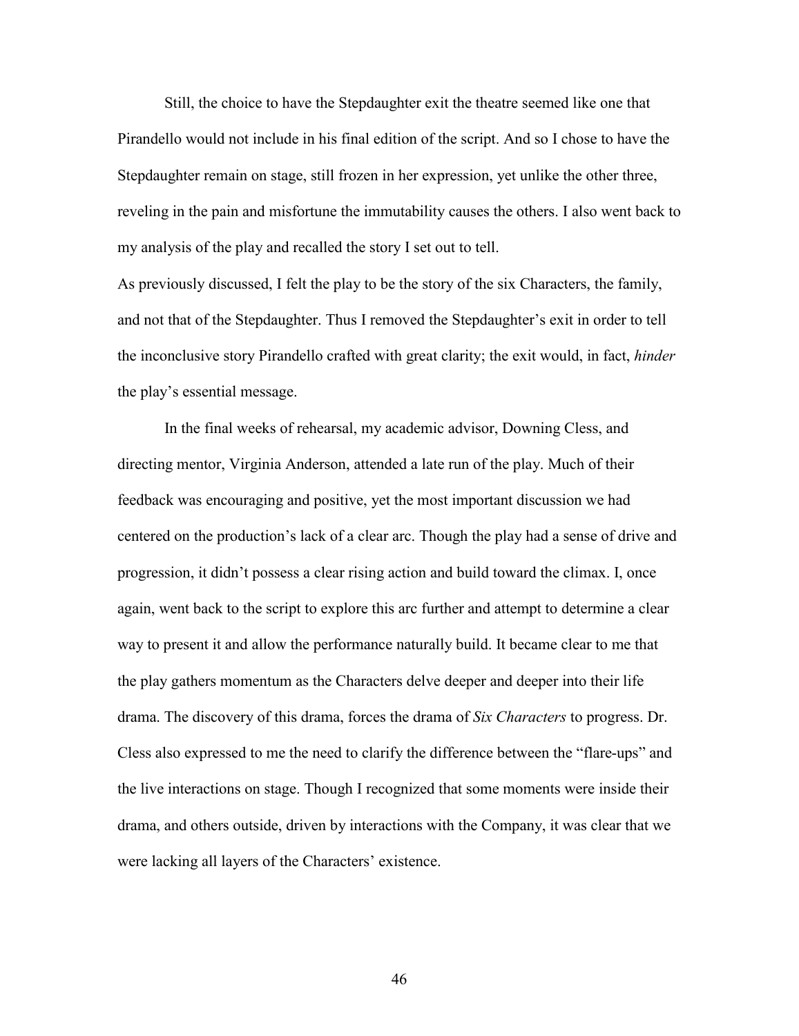Still, the choice to have the Stepdaughter exit the theatre seemed like one that Pirandello would not include in his final edition of the script. And so I chose to have the Stepdaughter remain on stage, still frozen in her expression, yet unlike the other three, reveling in the pain and misfortune the immutability causes the others. I also went back to my analysis of the play and recalled the story I set out to tell.

As previously discussed, I felt the play to be the story of the six Characters, the family, and not that of the Stepdaughter. Thus I removed the Stepdaughter's exit in order to tell the inconclusive story Pirandello crafted with great clarity; the exit would, in fact, *hinder* the play's essential message.

In the final weeks of rehearsal, my academic advisor, Downing Cless, and directing mentor, Virginia Anderson, attended a late run of the play. Much of their feedback was encouraging and positive, yet the most important discussion we had centered on the production's lack of a clear arc. Though the play had a sense of drive and progression, it didn't possess a clear rising action and build toward the climax. I, once again, went back to the script to explore this arc further and attempt to determine a clear way to present it and allow the performance naturally build. It became clear to me that the play gathers momentum as the Characters delve deeper and deeper into their life drama. The discovery of this drama, forces the drama of *Six Characters* to progress. Dr. Cless also expressed to me the need to clarify the difference between the "flare-ups" and the live interactions on stage. Though I recognized that some moments were inside their drama, and others outside, driven by interactions with the Company, it was clear that we were lacking all layers of the Characters' existence.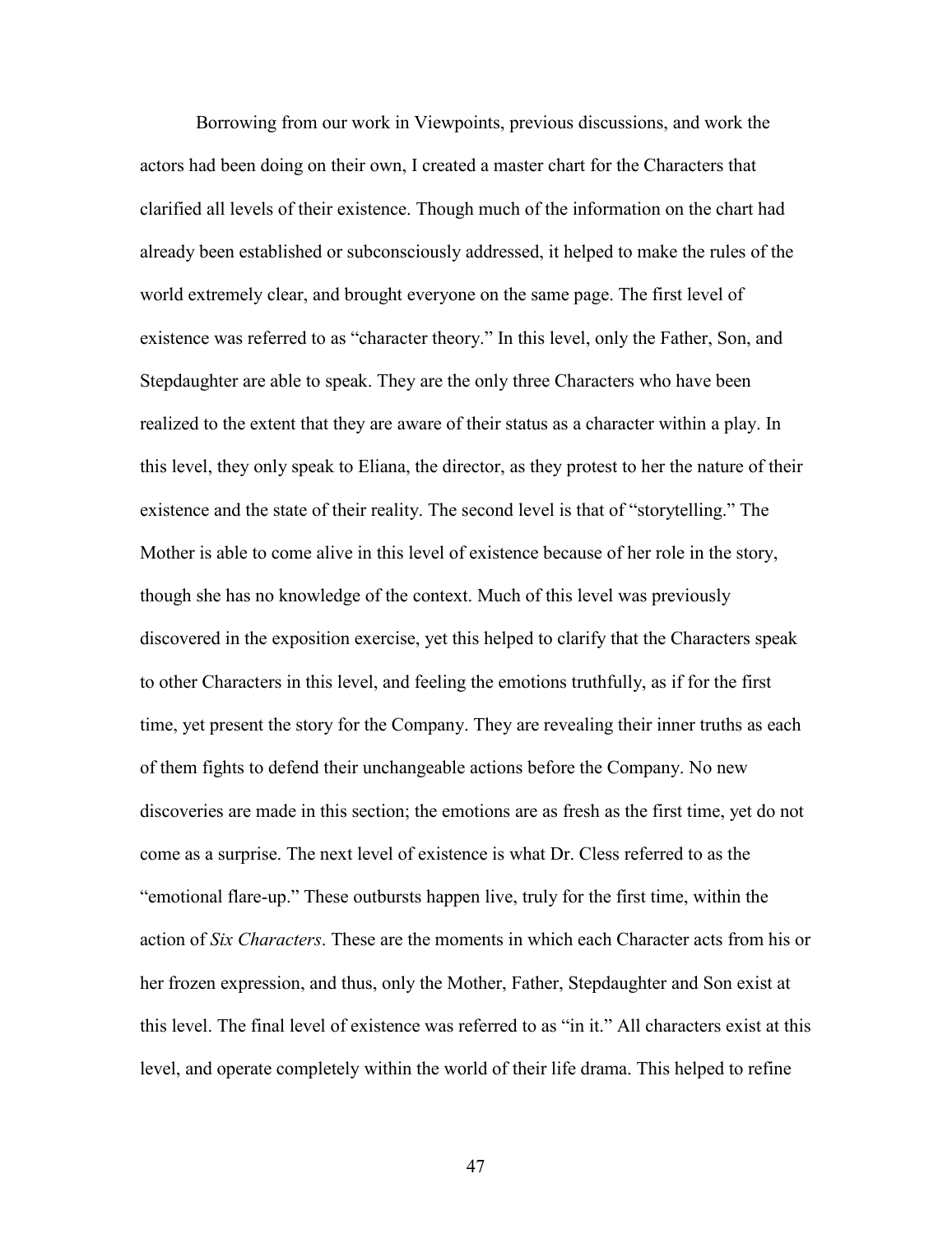Borrowing from our work in Viewpoints, previous discussions, and work the actors had been doing on their own, I created a master chart for the Characters that clarified all levels of their existence. Though much of the information on the chart had already been established or subconsciously addressed, it helped to make the rules of the world extremely clear, and brought everyone on the same page. The first level of existence was referred to as "character theory." In this level, only the Father, Son, and Stepdaughter are able to speak. They are the only three Characters who have been realized to the extent that they are aware of their status as a character within a play. In this level, they only speak to Eliana, the director, as they protest to her the nature of their existence and the state of their reality. The second level is that of "storytelling." The Mother is able to come alive in this level of existence because of her role in the story, though she has no knowledge of the context. Much of this level was previously discovered in the exposition exercise, yet this helped to clarify that the Characters speak to other Characters in this level, and feeling the emotions truthfully, as if for the first time, yet present the story for the Company. They are revealing their inner truths as each of them fights to defend their unchangeable actions before the Company. No new discoveries are made in this section; the emotions are as fresh as the first time, yet do not come as a surprise. The next level of existence is what Dr. Cless referred to as the "emotional flare-up." These outbursts happen live, truly for the first time, within the action of *Six Characters*. These are the moments in which each Character acts from his or her frozen expression, and thus, only the Mother, Father, Stepdaughter and Son exist at this level. The final level of existence was referred to as "in it." All characters exist at this level, and operate completely within the world of their life drama. This helped to refine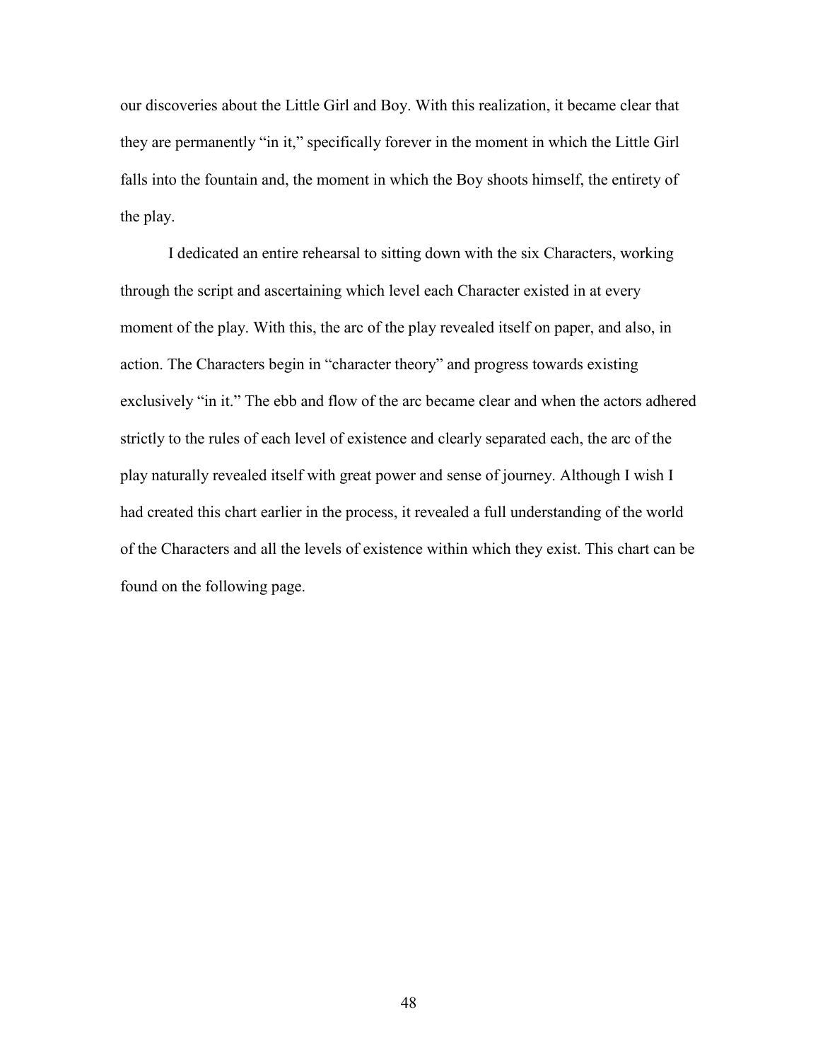our discoveries about the Little Girl and Boy. With this realization, it became clear that they are permanently "in it," specifically forever in the moment in which the Little Girl falls into the fountain and, the moment in which the Boy shoots himself, the entirety of the play.

I dedicated an entire rehearsal to sitting down with the six Characters, working through the script and ascertaining which level each Character existed in at every moment of the play. With this, the arc of the play revealed itself on paper, and also, in action. The Characters begin in "character theory" and progress towards existing exclusively "in it." The ebb and flow of the arc became clear and when the actors adhered strictly to the rules of each level of existence and clearly separated each, the arc of the play naturally revealed itself with great power and sense of journey. Although I wish I had created this chart earlier in the process, it revealed a full understanding of the world of the Characters and all the levels of existence within which they exist. This chart can be found on the following page.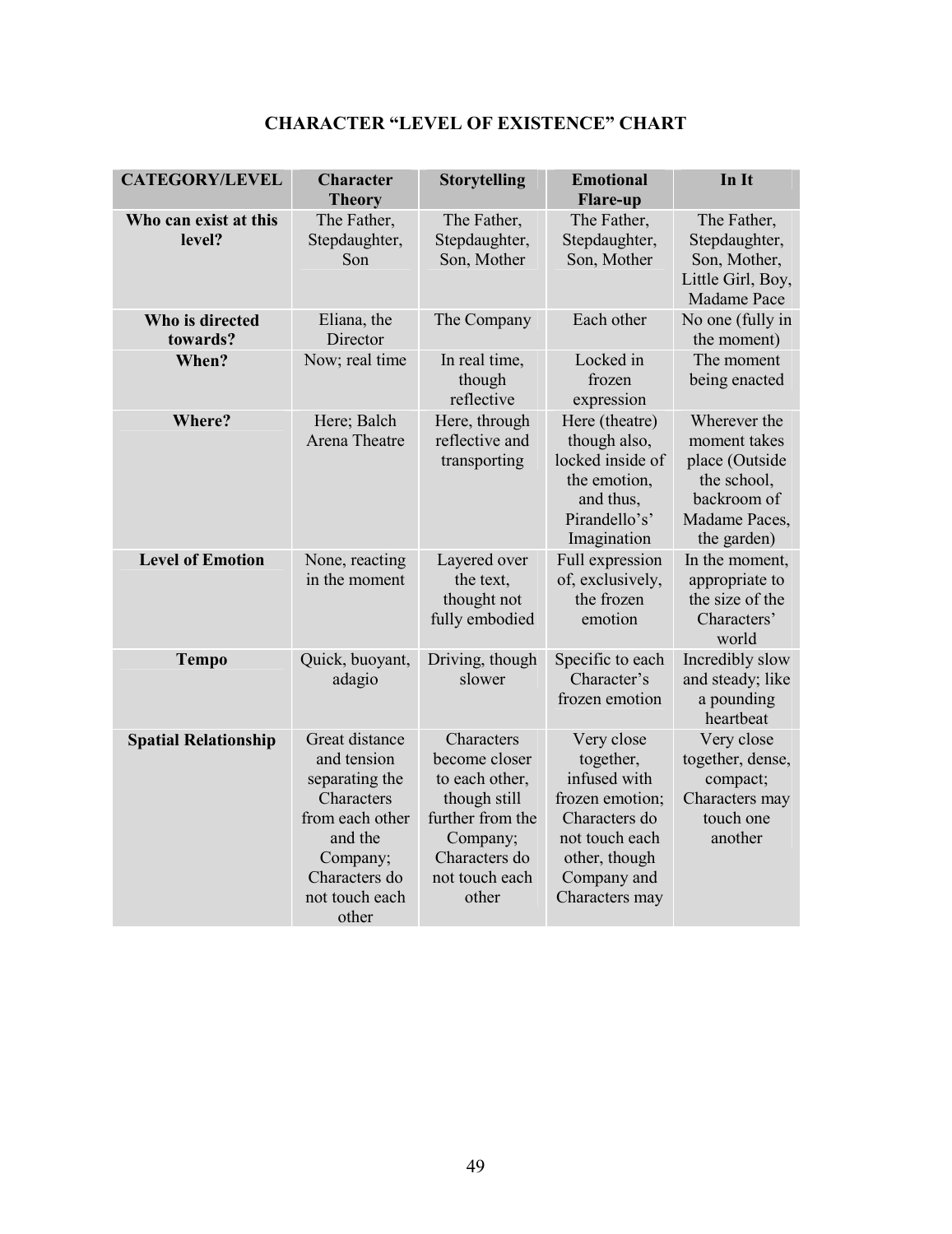## CHARACTER "LEVEL OF EXISTENCE" CHART

| CATEGORY/LEVEL | Character Theory | Storytelling | Emotional Flare-up | In It |
|---|---|---|---|---|
| **Who can exist at this level?** | The Father, Stepdaughter, Son | The Father, Stepdaughter, Son, Mother | The Father, Stepdaughter, Son, Mother | The Father, Stepdaughter, Son, Mother, Little Girl, Boy, Madame Pace |
| **Who is directed towards?** | Eliana, the Director | The Company | Each other | No one (fully in the moment) |
| **When?** | Now; real time | In real time, though reflective | Locked in frozen expression | The moment being enacted |
| **Where?** | Here; Balch Arena Theatre | Here, through reflective and transporting | Here (theatre) though also, locked inside of the emotion, and thus, Pirandello's' Imagination | Wherever the moment takes place (Outside the school, backroom of Madame Paces, the garden) |
| **Level of Emotion** | None, reacting in the moment | Layered over the text, thought not fully embodied | Full expression of, exclusively, the frozen emotion | In the moment, appropriate to the size of the Characters' world |
| **Tempo** | Quick, buoyant, adagio | Driving, though slower | Specific to each Character's frozen emotion | Incredibly slow and steady; like a pounding heartbeat |
| **Spatial Relationship** | Great distance and tension separating the Characters from each other and the Company; Characters do not touch each other | Characters become closer to each other, though still further from the Company; Characters do not touch each other | Very close together, infused with frozen emotion; Characters do not touch each other, though Company and Characters may | Very close together, dense, compact; Characters may touch one another |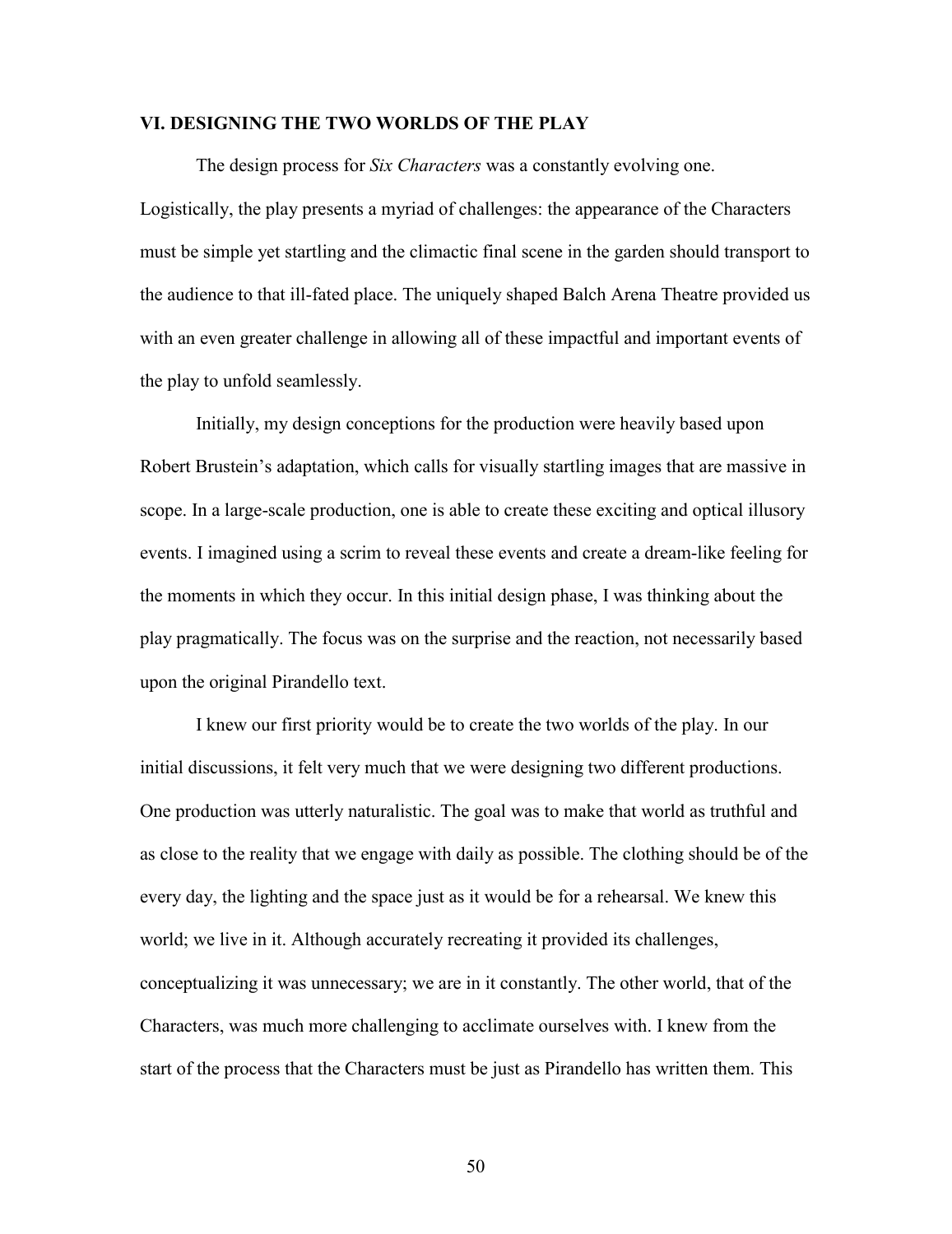## VI. DESIGNING THE TWO WORLDS OF THE PLAY

The design process for *Six Characters* was a constantly evolving one. Logistically, the play presents a myriad of challenges: the appearance of the Characters must be simple yet startling and the climactic final scene in the garden should transport to the audience to that ill-fated place. The uniquely shaped Balch Arena Theatre provided us with an even greater challenge in allowing all of these impactful and important events of the play to unfold seamlessly.

Initially, my design conceptions for the production were heavily based upon Robert Brustein's adaptation, which calls for visually startling images that are massive in scope. In a large-scale production, one is able to create these exciting and optical illusory events. I imagined using a scrim to reveal these events and create a dream-like feeling for the moments in which they occur. In this initial design phase, I was thinking about the play pragmatically. The focus was on the surprise and the reaction, not necessarily based upon the original Pirandello text.

I knew our first priority would be to create the two worlds of the play. In our initial discussions, it felt very much that we were designing two different productions. One production was utterly naturalistic. The goal was to make that world as truthful and as close to the reality that we engage with daily as possible. The clothing should be of the every day, the lighting and the space just as it would be for a rehearsal. We knew this world; we live in it. Although accurately recreating it provided its challenges, conceptualizing it was unnecessary; we are in it constantly. The other world, that of the Characters, was much more challenging to acclimate ourselves with. I knew from the start of the process that the Characters must be just as Pirandello has written them. This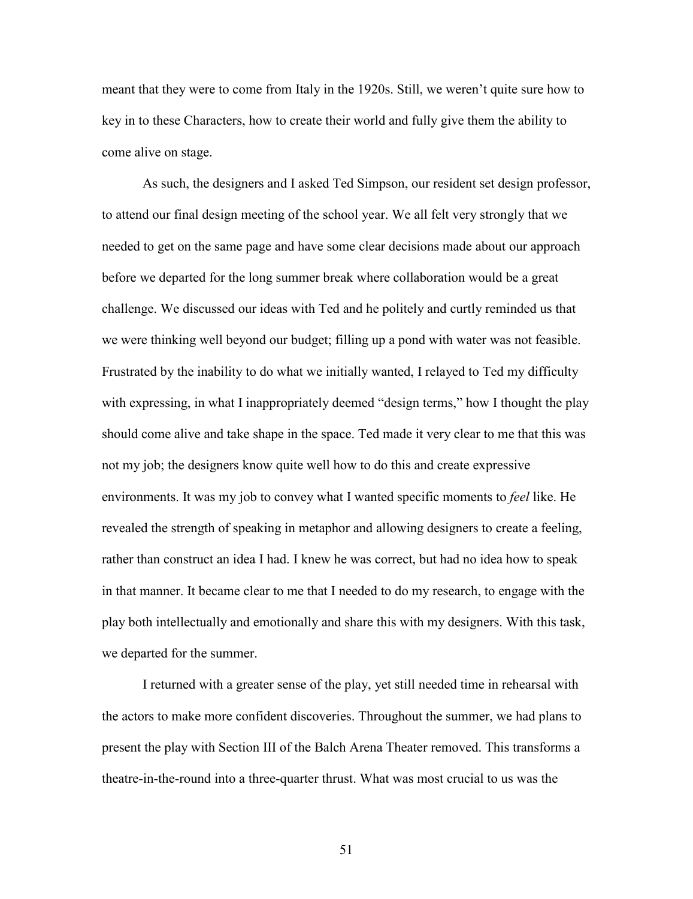meant that they were to come from Italy in the 1920s. Still, we weren't quite sure how to key in to these Characters, how to create their world and fully give them the ability to come alive on stage.

As such, the designers and I asked Ted Simpson, our resident set design professor, to attend our final design meeting of the school year. We all felt very strongly that we needed to get on the same page and have some clear decisions made about our approach before we departed for the long summer break where collaboration would be a great challenge. We discussed our ideas with Ted and he politely and curtly reminded us that we were thinking well beyond our budget; filling up a pond with water was not feasible. Frustrated by the inability to do what we initially wanted, I relayed to Ted my difficulty with expressing, in what I inappropriately deemed "design terms," how I thought the play should come alive and take shape in the space. Ted made it very clear to me that this was not my job; the designers know quite well how to do this and create expressive environments. It was my job to convey what I wanted specific moments to *feel* like. He revealed the strength of speaking in metaphor and allowing designers to create a feeling, rather than construct an idea I had. I knew he was correct, but had no idea how to speak in that manner. It became clear to me that I needed to do my research, to engage with the play both intellectually and emotionally and share this with my designers. With this task, we departed for the summer.

I returned with a greater sense of the play, yet still needed time in rehearsal with the actors to make more confident discoveries. Throughout the summer, we had plans to present the play with Section III of the Balch Arena Theater removed. This transforms a theatre-in-the-round into a three-quarter thrust. What was most crucial to us was the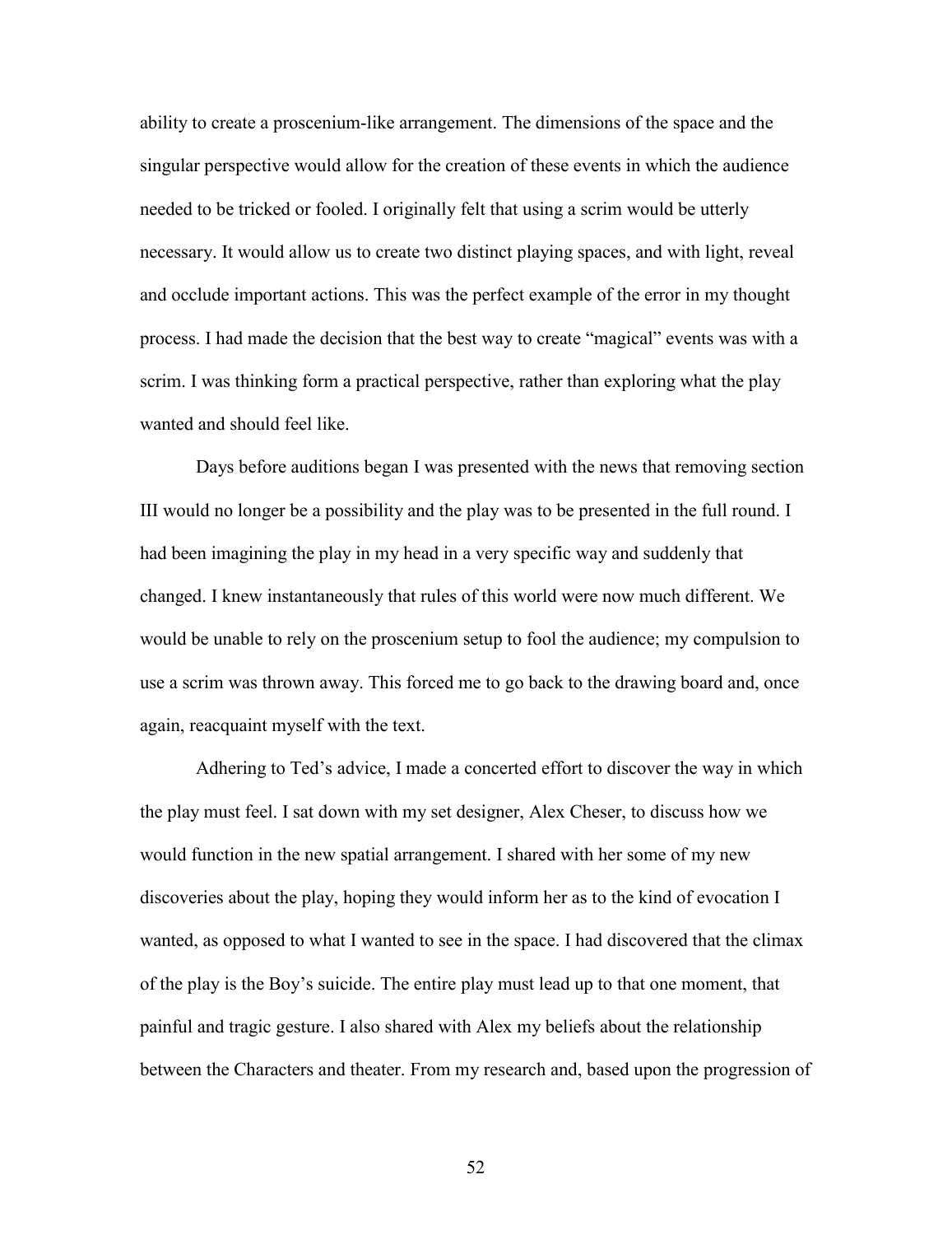ability to create a proscenium-like arrangement. The dimensions of the space and the singular perspective would allow for the creation of these events in which the audience needed to be tricked or fooled. I originally felt that using a scrim would be utterly necessary. It would allow us to create two distinct playing spaces, and with light, reveal and occlude important actions. This was the perfect example of the error in my thought process. I had made the decision that the best way to create "magical" events was with a scrim. I was thinking form a practical perspective, rather than exploring what the play wanted and should feel like.

Days before auditions began I was presented with the news that removing section III would no longer be a possibility and the play was to be presented in the full round. I had been imagining the play in my head in a very specific way and suddenly that changed. I knew instantaneously that rules of this world were now much different. We would be unable to rely on the proscenium setup to fool the audience; my compulsion to use a scrim was thrown away. This forced me to go back to the drawing board and, once again, reacquaint myself with the text.

Adhering to Ted's advice, I made a concerted effort to discover the way in which the play must feel. I sat down with my set designer, Alex Cheser, to discuss how we would function in the new spatial arrangement. I shared with her some of my new discoveries about the play, hoping they would inform her as to the kind of evocation I wanted, as opposed to what I wanted to see in the space. I had discovered that the climax of the play is the Boy's suicide. The entire play must lead up to that one moment, that painful and tragic gesture. I also shared with Alex my beliefs about the relationship between the Characters and theater. From my research and, based upon the progression of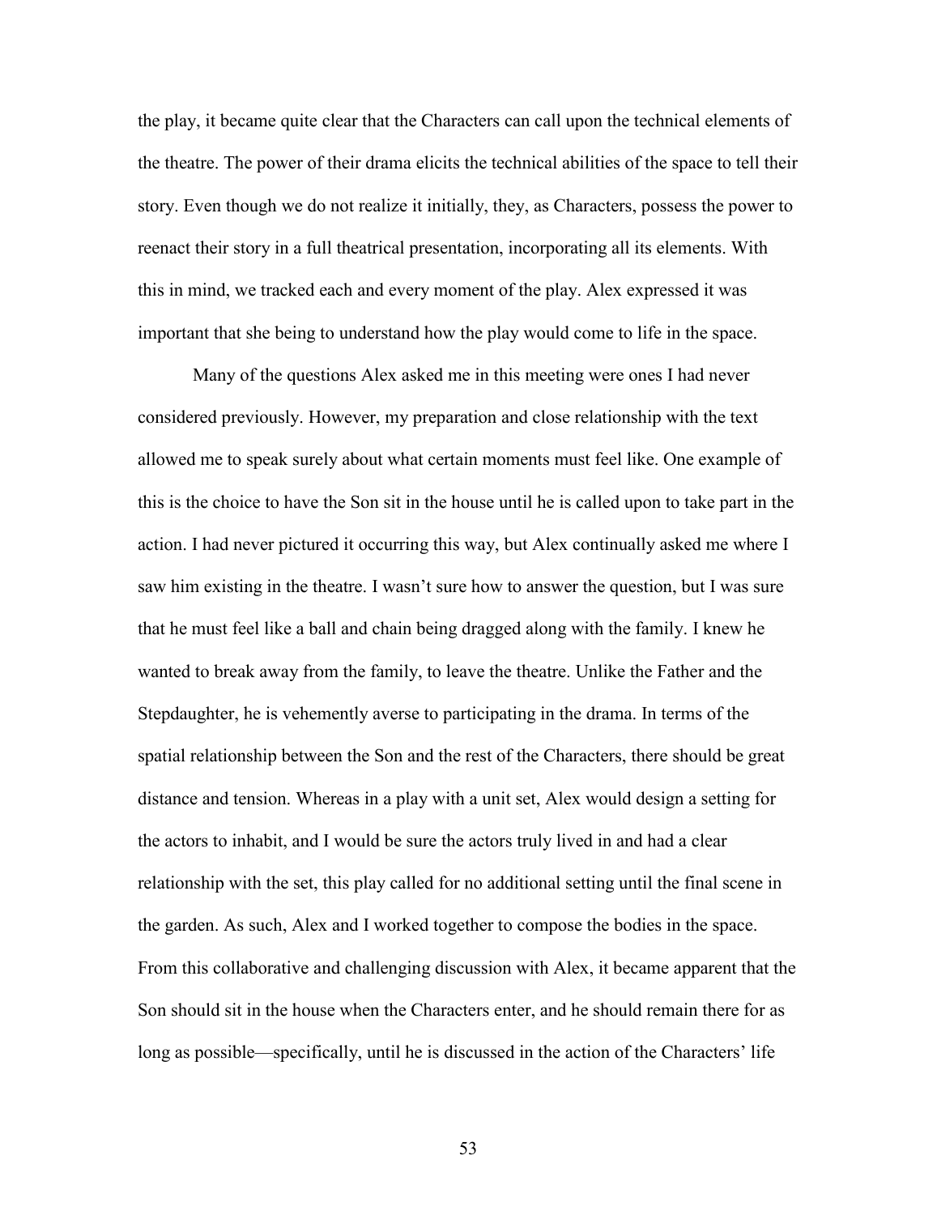the play, it became quite clear that the Characters can call upon the technical elements of the theatre. The power of their drama elicits the technical abilities of the space to tell their story. Even though we do not realize it initially, they, as Characters, possess the power to reenact their story in a full theatrical presentation, incorporating all its elements. With this in mind, we tracked each and every moment of the play. Alex expressed it was important that she being to understand how the play would come to life in the space.

Many of the questions Alex asked me in this meeting were ones I had never considered previously. However, my preparation and close relationship with the text allowed me to speak surely about what certain moments must feel like. One example of this is the choice to have the Son sit in the house until he is called upon to take part in the action. I had never pictured it occurring this way, but Alex continually asked me where I saw him existing in the theatre. I wasn't sure how to answer the question, but I was sure that he must feel like a ball and chain being dragged along with the family. I knew he wanted to break away from the family, to leave the theatre. Unlike the Father and the Stepdaughter, he is vehemently averse to participating in the drama. In terms of the spatial relationship between the Son and the rest of the Characters, there should be great distance and tension. Whereas in a play with a unit set, Alex would design a setting for the actors to inhabit, and I would be sure the actors truly lived in and had a clear relationship with the set, this play called for no additional setting until the final scene in the garden. As such, Alex and I worked together to compose the bodies in the space. From this collaborative and challenging discussion with Alex, it became apparent that the Son should sit in the house when the Characters enter, and he should remain there for as long as possible—specifically, until he is discussed in the action of the Characters' life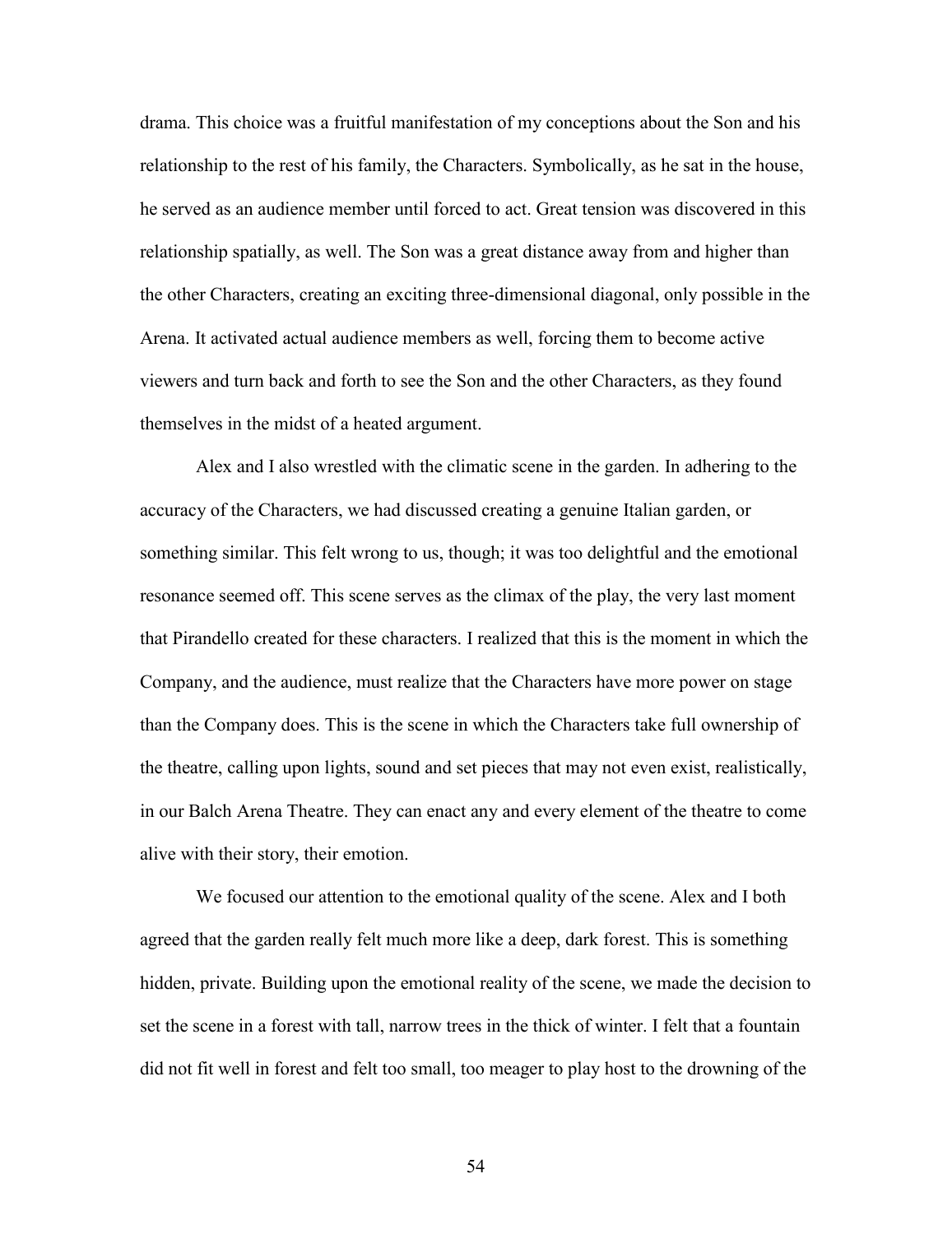drama. This choice was a fruitful manifestation of my conceptions about the Son and his relationship to the rest of his family, the Characters. Symbolically, as he sat in the house, he served as an audience member until forced to act. Great tension was discovered in this relationship spatially, as well. The Son was a great distance away from and higher than the other Characters, creating an exciting three-dimensional diagonal, only possible in the Arena. It activated actual audience members as well, forcing them to become active viewers and turn back and forth to see the Son and the other Characters, as they found themselves in the midst of a heated argument.

Alex and I also wrestled with the climatic scene in the garden. In adhering to the accuracy of the Characters, we had discussed creating a genuine Italian garden, or something similar. This felt wrong to us, though; it was too delightful and the emotional resonance seemed off. This scene serves as the climax of the play, the very last moment that Pirandello created for these characters. I realized that this is the moment in which the Company, and the audience, must realize that the Characters have more power on stage than the Company does. This is the scene in which the Characters take full ownership of the theatre, calling upon lights, sound and set pieces that may not even exist, realistically, in our Balch Arena Theatre. They can enact any and every element of the theatre to come alive with their story, their emotion.

We focused our attention to the emotional quality of the scene. Alex and I both agreed that the garden really felt much more like a deep, dark forest. This is something hidden, private. Building upon the emotional reality of the scene, we made the decision to set the scene in a forest with tall, narrow trees in the thick of winter. I felt that a fountain did not fit well in forest and felt too small, too meager to play host to the drowning of the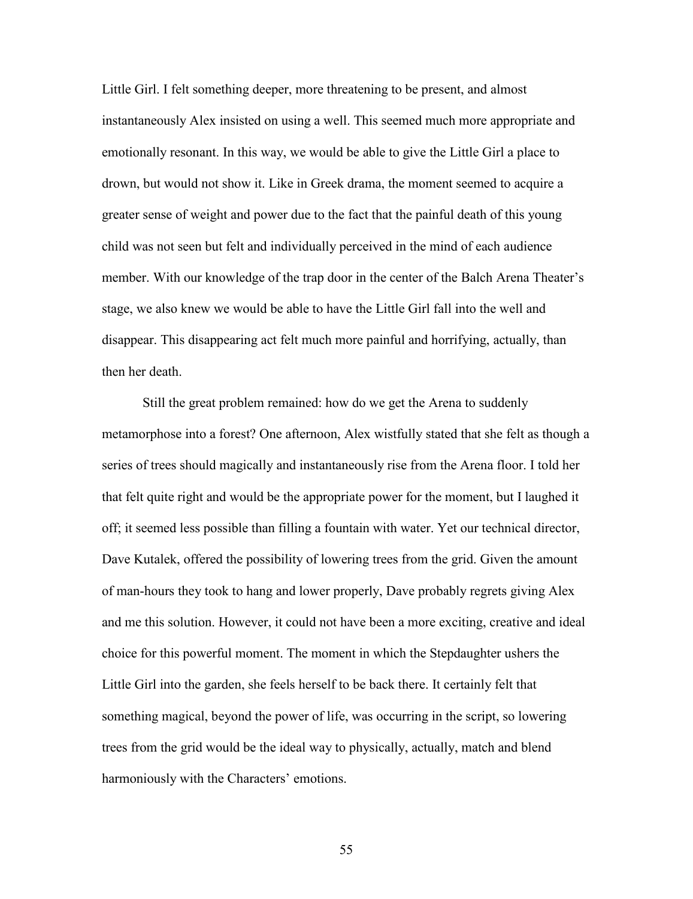Little Girl. I felt something deeper, more threatening to be present, and almost instantaneously Alex insisted on using a well. This seemed much more appropriate and emotionally resonant. In this way, we would be able to give the Little Girl a place to drown, but would not show it. Like in Greek drama, the moment seemed to acquire a greater sense of weight and power due to the fact that the painful death of this young child was not seen but felt and individually perceived in the mind of each audience member. With our knowledge of the trap door in the center of the Balch Arena Theater's stage, we also knew we would be able to have the Little Girl fall into the well and disappear. This disappearing act felt much more painful and horrifying, actually, than then her death.

Still the great problem remained: how do we get the Arena to suddenly metamorphose into a forest? One afternoon, Alex wistfully stated that she felt as though a series of trees should magically and instantaneously rise from the Arena floor. I told her that felt quite right and would be the appropriate power for the moment, but I laughed it off; it seemed less possible than filling a fountain with water. Yet our technical director, Dave Kutalek, offered the possibility of lowering trees from the grid. Given the amount of man-hours they took to hang and lower properly, Dave probably regrets giving Alex and me this solution. However, it could not have been a more exciting, creative and ideal choice for this powerful moment. The moment in which the Stepdaughter ushers the Little Girl into the garden, she feels herself to be back there. It certainly felt that something magical, beyond the power of life, was occurring in the script, so lowering trees from the grid would be the ideal way to physically, actually, match and blend harmoniously with the Characters' emotions.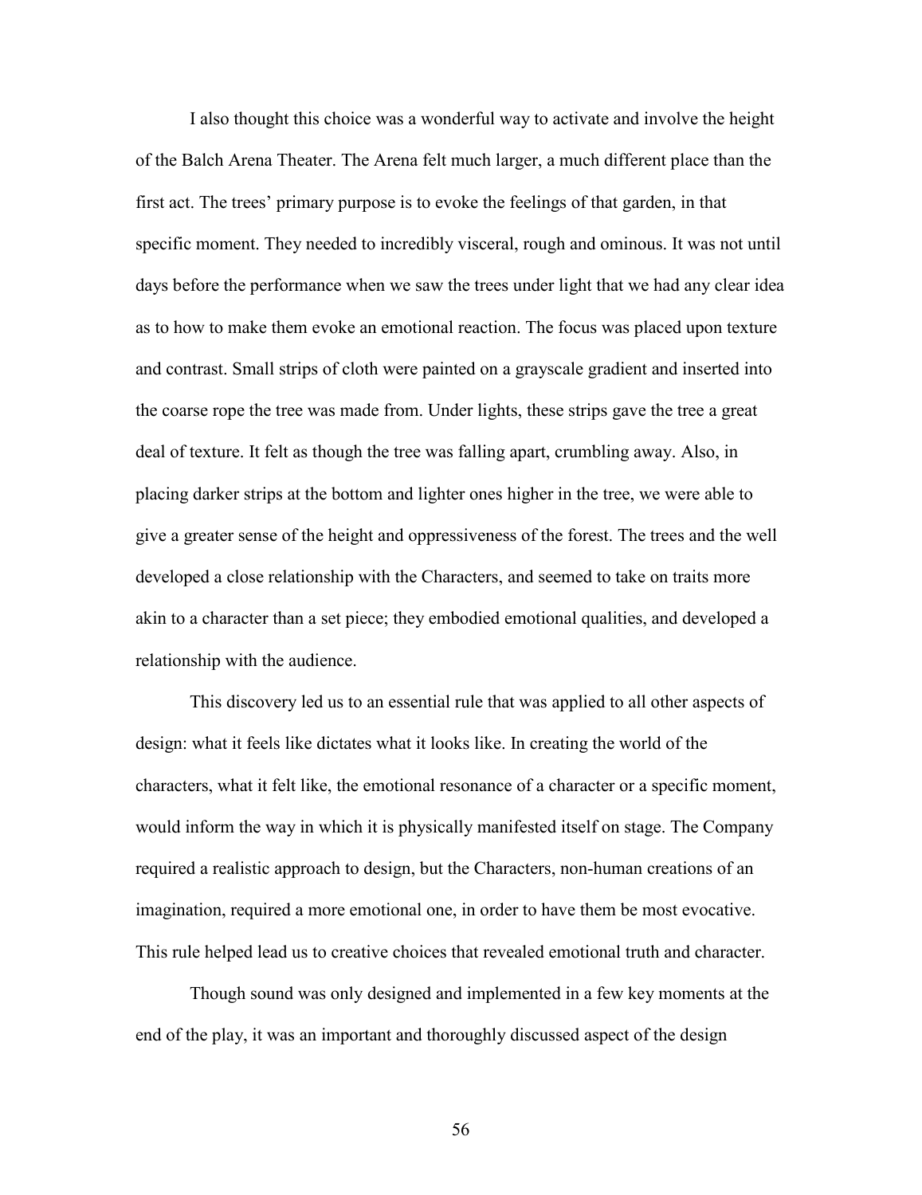I also thought this choice was a wonderful way to activate and involve the height of the Balch Arena Theater. The Arena felt much larger, a much different place than the first act. The trees' primary purpose is to evoke the feelings of that garden, in that specific moment. They needed to incredibly visceral, rough and ominous. It was not until days before the performance when we saw the trees under light that we had any clear idea as to how to make them evoke an emotional reaction. The focus was placed upon texture and contrast. Small strips of cloth were painted on a grayscale gradient and inserted into the coarse rope the tree was made from. Under lights, these strips gave the tree a great deal of texture. It felt as though the tree was falling apart, crumbling away. Also, in placing darker strips at the bottom and lighter ones higher in the tree, we were able to give a greater sense of the height and oppressiveness of the forest. The trees and the well developed a close relationship with the Characters, and seemed to take on traits more akin to a character than a set piece; they embodied emotional qualities, and developed a relationship with the audience.

This discovery led us to an essential rule that was applied to all other aspects of design: what it feels like dictates what it looks like. In creating the world of the characters, what it felt like, the emotional resonance of a character or a specific moment, would inform the way in which it is physically manifested itself on stage. The Company required a realistic approach to design, but the Characters, non-human creations of an imagination, required a more emotional one, in order to have them be most evocative. This rule helped lead us to creative choices that revealed emotional truth and character.

Though sound was only designed and implemented in a few key moments at the end of the play, it was an important and thoroughly discussed aspect of the design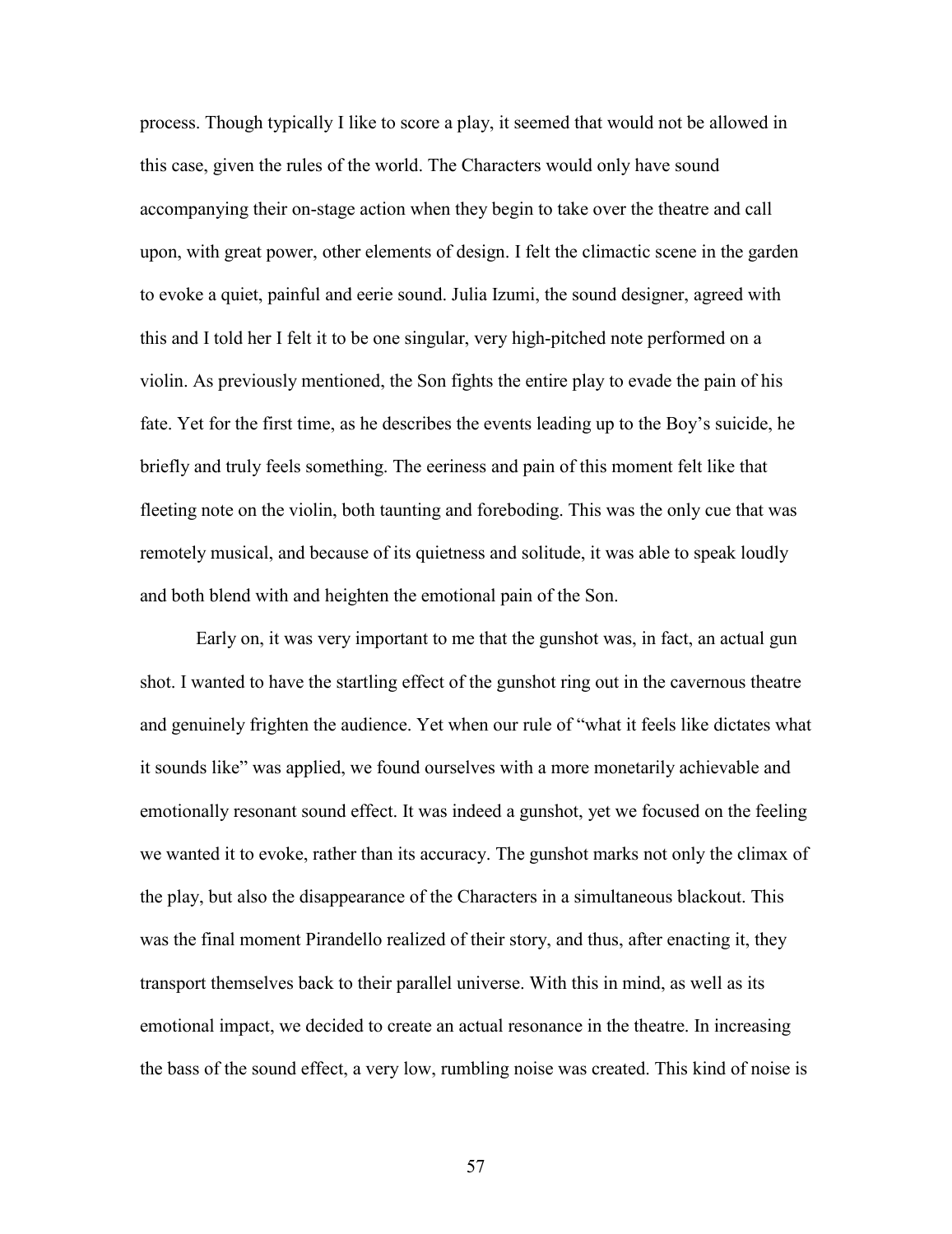process. Though typically I like to score a play, it seemed that would not be allowed in this case, given the rules of the world. The Characters would only have sound accompanying their on-stage action when they begin to take over the theatre and call upon, with great power, other elements of design. I felt the climactic scene in the garden to evoke a quiet, painful and eerie sound. Julia Izumi, the sound designer, agreed with this and I told her I felt it to be one singular, very high-pitched note performed on a violin. As previously mentioned, the Son fights the entire play to evade the pain of his fate. Yet for the first time, as he describes the events leading up to the Boy's suicide, he briefly and truly feels something. The eeriness and pain of this moment felt like that fleeting note on the violin, both taunting and foreboding. This was the only cue that was remotely musical, and because of its quietness and solitude, it was able to speak loudly and both blend with and heighten the emotional pain of the Son.

Early on, it was very important to me that the gunshot was, in fact, an actual gun shot. I wanted to have the startling effect of the gunshot ring out in the cavernous theatre and genuinely frighten the audience. Yet when our rule of "what it feels like dictates what it sounds like" was applied, we found ourselves with a more monetarily achievable and emotionally resonant sound effect. It was indeed a gunshot, yet we focused on the feeling we wanted it to evoke, rather than its accuracy. The gunshot marks not only the climax of the play, but also the disappearance of the Characters in a simultaneous blackout. This was the final moment Pirandello realized of their story, and thus, after enacting it, they transport themselves back to their parallel universe. With this in mind, as well as its emotional impact, we decided to create an actual resonance in the theatre. In increasing the bass of the sound effect, a very low, rumbling noise was created. This kind of noise is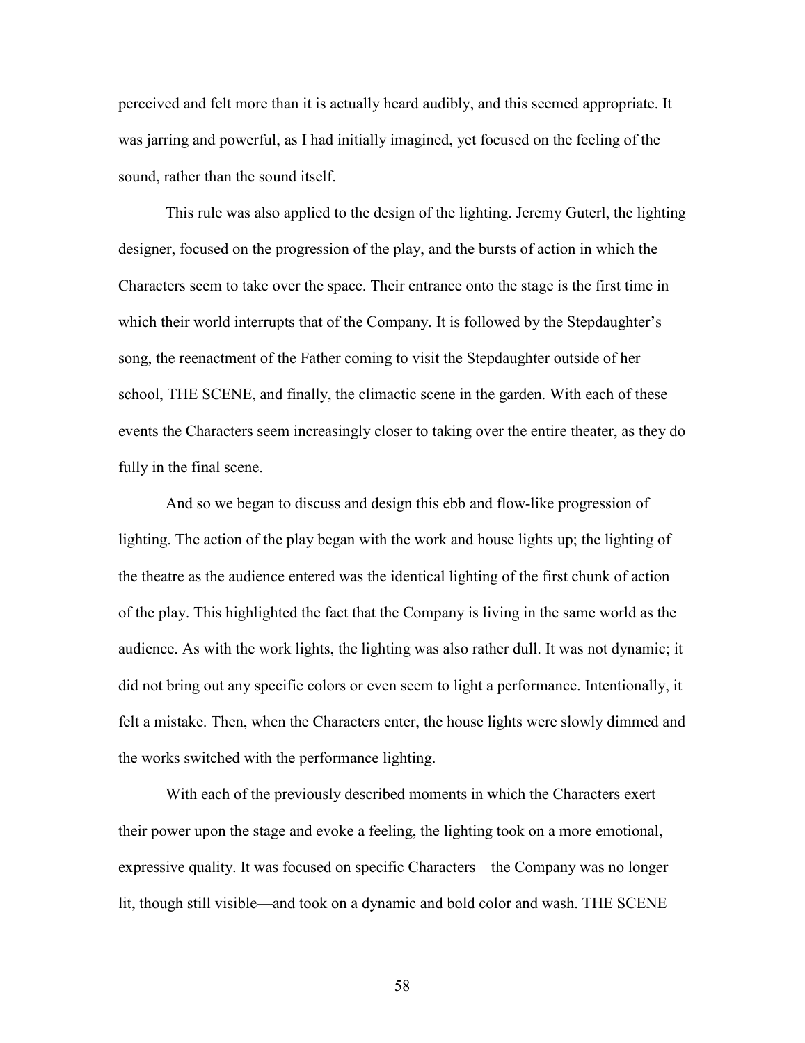perceived and felt more than it is actually heard audibly, and this seemed appropriate. It was jarring and powerful, as I had initially imagined, yet focused on the feeling of the sound, rather than the sound itself.

This rule was also applied to the design of the lighting. Jeremy Guterl, the lighting designer, focused on the progression of the play, and the bursts of action in which the Characters seem to take over the space. Their entrance onto the stage is the first time in which their world interrupts that of the Company. It is followed by the Stepdaughter's song, the reenactment of the Father coming to visit the Stepdaughter outside of her school, THE SCENE, and finally, the climactic scene in the garden. With each of these events the Characters seem increasingly closer to taking over the entire theater, as they do fully in the final scene.

And so we began to discuss and design this ebb and flow-like progression of lighting. The action of the play began with the work and house lights up; the lighting of the theatre as the audience entered was the identical lighting of the first chunk of action of the play. This highlighted the fact that the Company is living in the same world as the audience. As with the work lights, the lighting was also rather dull. It was not dynamic; it did not bring out any specific colors or even seem to light a performance. Intentionally, it felt a mistake. Then, when the Characters enter, the house lights were slowly dimmed and the works switched with the performance lighting.

With each of the previously described moments in which the Characters exert their power upon the stage and evoke a feeling, the lighting took on a more emotional, expressive quality. It was focused on specific Characters—the Company was no longer lit, though still visible—and took on a dynamic and bold color and wash. THE SCENE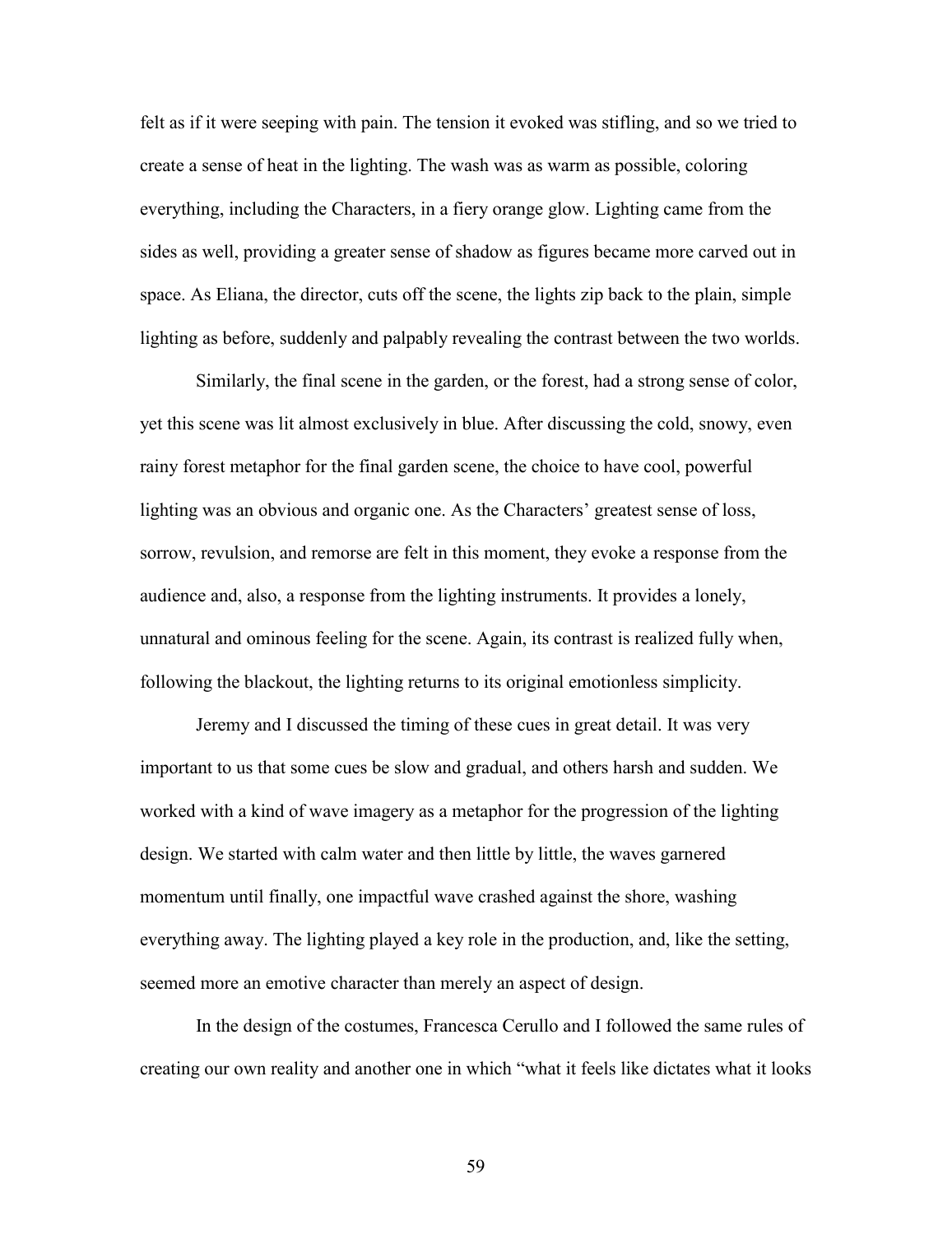felt as if it were seeping with pain. The tension it evoked was stifling, and so we tried to create a sense of heat in the lighting. The wash was as warm as possible, coloring everything, including the Characters, in a fiery orange glow. Lighting came from the sides as well, providing a greater sense of shadow as figures became more carved out in space. As Eliana, the director, cuts off the scene, the lights zip back to the plain, simple lighting as before, suddenly and palpably revealing the contrast between the two worlds.

Similarly, the final scene in the garden, or the forest, had a strong sense of color, yet this scene was lit almost exclusively in blue. After discussing the cold, snowy, even rainy forest metaphor for the final garden scene, the choice to have cool, powerful lighting was an obvious and organic one. As the Characters' greatest sense of loss, sorrow, revulsion, and remorse are felt in this moment, they evoke a response from the audience and, also, a response from the lighting instruments. It provides a lonely, unnatural and ominous feeling for the scene. Again, its contrast is realized fully when, following the blackout, the lighting returns to its original emotionless simplicity.

Jeremy and I discussed the timing of these cues in great detail. It was very important to us that some cues be slow and gradual, and others harsh and sudden. We worked with a kind of wave imagery as a metaphor for the progression of the lighting design. We started with calm water and then little by little, the waves garnered momentum until finally, one impactful wave crashed against the shore, washing everything away. The lighting played a key role in the production, and, like the setting, seemed more an emotive character than merely an aspect of design.

In the design of the costumes, Francesca Cerullo and I followed the same rules of creating our own reality and another one in which "what it feels like dictates what it looks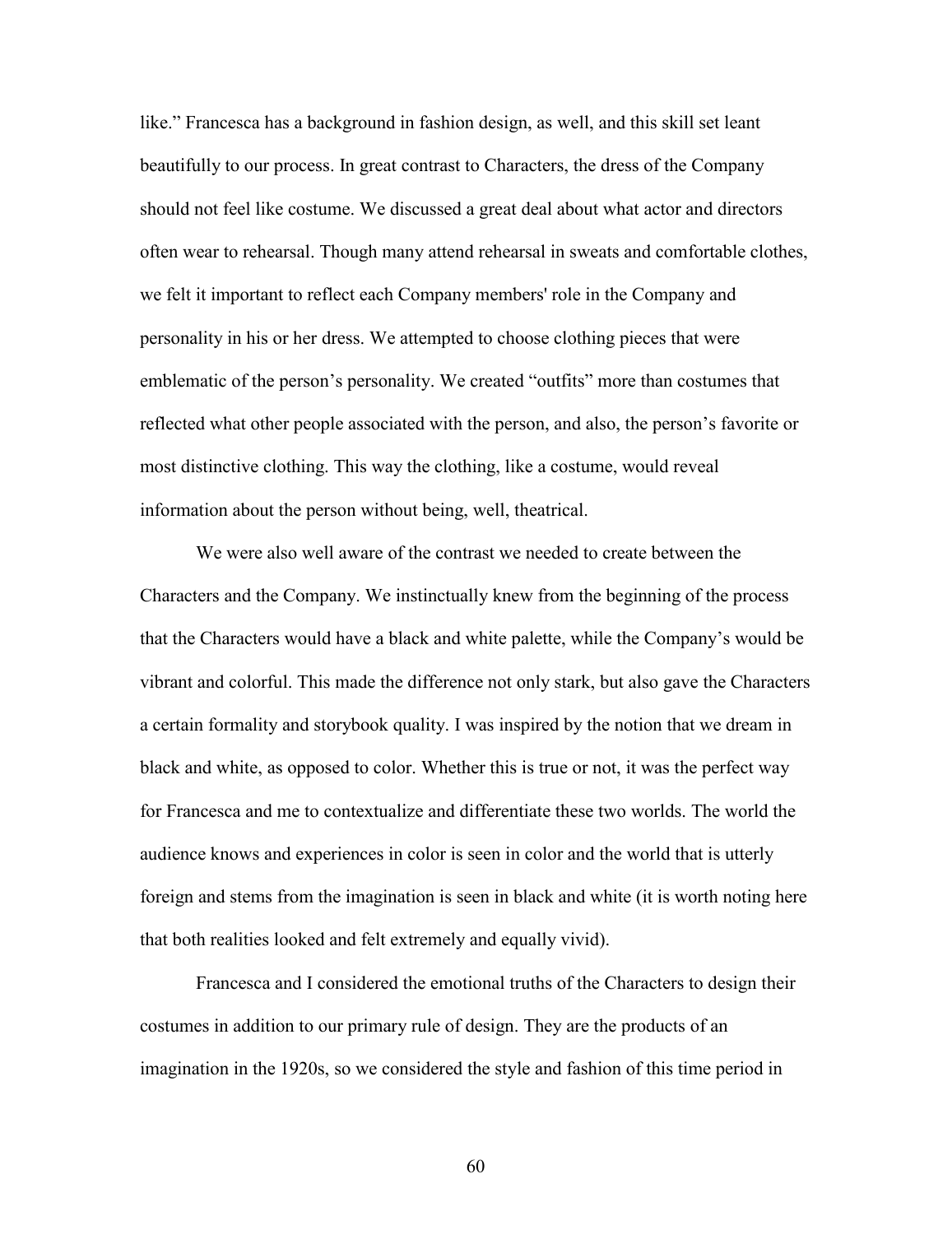like." Francesca has a background in fashion design, as well, and this skill set leant beautifully to our process. In great contrast to Characters, the dress of the Company should not feel like costume. We discussed a great deal about what actor and directors often wear to rehearsal. Though many attend rehearsal in sweats and comfortable clothes, we felt it important to reflect each Company members' role in the Company and personality in his or her dress. We attempted to choose clothing pieces that were emblematic of the person's personality. We created "outfits" more than costumes that reflected what other people associated with the person, and also, the person's favorite or most distinctive clothing. This way the clothing, like a costume, would reveal information about the person without being, well, theatrical.

We were also well aware of the contrast we needed to create between the Characters and the Company. We instinctually knew from the beginning of the process that the Characters would have a black and white palette, while the Company's would be vibrant and colorful. This made the difference not only stark, but also gave the Characters a certain formality and storybook quality. I was inspired by the notion that we dream in black and white, as opposed to color. Whether this is true or not, it was the perfect way for Francesca and me to contextualize and differentiate these two worlds. The world the audience knows and experiences in color is seen in color and the world that is utterly foreign and stems from the imagination is seen in black and white (it is worth noting here that both realities looked and felt extremely and equally vivid).

Francesca and I considered the emotional truths of the Characters to design their costumes in addition to our primary rule of design. They are the products of an imagination in the 1920s, so we considered the style and fashion of this time period in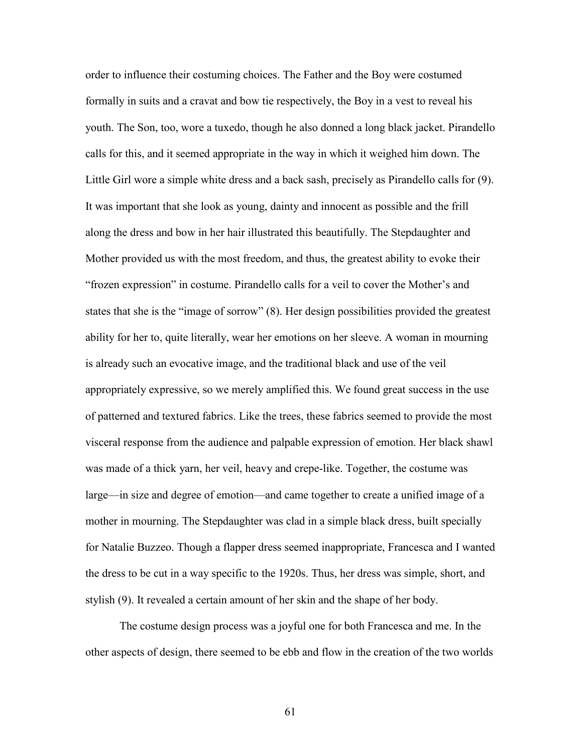order to influence their costuming choices. The Father and the Boy were costumed formally in suits and a cravat and bow tie respectively, the Boy in a vest to reveal his youth. The Son, too, wore a tuxedo, though he also donned a long black jacket. Pirandello calls for this, and it seemed appropriate in the way in which it weighed him down. The Little Girl wore a simple white dress and a back sash, precisely as Pirandello calls for (9). It was important that she look as young, dainty and innocent as possible and the frill along the dress and bow in her hair illustrated this beautifully. The Stepdaughter and Mother provided us with the most freedom, and thus, the greatest ability to evoke their "frozen expression" in costume. Pirandello calls for a veil to cover the Mother's and states that she is the "image of sorrow" (8). Her design possibilities provided the greatest ability for her to, quite literally, wear her emotions on her sleeve. A woman in mourning is already such an evocative image, and the traditional black and use of the veil appropriately expressive, so we merely amplified this. We found great success in the use of patterned and textured fabrics. Like the trees, these fabrics seemed to provide the most visceral response from the audience and palpable expression of emotion. Her black shawl was made of a thick yarn, her veil, heavy and crepe-like. Together, the costume was large—in size and degree of emotion—and came together to create a unified image of a mother in mourning. The Stepdaughter was clad in a simple black dress, built specially for Natalie Buzzeo. Though a flapper dress seemed inappropriate, Francesca and I wanted the dress to be cut in a way specific to the 1920s. Thus, her dress was simple, short, and stylish (9). It revealed a certain amount of her skin and the shape of her body.

The costume design process was a joyful one for both Francesca and me. In the other aspects of design, there seemed to be ebb and flow in the creation of the two worlds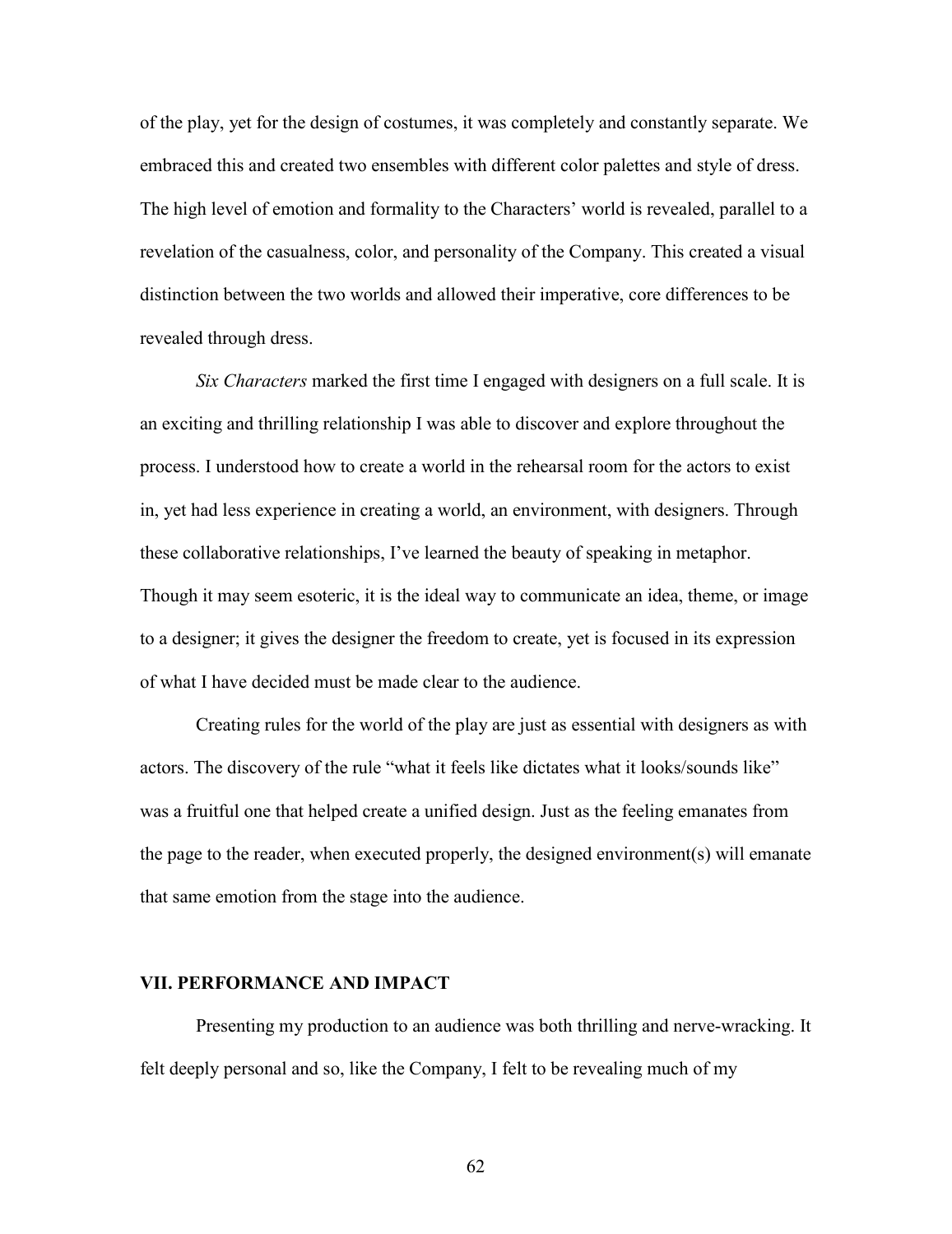of the play, yet for the design of costumes, it was completely and constantly separate. We embraced this and created two ensembles with different color palettes and style of dress. The high level of emotion and formality to the Characters' world is revealed, parallel to a revelation of the casualness, color, and personality of the Company. This created a visual distinction between the two worlds and allowed their imperative, core differences to be revealed through dress.

*Six Characters* marked the first time I engaged with designers on a full scale. It is an exciting and thrilling relationship I was able to discover and explore throughout the process. I understood how to create a world in the rehearsal room for the actors to exist in, yet had less experience in creating a world, an environment, with designers. Through these collaborative relationships, I've learned the beauty of speaking in metaphor. Though it may seem esoteric, it is the ideal way to communicate an idea, theme, or image to a designer; it gives the designer the freedom to create, yet is focused in its expression of what I have decided must be made clear to the audience.

Creating rules for the world of the play are just as essential with designers as with actors. The discovery of the rule "what it feels like dictates what it looks/sounds like" was a fruitful one that helped create a unified design. Just as the feeling emanates from the page to the reader, when executed properly, the designed environment(s) will emanate that same emotion from the stage into the audience.

## VII. PERFORMANCE AND IMPACT

Presenting my production to an audience was both thrilling and nerve-wracking. It felt deeply personal and so, like the Company, I felt to be revealing much of my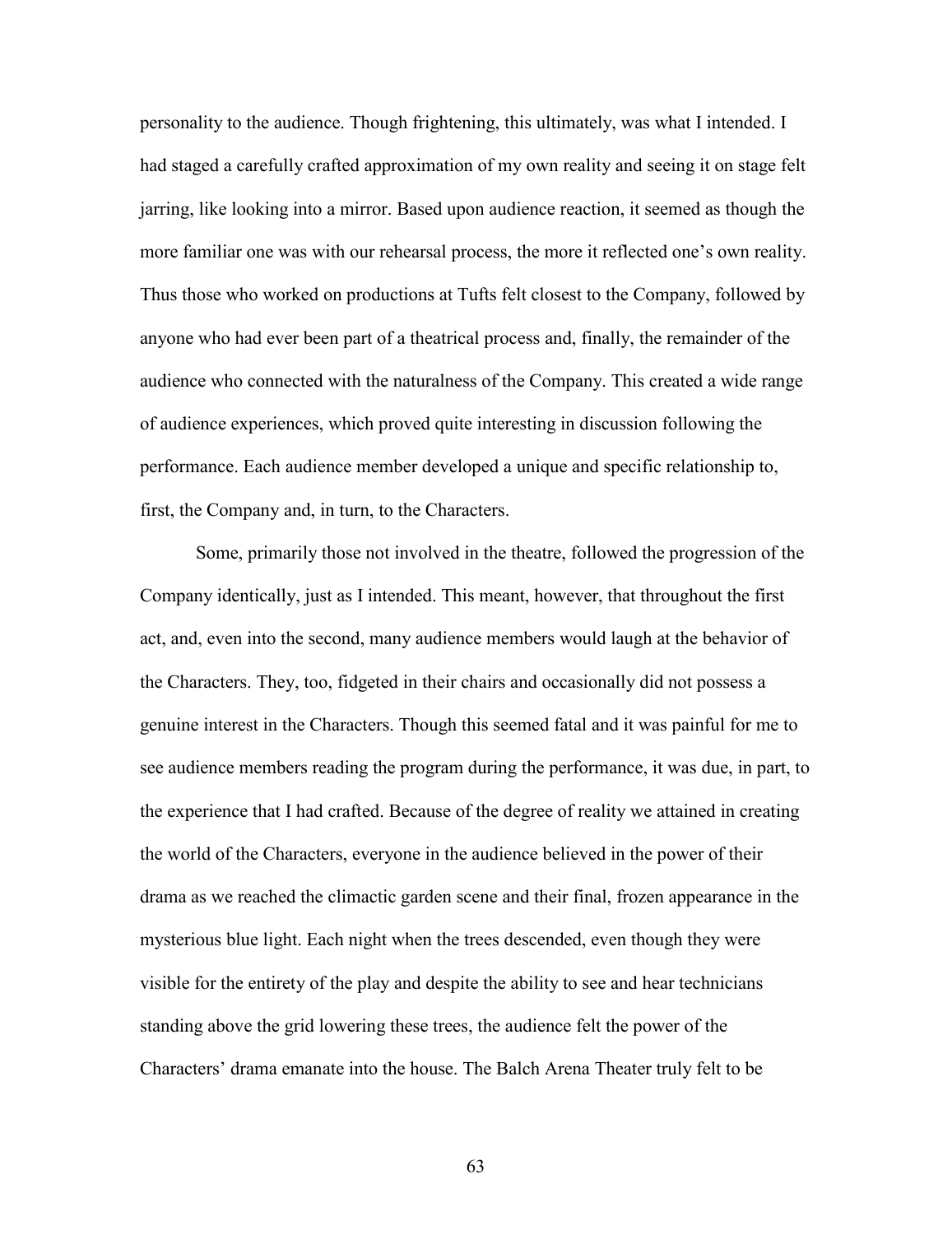personality to the audience. Though frightening, this ultimately, was what I intended. I had staged a carefully crafted approximation of my own reality and seeing it on stage felt jarring, like looking into a mirror. Based upon audience reaction, it seemed as though the more familiar one was with our rehearsal process, the more it reflected one's own reality. Thus those who worked on productions at Tufts felt closest to the Company, followed by anyone who had ever been part of a theatrical process and, finally, the remainder of the audience who connected with the naturalness of the Company. This created a wide range of audience experiences, which proved quite interesting in discussion following the performance. Each audience member developed a unique and specific relationship to, first, the Company and, in turn, to the Characters.

Some, primarily those not involved in the theatre, followed the progression of the Company identically, just as I intended. This meant, however, that throughout the first act, and, even into the second, many audience members would laugh at the behavior of the Characters. They, too, fidgeted in their chairs and occasionally did not possess a genuine interest in the Characters. Though this seemed fatal and it was painful for me to see audience members reading the program during the performance, it was due, in part, to the experience that I had crafted. Because of the degree of reality we attained in creating the world of the Characters, everyone in the audience believed in the power of their drama as we reached the climactic garden scene and their final, frozen appearance in the mysterious blue light. Each night when the trees descended, even though they were visible for the entirety of the play and despite the ability to see and hear technicians standing above the grid lowering these trees, the audience felt the power of the Characters' drama emanate into the house. The Balch Arena Theater truly felt to be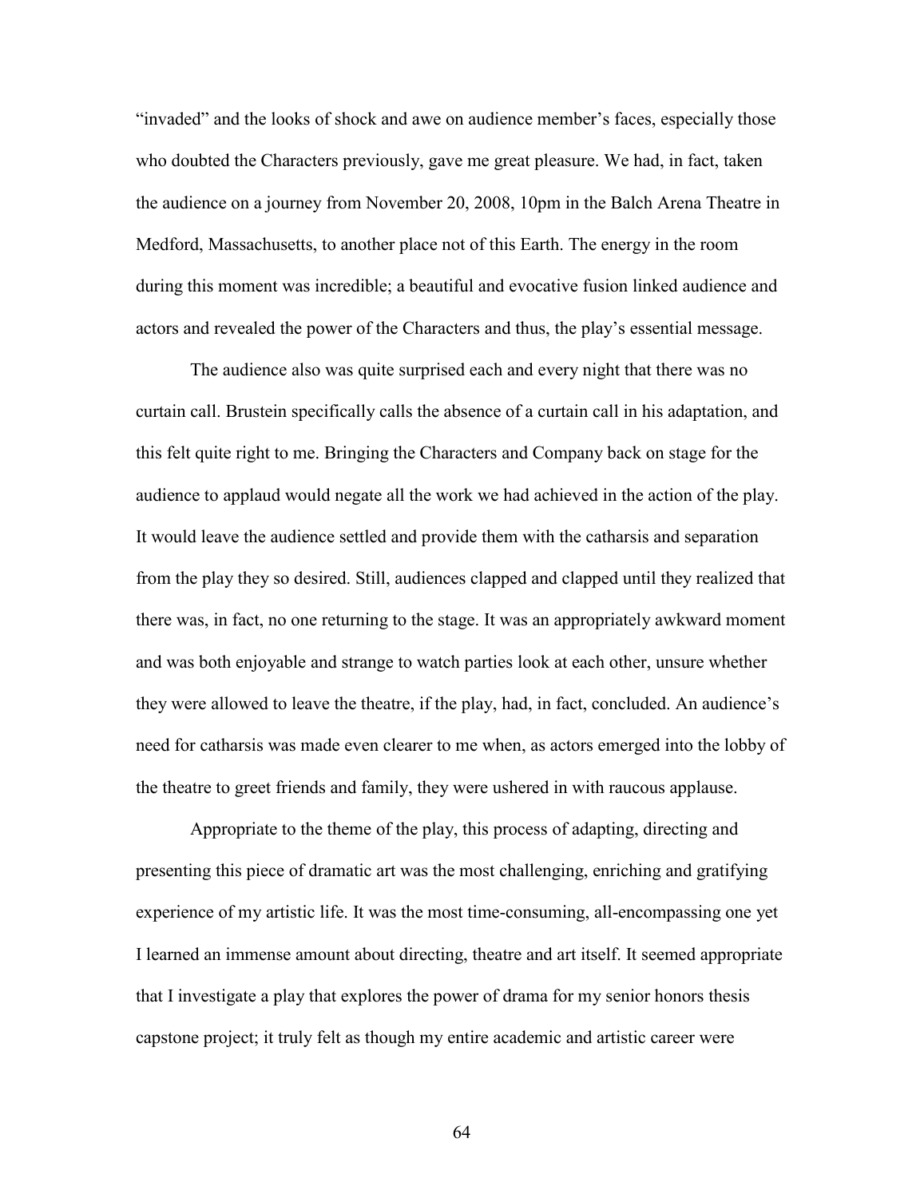"invaded" and the looks of shock and awe on audience member's faces, especially those who doubted the Characters previously, gave me great pleasure. We had, in fact, taken the audience on a journey from November 20, 2008, 10pm in the Balch Arena Theatre in Medford, Massachusetts, to another place not of this Earth. The energy in the room during this moment was incredible; a beautiful and evocative fusion linked audience and actors and revealed the power of the Characters and thus, the play's essential message.

The audience also was quite surprised each and every night that there was no curtain call. Brustein specifically calls the absence of a curtain call in his adaptation, and this felt quite right to me. Bringing the Characters and Company back on stage for the audience to applaud would negate all the work we had achieved in the action of the play. It would leave the audience settled and provide them with the catharsis and separation from the play they so desired. Still, audiences clapped and clapped until they realized that there was, in fact, no one returning to the stage. It was an appropriately awkward moment and was both enjoyable and strange to watch parties look at each other, unsure whether they were allowed to leave the theatre, if the play, had, in fact, concluded. An audience's need for catharsis was made even clearer to me when, as actors emerged into the lobby of the theatre to greet friends and family, they were ushered in with raucous applause.

Appropriate to the theme of the play, this process of adapting, directing and presenting this piece of dramatic art was the most challenging, enriching and gratifying experience of my artistic life. It was the most time-consuming, all-encompassing one yet I learned an immense amount about directing, theatre and art itself. It seemed appropriate that I investigate a play that explores the power of drama for my senior honors thesis capstone project; it truly felt as though my entire academic and artistic career were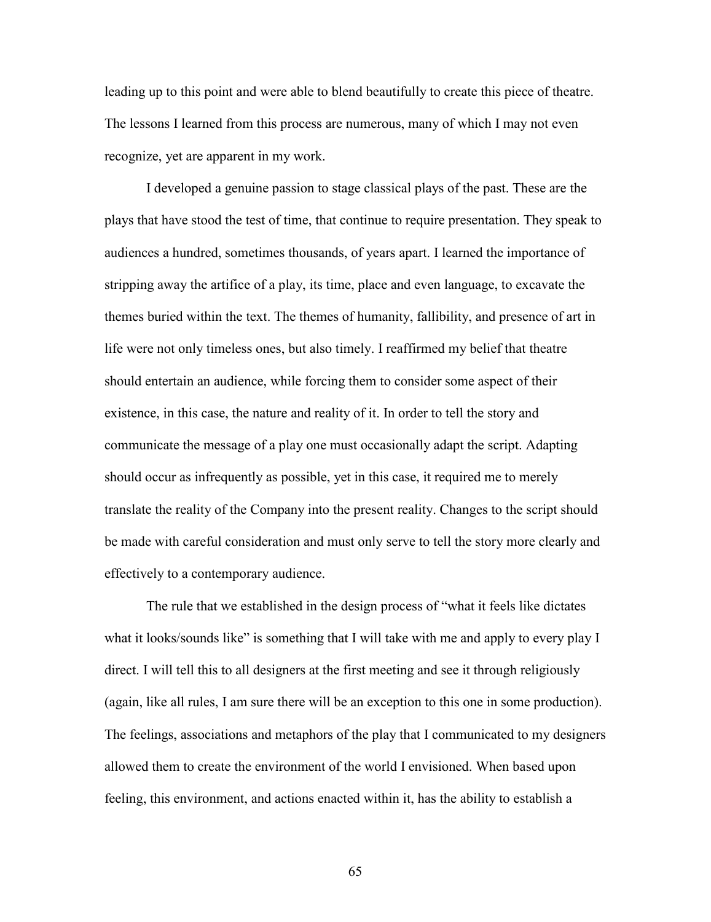leading up to this point and were able to blend beautifully to create this piece of theatre. The lessons I learned from this process are numerous, many of which I may not even recognize, yet are apparent in my work.

I developed a genuine passion to stage classical plays of the past. These are the plays that have stood the test of time, that continue to require presentation. They speak to audiences a hundred, sometimes thousands, of years apart. I learned the importance of stripping away the artifice of a play, its time, place and even language, to excavate the themes buried within the text. The themes of humanity, fallibility, and presence of art in life were not only timeless ones, but also timely. I reaffirmed my belief that theatre should entertain an audience, while forcing them to consider some aspect of their existence, in this case, the nature and reality of it. In order to tell the story and communicate the message of a play one must occasionally adapt the script. Adapting should occur as infrequently as possible, yet in this case, it required me to merely translate the reality of the Company into the present reality. Changes to the script should be made with careful consideration and must only serve to tell the story more clearly and effectively to a contemporary audience.

The rule that we established in the design process of "what it feels like dictates what it looks/sounds like" is something that I will take with me and apply to every play I direct. I will tell this to all designers at the first meeting and see it through religiously (again, like all rules, I am sure there will be an exception to this one in some production). The feelings, associations and metaphors of the play that I communicated to my designers allowed them to create the environment of the world I envisioned. When based upon feeling, this environment, and actions enacted within it, has the ability to establish a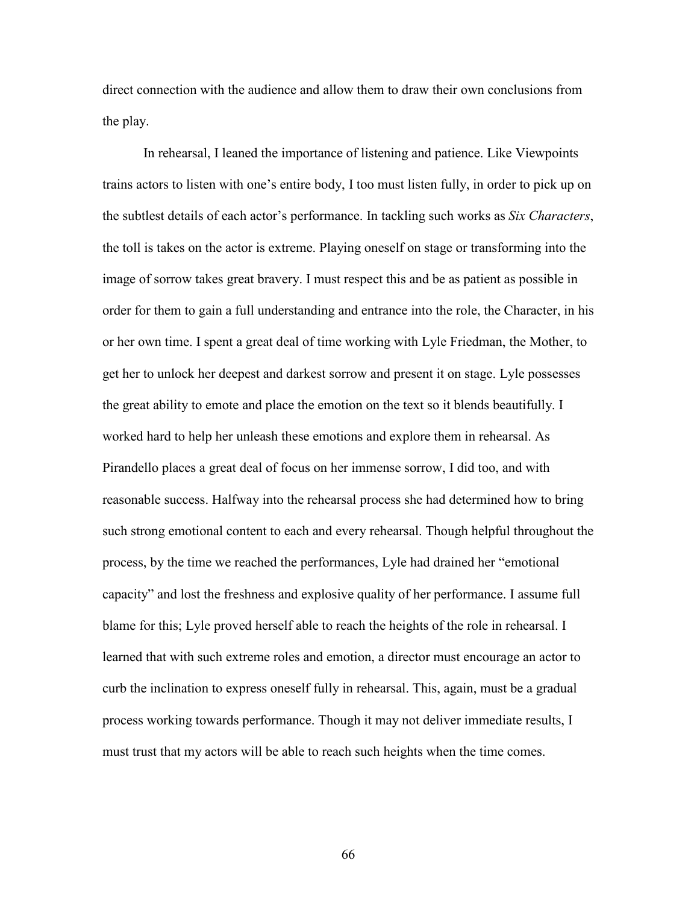direct connection with the audience and allow them to draw their own conclusions from the play.

In rehearsal, I leaned the importance of listening and patience. Like Viewpoints trains actors to listen with one's entire body, I too must listen fully, in order to pick up on the subtlest details of each actor's performance. In tackling such works as *Six Characters*, the toll is takes on the actor is extreme. Playing oneself on stage or transforming into the image of sorrow takes great bravery. I must respect this and be as patient as possible in order for them to gain a full understanding and entrance into the role, the Character, in his or her own time. I spent a great deal of time working with Lyle Friedman, the Mother, to get her to unlock her deepest and darkest sorrow and present it on stage. Lyle possesses the great ability to emote and place the emotion on the text so it blends beautifully. I worked hard to help her unleash these emotions and explore them in rehearsal. As Pirandello places a great deal of focus on her immense sorrow, I did too, and with reasonable success. Halfway into the rehearsal process she had determined how to bring such strong emotional content to each and every rehearsal. Though helpful throughout the process, by the time we reached the performances, Lyle had drained her "emotional capacity" and lost the freshness and explosive quality of her performance. I assume full blame for this; Lyle proved herself able to reach the heights of the role in rehearsal. I learned that with such extreme roles and emotion, a director must encourage an actor to curb the inclination to express oneself fully in rehearsal. This, again, must be a gradual process working towards performance. Though it may not deliver immediate results, I must trust that my actors will be able to reach such heights when the time comes.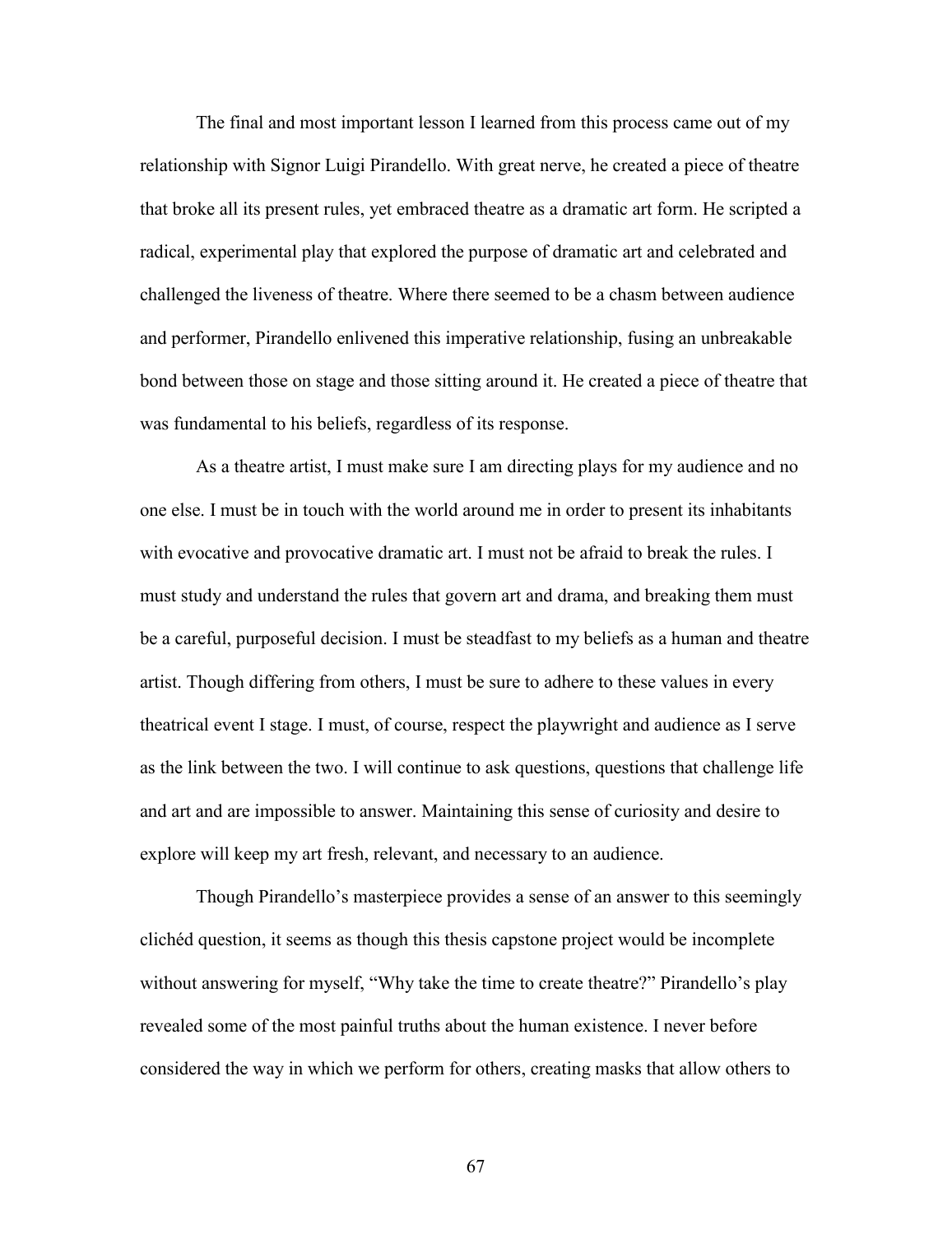The final and most important lesson I learned from this process came out of my relationship with Signor Luigi Pirandello. With great nerve, he created a piece of theatre that broke all its present rules, yet embraced theatre as a dramatic art form. He scripted a radical, experimental play that explored the purpose of dramatic art and celebrated and challenged the liveness of theatre. Where there seemed to be a chasm between audience and performer, Pirandello enlivened this imperative relationship, fusing an unbreakable bond between those on stage and those sitting around it. He created a piece of theatre that was fundamental to his beliefs, regardless of its response.

As a theatre artist, I must make sure I am directing plays for my audience and no one else. I must be in touch with the world around me in order to present its inhabitants with evocative and provocative dramatic art. I must not be afraid to break the rules. I must study and understand the rules that govern art and drama, and breaking them must be a careful, purposeful decision. I must be steadfast to my beliefs as a human and theatre artist. Though differing from others, I must be sure to adhere to these values in every theatrical event I stage. I must, of course, respect the playwright and audience as I serve as the link between the two. I will continue to ask questions, questions that challenge life and art and are impossible to answer. Maintaining this sense of curiosity and desire to explore will keep my art fresh, relevant, and necessary to an audience.

Though Pirandello's masterpiece provides a sense of an answer to this seemingly clichéd question, it seems as though this thesis capstone project would be incomplete without answering for myself, "Why take the time to create theatre?" Pirandello's play revealed some of the most painful truths about the human existence. I never before considered the way in which we perform for others, creating masks that allow others to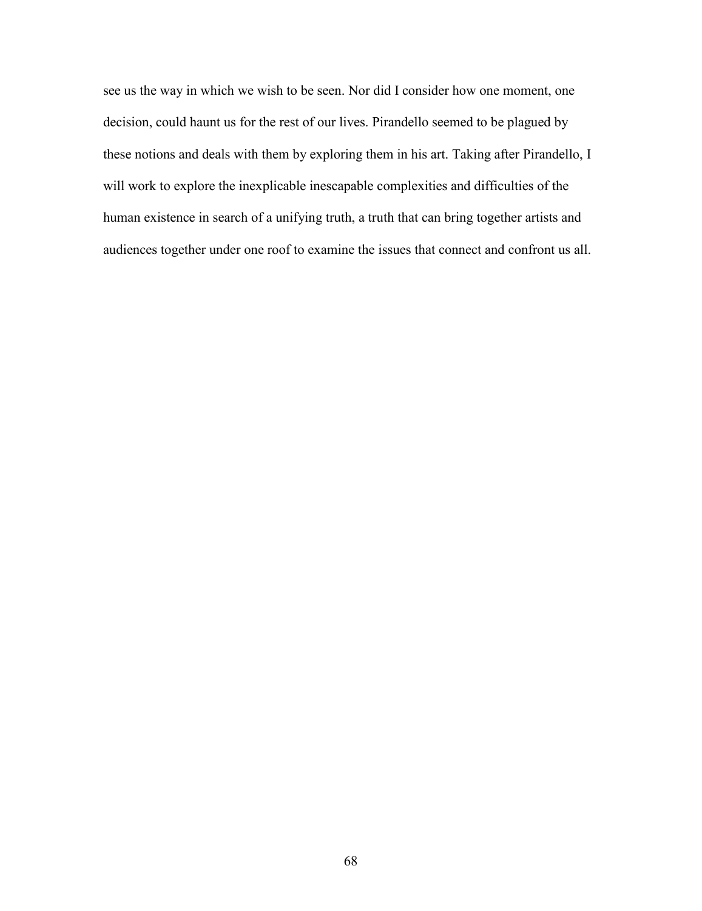see us the way in which we wish to be seen. Nor did I consider how one moment, one decision, could haunt us for the rest of our lives. Pirandello seemed to be plagued by these notions and deals with them by exploring them in his art. Taking after Pirandello, I will work to explore the inexplicable inescapable complexities and difficulties of the human existence in search of a unifying truth, a truth that can bring together artists and audiences together under one roof to examine the issues that connect and confront us all.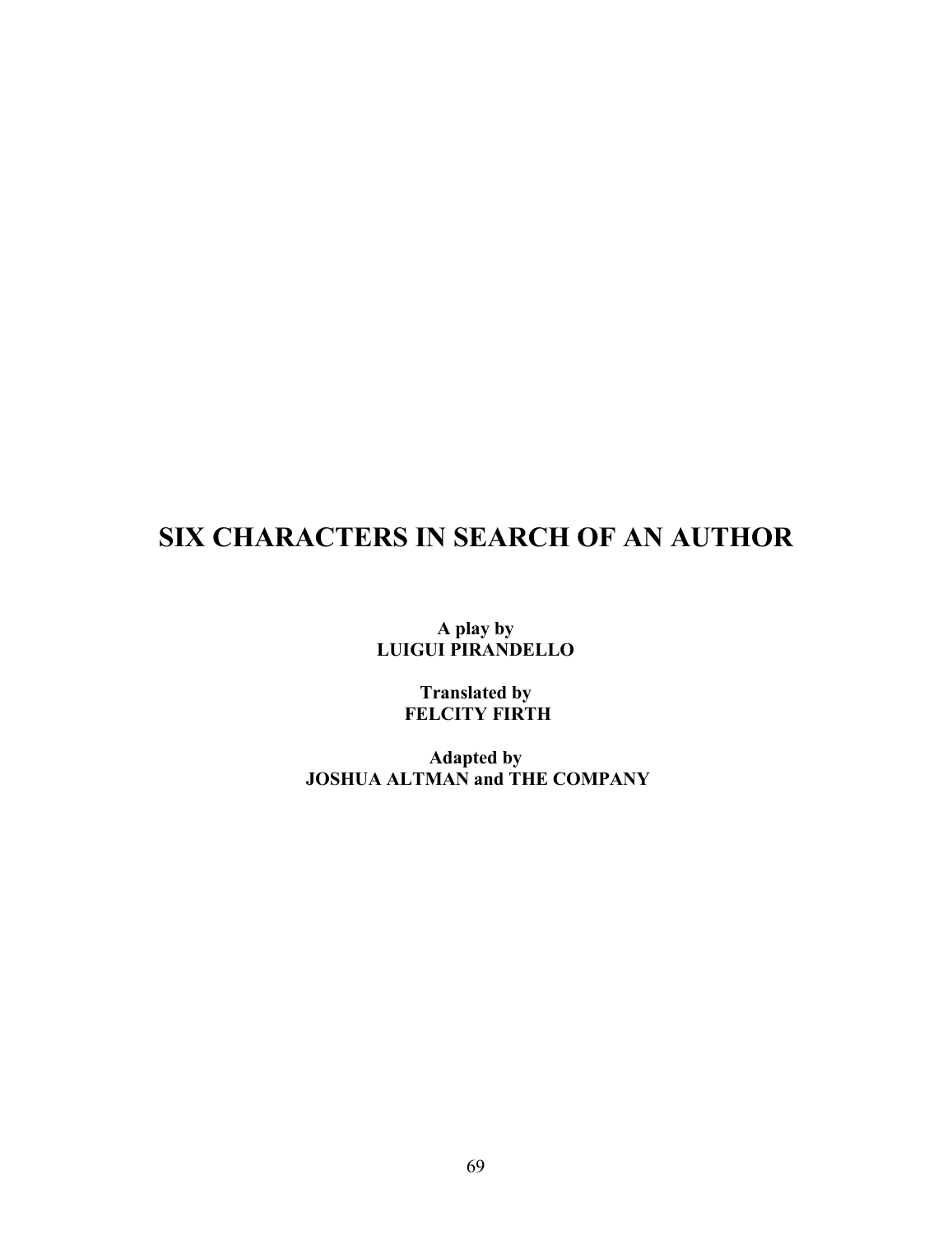# SIX CHARACTERS IN SEARCH OF AN AUTHOR

**A play by**
**LUIGUI PIRANDELLO**

**Translated by**
**FELCITY FIRTH**

**Adapted by**
**JOSHUA ALTMAN and THE COMPANY**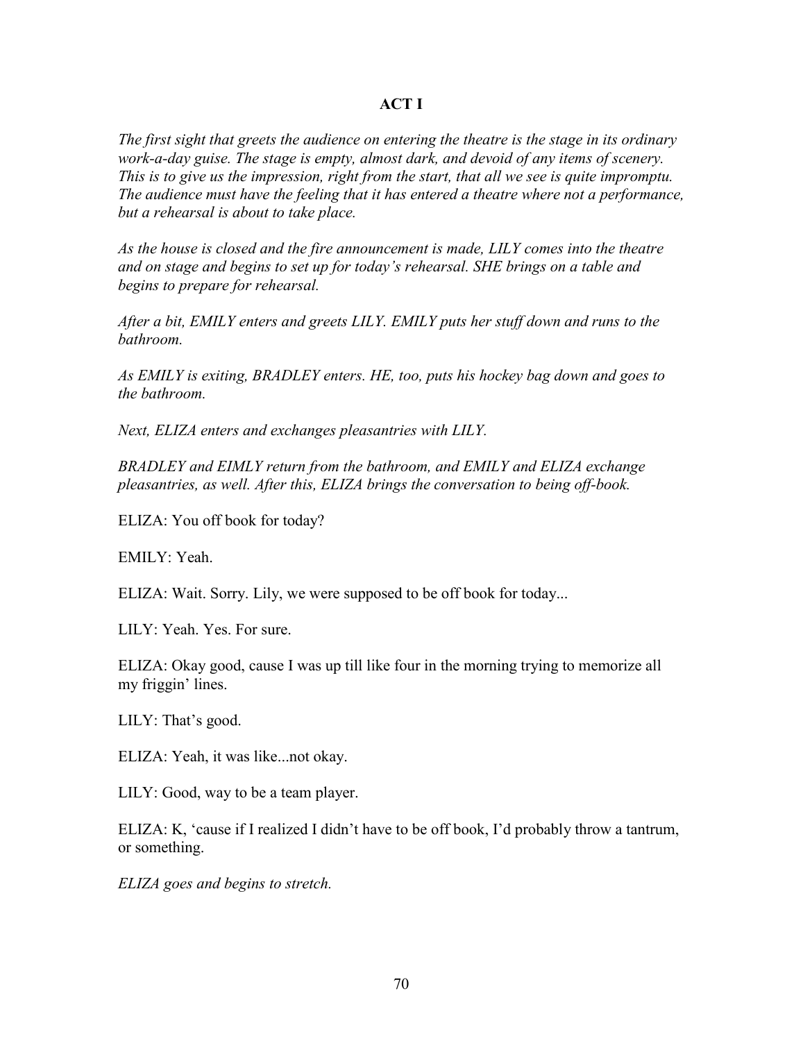**ACT I**

*The first sight that greets the audience on entering the theatre is the stage in its ordinary work-a-day guise. The stage is empty, almost dark, and devoid of any items of scenery. This is to give us the impression, right from the start, that all we see is quite impromptu. The audience must have the feeling that it has entered a theatre where not a performance, but a rehearsal is about to take place.*

*As the house is closed and the fire announcement is made, LILY comes into the theatre and on stage and begins to set up for today's rehearsal. SHE brings on a table and begins to prepare for rehearsal.*

*After a bit, EMILY enters and greets LILY. EMILY puts her stuff down and runs to the bathroom.*

*As EMILY is exiting, BRADLEY enters. HE, too, puts his hockey bag down and goes to the bathroom.*

*Next, ELIZA enters and exchanges pleasantries with LILY.*

*BRADLEY and EIMLY return from the bathroom, and EMILY and ELIZA exchange pleasantries, as well. After this, ELIZA brings the conversation to being off-book.*

ELIZA: You off book for today?

EMILY: Yeah.

ELIZA: Wait. Sorry. Lily, we were supposed to be off book for today...

LILY: Yeah. Yes. For sure.

ELIZA: Okay good, cause I was up till like four in the morning trying to memorize all my friggin' lines.

LILY: That's good.

ELIZA: Yeah, it was like...not okay.

LILY: Good, way to be a team player.

ELIZA: K, 'cause if I realized I didn't have to be off book, I'd probably throw a tantrum, or something.

*ELIZA goes and begins to stretch.*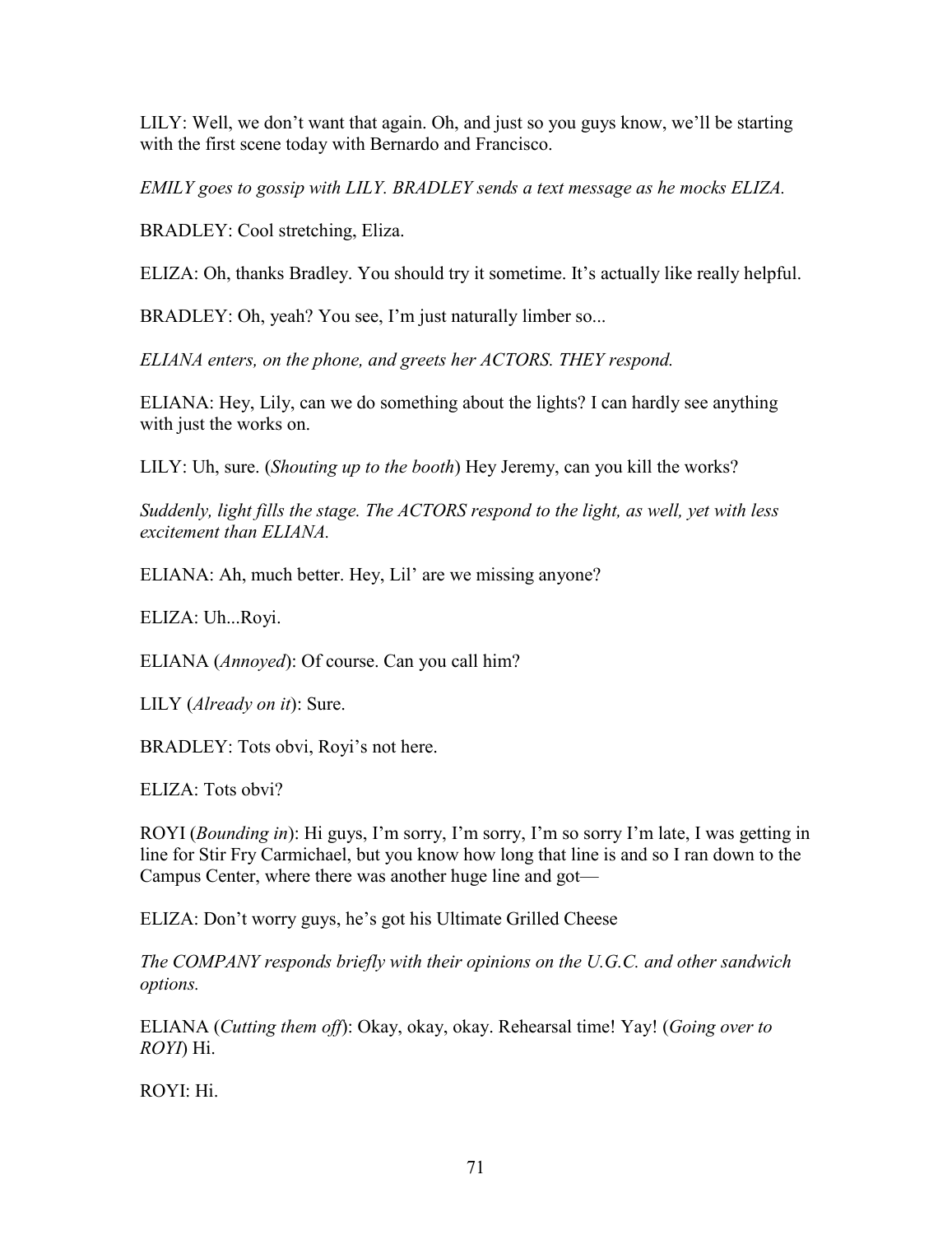LILY: Well, we don't want that again. Oh, and just so you guys know, we'll be starting with the first scene today with Bernardo and Francisco.

*EMILY goes to gossip with LILY. BRADLEY sends a text message as he mocks ELIZA.*

BRADLEY: Cool stretching, Eliza.

ELIZA: Oh, thanks Bradley. You should try it sometime. It's actually like really helpful.

BRADLEY: Oh, yeah? You see, I'm just naturally limber so...

*ELIANA enters, on the phone, and greets her ACTORS. THEY respond.*

ELIANA: Hey, Lily, can we do something about the lights? I can hardly see anything with just the works on.

LILY: Uh, sure. (*Shouting up to the booth*) Hey Jeremy, can you kill the works?

*Suddenly, light fills the stage. The ACTORS respond to the light, as well, yet with less excitement than ELIANA.*

ELIANA: Ah, much better. Hey, Lil' are we missing anyone?

ELIZA: Uh...Royi.

ELIANA (*Annoyed*): Of course. Can you call him?

LILY (*Already on it*): Sure.

BRADLEY: Tots obvi, Royi's not here.

ELIZA: Tots obvi?

ROYI (*Bounding in*): Hi guys, I'm sorry, I'm sorry, I'm so sorry I'm late, I was getting in line for Stir Fry Carmichael, but you know how long that line is and so I ran down to the Campus Center, where there was another huge line and got—

ELIZA: Don't worry guys, he's got his Ultimate Grilled Cheese

*The COMPANY responds briefly with their opinions on the U.G.C. and other sandwich options.*

ELIANA (*Cutting them off*): Okay, okay, okay. Rehearsal time! Yay! (*Going over to ROYI*) Hi.

ROYI: Hi.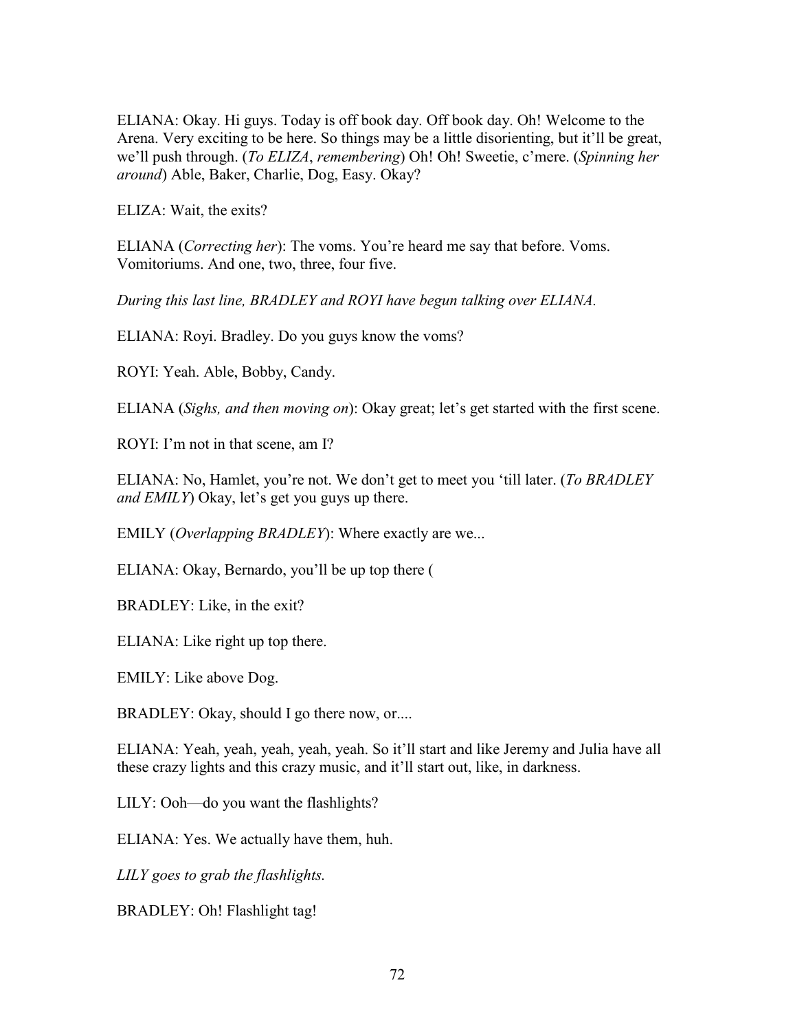ELIANA: Okay. Hi guys. Today is off book day. Off book day. Oh! Welcome to the Arena. Very exciting to be here. So things may be a little disorienting, but it'll be great, we'll push through. (*To ELIZA*, *remembering*) Oh! Oh! Sweetie, c'mere. (*Spinning her around*) Able, Baker, Charlie, Dog, Easy. Okay?

ELIZA: Wait, the exits?

ELIANA (*Correcting her*): The voms. You're heard me say that before. Voms. Vomitoriums. And one, two, three, four five.

*During this last line, BRADLEY and ROYI have begun talking over ELIANA.*

ELIANA: Royi. Bradley. Do you guys know the voms?

ROYI: Yeah. Able, Bobby, Candy.

ELIANA (*Sighs, and then moving on*): Okay great; let's get started with the first scene.

ROYI: I'm not in that scene, am I?

ELIANA: No, Hamlet, you're not. We don't get to meet you 'till later. (*To BRADLEY and EMILY*) Okay, let's get you guys up there.

EMILY (*Overlapping BRADLEY*): Where exactly are we...

ELIANA: Okay, Bernardo, you'll be up top there (

BRADLEY: Like, in the exit?

ELIANA: Like right up top there.

EMILY: Like above Dog.

BRADLEY: Okay, should I go there now, or....

ELIANA: Yeah, yeah, yeah, yeah, yeah. So it'll start and like Jeremy and Julia have all these crazy lights and this crazy music, and it'll start out, like, in darkness.

LILY: Ooh—do you want the flashlights?

ELIANA: Yes. We actually have them, huh.

*LILY goes to grab the flashlights.*

BRADLEY: Oh! Flashlight tag!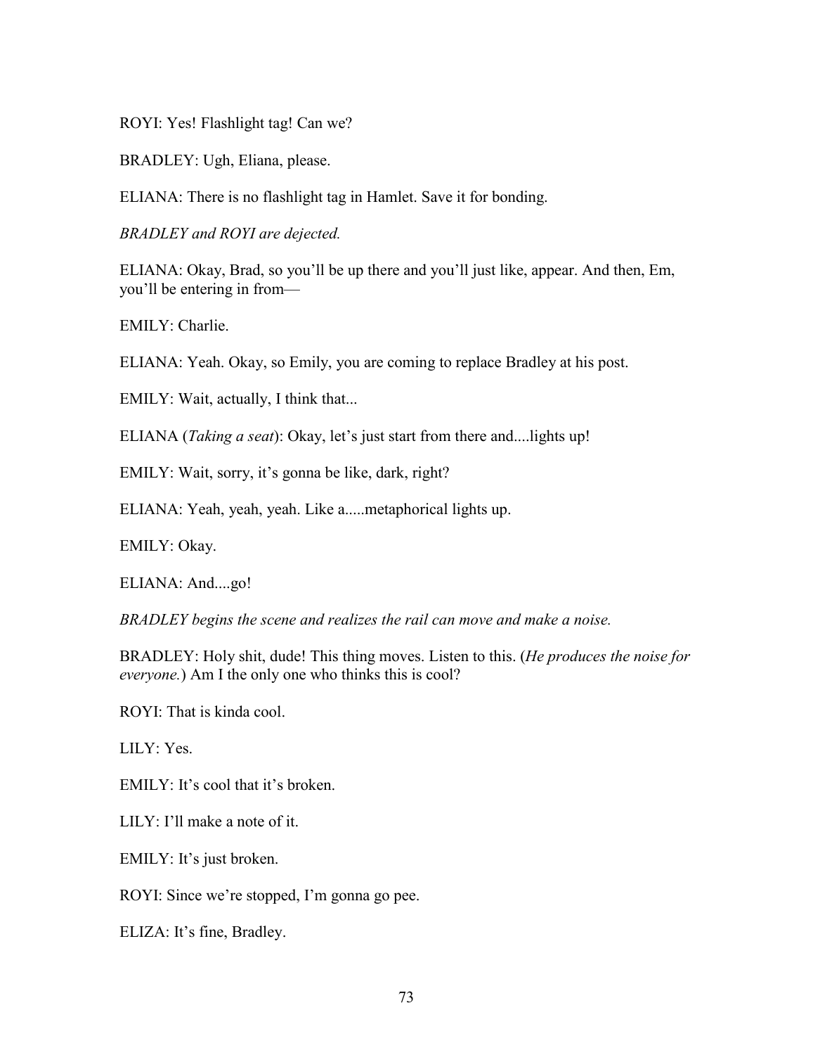ROYI: Yes! Flashlight tag! Can we?

BRADLEY: Ugh, Eliana, please.

ELIANA: There is no flashlight tag in Hamlet. Save it for bonding.

*BRADLEY and ROYI are dejected.*

ELIANA: Okay, Brad, so you'll be up there and you'll just like, appear. And then, Em, you'll be entering in from—

EMILY: Charlie.

ELIANA: Yeah. Okay, so Emily, you are coming to replace Bradley at his post.

EMILY: Wait, actually, I think that...

ELIANA (*Taking a seat*): Okay, let's just start from there and....lights up!

EMILY: Wait, sorry, it's gonna be like, dark, right?

ELIANA: Yeah, yeah, yeah. Like a.....metaphorical lights up.

EMILY: Okay.

ELIANA: And....go!

*BRADLEY begins the scene and realizes the rail can move and make a noise.*

BRADLEY: Holy shit, dude! This thing moves. Listen to this. (*He produces the noise for everyone.*) Am I the only one who thinks this is cool?

ROYI: That is kinda cool.

LILY: Yes.

EMILY: It's cool that it's broken.

LILY: I'll make a note of it.

EMILY: It's just broken.

ROYI: Since we're stopped, I'm gonna go pee.

ELIZA: It's fine, Bradley.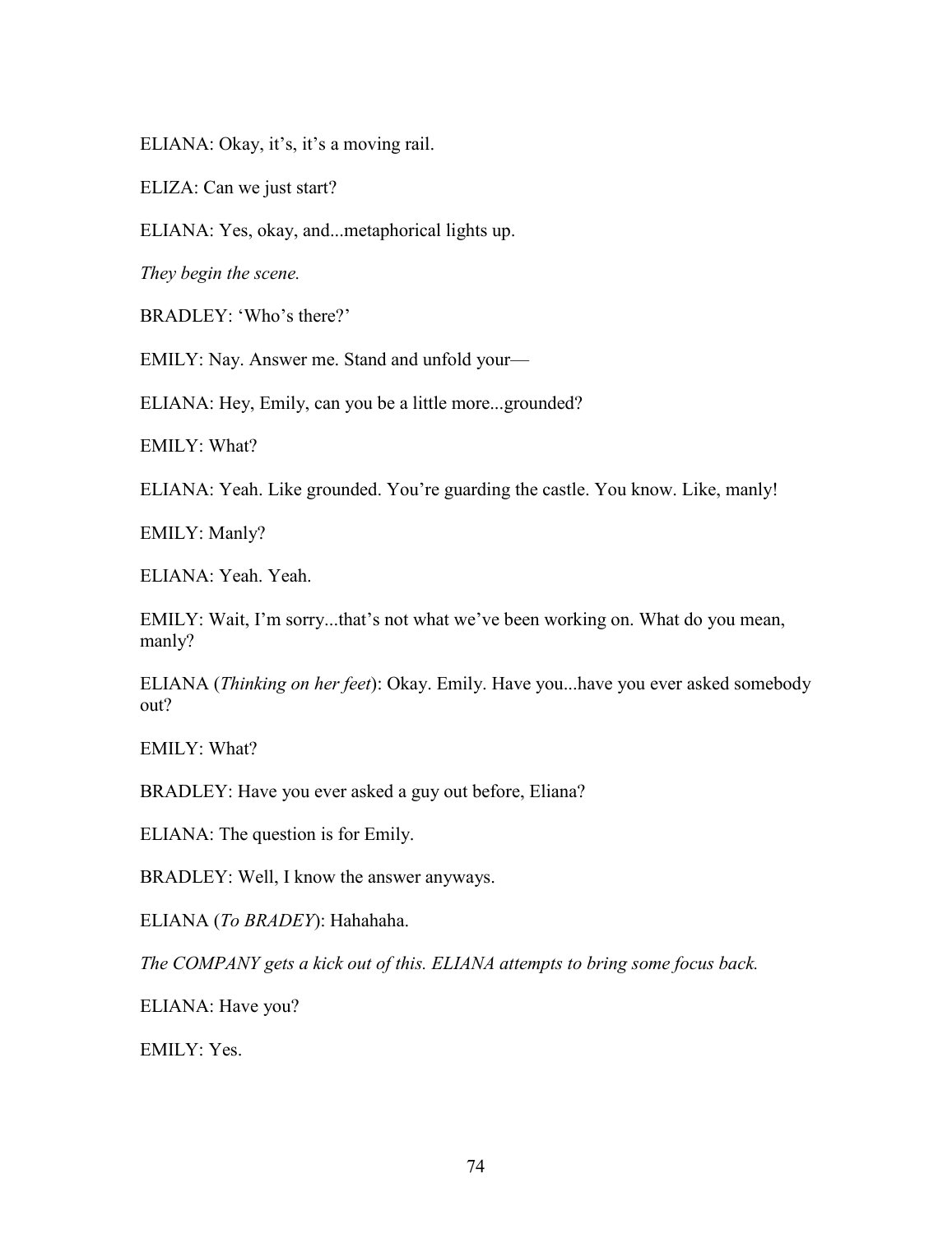ELIANA: Okay, it's, it's a moving rail.

ELIZA: Can we just start?

ELIANA: Yes, okay, and...metaphorical lights up.

*They begin the scene.*

BRADLEY: 'Who's there?'

EMILY: Nay. Answer me. Stand and unfold your—

ELIANA: Hey, Emily, can you be a little more...grounded?

EMILY: What?

ELIANA: Yeah. Like grounded. You're guarding the castle. You know. Like, manly!

EMILY: Manly?

ELIANA: Yeah. Yeah.

EMILY: Wait, I'm sorry...that's not what we've been working on. What do you mean, manly?

ELIANA (*Thinking on her feet*): Okay. Emily. Have you...have you ever asked somebody out?

EMILY: What?

BRADLEY: Have you ever asked a guy out before, Eliana?

ELIANA: The question is for Emily.

BRADLEY: Well, I know the answer anyways.

ELIANA (*To BRADEY*): Hahahaha.

*The COMPANY gets a kick out of this. ELIANA attempts to bring some focus back.*

ELIANA: Have you?

EMILY: Yes.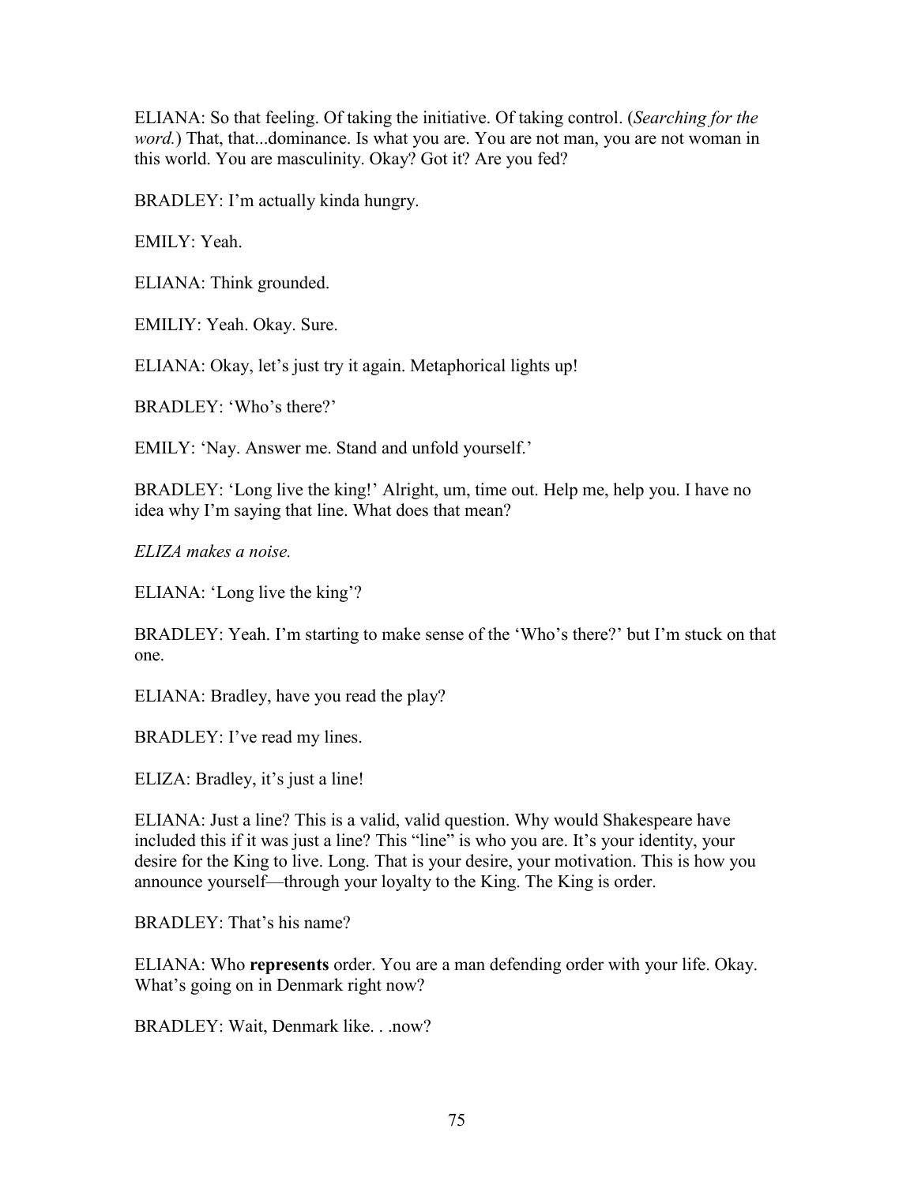ELIANA: So that feeling. Of taking the initiative. Of taking control. (*Searching for the word.*) That, that...dominance. Is what you are. You are not man, you are not woman in this world. You are masculinity. Okay? Got it? Are you fed?

BRADLEY: I'm actually kinda hungry.

EMILY: Yeah.

ELIANA: Think grounded.

EMILIY: Yeah. Okay. Sure.

ELIANA: Okay, let's just try it again. Metaphorical lights up!

BRADLEY: 'Who's there?'

EMILY: 'Nay. Answer me. Stand and unfold yourself.'

BRADLEY: 'Long live the king!' Alright, um, time out. Help me, help you. I have no idea why I'm saying that line. What does that mean?

*ELIZA makes a noise.*

ELIANA: 'Long live the king'?

BRADLEY: Yeah. I'm starting to make sense of the 'Who's there?' but I'm stuck on that one.

ELIANA: Bradley, have you read the play?

BRADLEY: I've read my lines.

ELIZA: Bradley, it's just a line!

ELIANA: Just a line? This is a valid, valid question. Why would Shakespeare have included this if it was just a line? This "line" is who you are. It's your identity, your desire for the King to live. Long. That is your desire, your motivation. This is how you announce yourself—through your loyalty to the King. The King is order.

BRADLEY: That's his name?

ELIANA: Who **represents** order. You are a man defending order with your life. Okay. What's going on in Denmark right now?

BRADLEY: Wait, Denmark like. . .now?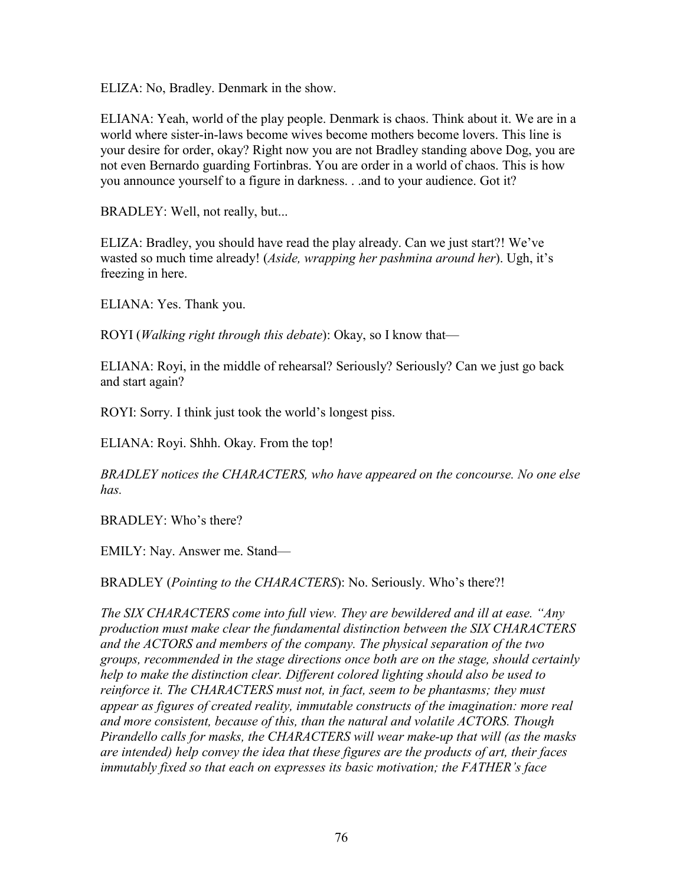ELIZA: No, Bradley. Denmark in the show.

ELIANA: Yeah, world of the play people. Denmark is chaos. Think about it. We are in a world where sister-in-laws become wives become mothers become lovers. This line is your desire for order, okay? Right now you are not Bradley standing above Dog, you are not even Bernardo guarding Fortinbras. You are order in a world of chaos. This is how you announce yourself to a figure in darkness. . .and to your audience. Got it?

BRADLEY: Well, not really, but...

ELIZA: Bradley, you should have read the play already. Can we just start?! We've wasted so much time already! (*Aside, wrapping her pashmina around her*). Ugh, it's freezing in here.

ELIANA: Yes. Thank you.

ROYI (*Walking right through this debate*): Okay, so I know that—

ELIANA: Royi, in the middle of rehearsal? Seriously? Seriously? Can we just go back and start again?

ROYI: Sorry. I think just took the world's longest piss.

ELIANA: Royi. Shhh. Okay. From the top!

*BRADLEY notices the CHARACTERS, who have appeared on the concourse. No one else has.*

BRADLEY: Who's there?

EMILY: Nay. Answer me. Stand—

BRADLEY (*Pointing to the CHARACTERS*): No. Seriously. Who's there?!

*The SIX CHARACTERS come into full view. They are bewildered and ill at ease. "Any production must make clear the fundamental distinction between the SIX CHARACTERS and the ACTORS and members of the company. The physical separation of the two groups, recommended in the stage directions once both are on the stage, should certainly help to make the distinction clear. Different colored lighting should also be used to reinforce it. The CHARACTERS must not, in fact, seem to be phantasms; they must appear as figures of created reality, immutable constructs of the imagination: more real and more consistent, because of this, than the natural and volatile ACTORS. Though Pirandello calls for masks, the CHARACTERS will wear make-up that will (as the masks are intended) help convey the idea that these figures are the products of art, their faces immutably fixed so that each on expresses its basic motivation; the FATHER's face*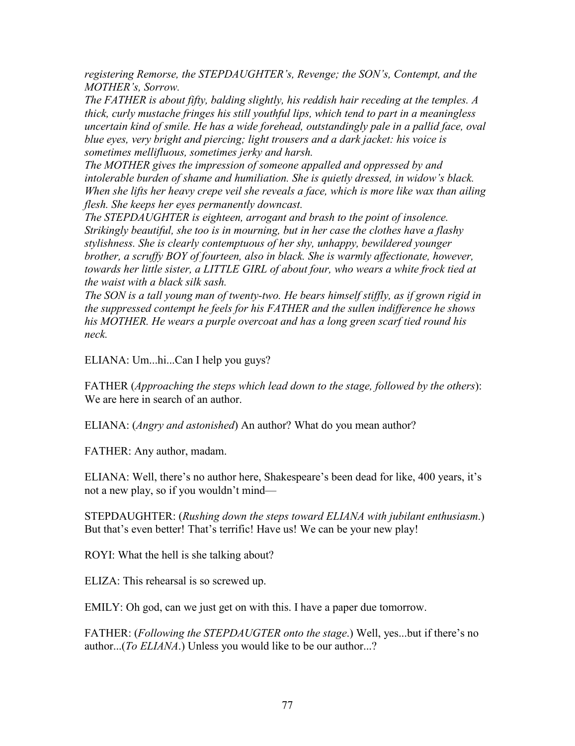*registering Remorse, the STEPDAUGHTER's, Revenge; the SON's, Contempt, and the MOTHER's, Sorrow.*

*The FATHER is about fifty, balding slightly, his reddish hair receding at the temples. A thick, curly mustache fringes his still youthful lips, which tend to part in a meaningless uncertain kind of smile. He has a wide forehead, outstandingly pale in a pallid face, oval blue eyes, very bright and piercing; light trousers and a dark jacket: his voice is sometimes mellifluous, sometimes jerky and harsh.*

*The MOTHER gives the impression of someone appalled and oppressed by and intolerable burden of shame and humiliation. She is quietly dressed, in widow's black. When she lifts her heavy crepe veil she reveals a face, which is more like wax than ailing flesh. She keeps her eyes permanently downcast.*

*The STEPDAUGHTER is eighteen, arrogant and brash to the point of insolence. Strikingly beautiful, she too is in mourning, but in her case the clothes have a flashy stylishness. She is clearly contemptuous of her shy, unhappy, bewildered younger brother, a scruffy BOY of fourteen, also in black. She is warmly affectionate, however, towards her little sister, a LITTLE GIRL of about four, who wears a white frock tied at the waist with a black silk sash.*

*The SON is a tall young man of twenty-two. He bears himself stiffly, as if grown rigid in the suppressed contempt he feels for his FATHER and the sullen indifference he shows his MOTHER. He wears a purple overcoat and has a long green scarf tied round his neck.*

ELIANA: Um...hi...Can I help you guys?

FATHER (*Approaching the steps which lead down to the stage, followed by the others*): We are here in search of an author.

ELIANA: (*Angry and astonished*) An author? What do you mean author?

FATHER: Any author, madam.

ELIANA: Well, there's no author here, Shakespeare's been dead for like, 400 years, it's not a new play, so if you wouldn't mind—

STEPDAUGHTER: (*Rushing down the steps toward ELIANA with jubilant enthusiasm*.) But that's even better! That's terrific! Have us! We can be your new play!

ROYI: What the hell is she talking about?

ELIZA: This rehearsal is so screwed up.

EMILY: Oh god, can we just get on with this. I have a paper due tomorrow.

FATHER: (*Following the STEPDAUGTER onto the stage*.) Well, yes...but if there's no author...(*To ELIANA*.) Unless you would like to be our author...?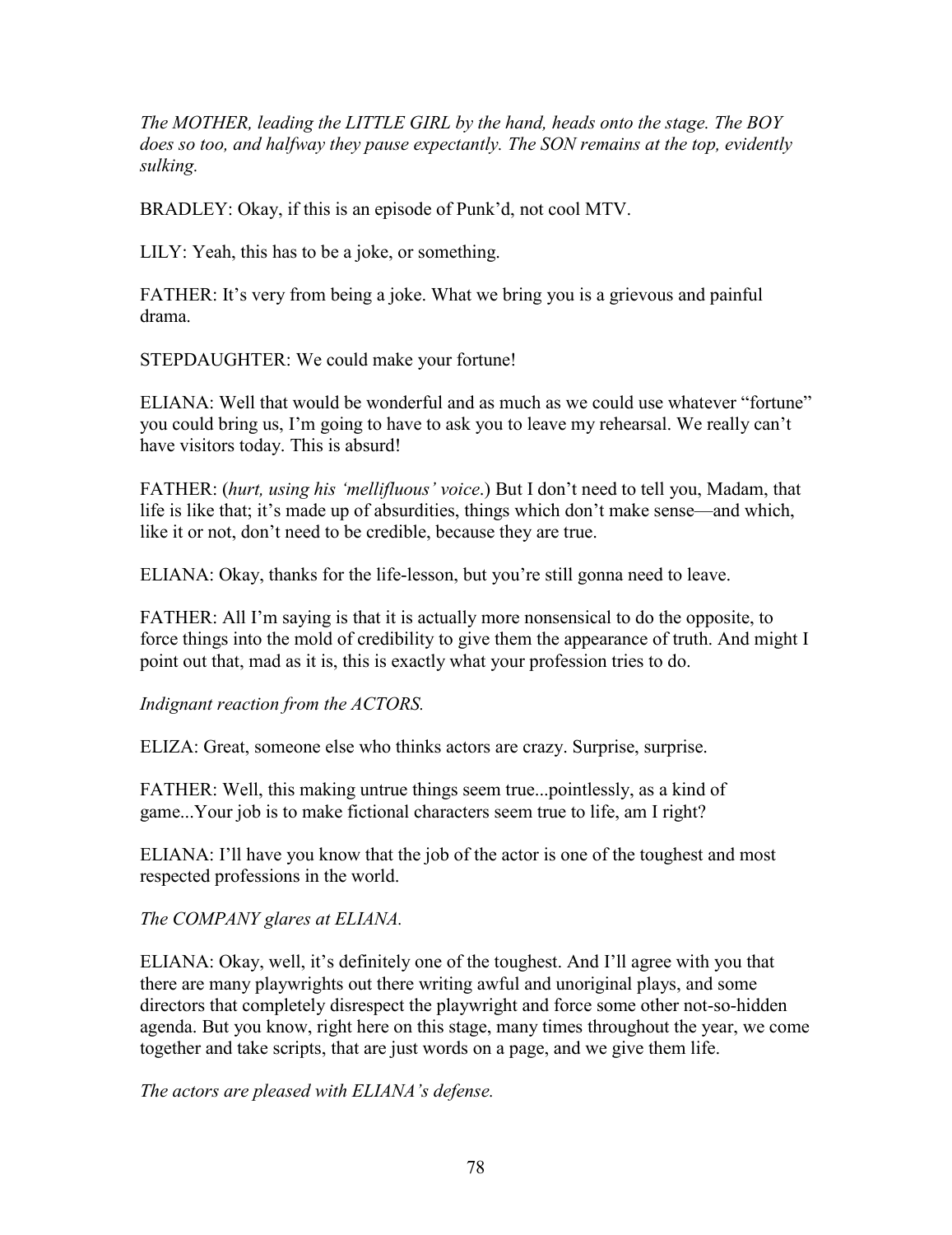*The MOTHER, leading the LITTLE GIRL by the hand, heads onto the stage. The BOY does so too, and halfway they pause expectantly. The SON remains at the top, evidently sulking.*

BRADLEY: Okay, if this is an episode of Punk'd, not cool MTV.

LILY: Yeah, this has to be a joke, or something.

FATHER: It's very from being a joke. What we bring you is a grievous and painful drama.

STEPDAUGHTER: We could make your fortune!

ELIANA: Well that would be wonderful and as much as we could use whatever "fortune" you could bring us, I'm going to have to ask you to leave my rehearsal. We really can't have visitors today. This is absurd!

FATHER: (*hurt, using his 'mellifluous' voice*.) But I don't need to tell you, Madam, that life is like that; it's made up of absurdities, things which don't make sense—and which, like it or not, don't need to be credible, because they are true.

ELIANA: Okay, thanks for the life-lesson, but you're still gonna need to leave.

FATHER: All I'm saying is that it is actually more nonsensical to do the opposite, to force things into the mold of credibility to give them the appearance of truth. And might I point out that, mad as it is, this is exactly what your profession tries to do.

*Indignant reaction from the ACTORS.*

ELIZA: Great, someone else who thinks actors are crazy. Surprise, surprise.

FATHER: Well, this making untrue things seem true...pointlessly, as a kind of game...Your job is to make fictional characters seem true to life, am I right?

ELIANA: I'll have you know that the job of the actor is one of the toughest and most respected professions in the world.

*The COMPANY glares at ELIANA.*

ELIANA: Okay, well, it's definitely one of the toughest. And I'll agree with you that there are many playwrights out there writing awful and unoriginal plays, and some directors that completely disrespect the playwright and force some other not-so-hidden agenda. But you know, right here on this stage, many times throughout the year, we come together and take scripts, that are just words on a page, and we give them life.

*The actors are pleased with ELIANA's defense.*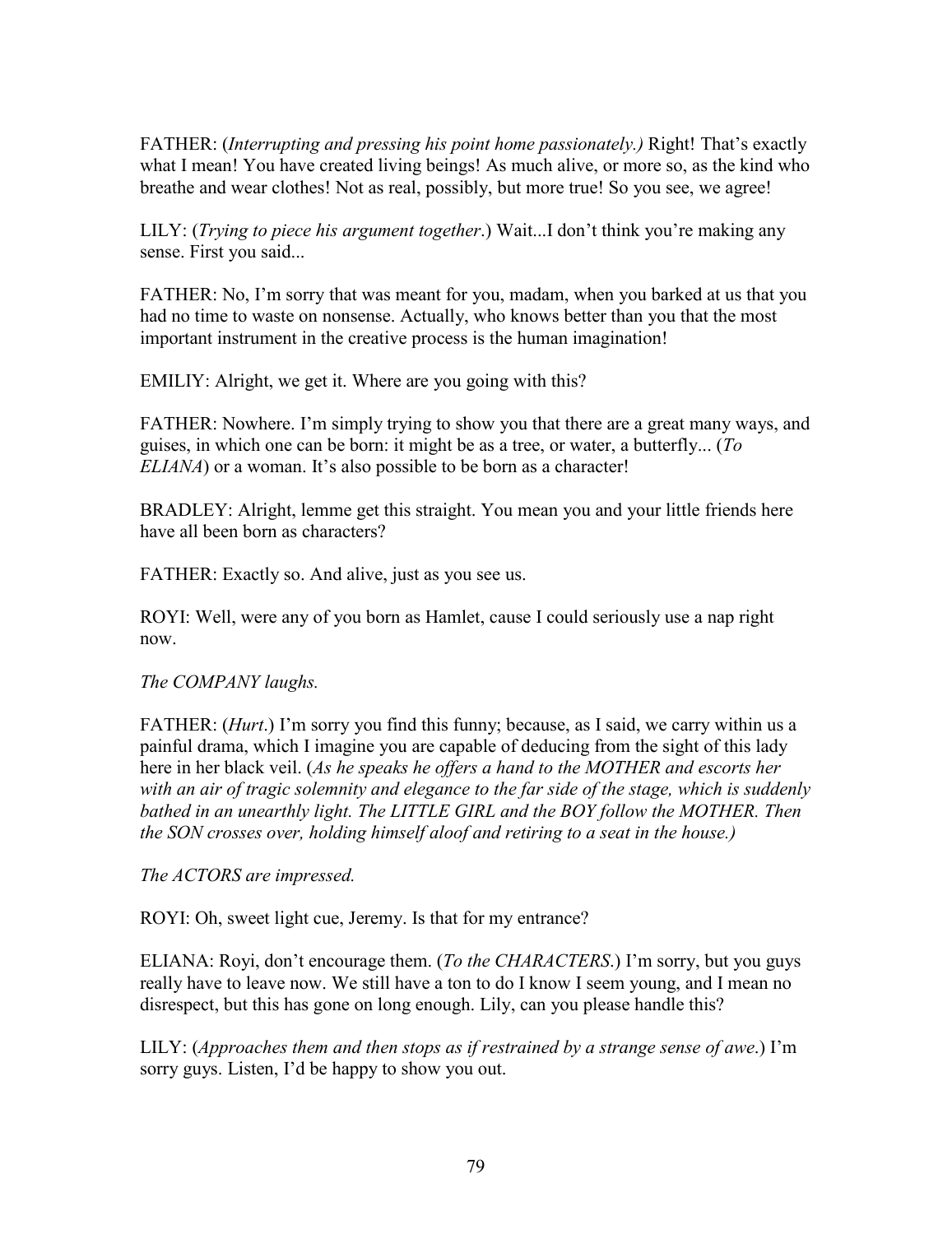FATHER: (*Interrupting and pressing his point home passionately.)* Right! That's exactly what I mean! You have created living beings! As much alive, or more so, as the kind who breathe and wear clothes! Not as real, possibly, but more true! So you see, we agree!

LILY: (*Trying to piece his argument together*.) Wait...I don't think you're making any sense. First you said...

FATHER: No, I'm sorry that was meant for you, madam, when you barked at us that you had no time to waste on nonsense. Actually, who knows better than you that the most important instrument in the creative process is the human imagination!

EMILIY: Alright, we get it. Where are you going with this?

FATHER: Nowhere. I'm simply trying to show you that there are a great many ways, and guises, in which one can be born: it might be as a tree, or water, a butterfly... (*To ELIANA*) or a woman. It's also possible to be born as a character!

BRADLEY: Alright, lemme get this straight. You mean you and your little friends here have all been born as characters?

FATHER: Exactly so. And alive, just as you see us.

ROYI: Well, were any of you born as Hamlet, cause I could seriously use a nap right now.

*The COMPANY laughs.*

FATHER: (*Hurt*.) I'm sorry you find this funny; because, as I said, we carry within us a painful drama, which I imagine you are capable of deducing from the sight of this lady here in her black veil. (*As he speaks he offers a hand to the MOTHER and escorts her with an air of tragic solemnity and elegance to the far side of the stage, which is suddenly bathed in an unearthly light. The LITTLE GIRL and the BOY follow the MOTHER. Then the SON crosses over, holding himself aloof and retiring to a seat in the house.)*

*The ACTORS are impressed.*

ROYI: Oh, sweet light cue, Jeremy. Is that for my entrance?

ELIANA: Royi, don't encourage them. (*To the CHARACTERS*.) I'm sorry, but you guys really have to leave now. We still have a ton to do I know I seem young, and I mean no disrespect, but this has gone on long enough. Lily, can you please handle this?

LILY: (*Approaches them and then stops as if restrained by a strange sense of awe*.) I'm sorry guys. Listen, I'd be happy to show you out.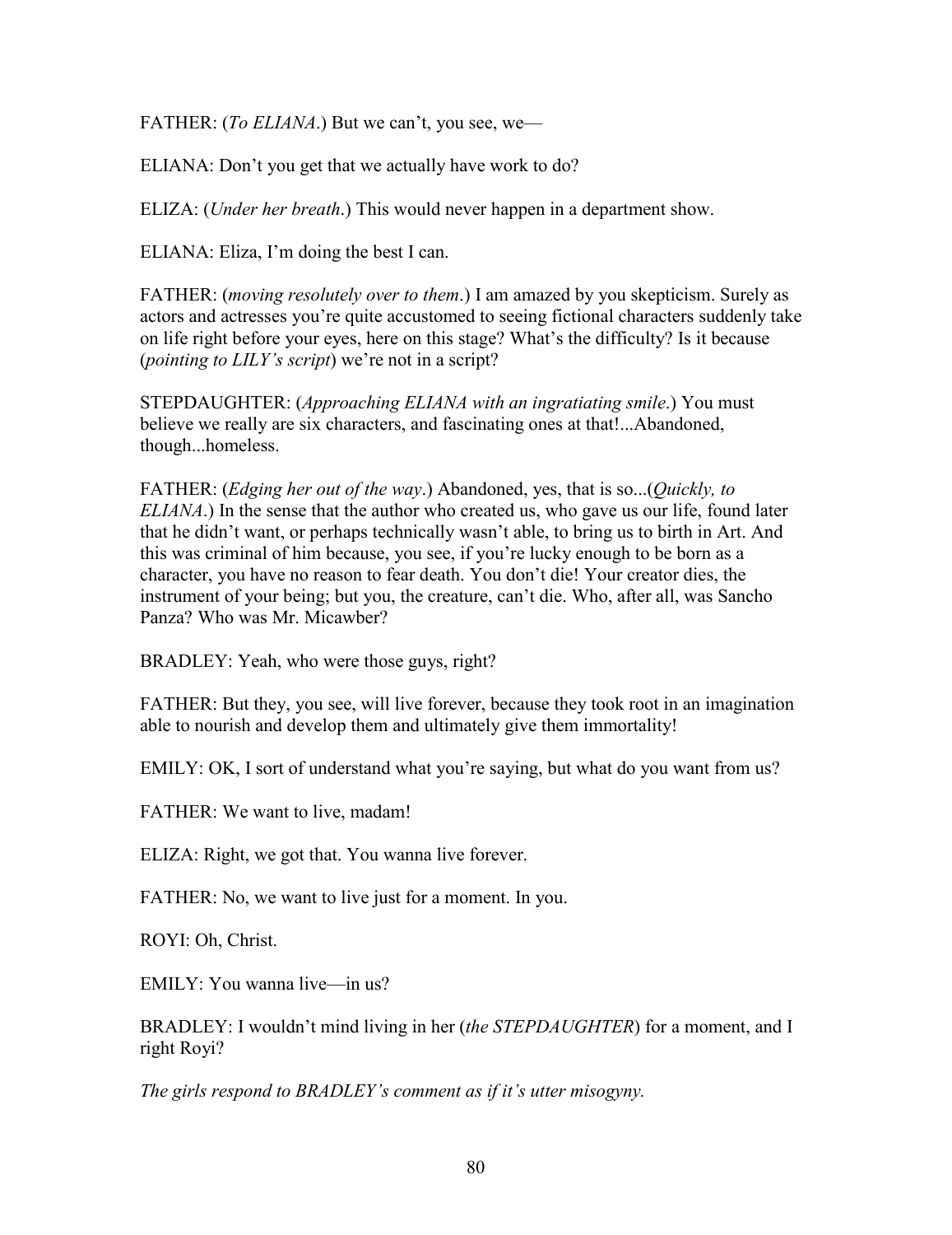FATHER: (*To ELIANA*.) But we can't, you see, we—

ELIANA: Don't you get that we actually have work to do?

ELIZA: (*Under her breath*.) This would never happen in a department show.

ELIANA: Eliza, I'm doing the best I can.

FATHER: (*moving resolutely over to them*.) I am amazed by you skepticism. Surely as actors and actresses you're quite accustomed to seeing fictional characters suddenly take on life right before your eyes, here on this stage? What's the difficulty? Is it because (*pointing to LILY's script*) we're not in a script?

STEPDAUGHTER: (*Approaching ELIANA with an ingratiating smile*.) You must believe we really are six characters, and fascinating ones at that!...Abandoned, though...homeless.

FATHER: (*Edging her out of the way*.) Abandoned, yes, that is so...(*Quickly, to ELIANA*.) In the sense that the author who created us, who gave us our life, found later that he didn't want, or perhaps technically wasn't able, to bring us to birth in Art. And this was criminal of him because, you see, if you're lucky enough to be born as a character, you have no reason to fear death. You don't die! Your creator dies, the instrument of your being; but you, the creature, can't die. Who, after all, was Sancho Panza? Who was Mr. Micawber?

BRADLEY: Yeah, who were those guys, right?

FATHER: But they, you see, will live forever, because they took root in an imagination able to nourish and develop them and ultimately give them immortality!

EMILY: OK, I sort of understand what you're saying, but what do you want from us?

FATHER: We want to live, madam!

ELIZA: Right, we got that. You wanna live forever.

FATHER: No, we want to live just for a moment. In you.

ROYI: Oh, Christ.

EMILY: You wanna live—in us?

BRADLEY: I wouldn't mind living in her (*the STEPDAUGHTER*) for a moment, and I right Royi?

*The girls respond to BRADLEY's comment as if it's utter misogyny.*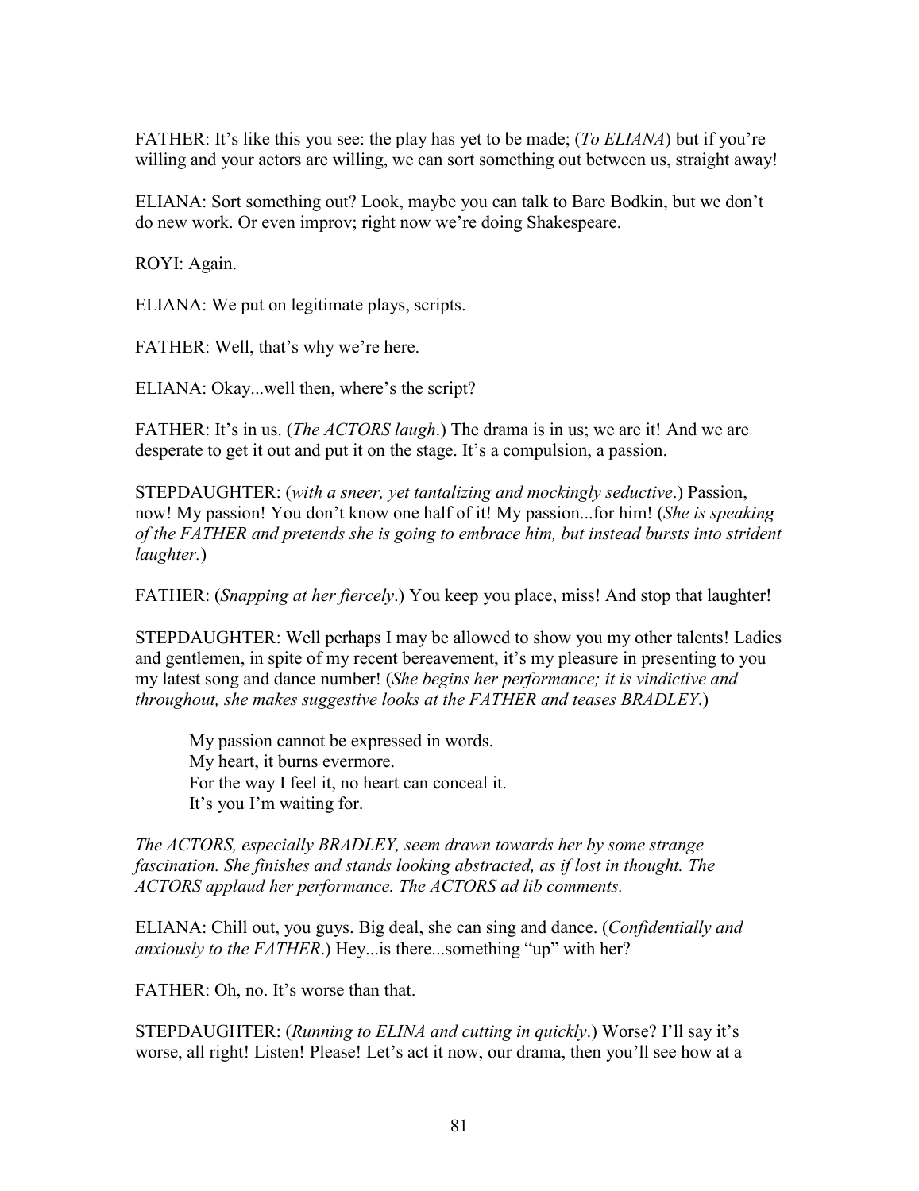FATHER: It's like this you see: the play has yet to be made; (*To ELIANA*) but if you're willing and your actors are willing, we can sort something out between us, straight away!

ELIANA: Sort something out? Look, maybe you can talk to Bare Bodkin, but we don't do new work. Or even improv; right now we're doing Shakespeare.

ROYI: Again.

ELIANA: We put on legitimate plays, scripts.

FATHER: Well, that's why we're here.

ELIANA: Okay...well then, where's the script?

FATHER: It's in us. (*The ACTORS laugh*.) The drama is in us; we are it! And we are desperate to get it out and put it on the stage. It's a compulsion, a passion.

STEPDAUGHTER: (*with a sneer, yet tantalizing and mockingly seductive*.) Passion, now! My passion! You don't know one half of it! My passion...for him! (*She is speaking of the FATHER and pretends she is going to embrace him, but instead bursts into strident laughter.*)

FATHER: (*Snapping at her fiercely*.) You keep you place, miss! And stop that laughter!

STEPDAUGHTER: Well perhaps I may be allowed to show you my other talents! Ladies and gentlemen, in spite of my recent bereavement, it's my pleasure in presenting to you my latest song and dance number! (*She begins her performance; it is vindictive and throughout, she makes suggestive looks at the FATHER and teases BRADLEY*.)

> My passion cannot be expressed in words.
> My heart, it burns evermore.
> For the way I feel it, no heart can conceal it.
> It's you I'm waiting for.

*The ACTORS, especially BRADLEY, seem drawn towards her by some strange fascination. She finishes and stands looking abstracted, as if lost in thought. The ACTORS applaud her performance. The ACTORS ad lib comments.*

ELIANA: Chill out, you guys. Big deal, she can sing and dance. (*Confidentially and anxiously to the FATHER*.) Hey...is there...something "up" with her?

FATHER: Oh, no. It's worse than that.

STEPDAUGHTER: (*Running to ELINA and cutting in quickly*.) Worse? I'll say it's worse, all right! Listen! Please! Let's act it now, our drama, then you'll see how at a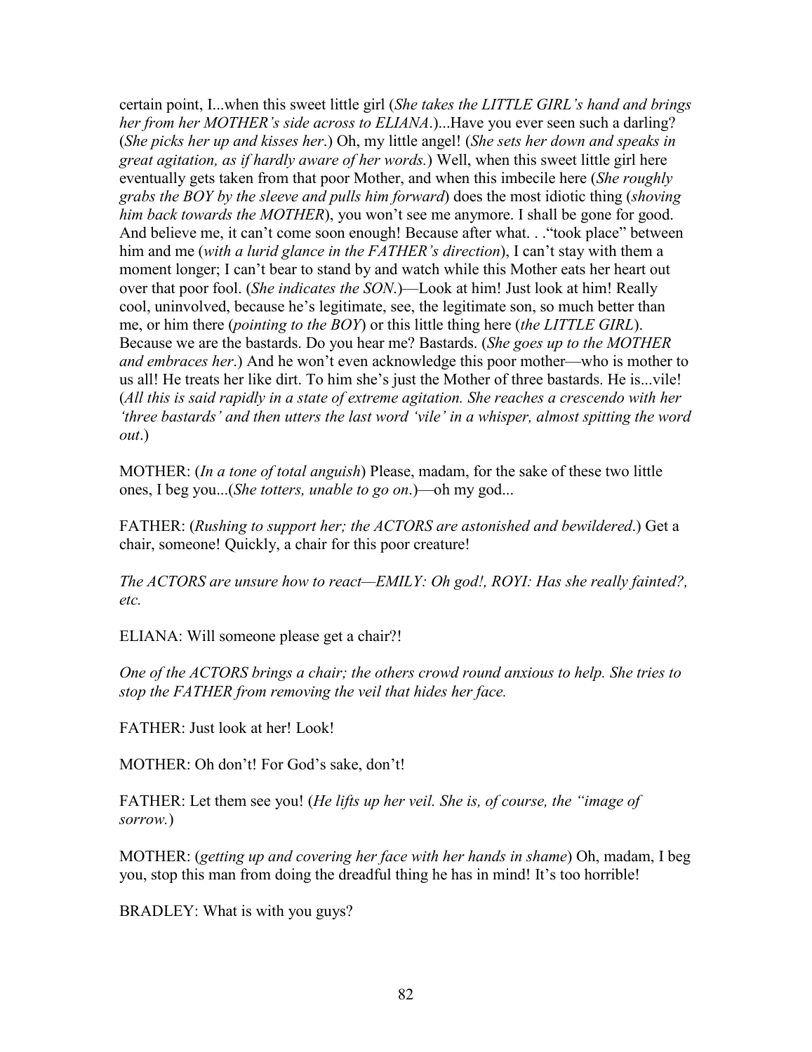certain point, I...when this sweet little girl (*She takes the LITTLE GIRL's hand and brings her from her MOTHER's side across to ELIANA*.)...Have you ever seen such a darling? (*She picks her up and kisses her*.) Oh, my little angel! (*She sets her down and speaks in great agitation, as if hardly aware of her words.*) Well, when this sweet little girl here eventually gets taken from that poor Mother, and when this imbecile here (*She roughly grabs the BOY by the sleeve and pulls him forward*) does the most idiotic thing (*shoving him back towards the MOTHER*), you won't see me anymore. I shall be gone for good. And believe me, it can't come soon enough! Because after what. . ."took place" between him and me (*with a lurid glance in the FATHER's direction*), I can't stay with them a moment longer; I can't bear to stand by and watch while this Mother eats her heart out over that poor fool. (*She indicates the SON*.)—Look at him! Just look at him! Really cool, uninvolved, because he's legitimate, see, the legitimate son, so much better than me, or him there (*pointing to the BOY*) or this little thing here (*the LITTLE GIRL*). Because we are the bastards. Do you hear me? Bastards. (*She goes up to the MOTHER and embraces her*.) And he won't even acknowledge this poor mother—who is mother to us all! He treats her like dirt. To him she's just the Mother of three bastards. He is...vile! (*All this is said rapidly in a state of extreme agitation. She reaches a crescendo with her 'three bastards' and then utters the last word 'vile' in a whisper, almost spitting the word out*.)

MOTHER: (*In a tone of total anguish*) Please, madam, for the sake of these two little ones, I beg you...(*She totters, unable to go on*.)—oh my god...

FATHER: (*Rushing to support her; the ACTORS are astonished and bewildered*.) Get a chair, someone! Quickly, a chair for this poor creature!

*The ACTORS are unsure how to react—EMILY: Oh god!, ROYI: Has she really fainted?, etc.*

ELIANA: Will someone please get a chair?!

*One of the ACTORS brings a chair; the others crowd round anxious to help. She tries to stop the FATHER from removing the veil that hides her face.*

FATHER: Just look at her! Look!

MOTHER: Oh don't! For God's sake, don't!

FATHER: Let them see you! (*He lifts up her veil. She is, of course, the "image of sorrow.*)

MOTHER: (*getting up and covering her face with her hands in shame*) Oh, madam, I beg you, stop this man from doing the dreadful thing he has in mind! It's too horrible!

BRADLEY: What is with you guys?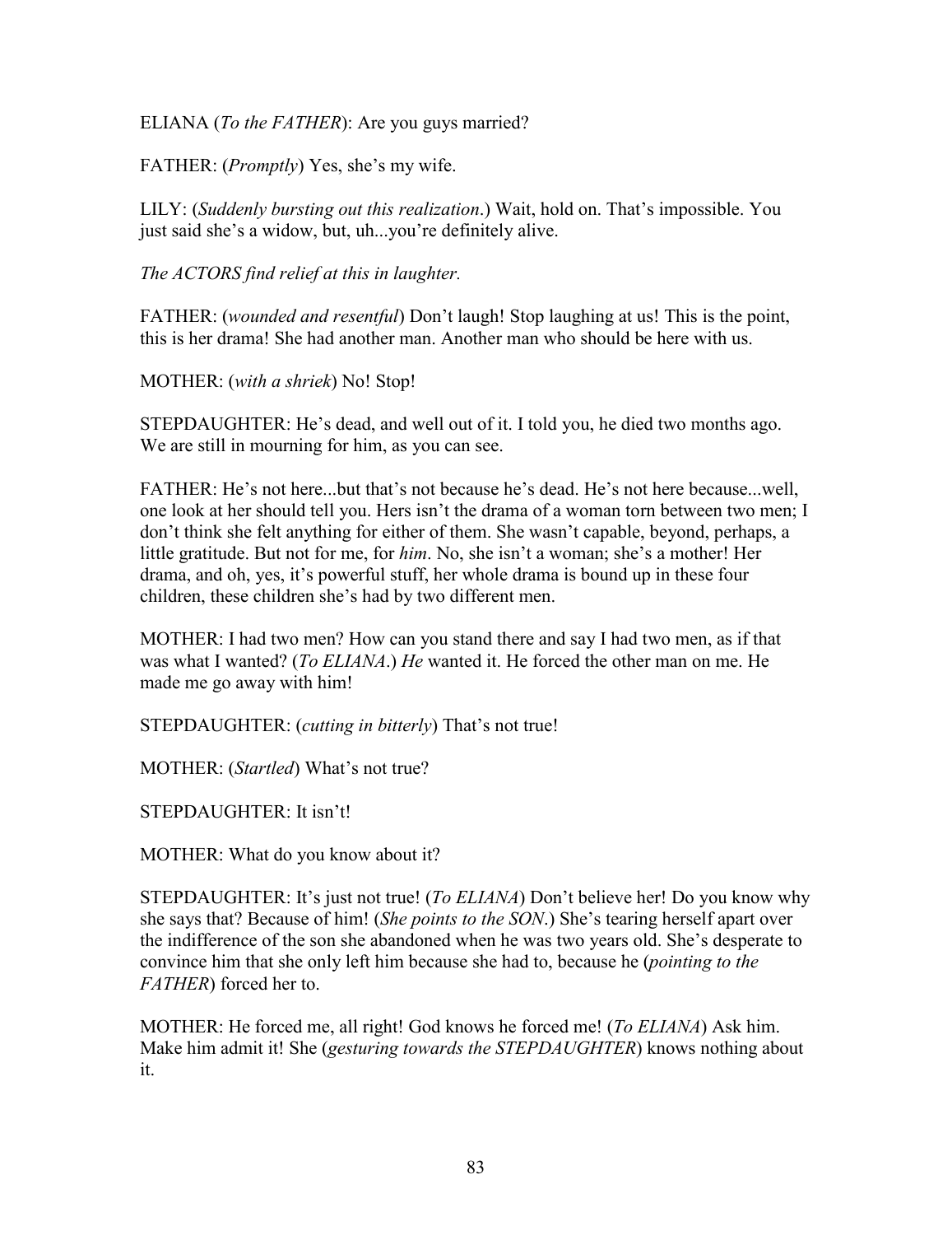ELIANA (*To the FATHER*): Are you guys married?

FATHER: (*Promptly*) Yes, she's my wife.

LILY: (*Suddenly bursting out this realization*.) Wait, hold on. That's impossible. You just said she's a widow, but, uh...you're definitely alive.

*The ACTORS find relief at this in laughter.*

FATHER: (*wounded and resentful*) Don't laugh! Stop laughing at us! This is the point, this is her drama! She had another man. Another man who should be here with us.

MOTHER: (*with a shriek*) No! Stop!

STEPDAUGHTER: He's dead, and well out of it. I told you, he died two months ago. We are still in mourning for him, as you can see.

FATHER: He's not here...but that's not because he's dead. He's not here because...well, one look at her should tell you. Hers isn't the drama of a woman torn between two men; I don't think she felt anything for either of them. She wasn't capable, beyond, perhaps, a little gratitude. But not for me, for *him*. No, she isn't a woman; she's a mother! Her drama, and oh, yes, it's powerful stuff, her whole drama is bound up in these four children, these children she's had by two different men.

MOTHER: I had two men? How can you stand there and say I had two men, as if that was what I wanted? (*To ELIANA*.) *He* wanted it. He forced the other man on me. He made me go away with him!

STEPDAUGHTER: (*cutting in bitterly*) That's not true!

MOTHER: (*Startled*) What's not true?

STEPDAUGHTER: It isn't!

MOTHER: What do you know about it?

STEPDAUGHTER: It's just not true! (*To ELIANA*) Don't believe her! Do you know why she says that? Because of him! (*She points to the SON*.) She's tearing herself apart over the indifference of the son she abandoned when he was two years old. She's desperate to convince him that she only left him because she had to, because he (*pointing to the FATHER*) forced her to.

MOTHER: He forced me, all right! God knows he forced me! (*To ELIANA*) Ask him. Make him admit it! She (*gesturing towards the STEPDAUGHTER*) knows nothing about it.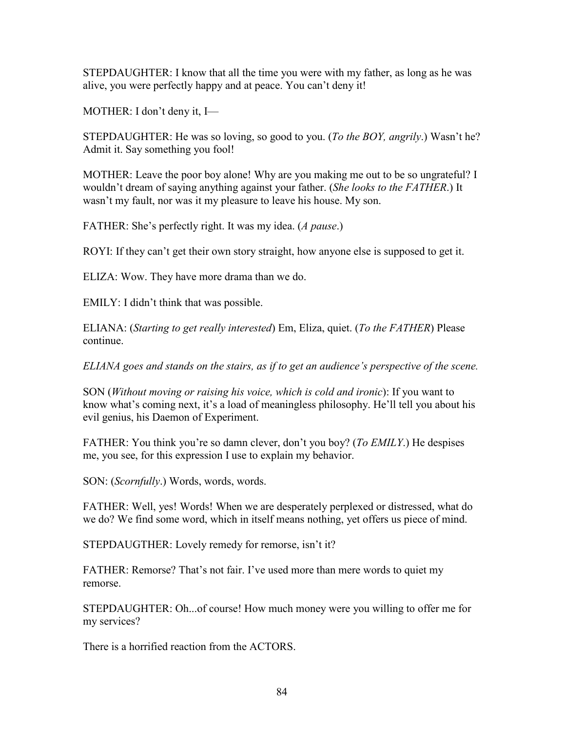STEPDAUGHTER: I know that all the time you were with my father, as long as he was alive, you were perfectly happy and at peace. You can't deny it!

MOTHER: I don't deny it, I—

STEPDAUGHTER: He was so loving, so good to you. (*To the BOY, angrily*.) Wasn't he? Admit it. Say something you fool!

MOTHER: Leave the poor boy alone! Why are you making me out to be so ungrateful? I wouldn't dream of saying anything against your father. (*She looks to the FATHER*.) It wasn't my fault, nor was it my pleasure to leave his house. My son.

FATHER: She's perfectly right. It was my idea. (*A pause*.)

ROYI: If they can't get their own story straight, how anyone else is supposed to get it.

ELIZA: Wow. They have more drama than we do.

EMILY: I didn't think that was possible.

ELIANA: (*Starting to get really interested*) Em, Eliza, quiet. (*To the FATHER*) Please continue.

*ELIANA goes and stands on the stairs, as if to get an audience's perspective of the scene.*

SON (*Without moving or raising his voice, which is cold and ironic*): If you want to know what's coming next, it's a load of meaningless philosophy. He'll tell you about his evil genius, his Daemon of Experiment.

FATHER: You think you're so damn clever, don't you boy? (*To EMILY*.) He despises me, you see, for this expression I use to explain my behavior.

SON: (*Scornfully*.) Words, words, words.

FATHER: Well, yes! Words! When we are desperately perplexed or distressed, what do we do? We find some word, which in itself means nothing, yet offers us piece of mind.

STEPDAUGTHER: Lovely remedy for remorse, isn't it?

FATHER: Remorse? That's not fair. I've used more than mere words to quiet my remorse.

STEPDAUGHTER: Oh...of course! How much money were you willing to offer me for my services?

There is a horrified reaction from the ACTORS.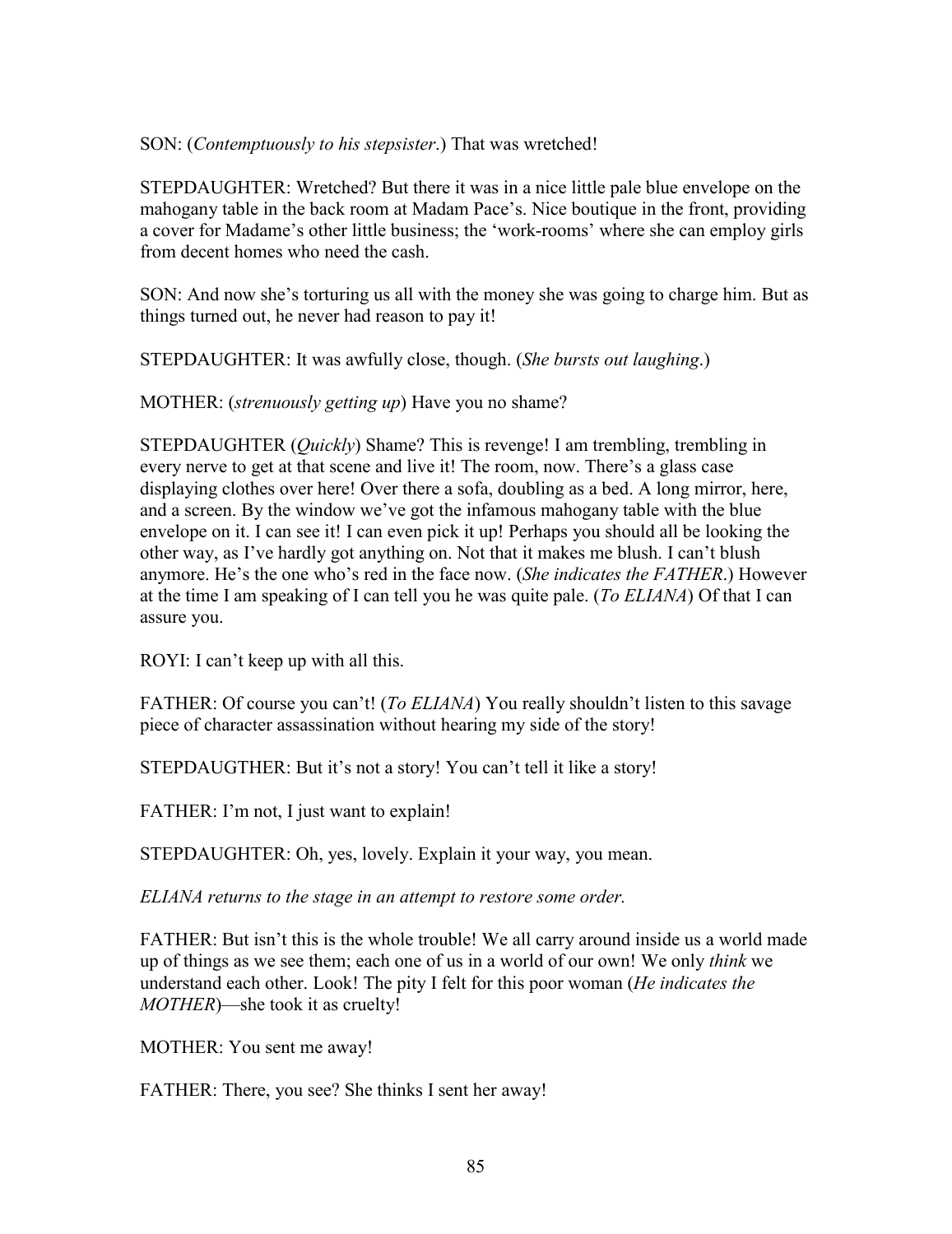SON: (*Contemptuously to his stepsister*.) That was wretched!

STEPDAUGHTER: Wretched? But there it was in a nice little pale blue envelope on the mahogany table in the back room at Madam Pace's. Nice boutique in the front, providing a cover for Madame's other little business; the 'work-rooms' where she can employ girls from decent homes who need the cash.

SON: And now she's torturing us all with the money she was going to charge him. But as things turned out, he never had reason to pay it!

STEPDAUGHTER: It was awfully close, though. (*She bursts out laughing*.)

MOTHER: (*strenuously getting up*) Have you no shame?

STEPDAUGHTER (*Quickly*) Shame? This is revenge! I am trembling, trembling in every nerve to get at that scene and live it! The room, now. There's a glass case displaying clothes over here! Over there a sofa, doubling as a bed. A long mirror, here, and a screen. By the window we've got the infamous mahogany table with the blue envelope on it. I can see it! I can even pick it up! Perhaps you should all be looking the other way, as I've hardly got anything on. Not that it makes me blush. I can't blush anymore. He's the one who's red in the face now. (*She indicates the FATHER*.) However at the time I am speaking of I can tell you he was quite pale. (*To ELIANA*) Of that I can assure you.

ROYI: I can't keep up with all this.

FATHER: Of course you can't! (*To ELIANA*) You really shouldn't listen to this savage piece of character assassination without hearing my side of the story!

STEPDAUGTHER: But it's not a story! You can't tell it like a story!

FATHER: I'm not, I just want to explain!

STEPDAUGHTER: Oh, yes, lovely. Explain it your way, you mean.

*ELIANA returns to the stage in an attempt to restore some order.*

FATHER: But isn't this is the whole trouble! We all carry around inside us a world made up of things as we see them; each one of us in a world of our own! We only *think* we understand each other. Look! The pity I felt for this poor woman (*He indicates the MOTHER*)—she took it as cruelty!

MOTHER: You sent me away!

FATHER: There, you see? She thinks I sent her away!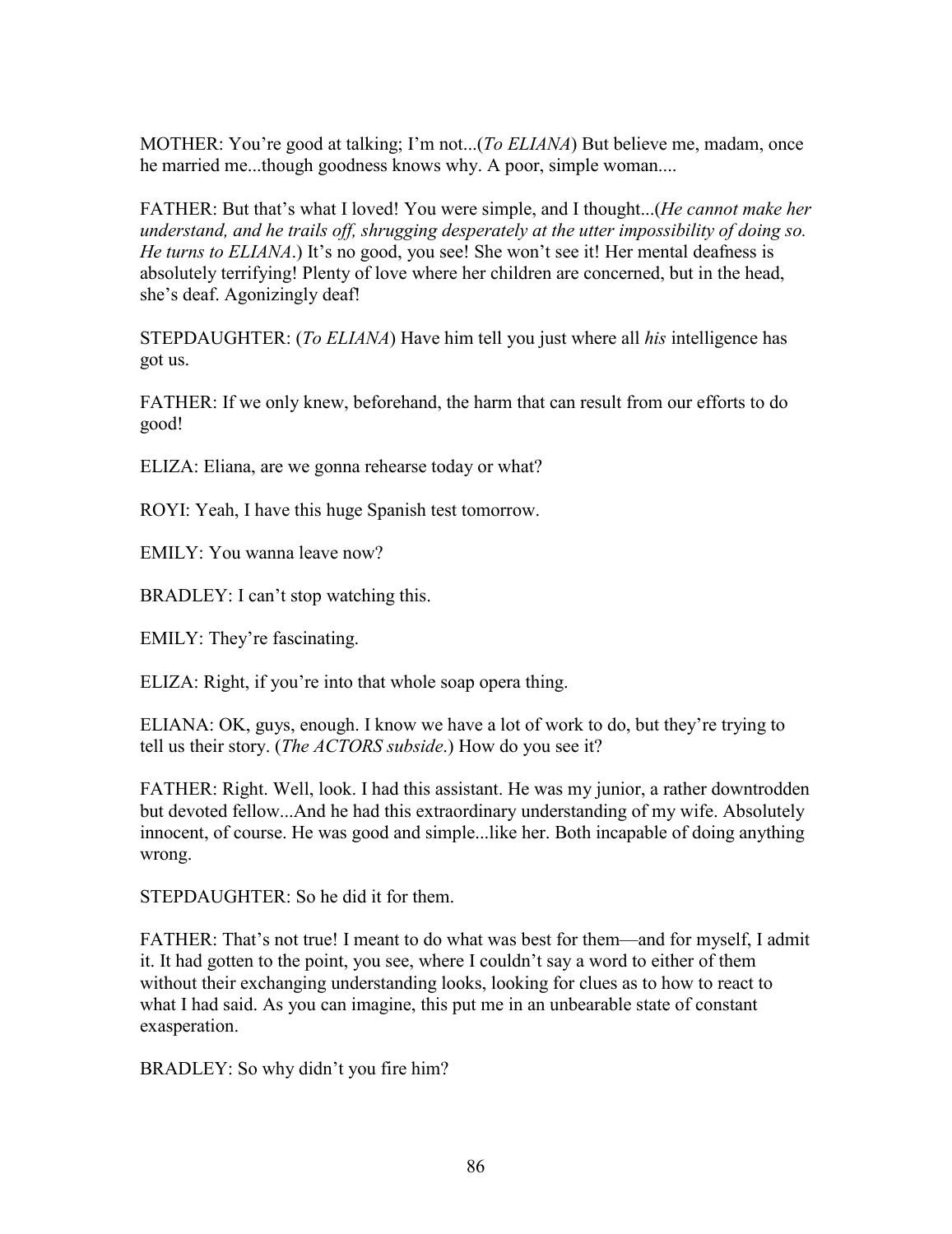MOTHER: You're good at talking; I'm not...(*To ELIANA*) But believe me, madam, once he married me...though goodness knows why. A poor, simple woman....

FATHER: But that's what I loved! You were simple, and I thought...(*He cannot make her understand, and he trails off, shrugging desperately at the utter impossibility of doing so. He turns to ELIANA*.) It's no good, you see! She won't see it! Her mental deafness is absolutely terrifying! Plenty of love where her children are concerned, but in the head, she's deaf. Agonizingly deaf!

STEPDAUGHTER: (*To ELIANA*) Have him tell you just where all *his* intelligence has got us.

FATHER: If we only knew, beforehand, the harm that can result from our efforts to do good!

ELIZA: Eliana, are we gonna rehearse today or what?

ROYI: Yeah, I have this huge Spanish test tomorrow.

EMILY: You wanna leave now?

BRADLEY: I can't stop watching this.

EMILY: They're fascinating.

ELIZA: Right, if you're into that whole soap opera thing.

ELIANA: OK, guys, enough. I know we have a lot of work to do, but they're trying to tell us their story. (*The ACTORS subside*.) How do you see it?

FATHER: Right. Well, look. I had this assistant. He was my junior, a rather downtrodden but devoted fellow...And he had this extraordinary understanding of my wife. Absolutely innocent, of course. He was good and simple...like her. Both incapable of doing anything wrong.

STEPDAUGHTER: So he did it for them.

FATHER: That's not true! I meant to do what was best for them—and for myself, I admit it. It had gotten to the point, you see, where I couldn't say a word to either of them without their exchanging understanding looks, looking for clues as to how to react to what I had said. As you can imagine, this put me in an unbearable state of constant exasperation.

BRADLEY: So why didn't you fire him?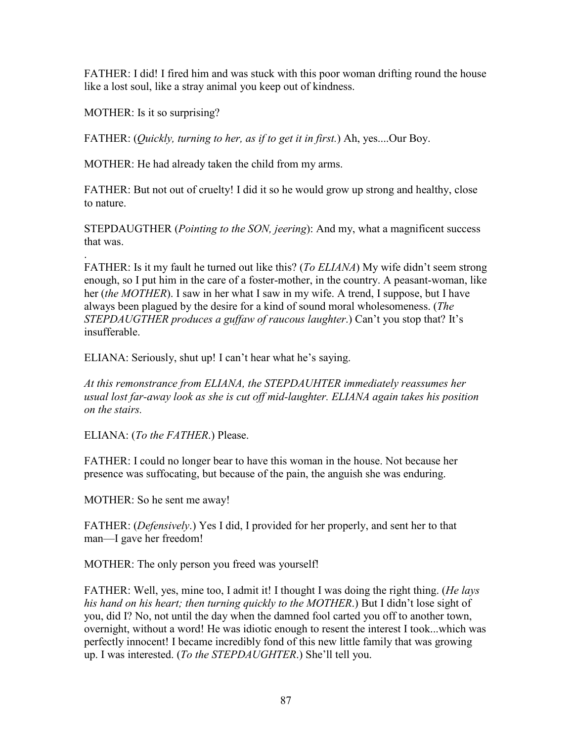FATHER: I did! I fired him and was stuck with this poor woman drifting round the house like a lost soul, like a stray animal you keep out of kindness.

MOTHER: Is it so surprising?

FATHER: (*Quickly, turning to her, as if to get it in first.*) Ah, yes....Our Boy.

MOTHER: He had already taken the child from my arms.

FATHER: But not out of cruelty! I did it so he would grow up strong and healthy, close to nature.

STEPDAUGTHER (*Pointing to the SON, jeering*): And my, what a magnificent success that was.

.
FATHER: Is it my fault he turned out like this? (*To ELIANA*) My wife didn't seem strong enough, so I put him in the care of a foster-mother, in the country. A peasant-woman, like her (*the MOTHER*). I saw in her what I saw in my wife. A trend, I suppose, but I have always been plagued by the desire for a kind of sound moral wholesomeness. (*The STEPDAUGTHER produces a guffaw of raucous laughter*.) Can't you stop that? It's insufferable.

ELIANA: Seriously, shut up! I can't hear what he's saying.

*At this remonstrance from ELIANA, the STEPDAUHTER immediately reassumes her usual lost far-away look as she is cut off mid-laughter. ELIANA again takes his position on the stairs.*

ELIANA: (*To the FATHER*.) Please.

FATHER: I could no longer bear to have this woman in the house. Not because her presence was suffocating, but because of the pain, the anguish she was enduring.

MOTHER: So he sent me away!

FATHER: (*Defensively*.) Yes I did, I provided for her properly, and sent her to that man—I gave her freedom!

MOTHER: The only person you freed was yourself!

FATHER: Well, yes, mine too, I admit it! I thought I was doing the right thing. (*He lays his hand on his heart; then turning quickly to the MOTHER*.) But I didn't lose sight of you, did I? No, not until the day when the damned fool carted you off to another town, overnight, without a word! He was idiotic enough to resent the interest I took...which was perfectly innocent! I became incredibly fond of this new little family that was growing up. I was interested. (*To the STEPDAUGHTER*.) She'll tell you.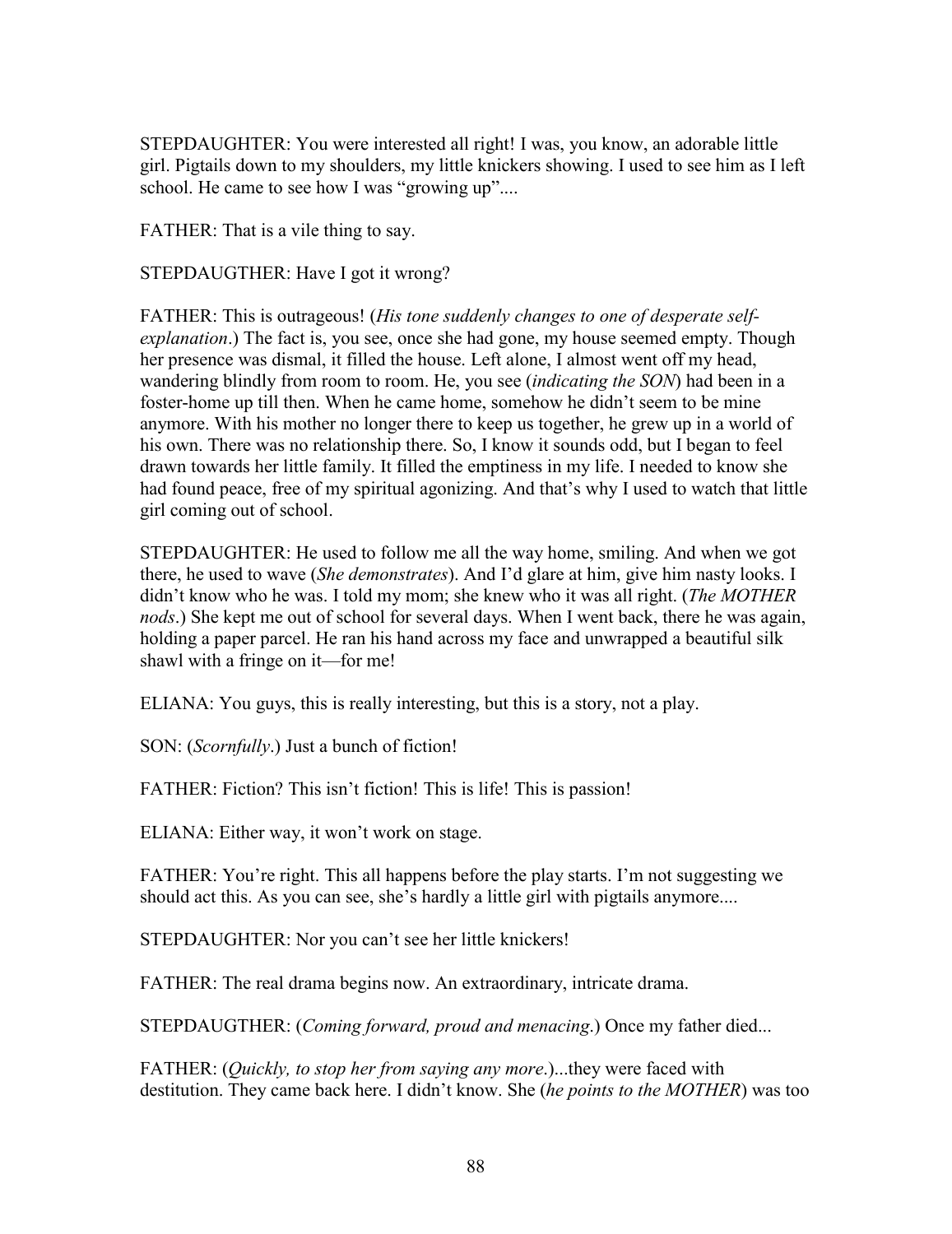STEPDAUGHTER: You were interested all right! I was, you know, an adorable little girl. Pigtails down to my shoulders, my little knickers showing. I used to see him as I left school. He came to see how I was "growing up"....

FATHER: That is a vile thing to say.

STEPDAUGTHER: Have I got it wrong?

FATHER: This is outrageous! (*His tone suddenly changes to one of desperate self-explanation*.) The fact is, you see, once she had gone, my house seemed empty. Though her presence was dismal, it filled the house. Left alone, I almost went off my head, wandering blindly from room to room. He, you see (*indicating the SON*) had been in a foster-home up till then. When he came home, somehow he didn't seem to be mine anymore. With his mother no longer there to keep us together, he grew up in a world of his own. There was no relationship there. So, I know it sounds odd, but I began to feel drawn towards her little family. It filled the emptiness in my life. I needed to know she had found peace, free of my spiritual agonizing. And that's why I used to watch that little girl coming out of school.

STEPDAUGHTER: He used to follow me all the way home, smiling. And when we got there, he used to wave (*She demonstrates*). And I'd glare at him, give him nasty looks. I didn't know who he was. I told my mom; she knew who it was all right. (*The MOTHER nods*.) She kept me out of school for several days. When I went back, there he was again, holding a paper parcel. He ran his hand across my face and unwrapped a beautiful silk shawl with a fringe on it—for me!

ELIANA: You guys, this is really interesting, but this is a story, not a play.

SON: (*Scornfully*.) Just a bunch of fiction!

FATHER: Fiction? This isn't fiction! This is life! This is passion!

ELIANA: Either way, it won't work on stage.

FATHER: You're right. This all happens before the play starts. I'm not suggesting we should act this. As you can see, she's hardly a little girl with pigtails anymore....

STEPDAUGHTER: Nor you can't see her little knickers!

FATHER: The real drama begins now. An extraordinary, intricate drama.

STEPDAUGTHER: (*Coming forward, proud and menacing*.) Once my father died...

FATHER: (*Quickly, to stop her from saying any more*.)...they were faced with destitution. They came back here. I didn't know. She (*he points to the MOTHER*) was too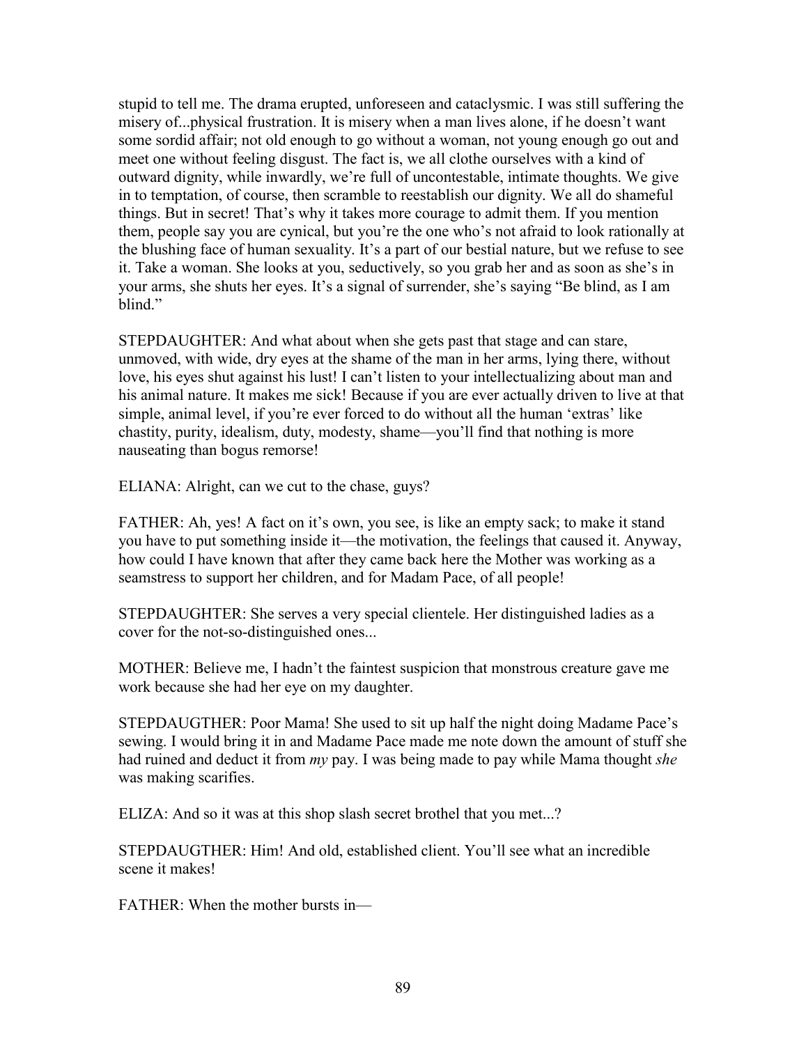stupid to tell me. The drama erupted, unforeseen and cataclysmic. I was still suffering the misery of...physical frustration. It is misery when a man lives alone, if he doesn't want some sordid affair; not old enough to go without a woman, not young enough go out and meet one without feeling disgust. The fact is, we all clothe ourselves with a kind of outward dignity, while inwardly, we're full of uncontestable, intimate thoughts. We give in to temptation, of course, then scramble to reestablish our dignity. We all do shameful things. But in secret! That's why it takes more courage to admit them. If you mention them, people say you are cynical, but you're the one who's not afraid to look rationally at the blushing face of human sexuality. It's a part of our bestial nature, but we refuse to see it. Take a woman. She looks at you, seductively, so you grab her and as soon as she's in your arms, she shuts her eyes. It's a signal of surrender, she's saying "Be blind, as I am blind."

STEPDAUGHTER: And what about when she gets past that stage and can stare, unmoved, with wide, dry eyes at the shame of the man in her arms, lying there, without love, his eyes shut against his lust! I can't listen to your intellectualizing about man and his animal nature. It makes me sick! Because if you are ever actually driven to live at that simple, animal level, if you're ever forced to do without all the human 'extras' like chastity, purity, idealism, duty, modesty, shame—you'll find that nothing is more nauseating than bogus remorse!

ELIANA: Alright, can we cut to the chase, guys?

FATHER: Ah, yes! A fact on it's own, you see, is like an empty sack; to make it stand you have to put something inside it—the motivation, the feelings that caused it. Anyway, how could I have known that after they came back here the Mother was working as a seamstress to support her children, and for Madam Pace, of all people!

STEPDAUGHTER: She serves a very special clientele. Her distinguished ladies as a cover for the not-so-distinguished ones...

MOTHER: Believe me, I hadn't the faintest suspicion that monstrous creature gave me work because she had her eye on my daughter.

STEPDAUGTHER: Poor Mama! She used to sit up half the night doing Madame Pace's sewing. I would bring it in and Madame Pace made me note down the amount of stuff she had ruined and deduct it from *my* pay. I was being made to pay while Mama thought *she* was making scarifies.

ELIZA: And so it was at this shop slash secret brothel that you met...?

STEPDAUGTHER: Him! And old, established client. You'll see what an incredible scene it makes!

FATHER: When the mother bursts in—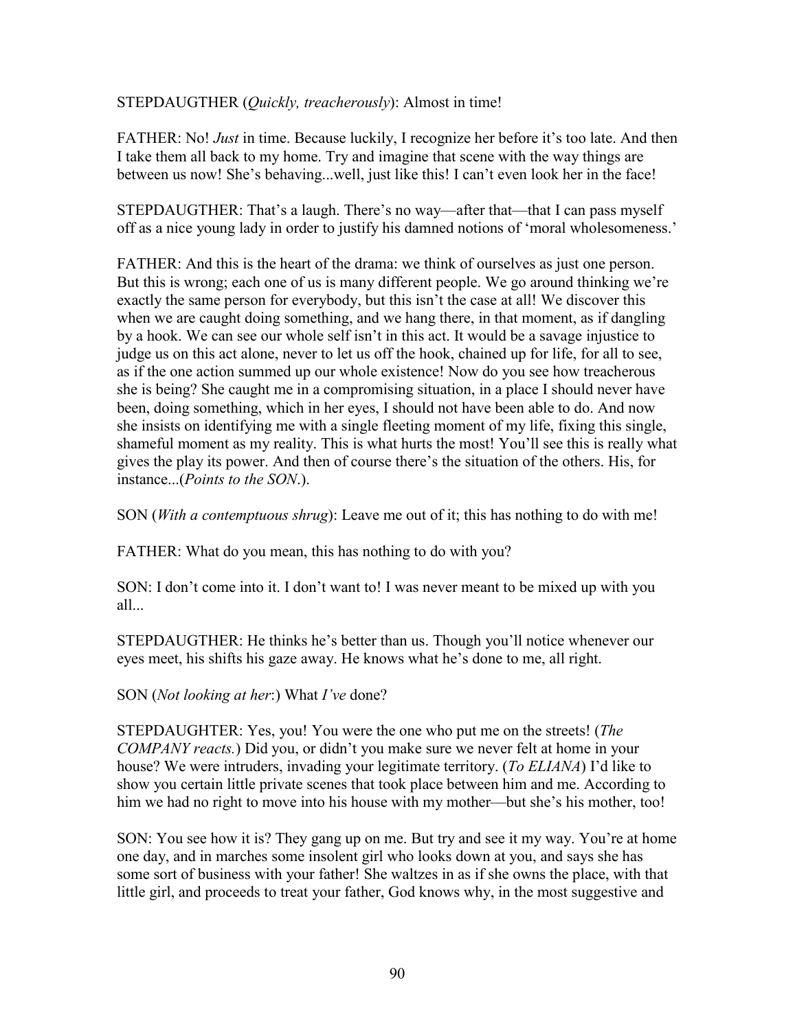STEPDAUGTHER (*Quickly, treacherously*): Almost in time!

FATHER: No! *Just* in time. Because luckily, I recognize her before it's too late. And then I take them all back to my home. Try and imagine that scene with the way things are between us now! She's behaving...well, just like this! I can't even look her in the face!

STEPDAUGTHER: That's a laugh. There's no way—after that—that I can pass myself off as a nice young lady in order to justify his damned notions of 'moral wholesomeness.'

FATHER: And this is the heart of the drama: we think of ourselves as just one person. But this is wrong; each one of us is many different people. We go around thinking we're exactly the same person for everybody, but this isn't the case at all! We discover this when we are caught doing something, and we hang there, in that moment, as if dangling by a hook. We can see our whole self isn't in this act. It would be a savage injustice to judge us on this act alone, never to let us off the hook, chained up for life, for all to see, as if the one action summed up our whole existence! Now do you see how treacherous she is being? She caught me in a compromising situation, in a place I should never have been, doing something, which in her eyes, I should not have been able to do. And now she insists on identifying me with a single fleeting moment of my life, fixing this single, shameful moment as my reality. This is what hurts the most! You'll see this is really what gives the play its power. And then of course there's the situation of the others. His, for instance...(*Points to the SON.*).

SON (*With a contemptuous shrug*): Leave me out of it; this has nothing to do with me!

FATHER: What do you mean, this has nothing to do with you?

SON: I don't come into it. I don't want to! I was never meant to be mixed up with you all...

STEPDAUGTHER: He thinks he's better than us. Though you'll notice whenever our eyes meet, his shifts his gaze away. He knows what he's done to me, all right.

SON (*Not looking at her*:) What *I've* done?

STEPDAUGHTER: Yes, you! You were the one who put me on the streets! (*The COMPANY reacts.*) Did you, or didn't you make sure we never felt at home in your house? We were intruders, invading your legitimate territory. (*To ELIANA*) I'd like to show you certain little private scenes that took place between him and me. According to him we had no right to move into his house with my mother—but she's his mother, too!

SON: You see how it is? They gang up on me. But try and see it my way. You're at home one day, and in marches some insolent girl who looks down at you, and says she has some sort of business with your father! She waltzes in as if she owns the place, with that little girl, and proceeds to treat your father, God knows why, in the most suggestive and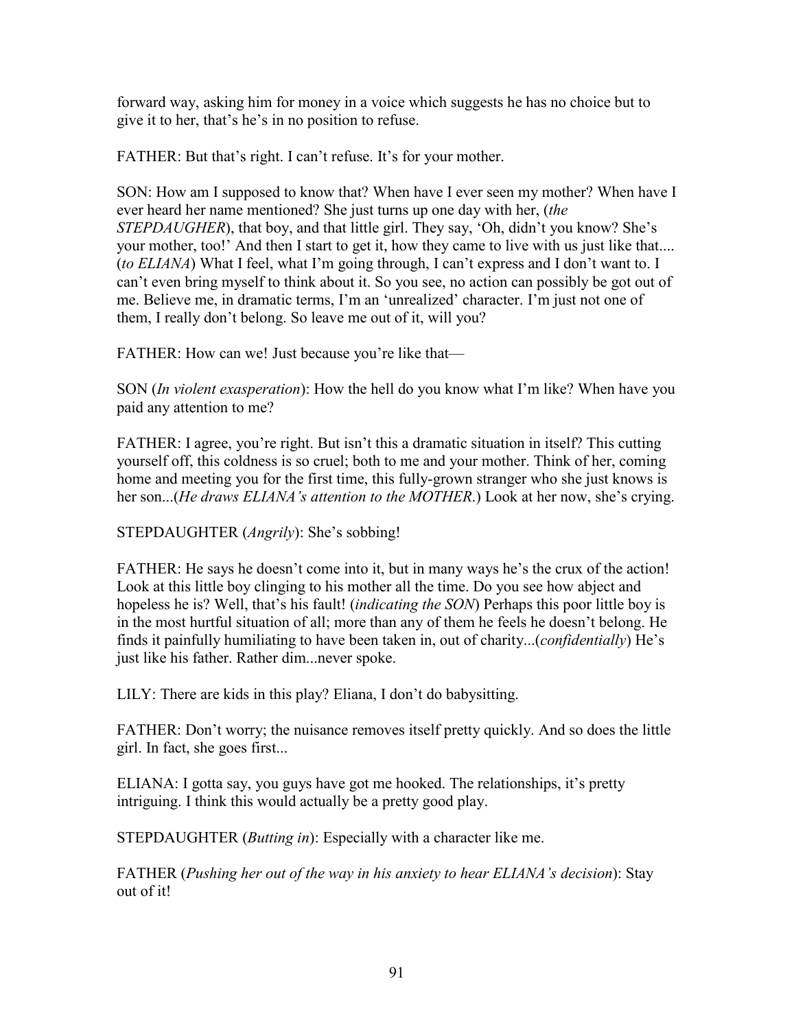forward way, asking him for money in a voice which suggests he has no choice but to give it to her, that's he's in no position to refuse.

FATHER: But that's right. I can't refuse. It's for your mother.

SON: How am I supposed to know that? When have I ever seen my mother? When have I ever heard her name mentioned? She just turns up one day with her, (*the STEPDAUGHER*), that boy, and that little girl. They say, 'Oh, didn't you know? She's your mother, too!' And then I start to get it, how they came to live with us just like that.... (*to ELIANA*) What I feel, what I'm going through, I can't express and I don't want to. I can't even bring myself to think about it. So you see, no action can possibly be got out of me. Believe me, in dramatic terms, I'm an 'unrealized' character. I'm just not one of them, I really don't belong. So leave me out of it, will you?

FATHER: How can we! Just because you're like that—

SON (*In violent exasperation*): How the hell do you know what I'm like? When have you paid any attention to me?

FATHER: I agree, you're right. But isn't this a dramatic situation in itself? This cutting yourself off, this coldness is so cruel; both to me and your mother. Think of her, coming home and meeting you for the first time, this fully-grown stranger who she just knows is her son...(*He draws ELIANA's attention to the MOTHER.*) Look at her now, she's crying.

STEPDAUGHTER (*Angrily*): She's sobbing!

FATHER: He says he doesn't come into it, but in many ways he's the crux of the action! Look at this little boy clinging to his mother all the time. Do you see how abject and hopeless he is? Well, that's his fault! (*indicating the SON*) Perhaps this poor little boy is in the most hurtful situation of all; more than any of them he feels he doesn't belong. He finds it painfully humiliating to have been taken in, out of charity...(*confidentially*) He's just like his father. Rather dim...never spoke.

LILY: There are kids in this play? Eliana, I don't do babysitting.

FATHER: Don't worry; the nuisance removes itself pretty quickly. And so does the little girl. In fact, she goes first...

ELIANA: I gotta say, you guys have got me hooked. The relationships, it's pretty intriguing. I think this would actually be a pretty good play.

STEPDAUGHTER (*Butting in*): Especially with a character like me.

FATHER (*Pushing her out of the way in his anxiety to hear ELIANA's decision*): Stay out of it!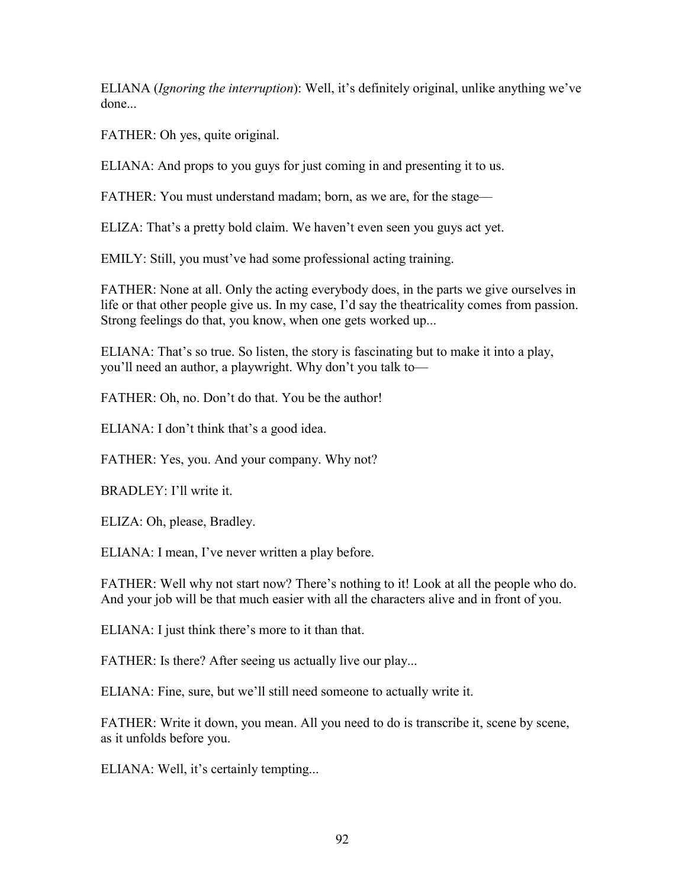ELIANA (*Ignoring the interruption*): Well, it's definitely original, unlike anything we've done...

FATHER: Oh yes, quite original.

ELIANA: And props to you guys for just coming in and presenting it to us.

FATHER: You must understand madam; born, as we are, for the stage—

ELIZA: That's a pretty bold claim. We haven't even seen you guys act yet.

EMILY: Still, you must've had some professional acting training.

FATHER: None at all. Only the acting everybody does, in the parts we give ourselves in life or that other people give us. In my case, I'd say the theatricality comes from passion. Strong feelings do that, you know, when one gets worked up...

ELIANA: That's so true. So listen, the story is fascinating but to make it into a play, you'll need an author, a playwright. Why don't you talk to—

FATHER: Oh, no. Don't do that. You be the author!

ELIANA: I don't think that's a good idea.

FATHER: Yes, you. And your company. Why not?

BRADLEY: I'll write it.

ELIZA: Oh, please, Bradley.

ELIANA: I mean, I've never written a play before.

FATHER: Well why not start now? There's nothing to it! Look at all the people who do. And your job will be that much easier with all the characters alive and in front of you.

ELIANA: I just think there's more to it than that.

FATHER: Is there? After seeing us actually live our play...

ELIANA: Fine, sure, but we'll still need someone to actually write it.

FATHER: Write it down, you mean. All you need to do is transcribe it, scene by scene, as it unfolds before you.

ELIANA: Well, it's certainly tempting...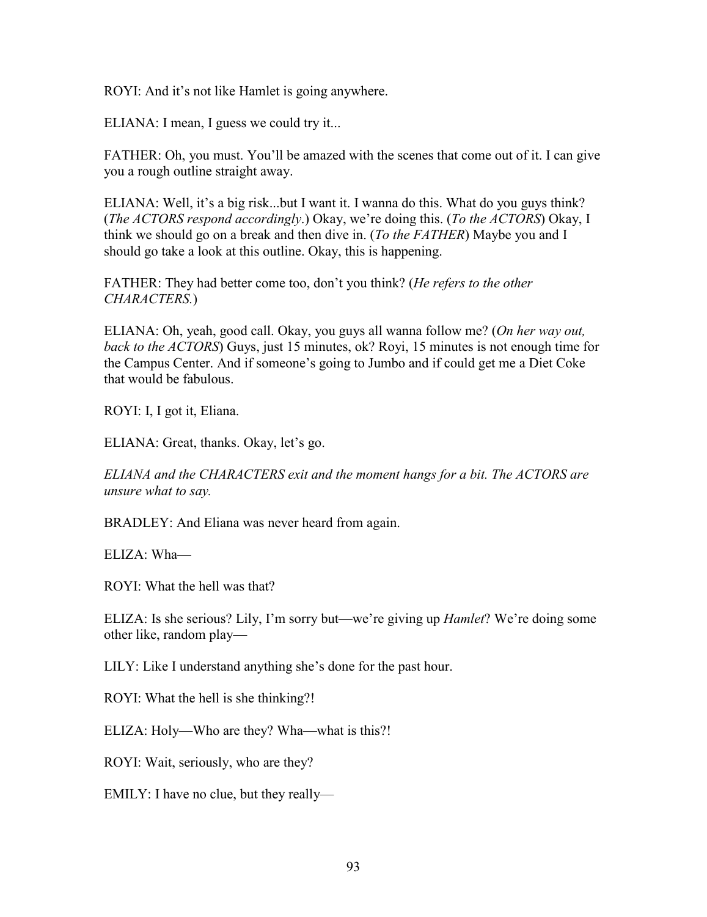ROYI: And it's not like Hamlet is going anywhere.

ELIANA: I mean, I guess we could try it...

FATHER: Oh, you must. You'll be amazed with the scenes that come out of it. I can give you a rough outline straight away.

ELIANA: Well, it's a big risk...but I want it. I wanna do this. What do you guys think? (*The ACTORS respond accordingly.*) Okay, we're doing this. (*To the ACTORS*) Okay, I think we should go on a break and then dive in. (*To the FATHER*) Maybe you and I should go take a look at this outline. Okay, this is happening.

FATHER: They had better come too, don't you think? (*He refers to the other CHARACTERS.*)

ELIANA: Oh, yeah, good call. Okay, you guys all wanna follow me? (*On her way out, back to the ACTORS*) Guys, just 15 minutes, ok? Royi, 15 minutes is not enough time for the Campus Center. And if someone's going to Jumbo and if could get me a Diet Coke that would be fabulous.

ROYI: I, I got it, Eliana.

ELIANA: Great, thanks. Okay, let's go.

*ELIANA and the CHARACTERS exit and the moment hangs for a bit. The ACTORS are unsure what to say.*

BRADLEY: And Eliana was never heard from again.

ELIZA: Wha—

ROYI: What the hell was that?

ELIZA: Is she serious? Lily, I'm sorry but—we're giving up *Hamlet*? We're doing some other like, random play—

LILY: Like I understand anything she's done for the past hour.

ROYI: What the hell is she thinking?!

ELIZA: Holy—Who are they? Wha—what is this?!

ROYI: Wait, seriously, who are they?

EMILY: I have no clue, but they really—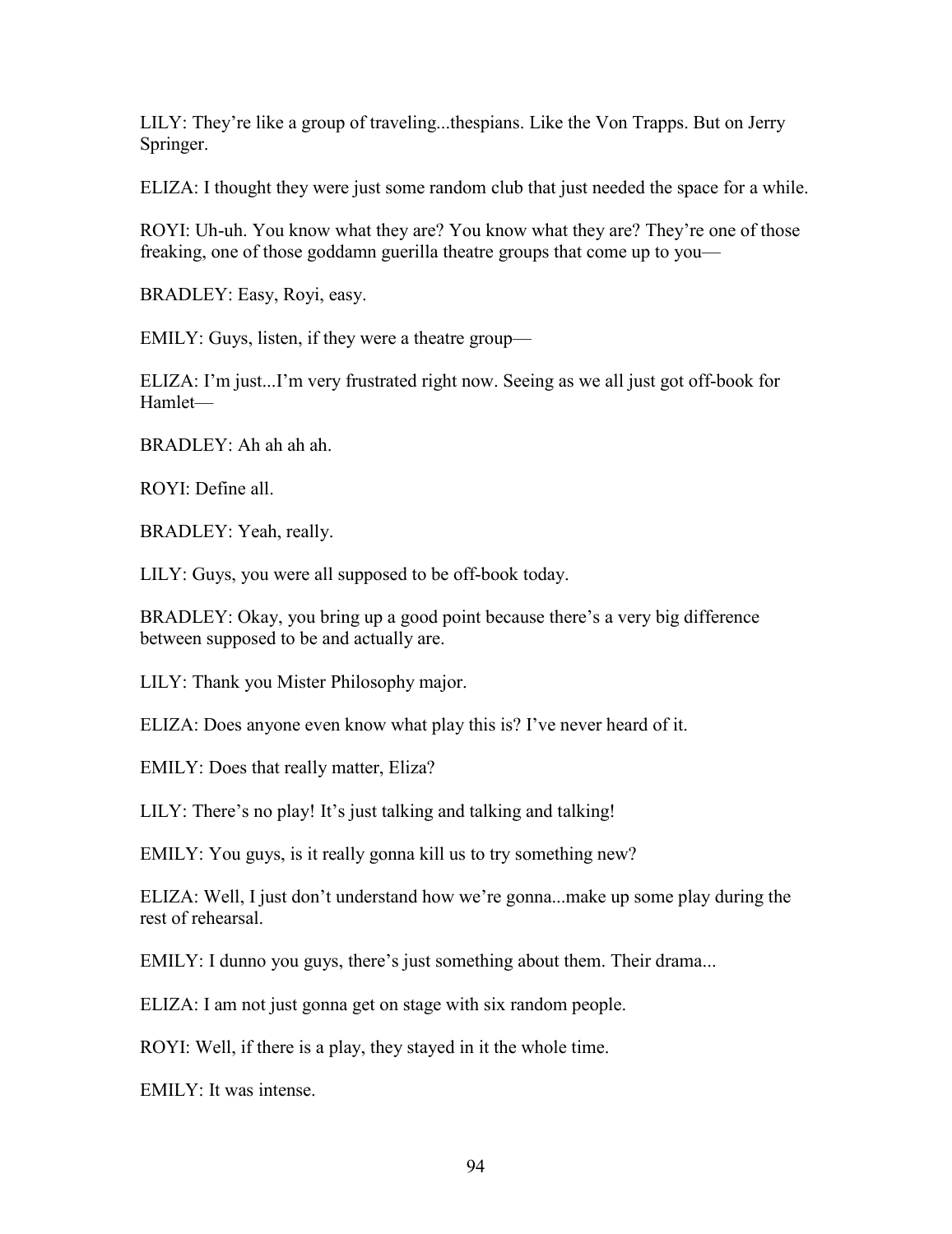LILY: They're like a group of traveling...thespians. Like the Von Trapps. But on Jerry Springer.

ELIZA: I thought they were just some random club that just needed the space for a while.

ROYI: Uh-uh. You know what they are? You know what they are? They're one of those freaking, one of those goddamn guerilla theatre groups that come up to you—

BRADLEY: Easy, Royi, easy.

EMILY: Guys, listen, if they were a theatre group—

ELIZA: I'm just...I'm very frustrated right now. Seeing as we all just got off-book for Hamlet—

BRADLEY: Ah ah ah ah.

ROYI: Define all.

BRADLEY: Yeah, really.

LILY: Guys, you were all supposed to be off-book today.

BRADLEY: Okay, you bring up a good point because there's a very big difference between supposed to be and actually are.

LILY: Thank you Mister Philosophy major.

ELIZA: Does anyone even know what play this is? I've never heard of it.

EMILY: Does that really matter, Eliza?

LILY: There's no play! It's just talking and talking and talking!

EMILY: You guys, is it really gonna kill us to try something new?

ELIZA: Well, I just don't understand how we're gonna...make up some play during the rest of rehearsal.

EMILY: I dunno you guys, there's just something about them. Their drama...

ELIZA: I am not just gonna get on stage with six random people.

ROYI: Well, if there is a play, they stayed in it the whole time.

EMILY: It was intense.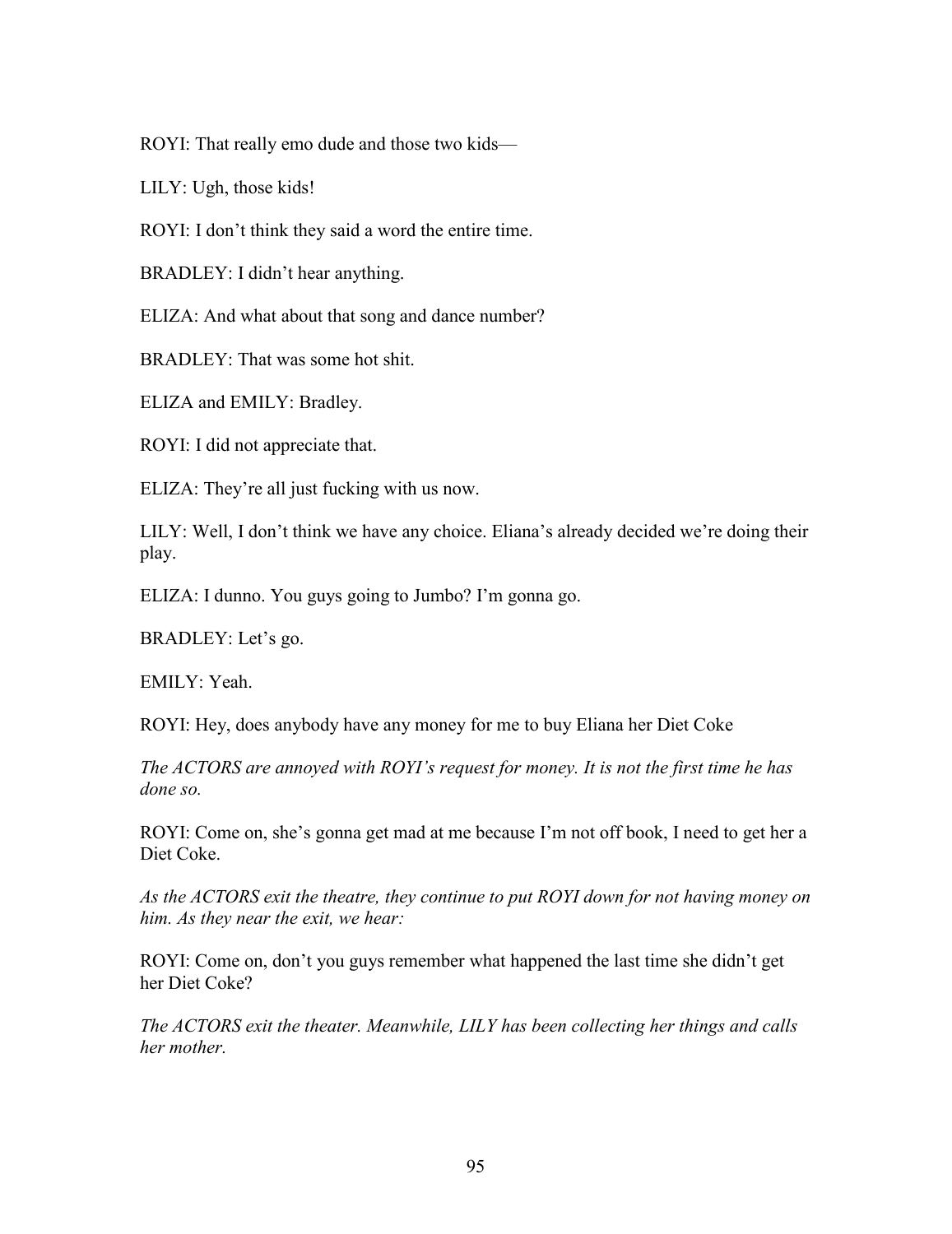ROYI: That really emo dude and those two kids—

LILY: Ugh, those kids!

ROYI: I don't think they said a word the entire time.

BRADLEY: I didn't hear anything.

ELIZA: And what about that song and dance number?

BRADLEY: That was some hot shit.

ELIZA and EMILY: Bradley.

ROYI: I did not appreciate that.

ELIZA: They're all just fucking with us now.

LILY: Well, I don't think we have any choice. Eliana's already decided we're doing their play.

ELIZA: I dunno. You guys going to Jumbo? I'm gonna go.

BRADLEY: Let's go.

EMILY: Yeah.

ROYI: Hey, does anybody have any money for me to buy Eliana her Diet Coke

*The ACTORS are annoyed with ROYI's request for money. It is not the first time he has done so.*

ROYI: Come on, she's gonna get mad at me because I'm not off book, I need to get her a Diet Coke.

*As the ACTORS exit the theatre, they continue to put ROYI down for not having money on him. As they near the exit, we hear:*

ROYI: Come on, don't you guys remember what happened the last time she didn't get her Diet Coke?

*The ACTORS exit the theater. Meanwhile, LILY has been collecting her things and calls her mother.*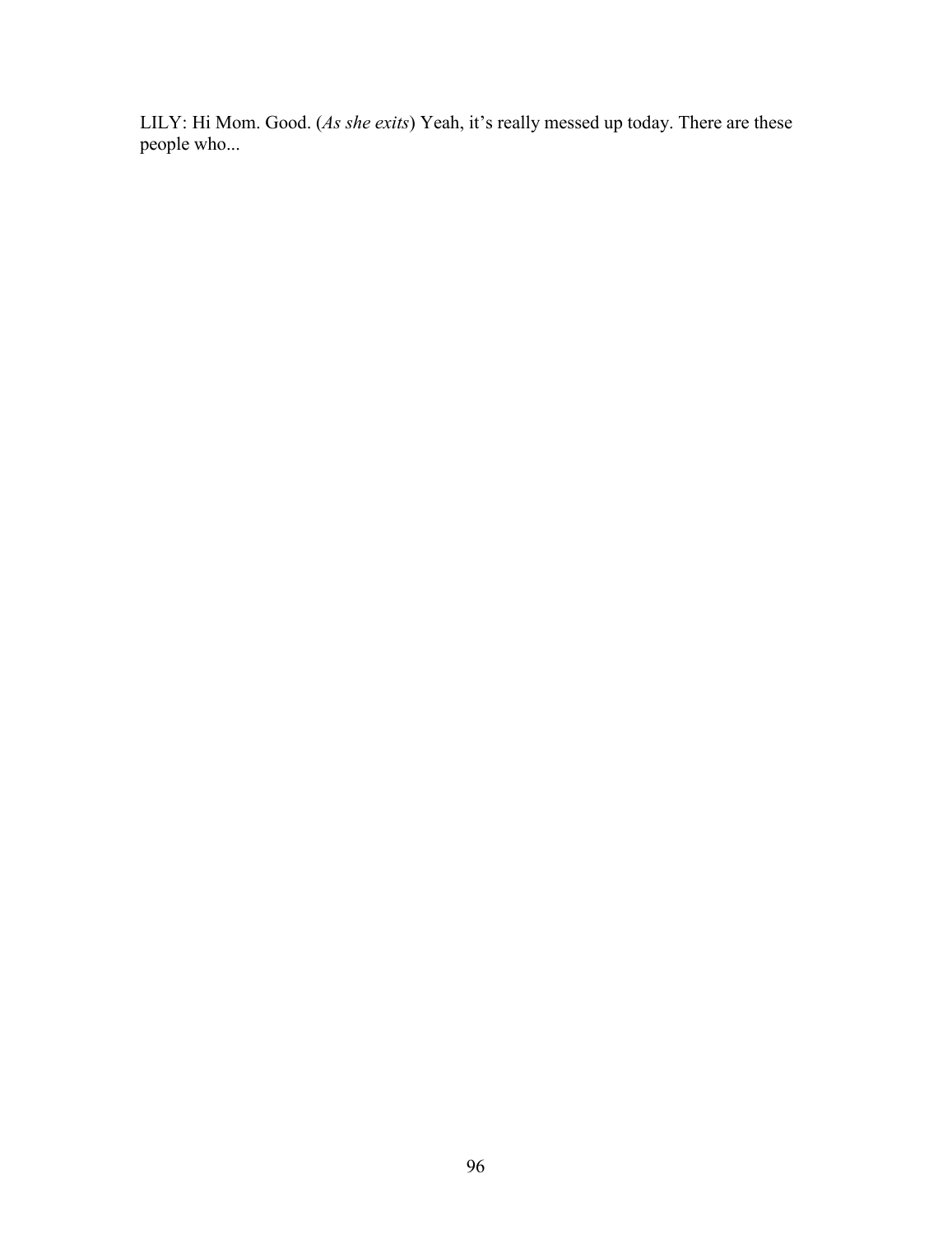LILY: Hi Mom. Good. (*As she exits*) Yeah, it's really messed up today. There are these people who...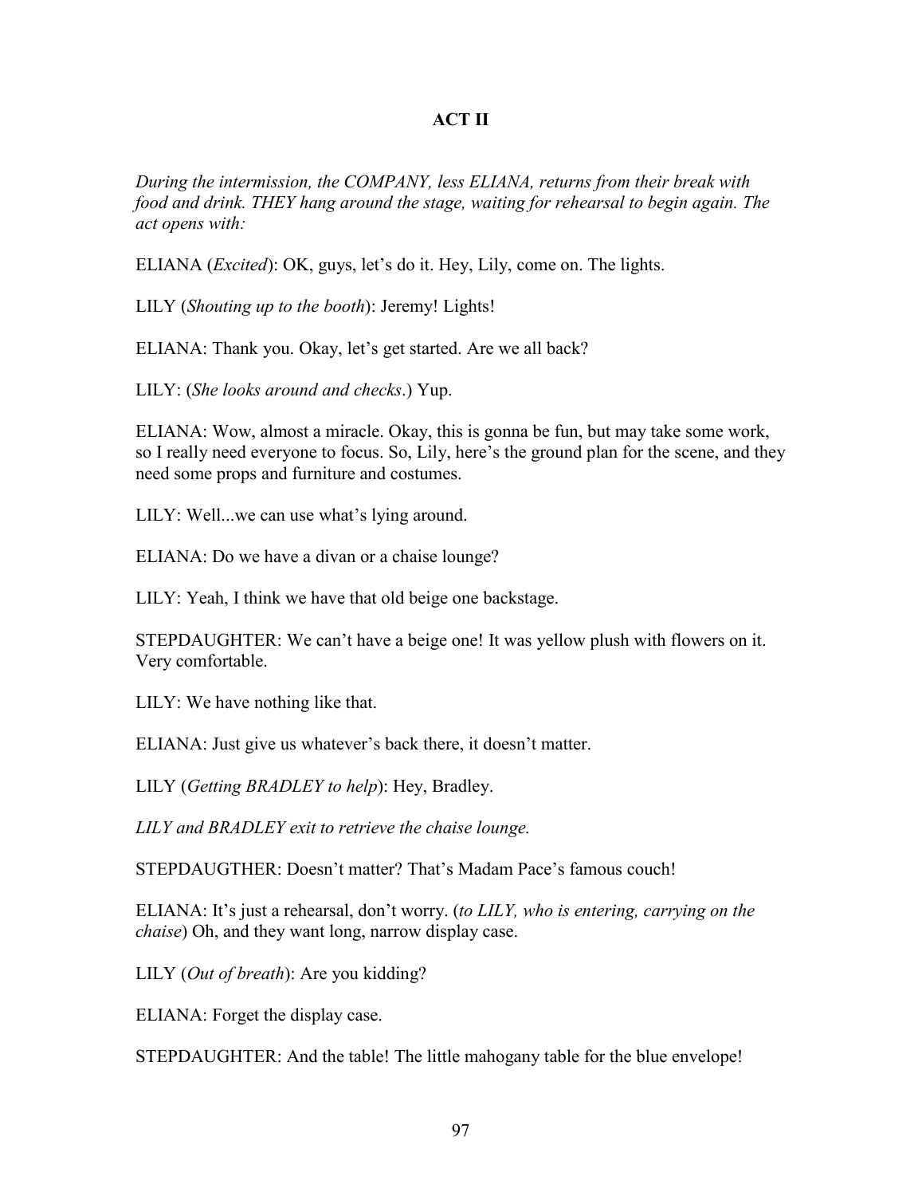**ACT II**

*During the intermission, the COMPANY, less ELIANA, returns from their break with food and drink. THEY hang around the stage, waiting for rehearsal to begin again. The act opens with:*

ELIANA (*Excited*): OK, guys, let's do it. Hey, Lily, come on. The lights.

LILY (*Shouting up to the booth*): Jeremy! Lights!

ELIANA: Thank you. Okay, let's get started. Are we all back?

LILY: (*She looks around and checks*.) Yup.

ELIANA: Wow, almost a miracle. Okay, this is gonna be fun, but may take some work, so I really need everyone to focus. So, Lily, here's the ground plan for the scene, and they need some props and furniture and costumes.

LILY: Well...we can use what's lying around.

ELIANA: Do we have a divan or a chaise lounge?

LILY: Yeah, I think we have that old beige one backstage.

STEPDAUGHTER: We can't have a beige one! It was yellow plush with flowers on it. Very comfortable.

LILY: We have nothing like that.

ELIANA: Just give us whatever's back there, it doesn't matter.

LILY (*Getting BRADLEY to help*): Hey, Bradley.

*LILY and BRADLEY exit to retrieve the chaise lounge.*

STEPDAUGTHER: Doesn't matter? That's Madam Pace's famous couch!

ELIANA: It's just a rehearsal, don't worry. (*to LILY, who is entering, carrying on the chaise*) Oh, and they want long, narrow display case.

LILY (*Out of breath*): Are you kidding?

ELIANA: Forget the display case.

STEPDAUGHTER: And the table! The little mahogany table for the blue envelope!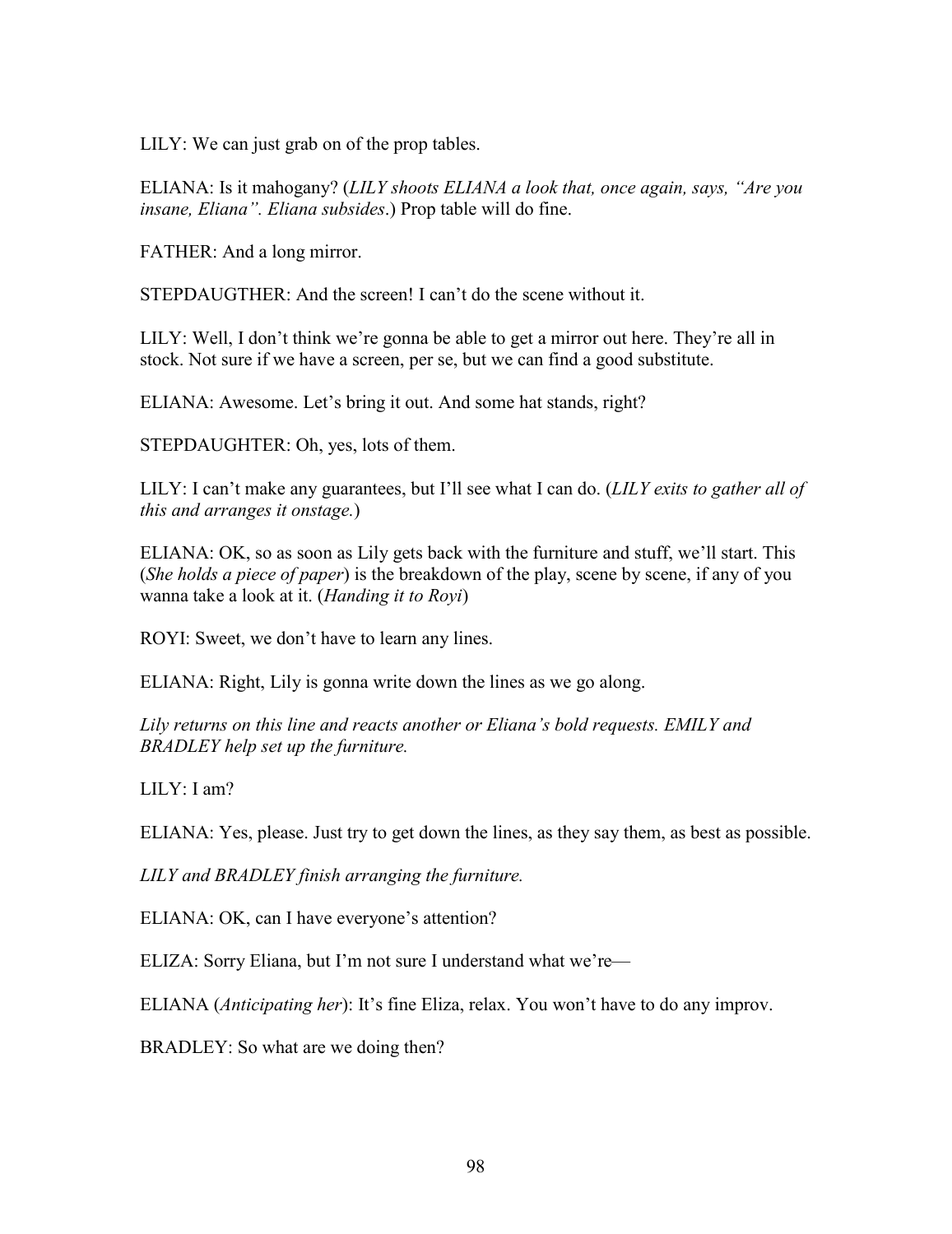LILY: We can just grab on of the prop tables.

ELIANA: Is it mahogany? (*LILY shoots ELIANA a look that, once again, says, "Are you insane, Eliana". Eliana subsides*.) Prop table will do fine.

FATHER: And a long mirror.

STEPDAUGTHER: And the screen! I can't do the scene without it.

LILY: Well, I don't think we're gonna be able to get a mirror out here. They're all in stock. Not sure if we have a screen, per se, but we can find a good substitute.

ELIANA: Awesome. Let's bring it out. And some hat stands, right?

STEPDAUGHTER: Oh, yes, lots of them.

LILY: I can't make any guarantees, but I'll see what I can do. (*LILY exits to gather all of this and arranges it onstage.*)

ELIANA: OK, so as soon as Lily gets back with the furniture and stuff, we'll start. This (*She holds a piece of paper*) is the breakdown of the play, scene by scene, if any of you wanna take a look at it. (*Handing it to Royi*)

ROYI: Sweet, we don't have to learn any lines.

ELIANA: Right, Lily is gonna write down the lines as we go along.

*Lily returns on this line and reacts another or Eliana's bold requests. EMILY and BRADLEY help set up the furniture.*

LILY: I am?

ELIANA: Yes, please. Just try to get down the lines, as they say them, as best as possible.

*LILY and BRADLEY finish arranging the furniture.*

ELIANA: OK, can I have everyone's attention?

ELIZA: Sorry Eliana, but I'm not sure I understand what we're—

ELIANA (*Anticipating her*): It's fine Eliza, relax. You won't have to do any improv.

BRADLEY: So what are we doing then?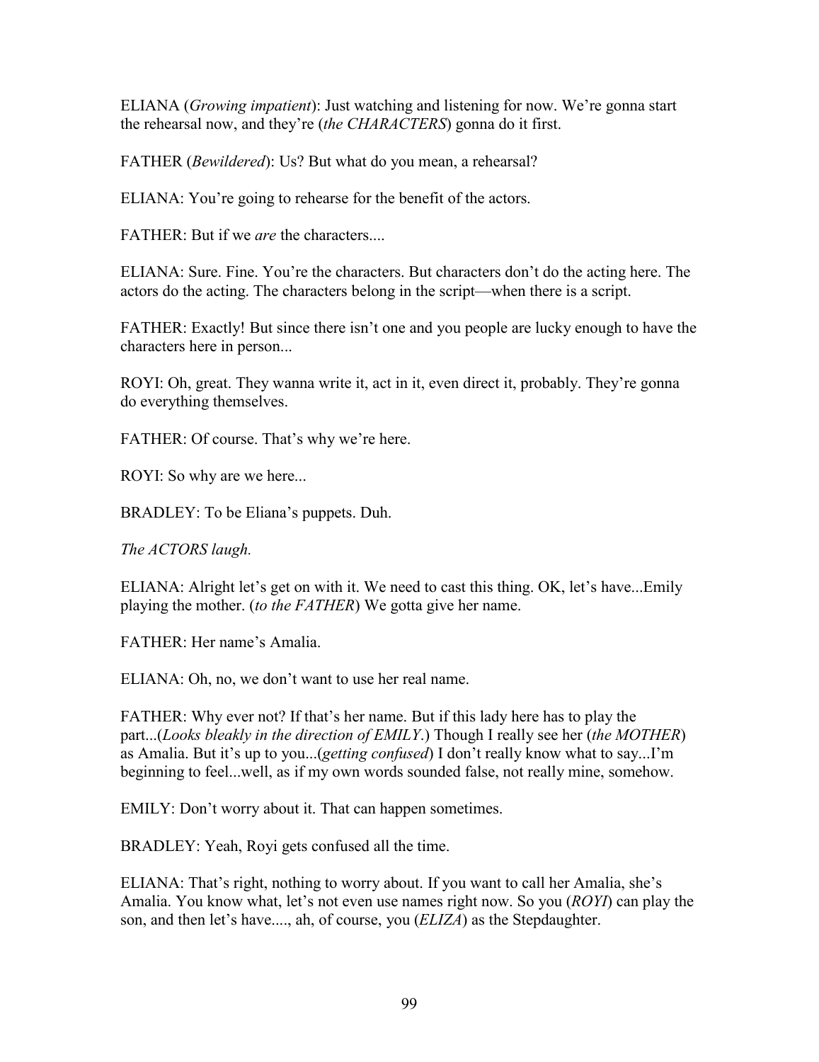ELIANA (*Growing impatient*): Just watching and listening for now. We're gonna start the rehearsal now, and they're (*the CHARACTERS*) gonna do it first.

FATHER (*Bewildered*): Us? But what do you mean, a rehearsal?

ELIANA: You're going to rehearse for the benefit of the actors.

FATHER: But if we *are* the characters....

ELIANA: Sure. Fine. You're the characters. But characters don't do the acting here. The actors do the acting. The characters belong in the script—when there is a script.

FATHER: Exactly! But since there isn't one and you people are lucky enough to have the characters here in person...

ROYI: Oh, great. They wanna write it, act in it, even direct it, probably. They're gonna do everything themselves.

FATHER: Of course. That's why we're here.

ROYI: So why are we here...

BRADLEY: To be Eliana's puppets. Duh.

*The ACTORS laugh.*

ELIANA: Alright let's get on with it. We need to cast this thing. OK, let's have...Emily playing the mother. (*to the FATHER*) We gotta give her name.

FATHER: Her name's Amalia.

ELIANA: Oh, no, we don't want to use her real name.

FATHER: Why ever not? If that's her name. But if this lady here has to play the part...(*Looks bleakly in the direction of EMILY*.) Though I really see her (*the MOTHER*) as Amalia. But it's up to you...(*getting confused*) I don't really know what to say...I'm beginning to feel...well, as if my own words sounded false, not really mine, somehow.

EMILY: Don't worry about it. That can happen sometimes.

BRADLEY: Yeah, Royi gets confused all the time.

ELIANA: That's right, nothing to worry about. If you want to call her Amalia, she's Amalia. You know what, let's not even use names right now. So you (*ROYI*) can play the son, and then let's have...., ah, of course, you (*ELIZA*) as the Stepdaughter.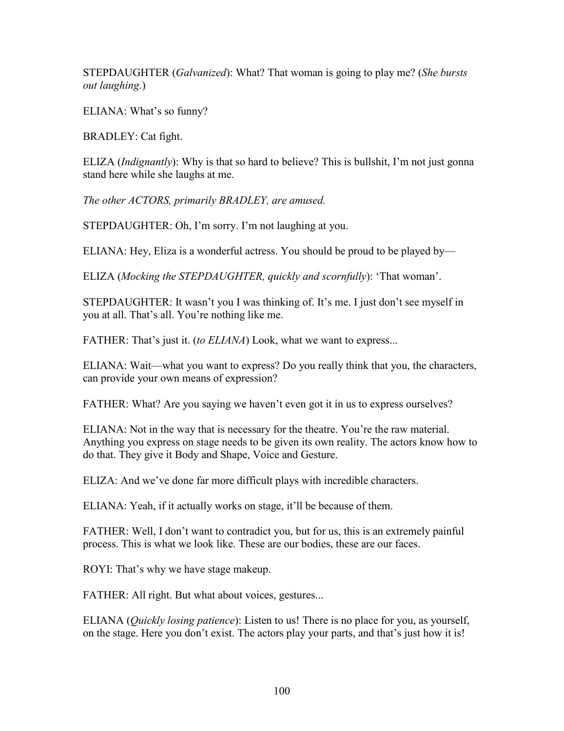STEPDAUGHTER (*Galvanized*): What? That woman is going to play me? (*She bursts out laughing*.)

ELIANA: What's so funny?

BRADLEY: Cat fight.

ELIZA (*Indignantly*): Why is that so hard to believe? This is bullshit, I'm not just gonna stand here while she laughs at me.

*The other ACTORS, primarily BRADLEY, are amused.*

STEPDAUGHTER: Oh, I'm sorry. I'm not laughing at you.

ELIANA: Hey, Eliza is a wonderful actress. You should be proud to be played by—

ELIZA (*Mocking the STEPDAUGHTER, quickly and scornfully*): 'That woman'.

STEPDAUGHTER: It wasn't you I was thinking of. It's me. I just don't see myself in you at all. That's all. You're nothing like me.

FATHER: That's just it. (*to ELIANA*) Look, what we want to express...

ELIANA: Wait—what you want to express? Do you really think that you, the characters, can provide your own means of expression?

FATHER: What? Are you saying we haven't even got it in us to express ourselves?

ELIANA: Not in the way that is necessary for the theatre. You're the raw material. Anything you express on stage needs to be given its own reality. The actors know how to do that. They give it Body and Shape, Voice and Gesture.

ELIZA: And we've done far more difficult plays with incredible characters.

ELIANA: Yeah, if it actually works on stage, it'll be because of them.

FATHER: Well, I don't want to contradict you, but for us, this is an extremely painful process. This is what we look like. These are our bodies, these are our faces.

ROYI: That's why we have stage makeup.

FATHER: All right. But what about voices, gestures...

ELIANA (*Quickly losing patience*): Listen to us! There is no place for you, as yourself, on the stage. Here you don't exist. The actors play your parts, and that's just how it is!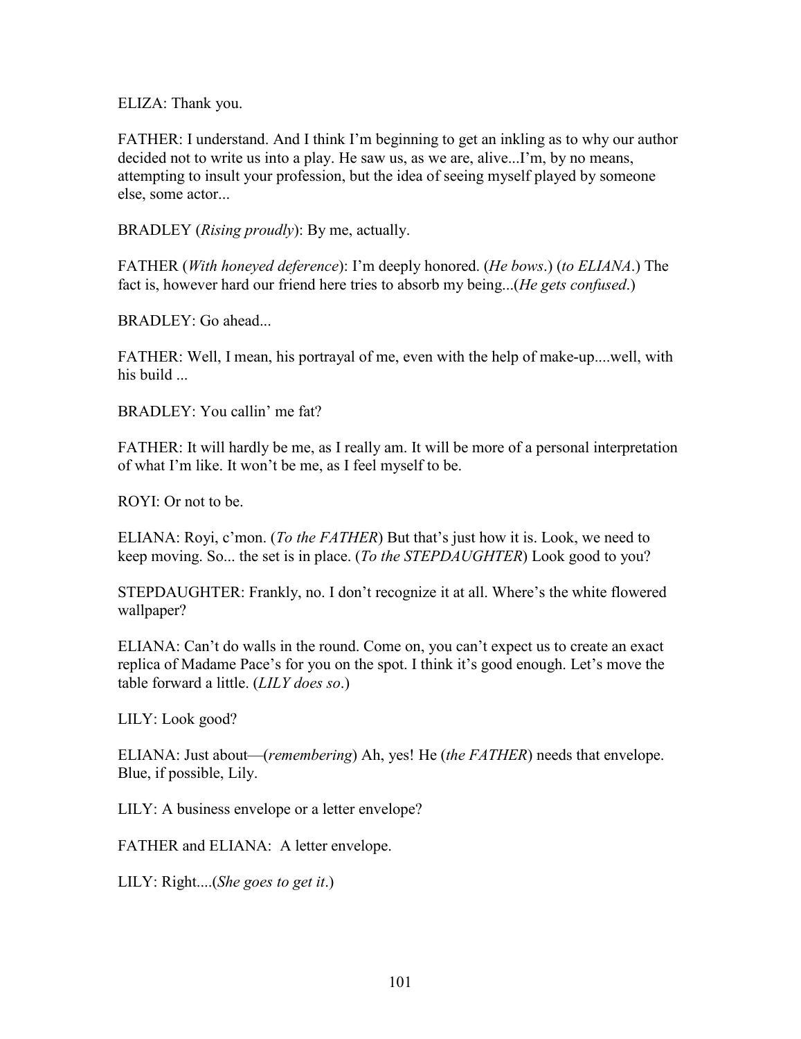ELIZA: Thank you.

FATHER: I understand. And I think I'm beginning to get an inkling as to why our author decided not to write us into a play. He saw us, as we are, alive...I'm, by no means, attempting to insult your profession, but the idea of seeing myself played by someone else, some actor...

BRADLEY (*Rising proudly*): By me, actually.

FATHER (*With honeyed deference*): I'm deeply honored. (*He bows*.) (*to ELIANA*.) The fact is, however hard our friend here tries to absorb my being...(*He gets confused*.)

BRADLEY: Go ahead...

FATHER: Well, I mean, his portrayal of me, even with the help of make-up....well, with his build ...

BRADLEY: You callin' me fat?

FATHER: It will hardly be me, as I really am. It will be more of a personal interpretation of what I'm like. It won't be me, as I feel myself to be.

ROYI: Or not to be.

ELIANA: Royi, c'mon. (*To the FATHER*) But that's just how it is. Look, we need to keep moving. So... the set is in place. (*To the STEPDAUGHTER*) Look good to you?

STEPDAUGHTER: Frankly, no. I don't recognize it at all. Where's the white flowered wallpaper?

ELIANA: Can't do walls in the round. Come on, you can't expect us to create an exact replica of Madame Pace's for you on the spot. I think it's good enough. Let's move the table forward a little. (*LILY does so*.)

LILY: Look good?

ELIANA: Just about—(*remembering*) Ah, yes! He (*the FATHER*) needs that envelope. Blue, if possible, Lily.

LILY: A business envelope or a letter envelope?

FATHER and ELIANA: A letter envelope.

LILY: Right....(*She goes to get it*.)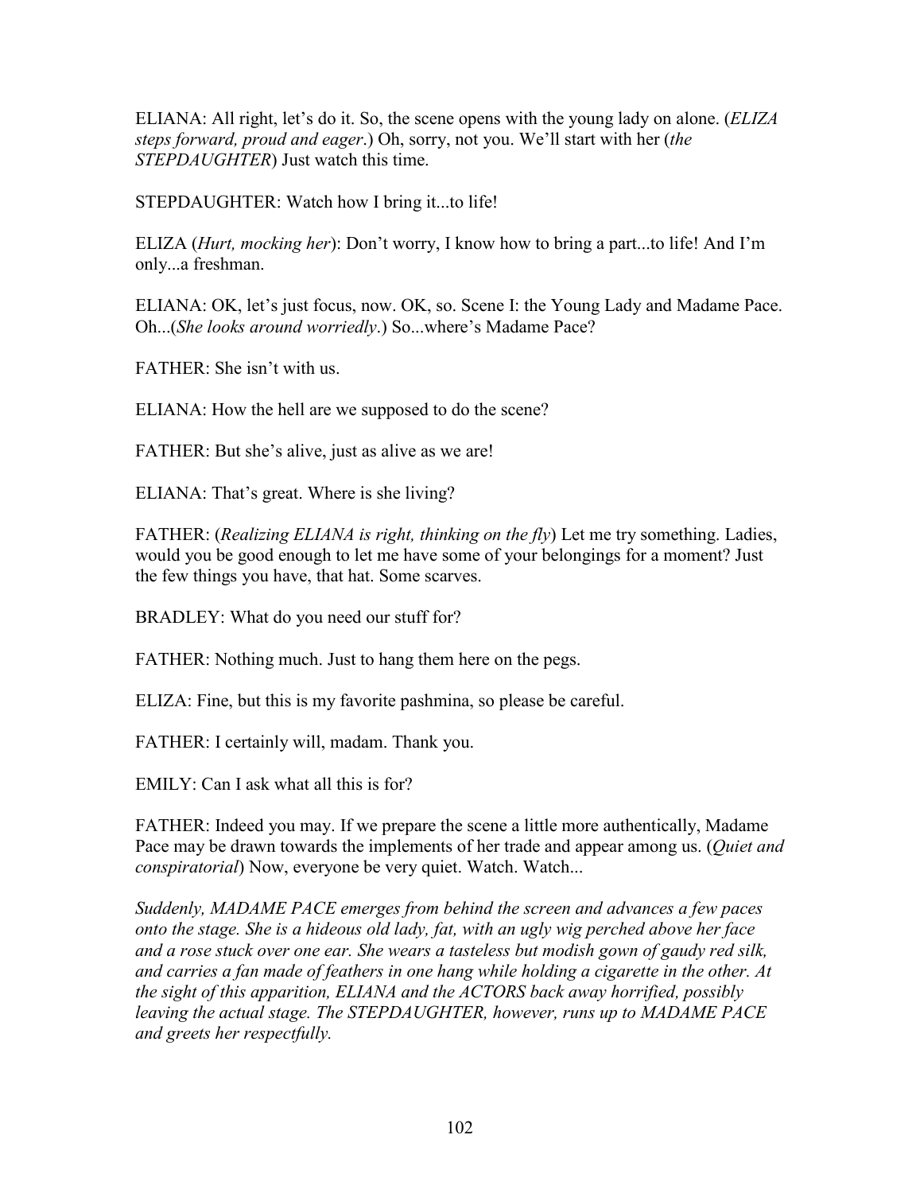ELIANA: All right, let's do it. So, the scene opens with the young lady on alone. (*ELIZA steps forward, proud and eager*.) Oh, sorry, not you. We'll start with her (*the STEPDAUGHTER*) Just watch this time.

STEPDAUGHTER: Watch how I bring it...to life!

ELIZA (*Hurt, mocking her*): Don't worry, I know how to bring a part...to life! And I'm only...a freshman.

ELIANA: OK, let's just focus, now. OK, so. Scene I: the Young Lady and Madame Pace. Oh...(*She looks around worriedly*.) So...where's Madame Pace?

FATHER: She isn't with us.

ELIANA: How the hell are we supposed to do the scene?

FATHER: But she's alive, just as alive as we are!

ELIANA: That's great. Where is she living?

FATHER: (*Realizing ELIANA is right, thinking on the fly*) Let me try something. Ladies, would you be good enough to let me have some of your belongings for a moment? Just the few things you have, that hat. Some scarves.

BRADLEY: What do you need our stuff for?

FATHER: Nothing much. Just to hang them here on the pegs.

ELIZA: Fine, but this is my favorite pashmina, so please be careful.

FATHER: I certainly will, madam. Thank you.

EMILY: Can I ask what all this is for?

FATHER: Indeed you may. If we prepare the scene a little more authentically, Madame Pace may be drawn towards the implements of her trade and appear among us. (*Quiet and conspiratorial*) Now, everyone be very quiet. Watch. Watch...

*Suddenly, MADAME PACE emerges from behind the screen and advances a few paces onto the stage. She is a hideous old lady, fat, with an ugly wig perched above her face and a rose stuck over one ear. She wears a tasteless but modish gown of gaudy red silk, and carries a fan made of feathers in one hang while holding a cigarette in the other. At the sight of this apparition, ELIANA and the ACTORS back away horrified, possibly leaving the actual stage. The STEPDAUGHTER, however, runs up to MADAME PACE and greets her respectfully.*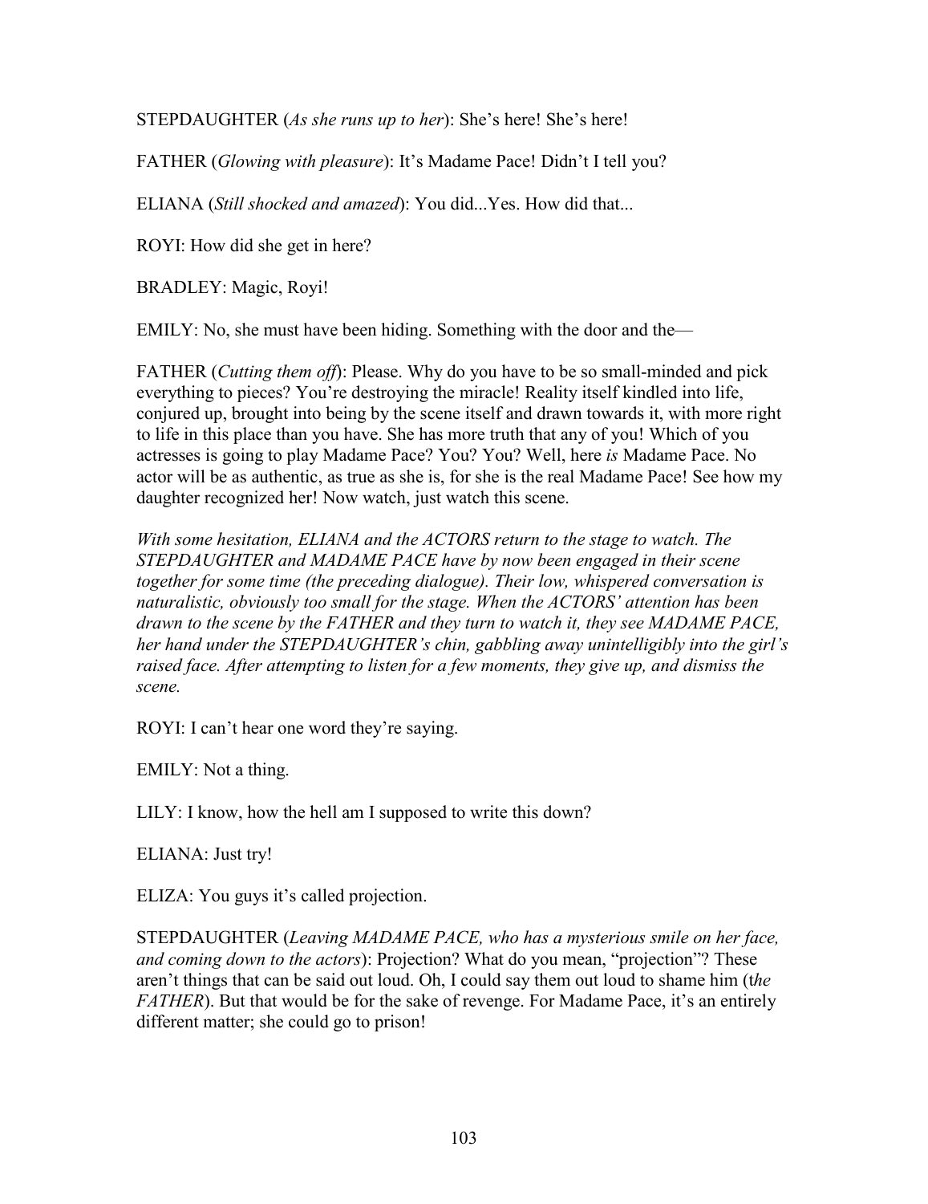STEPDAUGHTER (*As she runs up to her*): She's here! She's here!

FATHER (*Glowing with pleasure*): It's Madame Pace! Didn't I tell you?

ELIANA (*Still shocked and amazed*): You did...Yes. How did that...

ROYI: How did she get in here?

BRADLEY: Magic, Royi!

EMILY: No, she must have been hiding. Something with the door and the—

FATHER (*Cutting them off*): Please. Why do you have to be so small-minded and pick everything to pieces? You're destroying the miracle! Reality itself kindled into life, conjured up, brought into being by the scene itself and drawn towards it, with more right to life in this place than you have. She has more truth that any of you! Which of you actresses is going to play Madame Pace? You? You? Well, here *is* Madame Pace. No actor will be as authentic, as true as she is, for she is the real Madame Pace! See how my daughter recognized her! Now watch, just watch this scene.

*With some hesitation, ELIANA and the ACTORS return to the stage to watch. The STEPDAUGHTER and MADAME PACE have by now been engaged in their scene together for some time (the preceding dialogue). Their low, whispered conversation is naturalistic, obviously too small for the stage. When the ACTORS' attention has been drawn to the scene by the FATHER and they turn to watch it, they see MADAME PACE, her hand under the STEPDAUGHTER's chin, gabbling away unintelligibly into the girl's raised face. After attempting to listen for a few moments, they give up, and dismiss the scene.*

ROYI: I can't hear one word they're saying.

EMILY: Not a thing.

LILY: I know, how the hell am I supposed to write this down?

ELIANA: Just try!

ELIZA: You guys it's called projection.

STEPDAUGHTER (*Leaving MADAME PACE, who has a mysterious smile on her face, and coming down to the actors*): Projection? What do you mean, "projection"? These aren't things that can be said out loud. Oh, I could say them out loud to shame him (*the FATHER*). But that would be for the sake of revenge. For Madame Pace, it's an entirely different matter; she could go to prison!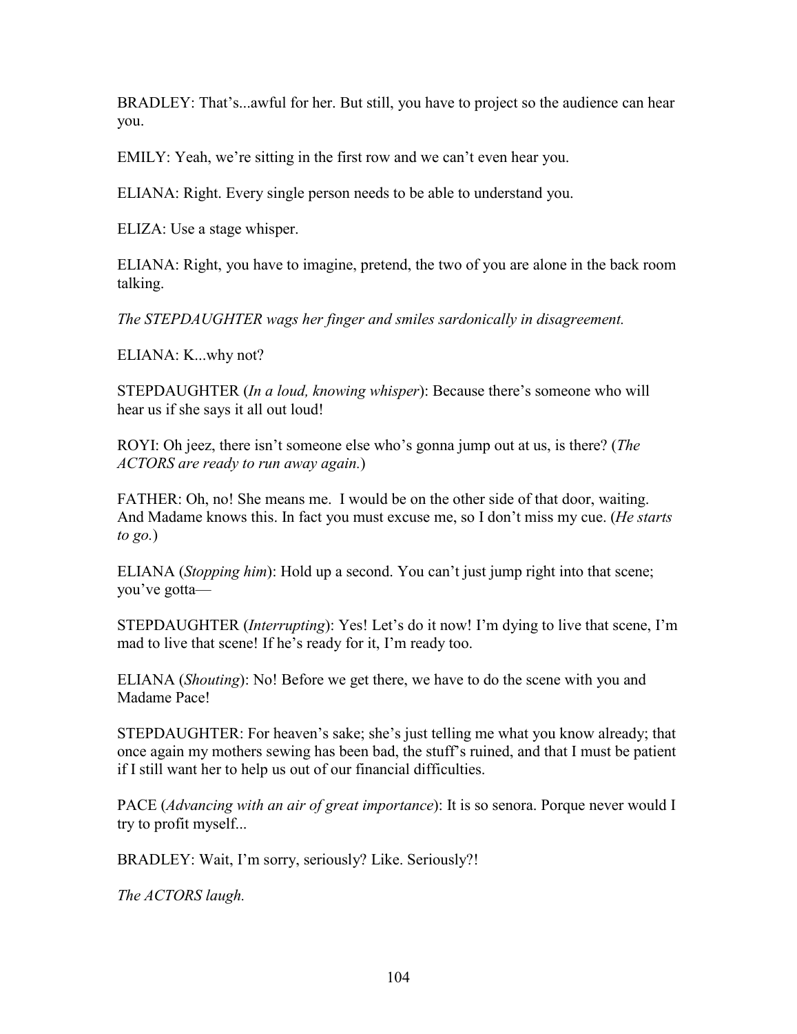BRADLEY: That's...awful for her. But still, you have to project so the audience can hear you.

EMILY: Yeah, we're sitting in the first row and we can't even hear you.

ELIANA: Right. Every single person needs to be able to understand you.

ELIZA: Use a stage whisper.

ELIANA: Right, you have to imagine, pretend, the two of you are alone in the back room talking.

*The STEPDAUGHTER wags her finger and smiles sardonically in disagreement.*

ELIANA: K...why not?

STEPDAUGHTER (*In a loud, knowing whisper*): Because there's someone who will hear us if she says it all out loud!

ROYI: Oh jeez, there isn't someone else who's gonna jump out at us, is there? (*The ACTORS are ready to run away again.*)

FATHER: Oh, no! She means me. I would be on the other side of that door, waiting. And Madame knows this. In fact you must excuse me, so I don't miss my cue. (*He starts to go.*)

ELIANA (*Stopping him*): Hold up a second. You can't just jump right into that scene; you've gotta—

STEPDAUGHTER (*Interrupting*): Yes! Let's do it now! I'm dying to live that scene, I'm mad to live that scene! If he's ready for it, I'm ready too.

ELIANA (*Shouting*): No! Before we get there, we have to do the scene with you and Madame Pace!

STEPDAUGHTER: For heaven's sake; she's just telling me what you know already; that once again my mothers sewing has been bad, the stuff's ruined, and that I must be patient if I still want her to help us out of our financial difficulties.

PACE (*Advancing with an air of great importance*): It is so senora. Porque never would I try to profit myself...

BRADLEY: Wait, I'm sorry, seriously? Like. Seriously?!

*The ACTORS laugh.*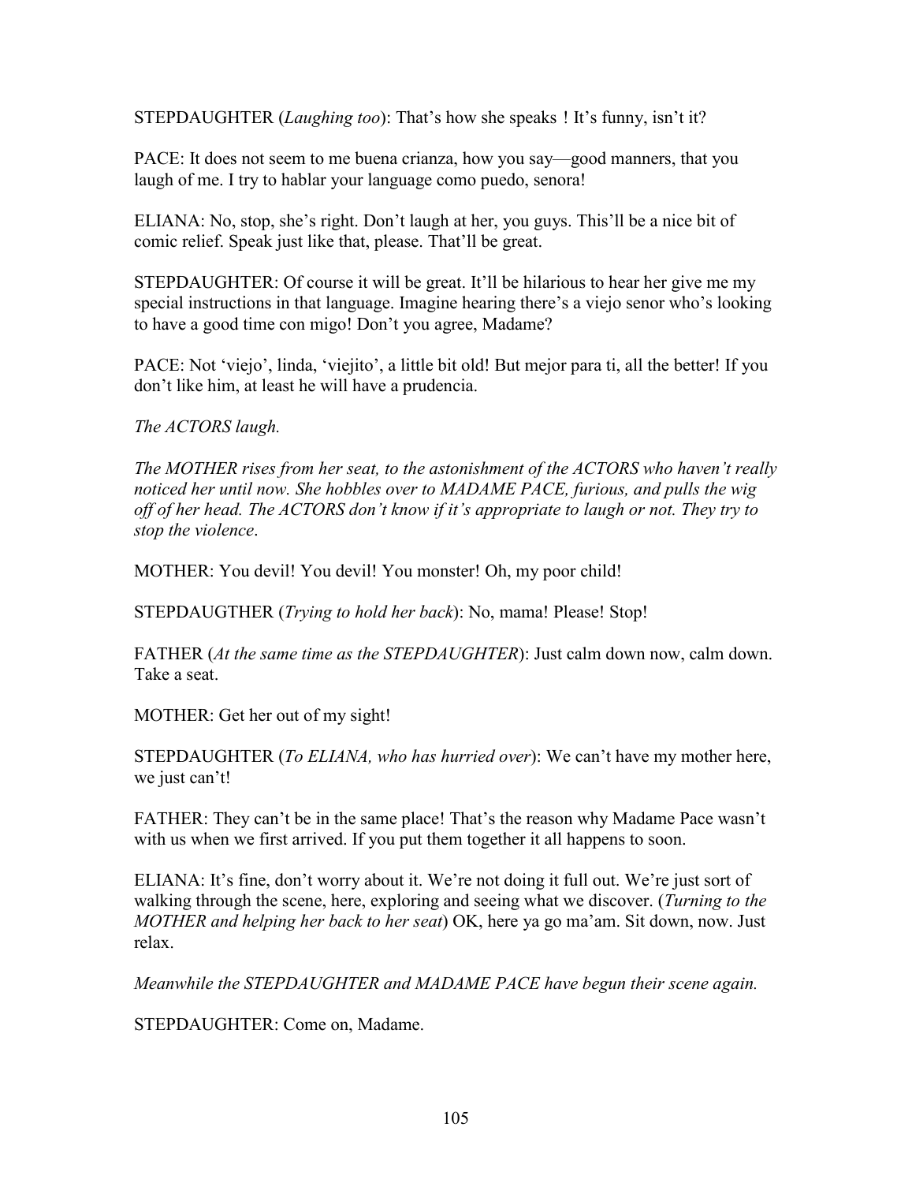STEPDAUGHTER (*Laughing too*): That's how she speaks ! It's funny, isn't it?

PACE: It does not seem to me buena crianza, how you say—good manners, that you laugh of me. I try to hablar your language como puedo, senora!

ELIANA: No, stop, she's right. Don't laugh at her, you guys. This'll be a nice bit of comic relief. Speak just like that, please. That'll be great.

STEPDAUGHTER: Of course it will be great. It'll be hilarious to hear her give me my special instructions in that language. Imagine hearing there's a viejo senor who's looking to have a good time con migo! Don't you agree, Madame?

PACE: Not 'viejo', linda, 'viejito', a little bit old! But mejor para ti, all the better! If you don't like him, at least he will have a prudencia.

*The ACTORS laugh.*

*The MOTHER rises from her seat, to the astonishment of the ACTORS who haven't really noticed her until now. She hobbles over to MADAME PACE, furious, and pulls the wig off of her head. The ACTORS don't know if it's appropriate to laugh or not. They try to stop the violence*.

MOTHER: You devil! You devil! You monster! Oh, my poor child!

STEPDAUGTHER (*Trying to hold her back*): No, mama! Please! Stop!

FATHER (*At the same time as the STEPDAUGHTER*): Just calm down now, calm down. Take a seat.

MOTHER: Get her out of my sight!

STEPDAUGHTER (*To ELIANA, who has hurried over*): We can't have my mother here, we just can't!

FATHER: They can't be in the same place! That's the reason why Madame Pace wasn't with us when we first arrived. If you put them together it all happens to soon.

ELIANA: It's fine, don't worry about it. We're not doing it full out. We're just sort of walking through the scene, here, exploring and seeing what we discover. (*Turning to the MOTHER and helping her back to her seat*) OK, here ya go ma'am. Sit down, now. Just relax.

*Meanwhile the STEPDAUGHTER and MADAME PACE have begun their scene again.*

STEPDAUGHTER: Come on, Madame.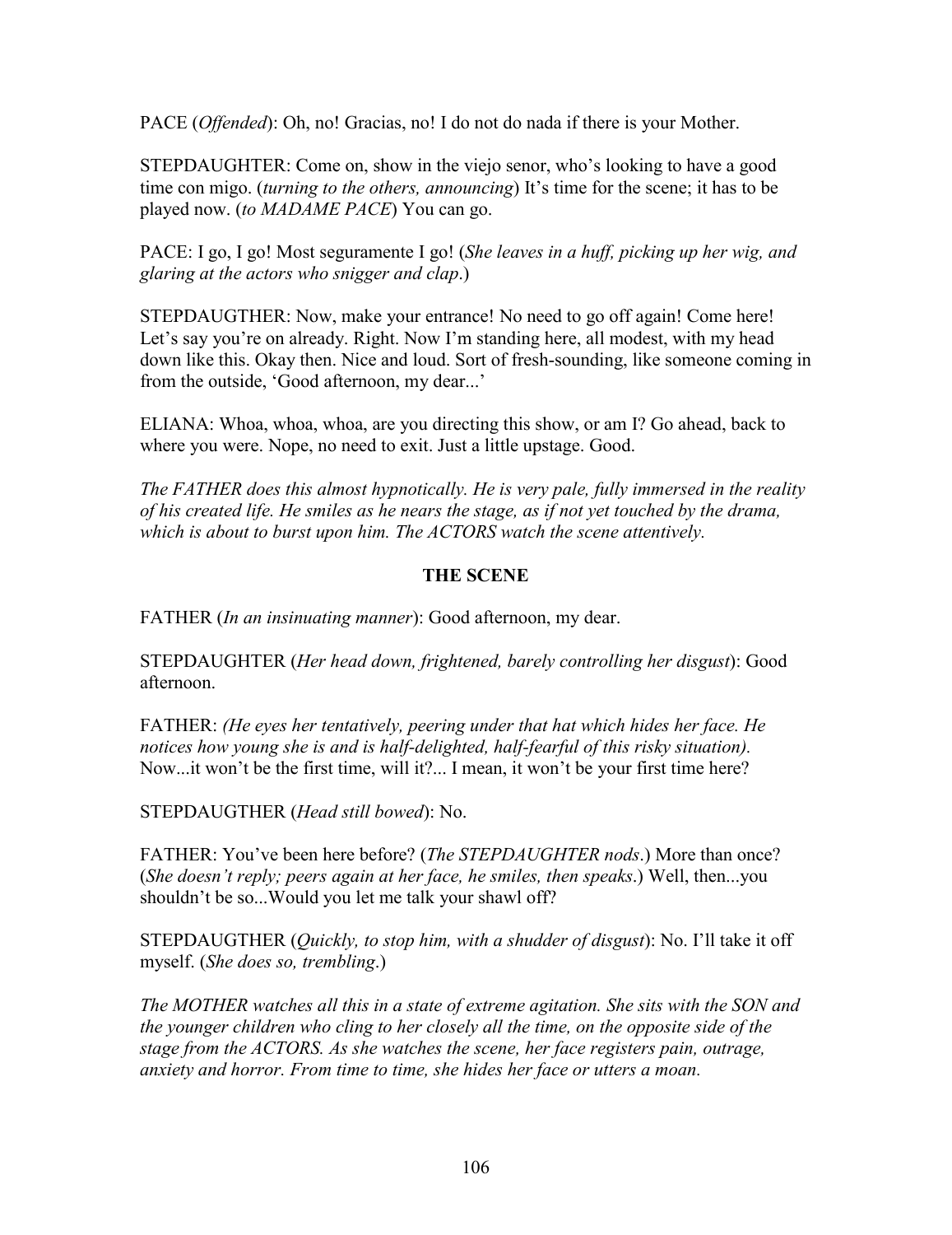PACE (*Offended*): Oh, no! Gracias, no! I do not do nada if there is your Mother.

STEPDAUGHTER: Come on, show in the viejo senor, who's looking to have a good time con migo. (*turning to the others, announcing*) It's time for the scene; it has to be played now. (*to MADAME PACE*) You can go.

PACE: I go, I go! Most seguramente I go! (*She leaves in a huff, picking up her wig, and glaring at the actors who snigger and clap*.)

STEPDAUGTHER: Now, make your entrance! No need to go off again! Come here! Let's say you're on already. Right. Now I'm standing here, all modest, with my head down like this. Okay then. Nice and loud. Sort of fresh-sounding, like someone coming in from the outside, 'Good afternoon, my dear...'

ELIANA: Whoa, whoa, whoa, are you directing this show, or am I? Go ahead, back to where you were. Nope, no need to exit. Just a little upstage. Good.

*The FATHER does this almost hypnotically. He is very pale, fully immersed in the reality of his created life. He smiles as he nears the stage, as if not yet touched by the drama, which is about to burst upon him. The ACTORS watch the scene attentively.*

**THE SCENE**

FATHER (*In an insinuating manner*): Good afternoon, my dear.

STEPDAUGHTER (*Her head down, frightened, barely controlling her disgust*): Good afternoon.

FATHER: *(He eyes her tentatively, peering under that hat which hides her face. He notices how young she is and is half-delighted, half-fearful of this risky situation).* Now...it won't be the first time, will it?... I mean, it won't be your first time here?

STEPDAUGTHER (*Head still bowed*): No.

FATHER: You've been here before? (*The STEPDAUGHTER nods*.) More than once? (*She doesn't reply; peers again at her face, he smiles, then speaks*.) Well, then...you shouldn't be so...Would you let me talk your shawl off?

STEPDAUGTHER (*Quickly, to stop him, with a shudder of disgust*): No. I'll take it off myself. (*She does so, trembling*.)

*The MOTHER watches all this in a state of extreme agitation. She sits with the SON and the younger children who cling to her closely all the time, on the opposite side of the stage from the ACTORS. As she watches the scene, her face registers pain, outrage, anxiety and horror. From time to time, she hides her face or utters a moan.*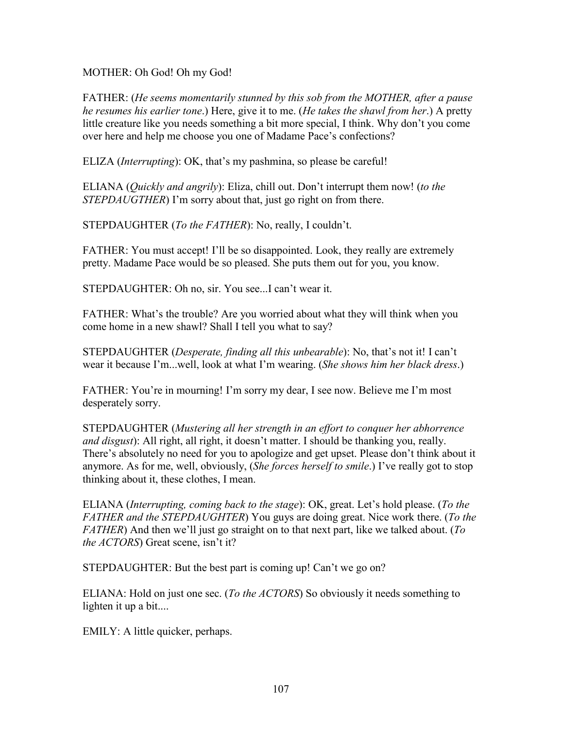MOTHER: Oh God! Oh my God!

FATHER: (*He seems momentarily stunned by this sob from the MOTHER, after a pause he resumes his earlier tone*.) Here, give it to me. (*He takes the shawl from her*.) A pretty little creature like you needs something a bit more special, I think. Why don't you come over here and help me choose you one of Madame Pace's confections?

ELIZA (*Interrupting*): OK, that's my pashmina, so please be careful!

ELIANA (*Quickly and angrily*): Eliza, chill out. Don't interrupt them now! (*to the STEPDAUGTHER*) I'm sorry about that, just go right on from there.

STEPDAUGHTER (*To the FATHER*): No, really, I couldn't.

FATHER: You must accept! I'll be so disappointed. Look, they really are extremely pretty. Madame Pace would be so pleased. She puts them out for you, you know.

STEPDAUGHTER: Oh no, sir. You see...I can't wear it.

FATHER: What's the trouble? Are you worried about what they will think when you come home in a new shawl? Shall I tell you what to say?

STEPDAUGHTER (*Desperate, finding all this unbearable*): No, that's not it! I can't wear it because I'm...well, look at what I'm wearing. (*She shows him her black dress*.)

FATHER: You're in mourning! I'm sorry my dear, I see now. Believe me I'm most desperately sorry.

STEPDAUGHTER (*Mustering all her strength in an effort to conquer her abhorrence and disgust*): All right, all right, it doesn't matter. I should be thanking you, really. There's absolutely no need for you to apologize and get upset. Please don't think about it anymore. As for me, well, obviously, (*She forces herself to smile*.) I've really got to stop thinking about it, these clothes, I mean.

ELIANA (*Interrupting, coming back to the stage*): OK, great. Let's hold please. (*To the FATHER and the STEPDAUGHTER*) You guys are doing great. Nice work there. (*To the FATHER*) And then we'll just go straight on to that next part, like we talked about. (*To the ACTORS*) Great scene, isn't it?

STEPDAUGHTER: But the best part is coming up! Can't we go on?

ELIANA: Hold on just one sec. (*To the ACTORS*) So obviously it needs something to lighten it up a bit....

EMILY: A little quicker, perhaps.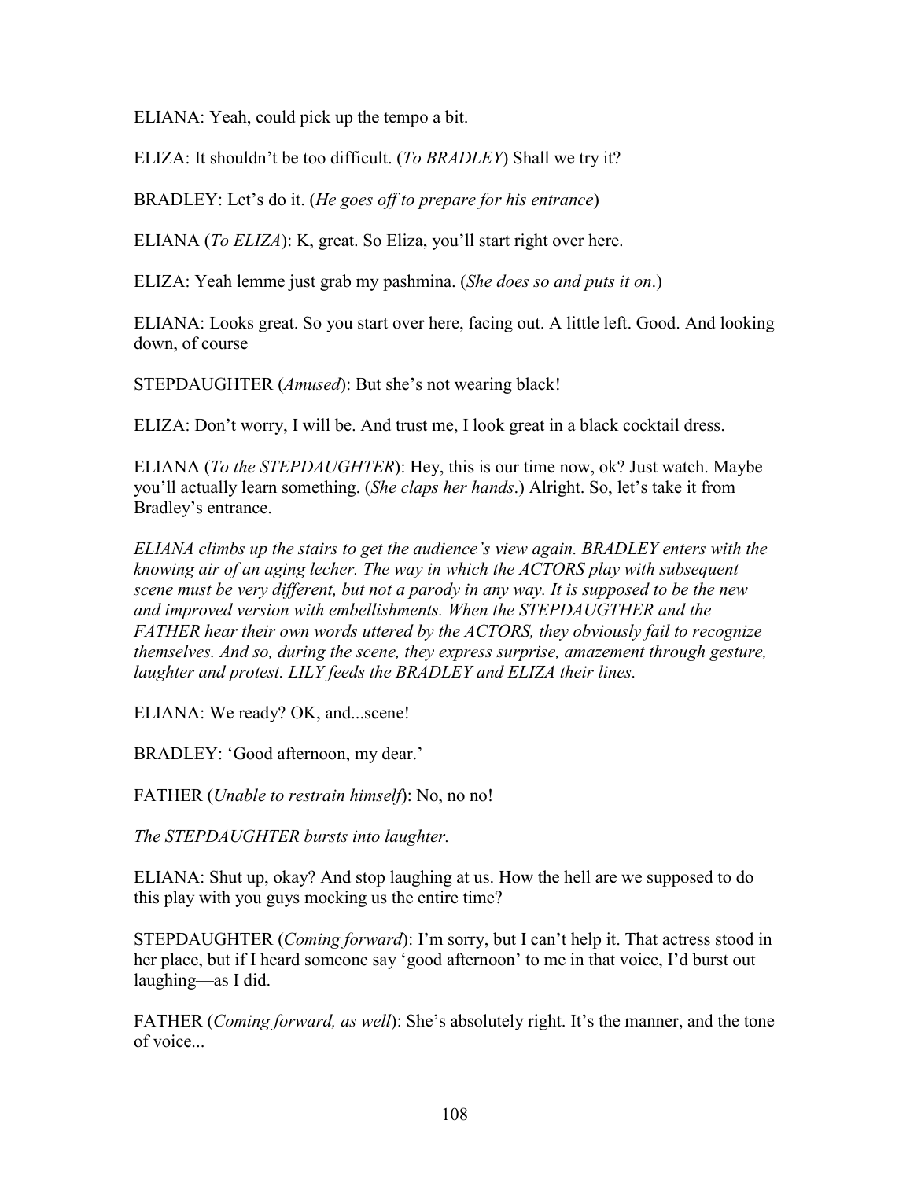ELIANA: Yeah, could pick up the tempo a bit.

ELIZA: It shouldn't be too difficult. (*To BRADLEY*) Shall we try it?

BRADLEY: Let's do it. (*He goes off to prepare for his entrance*)

ELIANA (*To ELIZA*): K, great. So Eliza, you'll start right over here.

ELIZA: Yeah lemme just grab my pashmina. (*She does so and puts it on*.)

ELIANA: Looks great. So you start over here, facing out. A little left. Good. And looking down, of course

STEPDAUGHTER (*Amused*): But she's not wearing black!

ELIZA: Don't worry, I will be. And trust me, I look great in a black cocktail dress.

ELIANA (*To the STEPDAUGHTER*): Hey, this is our time now, ok? Just watch. Maybe you'll actually learn something. (*She claps her hands*.) Alright. So, let's take it from Bradley's entrance.

*ELIANA climbs up the stairs to get the audience's view again. BRADLEY enters with the knowing air of an aging lecher. The way in which the ACTORS play with subsequent scene must be very different, but not a parody in any way. It is supposed to be the new and improved version with embellishments. When the STEPDAUGTHER and the FATHER hear their own words uttered by the ACTORS, they obviously fail to recognize themselves. And so, during the scene, they express surprise, amazement through gesture, laughter and protest. LILY feeds the BRADLEY and ELIZA their lines.*

ELIANA: We ready? OK, and...scene!

BRADLEY: 'Good afternoon, my dear.'

FATHER (*Unable to restrain himself*): No, no no!

*The STEPDAUGHTER bursts into laughter.*

ELIANA: Shut up, okay? And stop laughing at us. How the hell are we supposed to do this play with you guys mocking us the entire time?

STEPDAUGHTER (*Coming forward*): I'm sorry, but I can't help it. That actress stood in her place, but if I heard someone say 'good afternoon' to me in that voice, I'd burst out laughing—as I did.

FATHER (*Coming forward, as well*): She's absolutely right. It's the manner, and the tone of voice...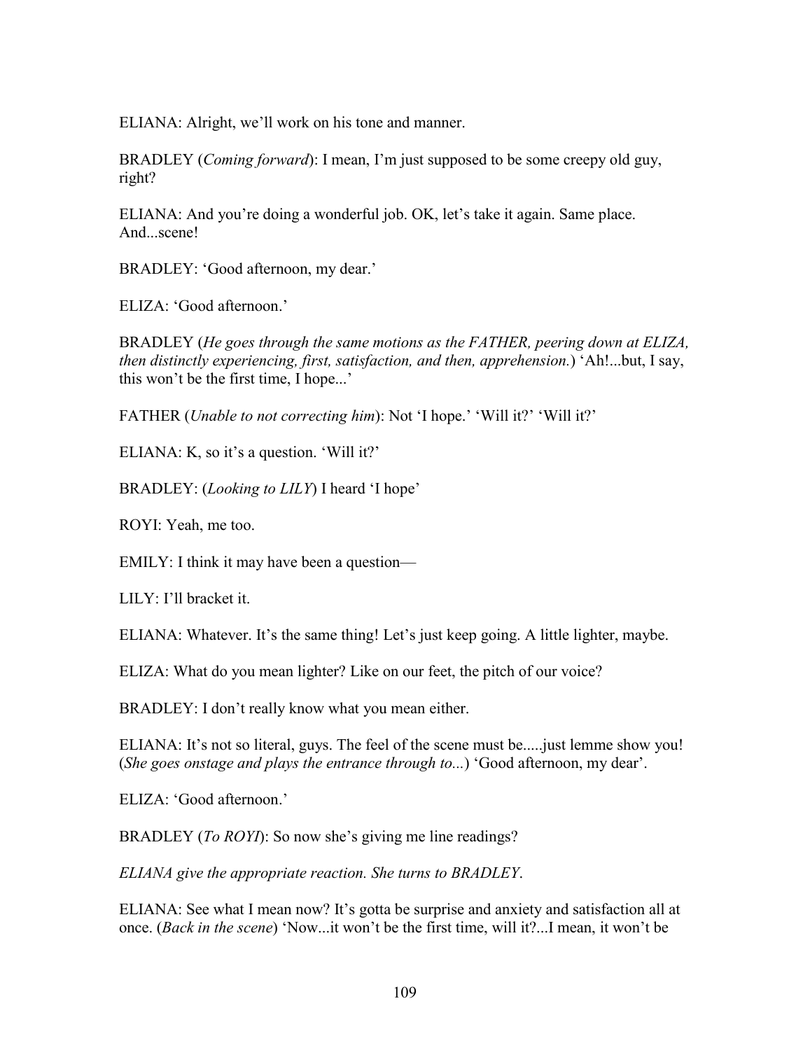ELIANA: Alright, we'll work on his tone and manner.

BRADLEY (*Coming forward*): I mean, I'm just supposed to be some creepy old guy, right?

ELIANA: And you're doing a wonderful job. OK, let's take it again. Same place. And...scene!

BRADLEY: 'Good afternoon, my dear.'

ELIZA: 'Good afternoon.'

BRADLEY (*He goes through the same motions as the FATHER, peering down at ELIZA, then distinctly experiencing, first, satisfaction, and then, apprehension.*) 'Ah!...but, I say, this won't be the first time, I hope...'

FATHER (*Unable to not correcting him*): Not 'I hope.' 'Will it?' 'Will it?'

ELIANA: K, so it's a question. 'Will it?'

BRADLEY: (*Looking to LILY*) I heard 'I hope'

ROYI: Yeah, me too.

EMILY: I think it may have been a question—

LILY: I'll bracket it.

ELIANA: Whatever. It's the same thing! Let's just keep going. A little lighter, maybe.

ELIZA: What do you mean lighter? Like on our feet, the pitch of our voice?

BRADLEY: I don't really know what you mean either.

ELIANA: It's not so literal, guys. The feel of the scene must be.....just lemme show you! (*She goes onstage and plays the entrance through to...*) 'Good afternoon, my dear'.

ELIZA: 'Good afternoon.'

BRADLEY (*To ROYI*): So now she's giving me line readings?

*ELIANA give the appropriate reaction. She turns to BRADLEY.*

ELIANA: See what I mean now? It's gotta be surprise and anxiety and satisfaction all at once. (*Back in the scene*) 'Now...it won't be the first time, will it?...I mean, it won't be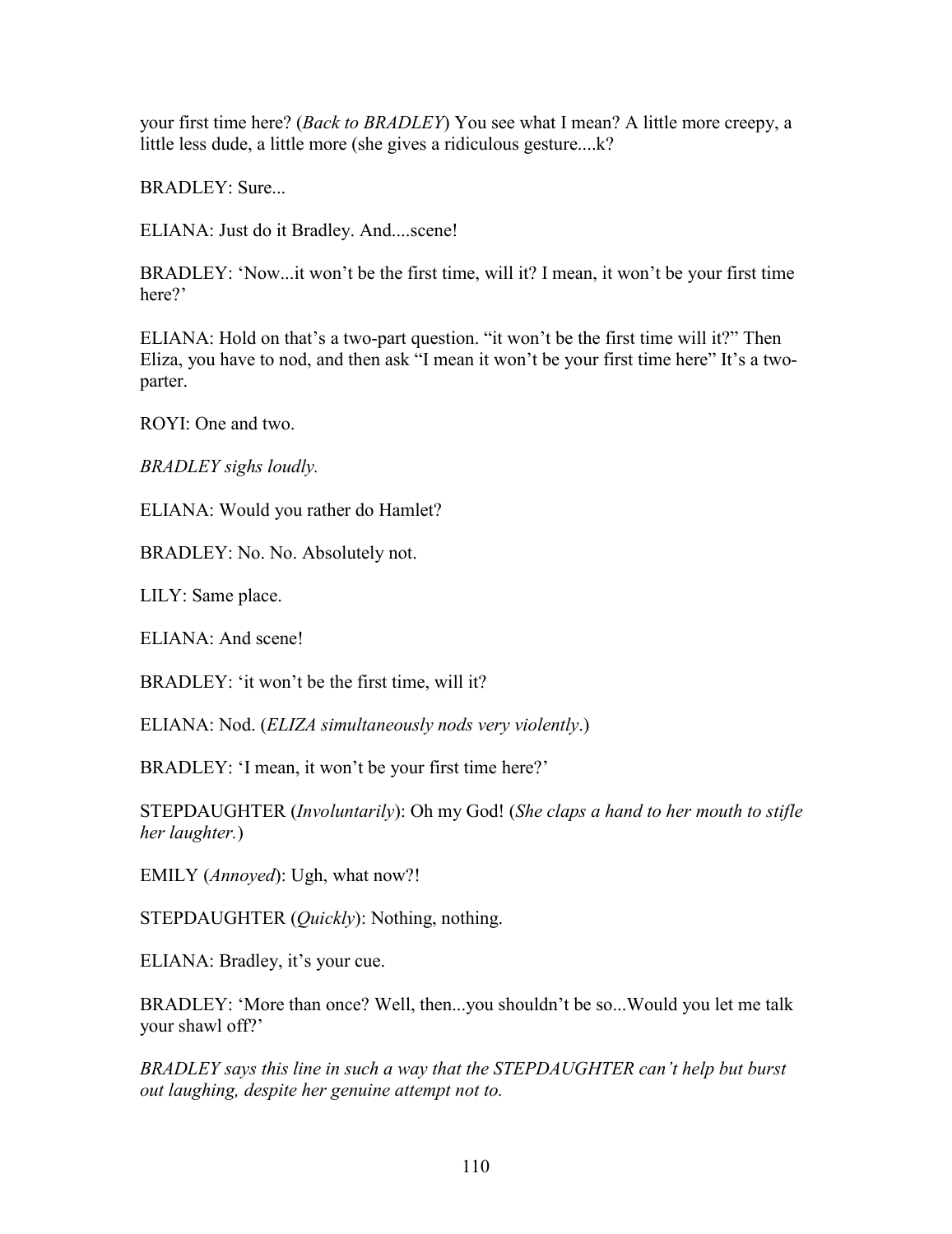your first time here? (*Back to BRADLEY*) You see what I mean? A little more creepy, a little less dude, a little more (she gives a ridiculous gesture....k?

BRADLEY: Sure...

ELIANA: Just do it Bradley. And....scene!

BRADLEY: 'Now...it won't be the first time, will it? I mean, it won't be your first time here?'

ELIANA: Hold on that's a two-part question. "it won't be the first time will it?" Then Eliza, you have to nod, and then ask "I mean it won't be your first time here" It's a two-parter.

ROYI: One and two.

*BRADLEY sighs loudly.*

ELIANA: Would you rather do Hamlet?

BRADLEY: No. No. Absolutely not.

LILY: Same place.

ELIANA: And scene!

BRADLEY: 'it won't be the first time, will it?

ELIANA: Nod. (*ELIZA simultaneously nods very violently.*)

BRADLEY: 'I mean, it won't be your first time here?'

STEPDAUGHTER (*Involuntarily*): Oh my God! (*She claps a hand to her mouth to stifle her laughter.*)

EMILY (*Annoyed*): Ugh, what now?!

STEPDAUGHTER (*Quickly*): Nothing, nothing.

ELIANA: Bradley, it's your cue.

BRADLEY: 'More than once? Well, then...you shouldn't be so...Would you let me talk your shawl off?'

*BRADLEY says this line in such a way that the STEPDAUGHTER can't help but burst out laughing, despite her genuine attempt not to.*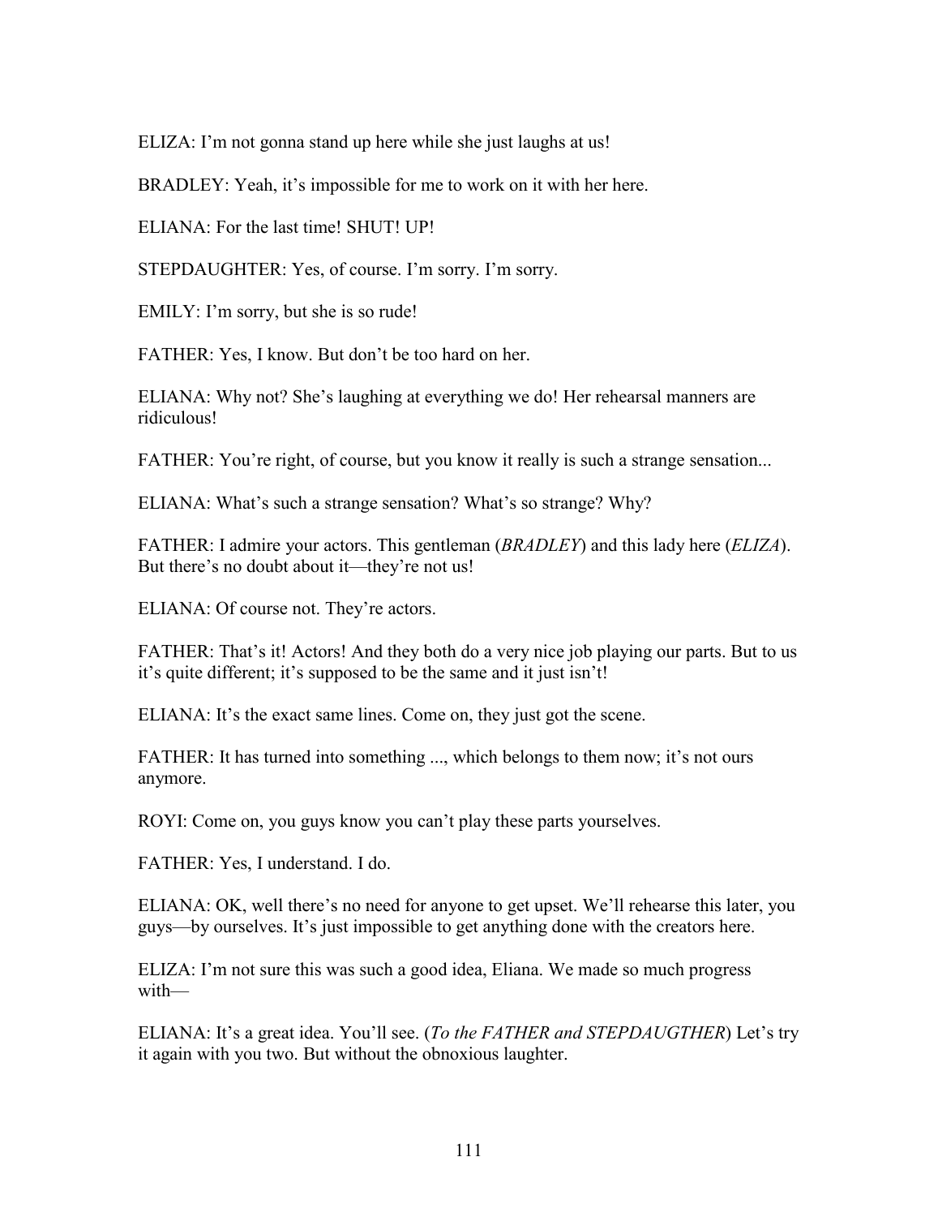ELIZA: I'm not gonna stand up here while she just laughs at us!

BRADLEY: Yeah, it's impossible for me to work on it with her here.

ELIANA: For the last time! SHUT! UP!

STEPDAUGHTER: Yes, of course. I'm sorry. I'm sorry.

EMILY: I'm sorry, but she is so rude!

FATHER: Yes, I know. But don't be too hard on her.

ELIANA: Why not? She's laughing at everything we do! Her rehearsal manners are ridiculous!

FATHER: You're right, of course, but you know it really is such a strange sensation...

ELIANA: What's such a strange sensation? What's so strange? Why?

FATHER: I admire your actors. This gentleman (*BRADLEY*) and this lady here (*ELIZA*). But there's no doubt about it—they're not us!

ELIANA: Of course not. They're actors.

FATHER: That's it! Actors! And they both do a very nice job playing our parts. But to us it's quite different; it's supposed to be the same and it just isn't!

ELIANA: It's the exact same lines. Come on, they just got the scene.

FATHER: It has turned into something ..., which belongs to them now; it's not ours anymore.

ROYI: Come on, you guys know you can't play these parts yourselves.

FATHER: Yes, I understand. I do.

ELIANA: OK, well there's no need for anyone to get upset. We'll rehearse this later, you guys—by ourselves. It's just impossible to get anything done with the creators here.

ELIZA: I'm not sure this was such a good idea, Eliana. We made so much progress with—

ELIANA: It's a great idea. You'll see. (*To the FATHER and STEPDAUGTHER*) Let's try it again with you two. But without the obnoxious laughter.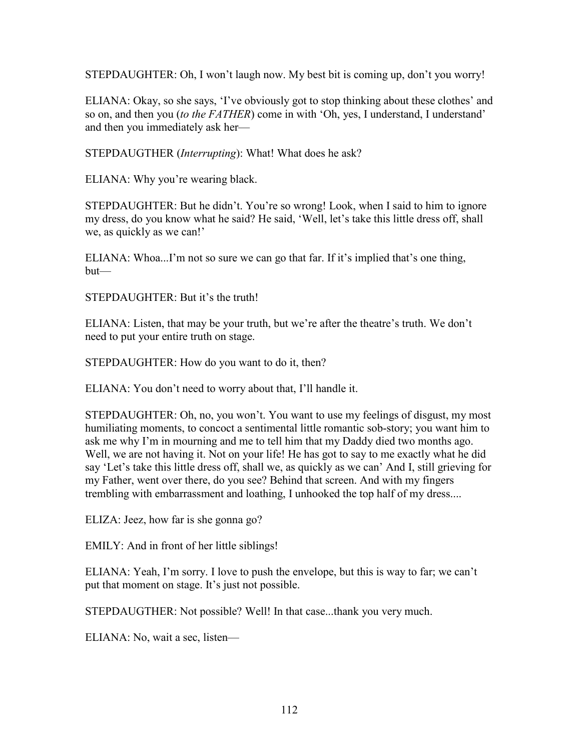STEPDAUGHTER: Oh, I won't laugh now. My best bit is coming up, don't you worry!

ELIANA: Okay, so she says, 'I've obviously got to stop thinking about these clothes' and so on, and then you (*to the FATHER*) come in with 'Oh, yes, I understand, I understand' and then you immediately ask her—

STEPDAUGTHER (*Interrupting*): What! What does he ask?

ELIANA: Why you're wearing black.

STEPDAUGHTER: But he didn't. You're so wrong! Look, when I said to him to ignore my dress, do you know what he said? He said, 'Well, let's take this little dress off, shall we, as quickly as we can!'

ELIANA: Whoa...I'm not so sure we can go that far. If it's implied that's one thing, but—

STEPDAUGHTER: But it's the truth!

ELIANA: Listen, that may be your truth, but we're after the theatre's truth. We don't need to put your entire truth on stage.

STEPDAUGHTER: How do you want to do it, then?

ELIANA: You don't need to worry about that, I'll handle it.

STEPDAUGHTER: Oh, no, you won't. You want to use my feelings of disgust, my most humiliating moments, to concoct a sentimental little romantic sob-story; you want him to ask me why I'm in mourning and me to tell him that my Daddy died two months ago. Well, we are not having it. Not on your life! He has got to say to me exactly what he did say 'Let's take this little dress off, shall we, as quickly as we can' And I, still grieving for my Father, went over there, do you see? Behind that screen. And with my fingers trembling with embarrassment and loathing, I unhooked the top half of my dress....

ELIZA: Jeez, how far is she gonna go?

EMILY: And in front of her little siblings!

ELIANA: Yeah, I'm sorry. I love to push the envelope, but this is way to far; we can't put that moment on stage. It's just not possible.

STEPDAUGTHER: Not possible? Well! In that case...thank you very much.

ELIANA: No, wait a sec, listen—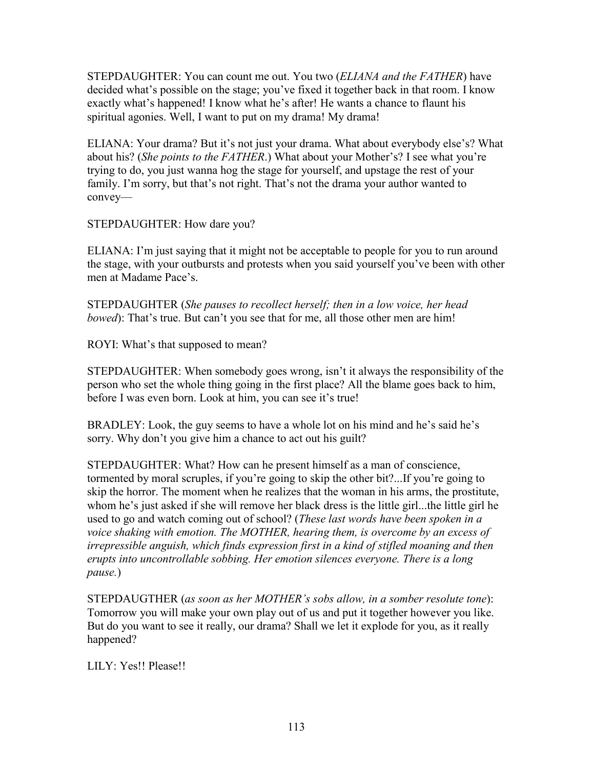STEPDAUGHTER: You can count me out. You two (*ELIANA and the FATHER*) have decided what's possible on the stage; you've fixed it together back in that room. I know exactly what's happened! I know what he's after! He wants a chance to flaunt his spiritual agonies. Well, I want to put on my drama! My drama!

ELIANA: Your drama? But it's not just your drama. What about everybody else's? What about his? (*She points to the FATHER*.) What about your Mother's? I see what you're trying to do, you just wanna hog the stage for yourself, and upstage the rest of your family. I'm sorry, but that's not right. That's not the drama your author wanted to convey—

STEPDAUGHTER: How dare you?

ELIANA: I'm just saying that it might not be acceptable to people for you to run around the stage, with your outbursts and protests when you said yourself you've been with other men at Madame Pace's.

STEPDAUGHTER (*She pauses to recollect herself; then in a low voice, her head bowed*): That's true. But can't you see that for me, all those other men are him!

ROYI: What's that supposed to mean?

STEPDAUGHTER: When somebody goes wrong, isn't it always the responsibility of the person who set the whole thing going in the first place? All the blame goes back to him, before I was even born. Look at him, you can see it's true!

BRADLEY: Look, the guy seems to have a whole lot on his mind and he's said he's sorry. Why don't you give him a chance to act out his guilt?

STEPDAUGHTER: What? How can he present himself as a man of conscience, tormented by moral scruples, if you're going to skip the other bit?...If you're going to skip the horror. The moment when he realizes that the woman in his arms, the prostitute, whom he's just asked if she will remove her black dress is the little girl...the little girl he used to go and watch coming out of school? (*These last words have been spoken in a voice shaking with emotion. The MOTHER, hearing them, is overcome by an excess of irrepressible anguish, which finds expression first in a kind of stifled moaning and then erupts into uncontrollable sobbing. Her emotion silences everyone. There is a long pause.*)

STEPDAUGTHER (*as soon as her MOTHER's sobs allow, in a somber resolute tone*): Tomorrow you will make your own play out of us and put it together however you like. But do you want to see it really, our drama? Shall we let it explode for you, as it really happened?

LILY: Yes!! Please!!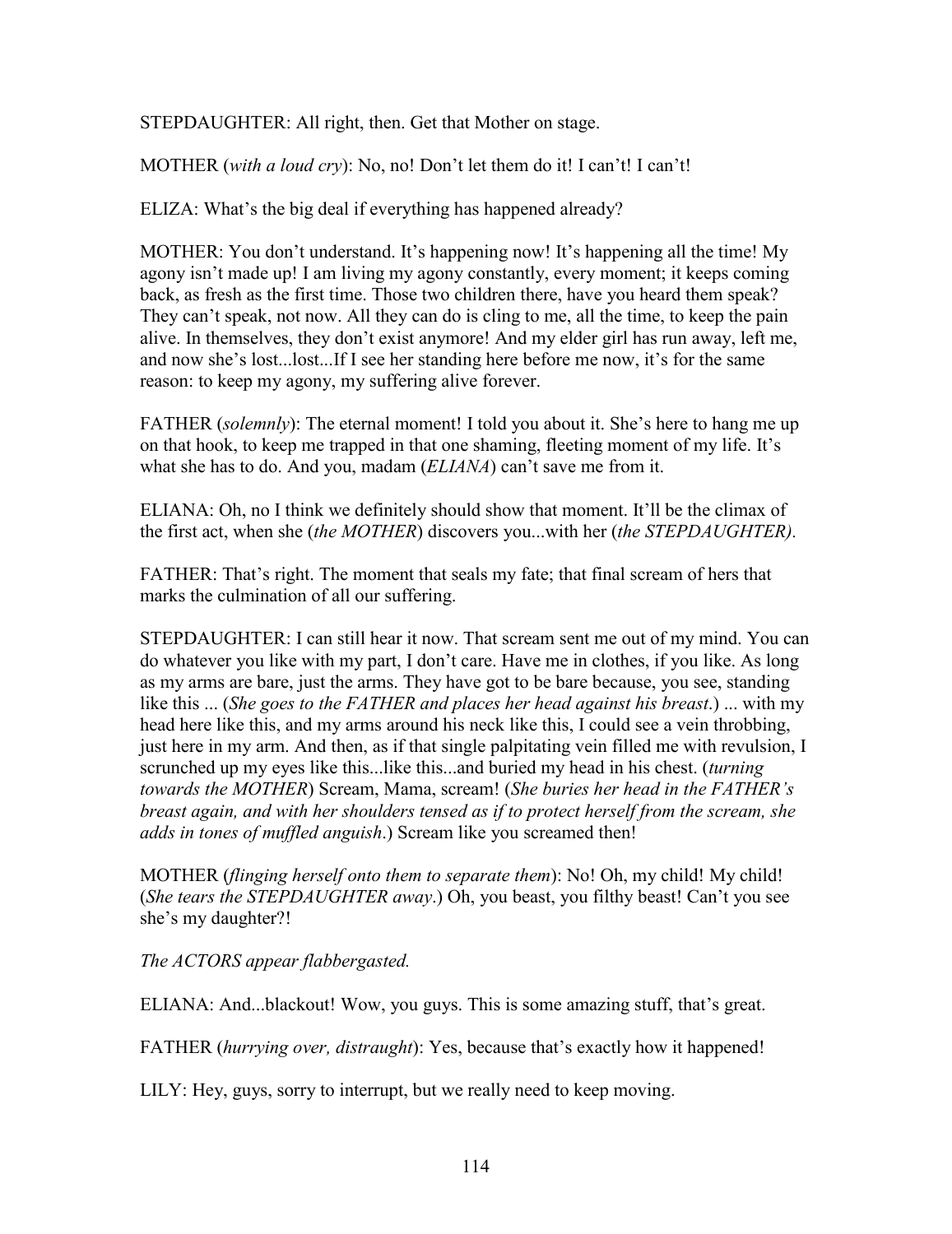STEPDAUGHTER: All right, then. Get that Mother on stage.

MOTHER (*with a loud cry*): No, no! Don't let them do it! I can't! I can't!

ELIZA: What's the big deal if everything has happened already?

MOTHER: You don't understand. It's happening now! It's happening all the time! My agony isn't made up! I am living my agony constantly, every moment; it keeps coming back, as fresh as the first time. Those two children there, have you heard them speak? They can't speak, not now. All they can do is cling to me, all the time, to keep the pain alive. In themselves, they don't exist anymore! And my elder girl has run away, left me, and now she's lost...lost...If I see her standing here before me now, it's for the same reason: to keep my agony, my suffering alive forever.

FATHER (*solemnly*): The eternal moment! I told you about it. She's here to hang me up on that hook, to keep me trapped in that one shaming, fleeting moment of my life. It's what she has to do. And you, madam (*ELIANA*) can't save me from it.

ELIANA: Oh, no I think we definitely should show that moment. It'll be the climax of the first act, when she (*the MOTHER*) discovers you...with her (*the STEPDAUGHTER).*

FATHER: That's right. The moment that seals my fate; that final scream of hers that marks the culmination of all our suffering.

STEPDAUGHTER: I can still hear it now. That scream sent me out of my mind. You can do whatever you like with my part, I don't care. Have me in clothes, if you like. As long as my arms are bare, just the arms. They have got to be bare because, you see, standing like this ... (*She goes to the FATHER and places her head against his breast*.) ... with my head here like this, and my arms around his neck like this, I could see a vein throbbing, just here in my arm. And then, as if that single palpitating vein filled me with revulsion, I scrunched up my eyes like this...like this...and buried my head in his chest. (*turning towards the MOTHER*) Scream, Mama, scream! (*She buries her head in the FATHER's breast again, and with her shoulders tensed as if to protect herself from the scream, she adds in tones of muffled anguish*.) Scream like you screamed then!

MOTHER (*flinging herself onto them to separate them*): No! Oh, my child! My child! (*She tears the STEPDAUGHTER away*.) Oh, you beast, you filthy beast! Can't you see she's my daughter?!

*The ACTORS appear flabbergasted.*

ELIANA: And...blackout! Wow, you guys. This is some amazing stuff, that's great.

FATHER (*hurrying over, distraught*): Yes, because that's exactly how it happened!

LILY: Hey, guys, sorry to interrupt, but we really need to keep moving.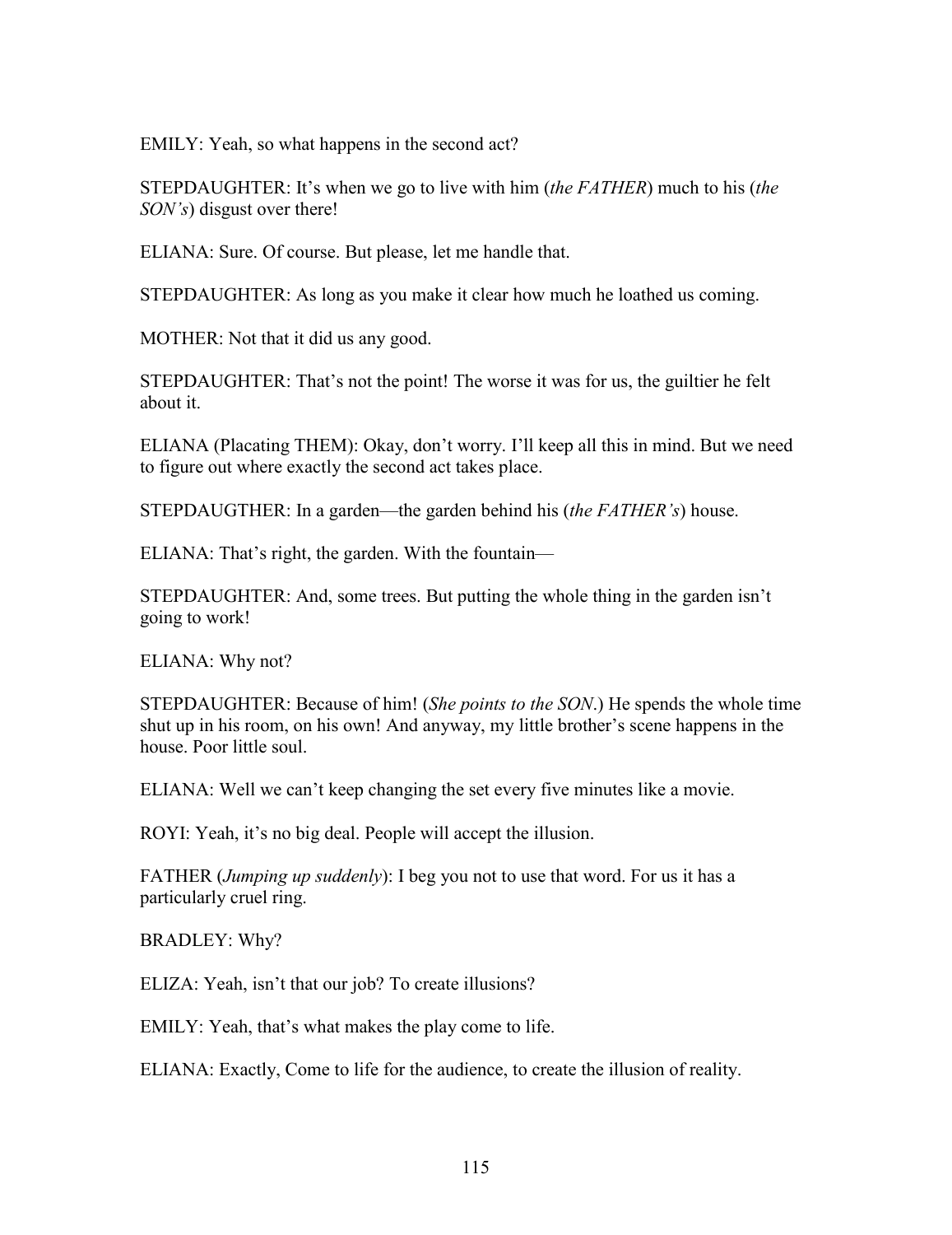EMILY: Yeah, so what happens in the second act?

STEPDAUGHTER: It's when we go to live with him (*the FATHER*) much to his (*the SON's*) disgust over there!

ELIANA: Sure. Of course. But please, let me handle that.

STEPDAUGHTER: As long as you make it clear how much he loathed us coming.

MOTHER: Not that it did us any good.

STEPDAUGHTER: That's not the point! The worse it was for us, the guiltier he felt about it.

ELIANA (Placating THEM): Okay, don't worry. I'll keep all this in mind. But we need to figure out where exactly the second act takes place.

STEPDAUGTHER: In a garden—the garden behind his (*the FATHER's*) house.

ELIANA: That's right, the garden. With the fountain—

STEPDAUGHTER: And, some trees. But putting the whole thing in the garden isn't going to work!

ELIANA: Why not?

STEPDAUGHTER: Because of him! (*She points to the SON*.) He spends the whole time shut up in his room, on his own! And anyway, my little brother's scene happens in the house. Poor little soul.

ELIANA: Well we can't keep changing the set every five minutes like a movie.

ROYI: Yeah, it's no big deal. People will accept the illusion.

FATHER (*Jumping up suddenly*): I beg you not to use that word. For us it has a particularly cruel ring.

BRADLEY: Why?

ELIZA: Yeah, isn't that our job? To create illusions?

EMILY: Yeah, that's what makes the play come to life.

ELIANA: Exactly, Come to life for the audience, to create the illusion of reality.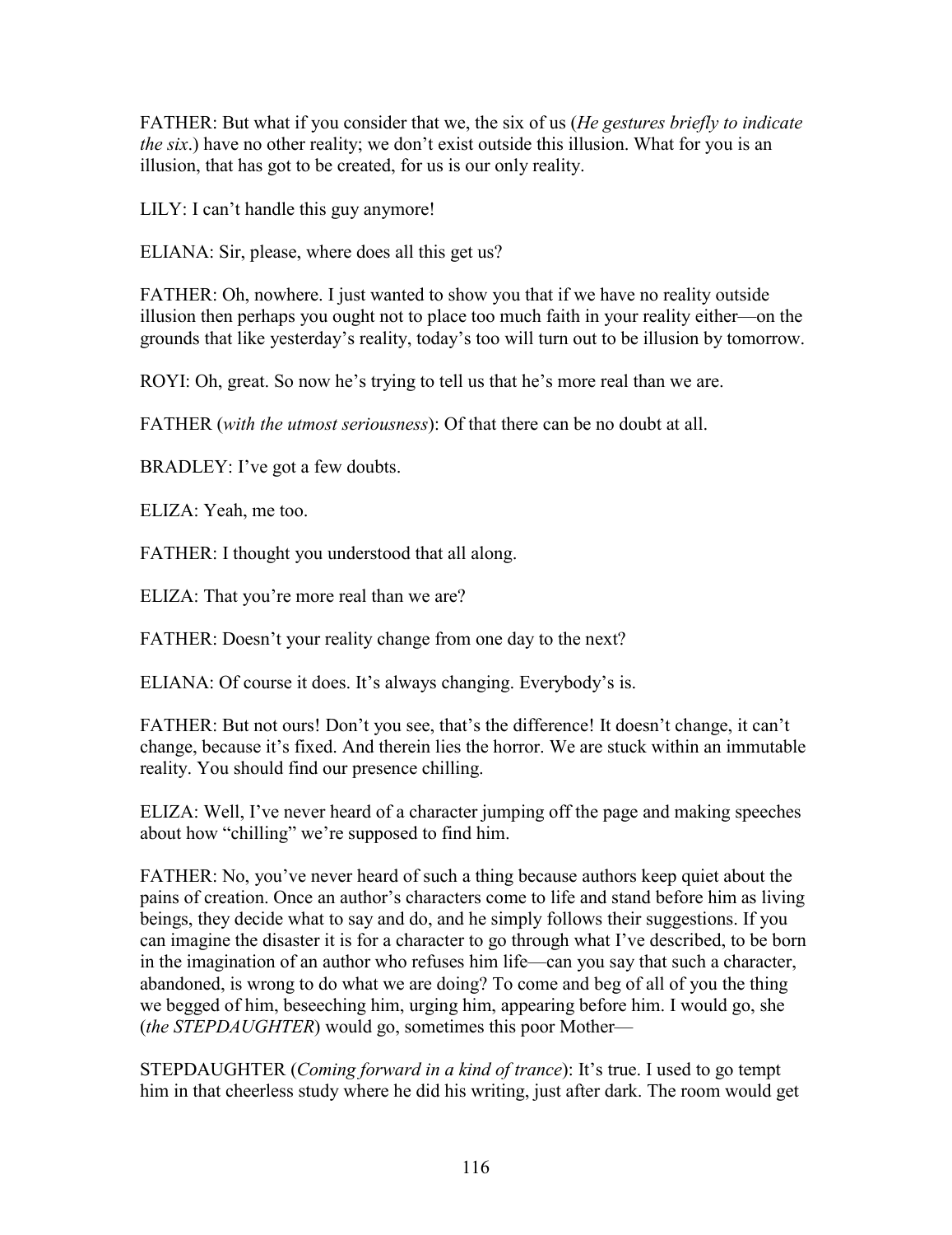FATHER: But what if you consider that we, the six of us (*He gestures briefly to indicate the six*.) have no other reality; we don't exist outside this illusion. What for you is an illusion, that has got to be created, for us is our only reality.

LILY: I can't handle this guy anymore!

ELIANA: Sir, please, where does all this get us?

FATHER: Oh, nowhere. I just wanted to show you that if we have no reality outside illusion then perhaps you ought not to place too much faith in your reality either—on the grounds that like yesterday's reality, today's too will turn out to be illusion by tomorrow.

ROYI: Oh, great. So now he's trying to tell us that he's more real than we are.

FATHER (*with the utmost seriousness*): Of that there can be no doubt at all.

BRADLEY: I've got a few doubts.

ELIZA: Yeah, me too.

FATHER: I thought you understood that all along.

ELIZA: That you're more real than we are?

FATHER: Doesn't your reality change from one day to the next?

ELIANA: Of course it does. It's always changing. Everybody's is.

FATHER: But not ours! Don't you see, that's the difference! It doesn't change, it can't change, because it's fixed. And therein lies the horror. We are stuck within an immutable reality. You should find our presence chilling.

ELIZA: Well, I've never heard of a character jumping off the page and making speeches about how "chilling" we're supposed to find him.

FATHER: No, you've never heard of such a thing because authors keep quiet about the pains of creation. Once an author's characters come to life and stand before him as living beings, they decide what to say and do, and he simply follows their suggestions. If you can imagine the disaster it is for a character to go through what I've described, to be born in the imagination of an author who refuses him life—can you say that such a character, abandoned, is wrong to do what we are doing? To come and beg of all of you the thing we begged of him, beseeching him, urging him, appearing before him. I would go, she (*the STEPDAUGHTER*) would go, sometimes this poor Mother—

STEPDAUGHTER (*Coming forward in a kind of trance*): It's true. I used to go tempt him in that cheerless study where he did his writing, just after dark. The room would get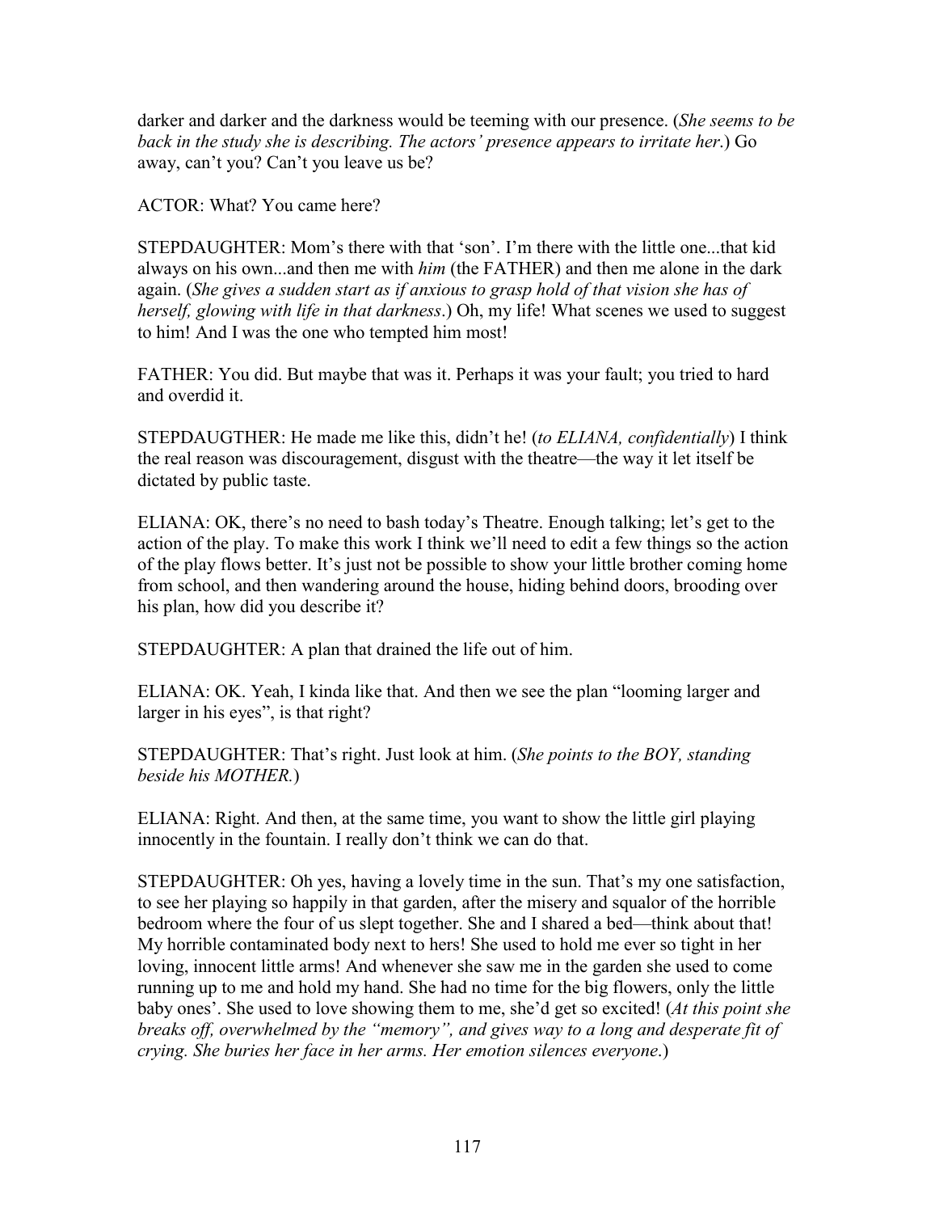darker and darker and the darkness would be teeming with our presence. (*She seems to be back in the study she is describing. The actors' presence appears to irritate her*.) Go away, can't you? Can't you leave us be?

ACTOR: What? You came here?

STEPDAUGHTER: Mom's there with that 'son'. I'm there with the little one...that kid always on his own...and then me with *him* (the FATHER) and then me alone in the dark again. (*She gives a sudden start as if anxious to grasp hold of that vision she has of herself, glowing with life in that darkness*.) Oh, my life! What scenes we used to suggest to him! And I was the one who tempted him most!

FATHER: You did. But maybe that was it. Perhaps it was your fault; you tried to hard and overdid it.

STEPDAUGTHER: He made me like this, didn't he! (*to ELIANA, confidentially*) I think the real reason was discouragement, disgust with the theatre—the way it let itself be dictated by public taste.

ELIANA: OK, there's no need to bash today's Theatre. Enough talking; let's get to the action of the play. To make this work I think we'll need to edit a few things so the action of the play flows better. It's just not be possible to show your little brother coming home from school, and then wandering around the house, hiding behind doors, brooding over his plan, how did you describe it?

STEPDAUGHTER: A plan that drained the life out of him.

ELIANA: OK. Yeah, I kinda like that. And then we see the plan "looming larger and larger in his eyes", is that right?

STEPDAUGHTER: That's right. Just look at him. (*She points to the BOY, standing beside his MOTHER.*)

ELIANA: Right. And then, at the same time, you want to show the little girl playing innocently in the fountain. I really don't think we can do that.

STEPDAUGHTER: Oh yes, having a lovely time in the sun. That's my one satisfaction, to see her playing so happily in that garden, after the misery and squalor of the horrible bedroom where the four of us slept together. She and I shared a bed—think about that! My horrible contaminated body next to hers! She used to hold me ever so tight in her loving, innocent little arms! And whenever she saw me in the garden she used to come running up to me and hold my hand. She had no time for the big flowers, only the little baby ones'. She used to love showing them to me, she'd get so excited! (*At this point she breaks off, overwhelmed by the "memory", and gives way to a long and desperate fit of crying. She buries her face in her arms. Her emotion silences everyone*.)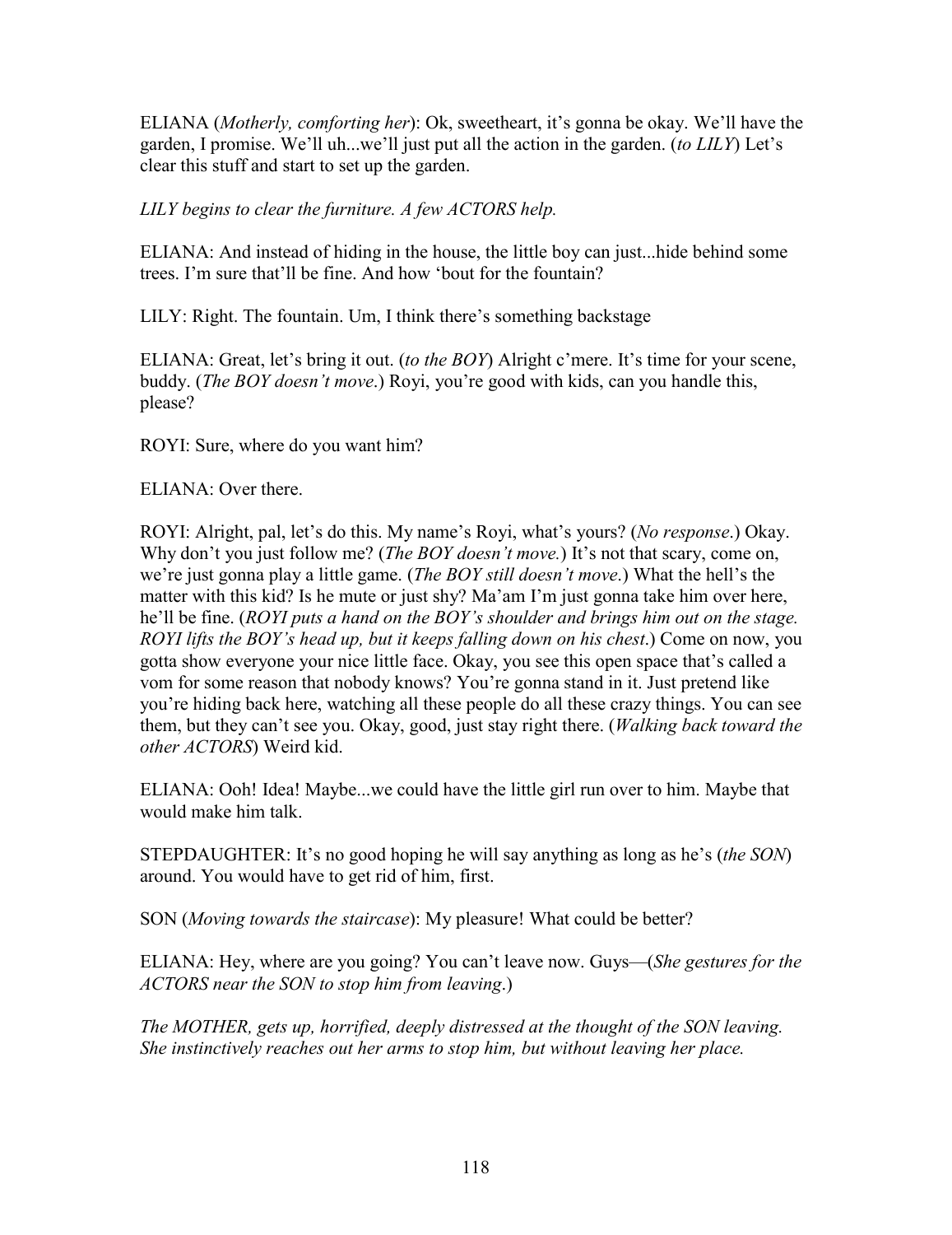ELIANA (*Motherly, comforting her*): Ok, sweetheart, it's gonna be okay. We'll have the garden, I promise. We'll uh...we'll just put all the action in the garden. (*to LILY*) Let's clear this stuff and start to set up the garden.

*LILY begins to clear the furniture. A few ACTORS help.*

ELIANA: And instead of hiding in the house, the little boy can just...hide behind some trees. I'm sure that'll be fine. And how 'bout for the fountain?

LILY: Right. The fountain. Um, I think there's something backstage

ELIANA: Great, let's bring it out. (*to the BOY*) Alright c'mere. It's time for your scene, buddy. (*The BOY doesn't move*.) Royi, you're good with kids, can you handle this, please?

ROYI: Sure, where do you want him?

ELIANA: Over there.

ROYI: Alright, pal, let's do this. My name's Royi, what's yours? (*No response*.) Okay. Why don't you just follow me? (*The BOY doesn't move.*) It's not that scary, come on, we're just gonna play a little game. (*The BOY still doesn't move*.) What the hell's the matter with this kid? Is he mute or just shy? Ma'am I'm just gonna take him over here, he'll be fine. (*ROYI puts a hand on the BOY's shoulder and brings him out on the stage. ROYI lifts the BOY's head up, but it keeps falling down on his chest*.) Come on now, you gotta show everyone your nice little face. Okay, you see this open space that's called a vom for some reason that nobody knows? You're gonna stand in it. Just pretend like you're hiding back here, watching all these people do all these crazy things. You can see them, but they can't see you. Okay, good, just stay right there. (*Walking back toward the other ACTORS*) Weird kid.

ELIANA: Ooh! Idea! Maybe...we could have the little girl run over to him. Maybe that would make him talk.

STEPDAUGHTER: It's no good hoping he will say anything as long as he's (*the SON*) around. You would have to get rid of him, first.

SON (*Moving towards the staircase*): My pleasure! What could be better?

ELIANA: Hey, where are you going? You can't leave now. Guys—(*She gestures for the ACTORS near the SON to stop him from leaving*.)

*The MOTHER, gets up, horrified, deeply distressed at the thought of the SON leaving. She instinctively reaches out her arms to stop him, but without leaving her place.*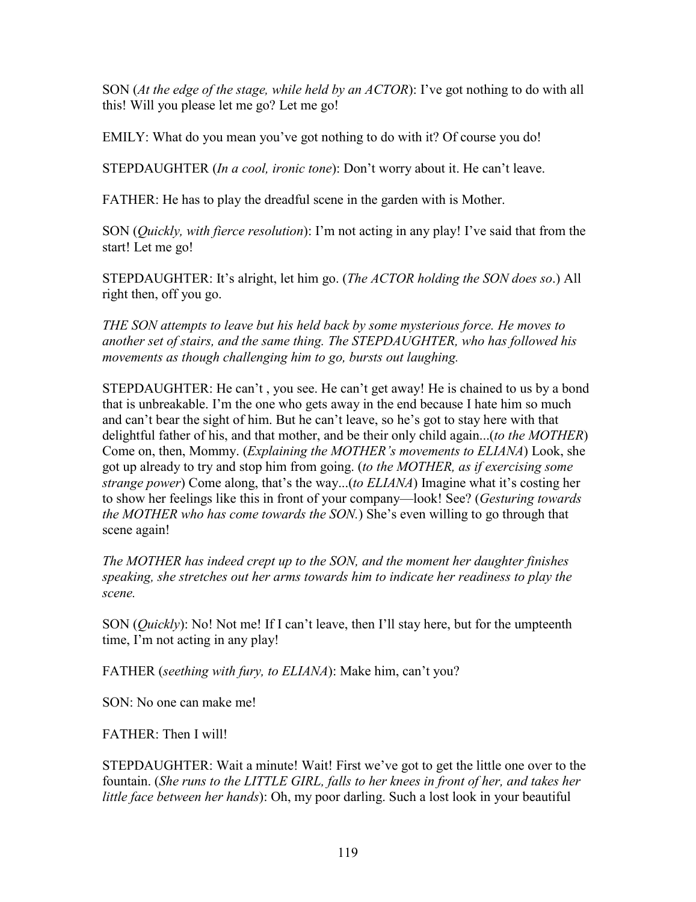SON (*At the edge of the stage, while held by an ACTOR*): I've got nothing to do with all this! Will you please let me go? Let me go!

EMILY: What do you mean you've got nothing to do with it? Of course you do!

STEPDAUGHTER (*In a cool, ironic tone*): Don't worry about it. He can't leave.

FATHER: He has to play the dreadful scene in the garden with is Mother.

SON (*Quickly, with fierce resolution*): I'm not acting in any play! I've said that from the start! Let me go!

STEPDAUGHTER: It's alright, let him go. (*The ACTOR holding the SON does so*.) All right then, off you go.

*THE SON attempts to leave but his held back by some mysterious force. He moves to another set of stairs, and the same thing. The STEPDAUGHTER, who has followed his movements as though challenging him to go, bursts out laughing.*

STEPDAUGHTER: He can't , you see. He can't get away! He is chained to us by a bond that is unbreakable. I'm the one who gets away in the end because I hate him so much and can't bear the sight of him. But he can't leave, so he's got to stay here with that delightful father of his, and that mother, and be their only child again...(*to the MOTHER*) Come on, then, Mommy. (*Explaining the MOTHER's movements to ELIANA*) Look, she got up already to try and stop him from going. (*to the MOTHER, as if exercising some strange power*) Come along, that's the way...(*to ELIANA*) Imagine what it's costing her to show her feelings like this in front of your company—look! See? (*Gesturing towards the MOTHER who has come towards the SON.*) She's even willing to go through that scene again!

*The MOTHER has indeed crept up to the SON, and the moment her daughter finishes speaking, she stretches out her arms towards him to indicate her readiness to play the scene.*

SON (*Quickly*): No! Not me! If I can't leave, then I'll stay here, but for the umpteenth time, I'm not acting in any play!

FATHER (*seething with fury, to ELIANA*): Make him, can't you?

SON: No one can make me!

FATHER: Then I will!

STEPDAUGHTER: Wait a minute! Wait! First we've got to get the little one over to the fountain. (*She runs to the LITTLE GIRL, falls to her knees in front of her, and takes her little face between her hands*): Oh, my poor darling. Such a lost look in your beautiful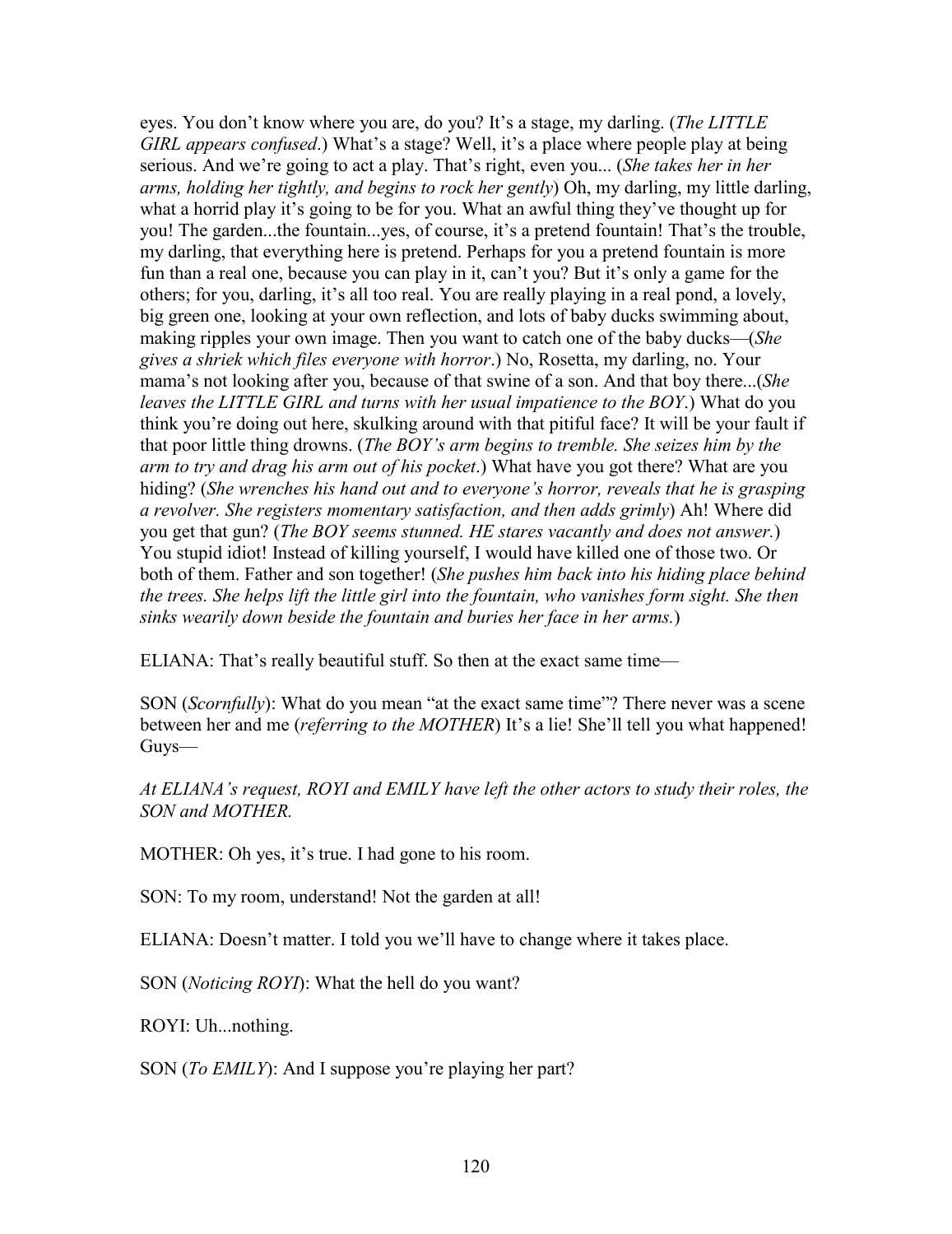eyes. You don't know where you are, do you? It's a stage, my darling. (*The LITTLE GIRL appears confused*.) What's a stage? Well, it's a place where people play at being serious. And we're going to act a play. That's right, even you... (*She takes her in her arms, holding her tightly, and begins to rock her gently*) Oh, my darling, my little darling, what a horrid play it's going to be for you. What an awful thing they've thought up for you! The garden...the fountain...yes, of course, it's a pretend fountain! That's the trouble, my darling, that everything here is pretend. Perhaps for you a pretend fountain is more fun than a real one, because you can play in it, can't you? But it's only a game for the others; for you, darling, it's all too real. You are really playing in a real pond, a lovely, big green one, looking at your own reflection, and lots of baby ducks swimming about, making ripples your own image. Then you want to catch one of the baby ducks—(*She gives a shriek which files everyone with horror*.) No, Rosetta, my darling, no. Your mama's not looking after you, because of that swine of a son. And that boy there...(*She leaves the LITTLE GIRL and turns with her usual impatience to the BOY*.) What do you think you're doing out here, skulking around with that pitiful face? It will be your fault if that poor little thing drowns. (*The BOY's arm begins to tremble. She seizes him by the arm to try and drag his arm out of his pocket*.) What have you got there? What are you hiding? (*She wrenches his hand out and to everyone's horror, reveals that he is grasping a revolver. She registers momentary satisfaction, and then adds grimly*) Ah! Where did you get that gun? (*The BOY seems stunned. HE stares vacantly and does not answer.*) You stupid idiot! Instead of killing yourself, I would have killed one of those two. Or both of them. Father and son together! (*She pushes him back into his hiding place behind the trees. She helps lift the little girl into the fountain, who vanishes form sight. She then sinks wearily down beside the fountain and buries her face in her arms.*)

ELIANA: That's really beautiful stuff. So then at the exact same time—

SON (*Scornfully*): What do you mean "at the exact same time"? There never was a scene between her and me (*referring to the MOTHER*) It's a lie! She'll tell you what happened! Guys—

*At ELIANA's request, ROYI and EMILY have left the other actors to study their roles, the SON and MOTHER.*

MOTHER: Oh yes, it's true. I had gone to his room.

SON: To my room, understand! Not the garden at all!

ELIANA: Doesn't matter. I told you we'll have to change where it takes place.

SON (*Noticing ROYI*): What the hell do you want?

ROYI: Uh...nothing.

SON (*To EMILY*): And I suppose you're playing her part?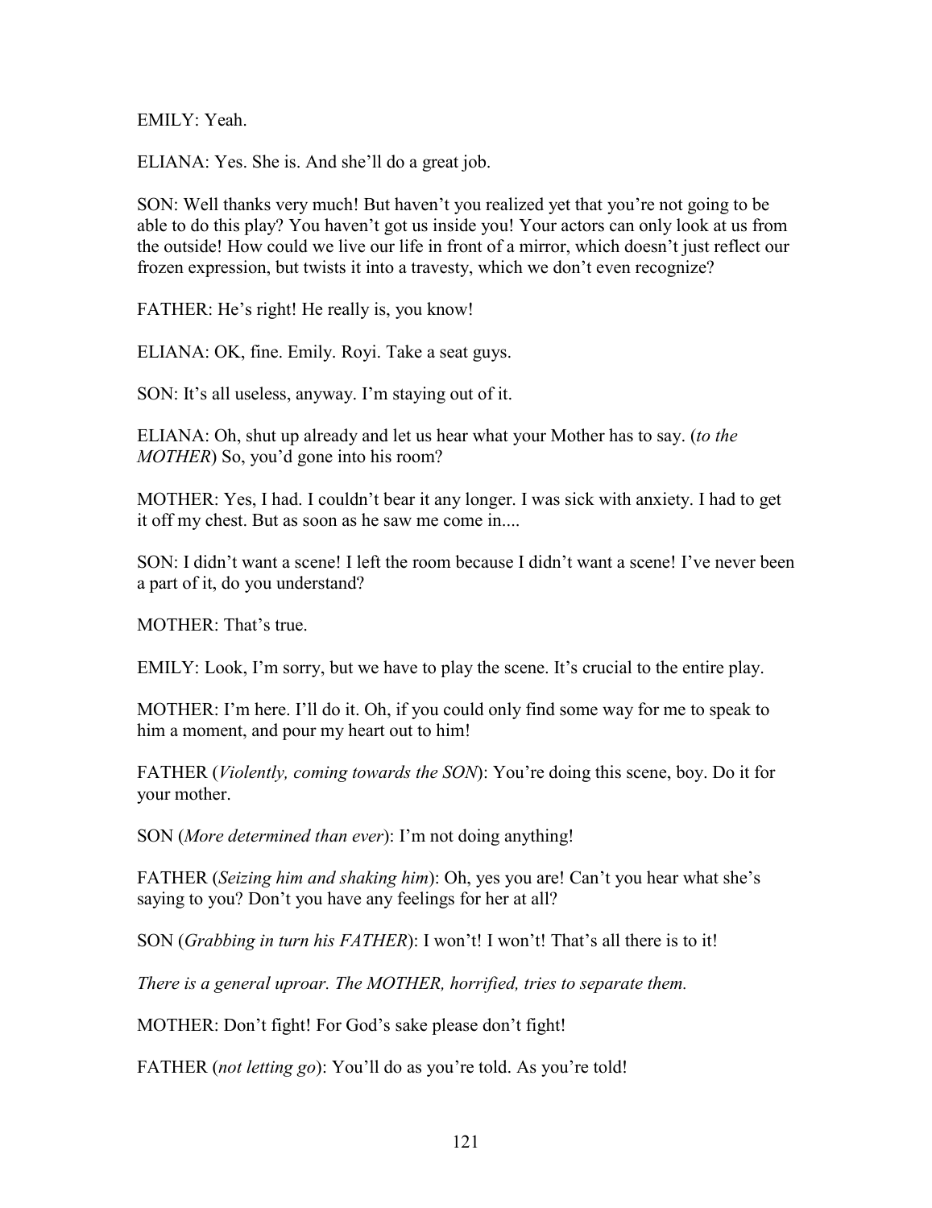EMILY: Yeah.

ELIANA: Yes. She is. And she'll do a great job.

SON: Well thanks very much! But haven't you realized yet that you're not going to be able to do this play? You haven't got us inside you! Your actors can only look at us from the outside! How could we live our life in front of a mirror, which doesn't just reflect our frozen expression, but twists it into a travesty, which we don't even recognize?

FATHER: He's right! He really is, you know!

ELIANA: OK, fine. Emily. Royi. Take a seat guys.

SON: It's all useless, anyway. I'm staying out of it.

ELIANA: Oh, shut up already and let us hear what your Mother has to say. (*to the MOTHER*) So, you'd gone into his room?

MOTHER: Yes, I had. I couldn't bear it any longer. I was sick with anxiety. I had to get it off my chest. But as soon as he saw me come in....

SON: I didn't want a scene! I left the room because I didn't want a scene! I've never been a part of it, do you understand?

MOTHER: That's true.

EMILY: Look, I'm sorry, but we have to play the scene. It's crucial to the entire play.

MOTHER: I'm here. I'll do it. Oh, if you could only find some way for me to speak to him a moment, and pour my heart out to him!

FATHER (*Violently, coming towards the SON*): You're doing this scene, boy. Do it for your mother.

SON (*More determined than ever*): I'm not doing anything!

FATHER (*Seizing him and shaking him*): Oh, yes you are! Can't you hear what she's saying to you? Don't you have any feelings for her at all?

SON (*Grabbing in turn his FATHER*): I won't! I won't! That's all there is to it!

*There is a general uproar. The MOTHER, horrified, tries to separate them.*

MOTHER: Don't fight! For God's sake please don't fight!

FATHER (*not letting go*): You'll do as you're told. As you're told!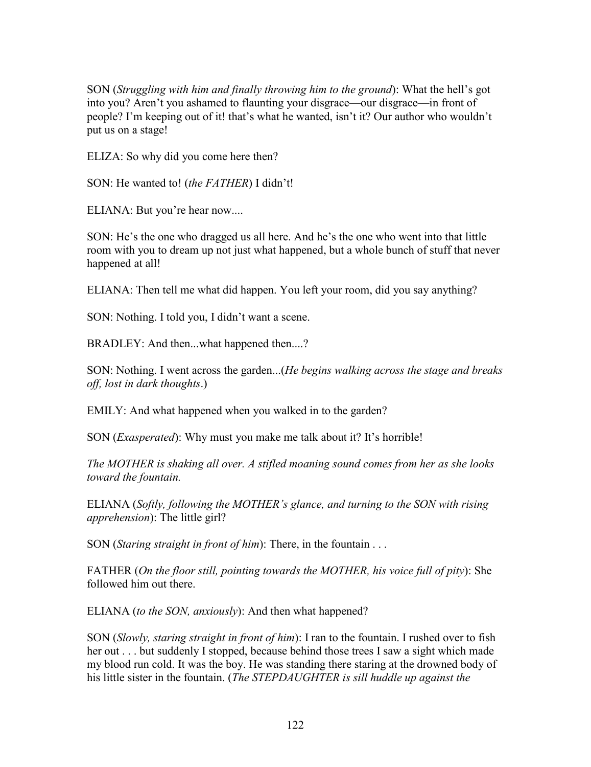SON (*Struggling with him and finally throwing him to the ground*): What the hell's got into you? Aren't you ashamed to flaunting your disgrace—our disgrace—in front of people? I'm keeping out of it! that's what he wanted, isn't it? Our author who wouldn't put us on a stage!

ELIZA: So why did you come here then?

SON: He wanted to! (*the FATHER*) I didn't!

ELIANA: But you're hear now....

SON: He's the one who dragged us all here. And he's the one who went into that little room with you to dream up not just what happened, but a whole bunch of stuff that never happened at all!

ELIANA: Then tell me what did happen. You left your room, did you say anything?

SON: Nothing. I told you, I didn't want a scene.

BRADLEY: And then...what happened then....?

SON: Nothing. I went across the garden...(*He begins walking across the stage and breaks off, lost in dark thoughts*.)

EMILY: And what happened when you walked in to the garden?

SON (*Exasperated*): Why must you make me talk about it? It's horrible!

*The MOTHER is shaking all over. A stifled moaning sound comes from her as she looks toward the fountain.*

ELIANA (*Softly, following the MOTHER's glance, and turning to the SON with rising apprehension*): The little girl?

SON (*Staring straight in front of him*): There, in the fountain . . .

FATHER (*On the floor still, pointing towards the MOTHER, his voice full of pity*): She followed him out there.

ELIANA (*to the SON, anxiously*): And then what happened?

SON (*Slowly, staring straight in front of him*): I ran to the fountain. I rushed over to fish her out . . . but suddenly I stopped, because behind those trees I saw a sight which made my blood run cold. It was the boy. He was standing there staring at the drowned body of his little sister in the fountain. (*The STEPDAUGHTER is sill huddle up against the*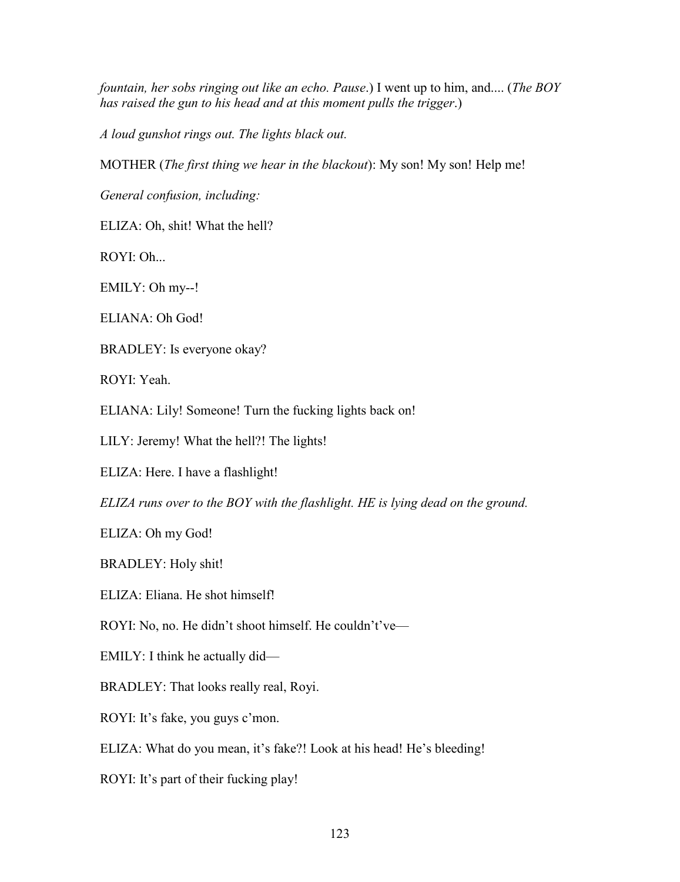*fountain, her sobs ringing out like an echo. Pause*.) I went up to him, and.... (*The BOY has raised the gun to his head and at this moment pulls the trigger*.)

*A loud gunshot rings out. The lights black out.*

MOTHER (*The first thing we hear in the blackout*): My son! My son! Help me!

*General confusion, including:*

ELIZA: Oh, shit! What the hell?

ROYI: Oh...

EMILY: Oh my--!

ELIANA: Oh God!

BRADLEY: Is everyone okay?

ROYI: Yeah.

ELIANA: Lily! Someone! Turn the fucking lights back on!

LILY: Jeremy! What the hell?! The lights!

ELIZA: Here. I have a flashlight!

*ELIZA runs over to the BOY with the flashlight. HE is lying dead on the ground.*

ELIZA: Oh my God!

BRADLEY: Holy shit!

ELIZA: Eliana. He shot himself!

ROYI: No, no. He didn't shoot himself. He couldn't've—

EMILY: I think he actually did—

BRADLEY: That looks really real, Royi.

ROYI: It's fake, you guys c'mon.

ELIZA: What do you mean, it's fake?! Look at his head! He's bleeding!

ROYI: It's part of their fucking play!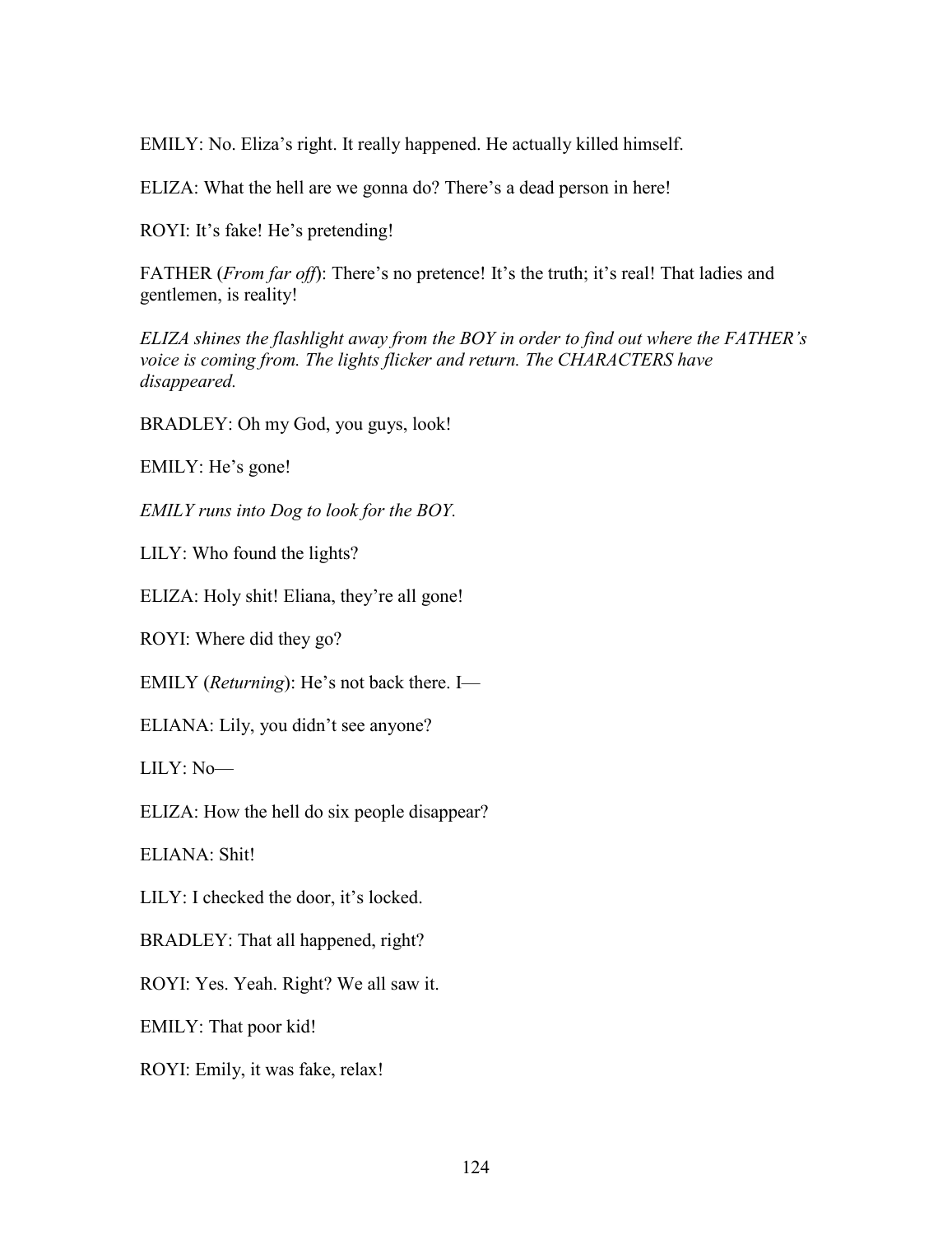EMILY: No. Eliza's right. It really happened. He actually killed himself.

ELIZA: What the hell are we gonna do? There's a dead person in here!

ROYI: It's fake! He's pretending!

FATHER (*From far off*): There's no pretence! It's the truth; it's real! That ladies and gentlemen, is reality!

*ELIZA shines the flashlight away from the BOY in order to find out where the FATHER's voice is coming from. The lights flicker and return. The CHARACTERS have disappeared.*

BRADLEY: Oh my God, you guys, look!

EMILY: He's gone!

*EMILY runs into Dog to look for the BOY.*

LILY: Who found the lights?

ELIZA: Holy shit! Eliana, they're all gone!

ROYI: Where did they go?

EMILY (*Returning*): He's not back there. I—

ELIANA: Lily, you didn't see anyone?

LILY: No—

ELIZA: How the hell do six people disappear?

ELIANA: Shit!

LILY: I checked the door, it's locked.

BRADLEY: That all happened, right?

ROYI: Yes. Yeah. Right? We all saw it.

EMILY: That poor kid!

ROYI: Emily, it was fake, relax!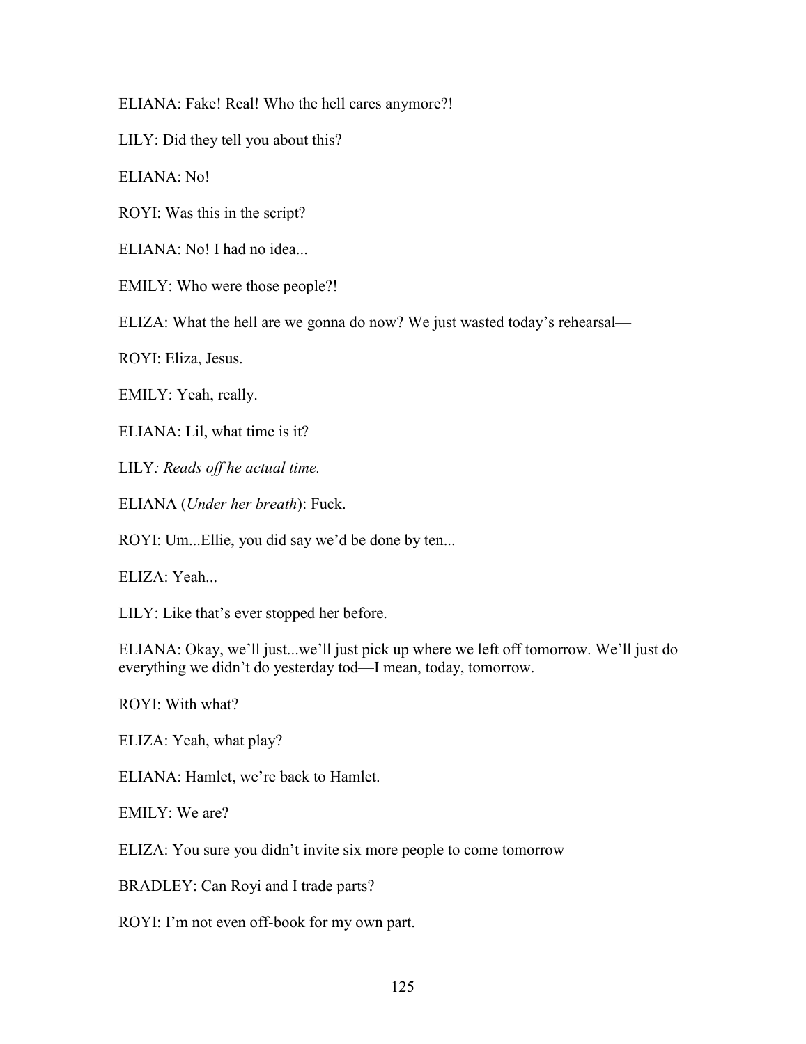ELIANA: Fake! Real! Who the hell cares anymore?!

LILY: Did they tell you about this?

ELIANA: No!

ROYI: Was this in the script?

ELIANA: No! I had no idea...

EMILY: Who were those people?!

ELIZA: What the hell are we gonna do now? We just wasted today's rehearsal—

ROYI: Eliza, Jesus.

EMILY: Yeah, really.

ELIANA: Lil, what time is it?

LILY*: Reads off he actual time.*

ELIANA (*Under her breath*): Fuck.

ROYI: Um...Ellie, you did say we'd be done by ten...

ELIZA: Yeah...

LILY: Like that's ever stopped her before.

ELIANA: Okay, we'll just...we'll just pick up where we left off tomorrow. We'll just do everything we didn't do yesterday tod—I mean, today, tomorrow.

ROYI: With what?

ELIZA: Yeah, what play?

ELIANA: Hamlet, we're back to Hamlet.

EMILY: We are?

ELIZA: You sure you didn't invite six more people to come tomorrow

BRADLEY: Can Royi and I trade parts?

ROYI: I'm not even off-book for my own part.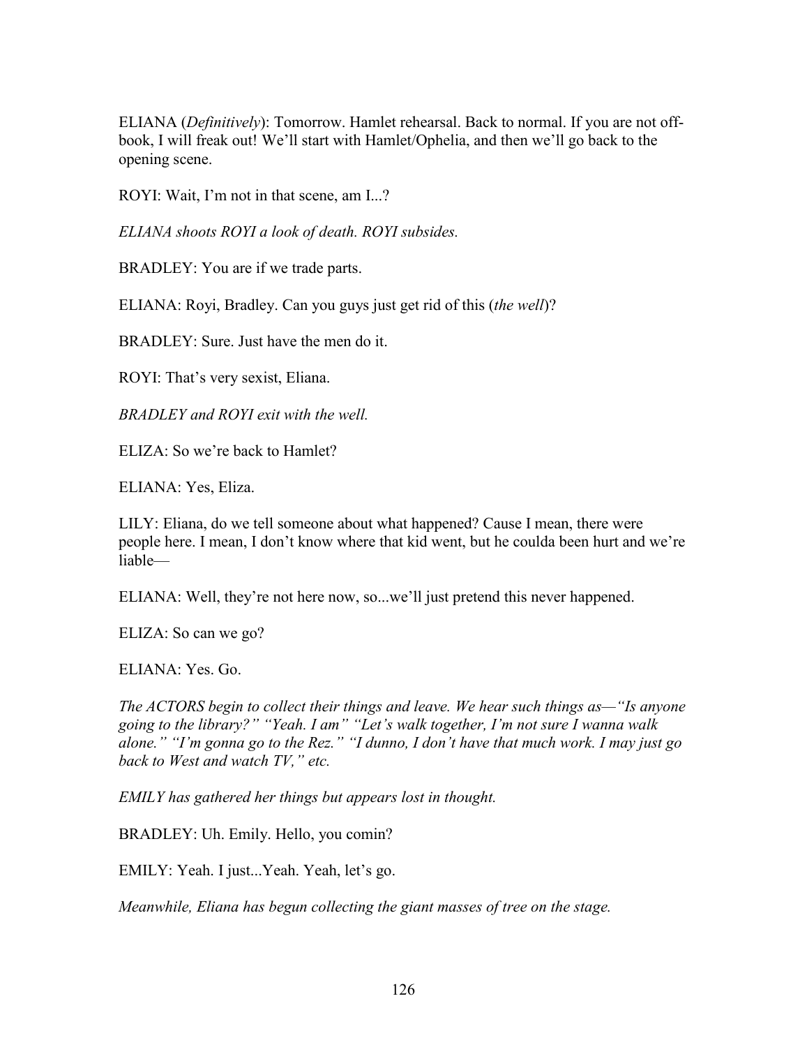ELIANA (*Definitively*): Tomorrow. Hamlet rehearsal. Back to normal. If you are not off-book, I will freak out! We'll start with Hamlet/Ophelia, and then we'll go back to the opening scene.

ROYI: Wait, I'm not in that scene, am I...?

*ELIANA shoots ROYI a look of death. ROYI subsides.*

BRADLEY: You are if we trade parts.

ELIANA: Royi, Bradley. Can you guys just get rid of this (*the well*)?

BRADLEY: Sure. Just have the men do it.

ROYI: That's very sexist, Eliana.

*BRADLEY and ROYI exit with the well.*

ELIZA: So we're back to Hamlet?

ELIANA: Yes, Eliza.

LILY: Eliana, do we tell someone about what happened? Cause I mean, there were people here. I mean, I don't know where that kid went, but he coulda been hurt and we're liable—

ELIANA: Well, they're not here now, so...we'll just pretend this never happened.

ELIZA: So can we go?

ELIANA: Yes. Go.

*The ACTORS begin to collect their things and leave. We hear such things as—"Is anyone going to the library?" "Yeah. I am" "Let's walk together, I'm not sure I wanna walk alone." "I'm gonna go to the Rez." "I dunno, I don't have that much work. I may just go back to West and watch TV," etc.*

*EMILY has gathered her things but appears lost in thought.*

BRADLEY: Uh. Emily. Hello, you comin?

EMILY: Yeah. I just...Yeah. Yeah, let's go.

*Meanwhile, Eliana has begun collecting the giant masses of tree on the stage.*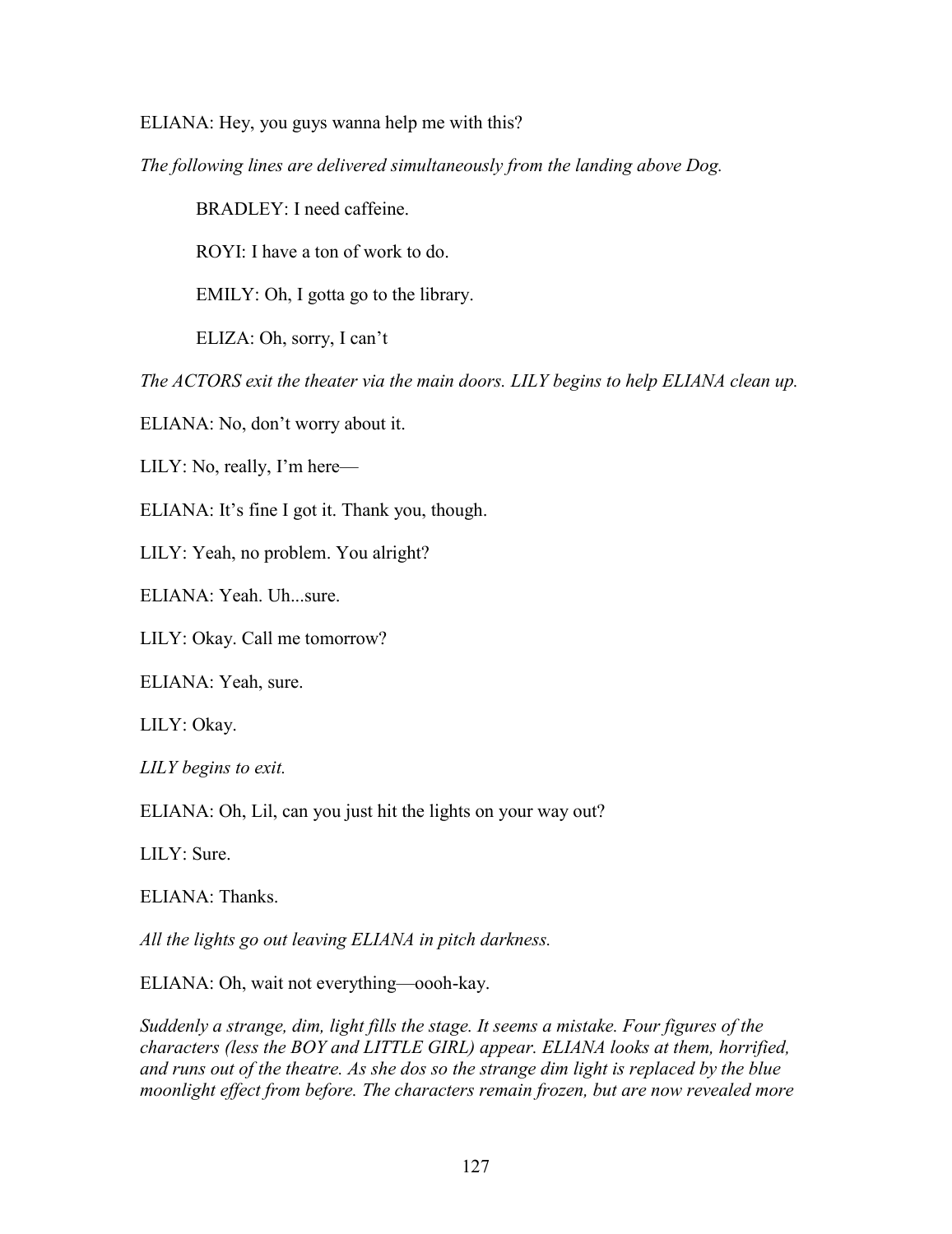ELIANA: Hey, you guys wanna help me with this?

*The following lines are delivered simultaneously from the landing above Dog.*

> BRADLEY: I need caffeine.
>
> ROYI: I have a ton of work to do.
>
> EMILY: Oh, I gotta go to the library.
>
> ELIZA: Oh, sorry, I can't

*The ACTORS exit the theater via the main doors. LILY begins to help ELIANA clean up.*

ELIANA: No, don't worry about it.

LILY: No, really, I'm here—

ELIANA: It's fine I got it. Thank you, though.

LILY: Yeah, no problem. You alright?

ELIANA: Yeah. Uh...sure.

LILY: Okay. Call me tomorrow?

ELIANA: Yeah, sure.

LILY: Okay.

*LILY begins to exit.*

ELIANA: Oh, Lil, can you just hit the lights on your way out?

LILY: Sure.

ELIANA: Thanks.

*All the lights go out leaving ELIANA in pitch darkness.*

ELIANA: Oh, wait not everything—oooh-kay.

*Suddenly a strange, dim, light fills the stage. It seems a mistake. Four figures of the characters (less the BOY and LITTLE GIRL) appear. ELIANA looks at them, horrified, and runs out of the theatre. As she dos so the strange dim light is replaced by the blue moonlight effect from before. The characters remain frozen, but are now revealed more*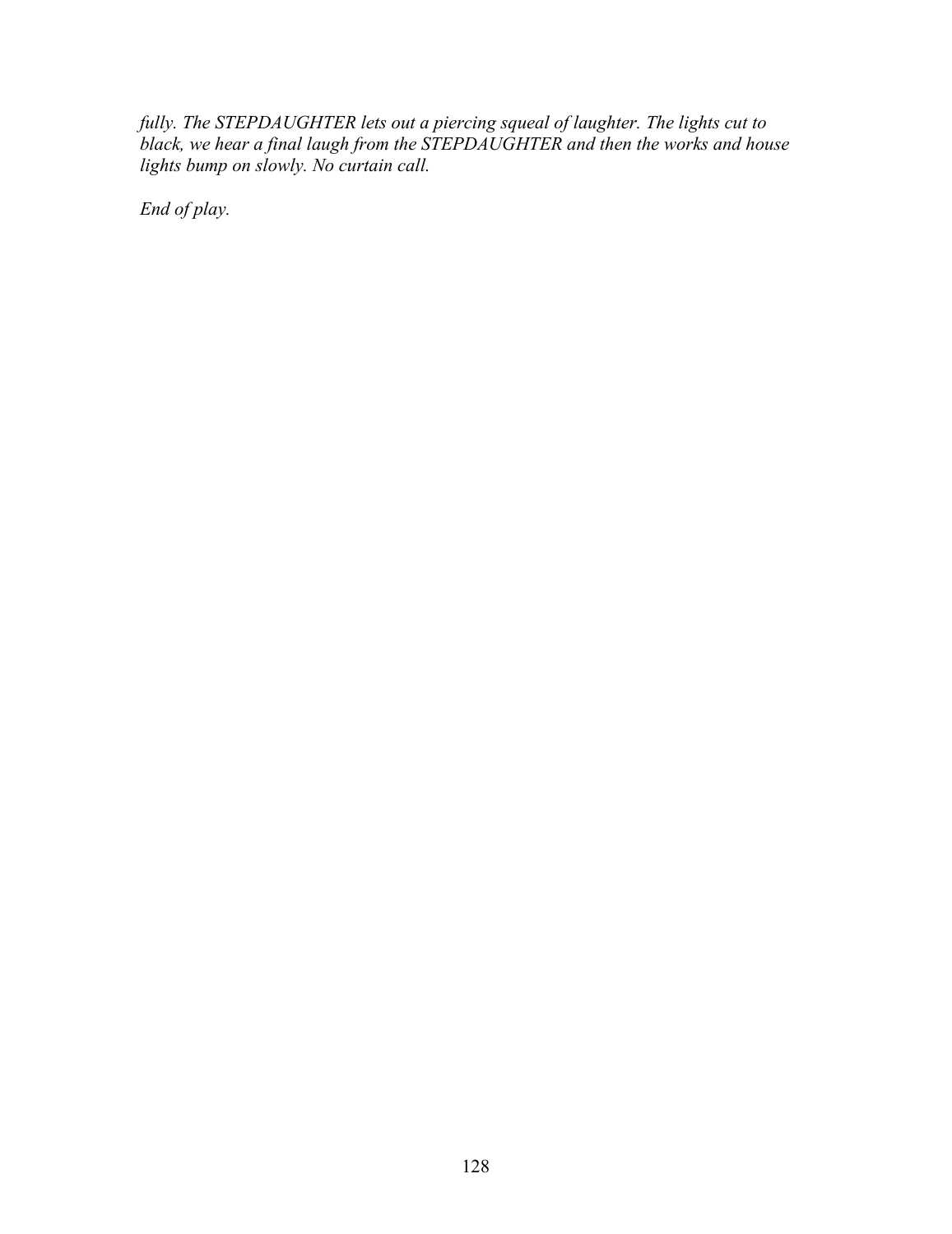*fully. The STEPDAUGHTER lets out a piercing squeal of laughter. The lights cut to black, we hear a final laugh from the STEPDAUGHTER and then the works and house lights bump on slowly. No curtain call.*

*End of play.*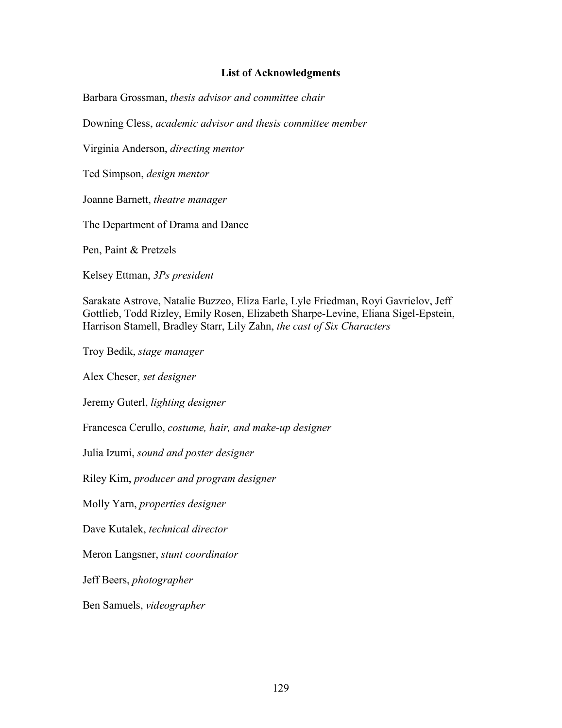**List of Acknowledgments**

Barbara Grossman, *thesis advisor and committee chair*

Downing Cless, *academic advisor and thesis committee member*

Virginia Anderson, *directing mentor*

Ted Simpson, *design mentor*

Joanne Barnett, *theatre manager*

The Department of Drama and Dance

Pen, Paint & Pretzels

Kelsey Ettman, *3Ps president*

Sarakate Astrove, Natalie Buzzeo, Eliza Earle, Lyle Friedman, Royi Gavrielov, Jeff Gottlieb, Todd Rizley, Emily Rosen, Elizabeth Sharpe-Levine, Eliana Sigel-Epstein, Harrison Stamell, Bradley Starr, Lily Zahn, *the cast of Six Characters*

Troy Bedik, *stage manager*

Alex Cheser, *set designer*

Jeremy Guterl, *lighting designer*

Francesca Cerullo, *costume, hair, and make-up designer*

Julia Izumi, *sound and poster designer*

Riley Kim, *producer and program designer*

Molly Yarn, *properties designer*

Dave Kutalek, *technical director*

Meron Langsner, *stunt coordinator*

Jeff Beers, *photographer*

Ben Samuels, *videographer*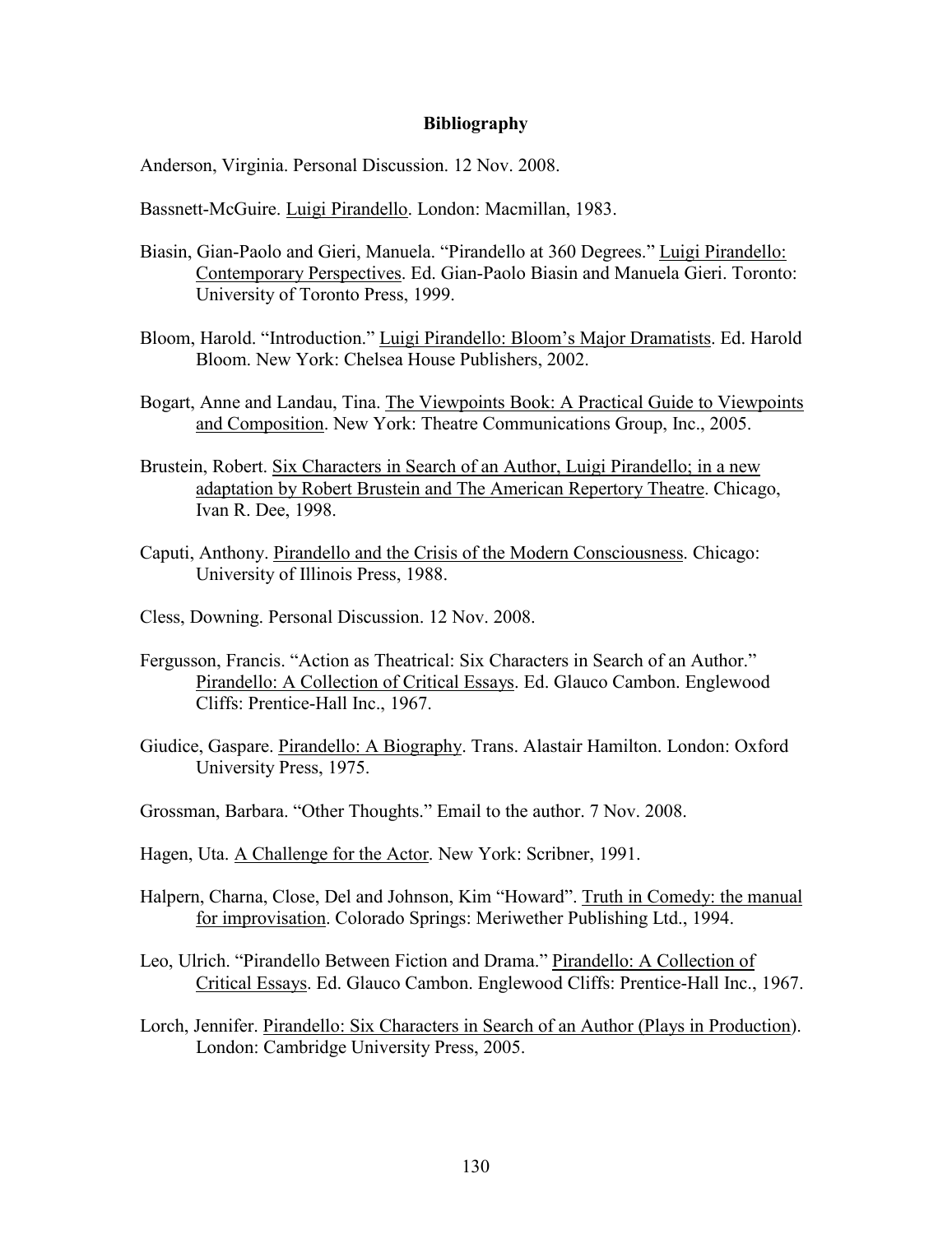**Bibliography**

Anderson, Virginia. Personal Discussion. 12 Nov. 2008.

Bassnett-McGuire. Luigi Pirandello. London: Macmillan, 1983.

Biasin, Gian-Paolo and Gieri, Manuela. "Pirandello at 360 Degrees." Luigi Pirandello: Contemporary Perspectives. Ed. Gian-Paolo Biasin and Manuela Gieri. Toronto: University of Toronto Press, 1999.

Bloom, Harold. "Introduction." Luigi Pirandello: Bloom's Major Dramatists. Ed. Harold Bloom. New York: Chelsea House Publishers, 2002.

Bogart, Anne and Landau, Tina. The Viewpoints Book: A Practical Guide to Viewpoints and Composition. New York: Theatre Communications Group, Inc., 2005.

Brustein, Robert. Six Characters in Search of an Author, Luigi Pirandello; in a new adaptation by Robert Brustein and The American Repertory Theatre. Chicago, Ivan R. Dee, 1998.

Caputi, Anthony. Pirandello and the Crisis of the Modern Consciousness. Chicago: University of Illinois Press, 1988.

Cless, Downing. Personal Discussion. 12 Nov. 2008.

Fergusson, Francis. "Action as Theatrical: Six Characters in Search of an Author." Pirandello: A Collection of Critical Essays. Ed. Glauco Cambon. Englewood Cliffs: Prentice-Hall Inc., 1967.

Giudice, Gaspare. Pirandello: A Biography. Trans. Alastair Hamilton. London: Oxford University Press, 1975.

Grossman, Barbara. "Other Thoughts." Email to the author. 7 Nov. 2008.

Hagen, Uta. A Challenge for the Actor. New York: Scribner, 1991.

Halpern, Charna, Close, Del and Johnson, Kim "Howard". Truth in Comedy: the manual for improvisation. Colorado Springs: Meriwether Publishing Ltd., 1994.

Leo, Ulrich. "Pirandello Between Fiction and Drama." Pirandello: A Collection of Critical Essays. Ed. Glauco Cambon. Englewood Cliffs: Prentice-Hall Inc., 1967.

Lorch, Jennifer. Pirandello: Six Characters in Search of an Author (Plays in Production). London: Cambridge University Press, 2005.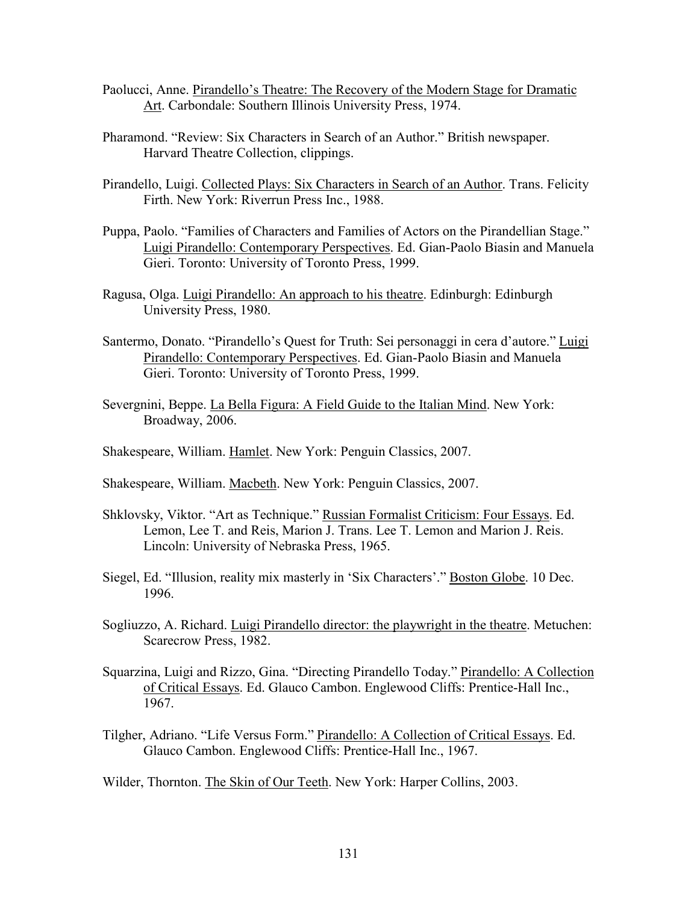Paolucci, Anne. Pirandello's Theatre: The Recovery of the Modern Stage for Dramatic Art. Carbondale: Southern Illinois University Press, 1974.

Pharamond. "Review: Six Characters in Search of an Author." British newspaper. Harvard Theatre Collection, clippings.

Pirandello, Luigi. Collected Plays: Six Characters in Search of an Author. Trans. Felicity Firth. New York: Riverrun Press Inc., 1988.

Puppa, Paolo. "Families of Characters and Families of Actors on the Pirandellian Stage." Luigi Pirandello: Contemporary Perspectives. Ed. Gian-Paolo Biasin and Manuela Gieri. Toronto: University of Toronto Press, 1999.

Ragusa, Olga. Luigi Pirandello: An approach to his theatre. Edinburgh: Edinburgh University Press, 1980.

Santermo, Donato. "Pirandello's Quest for Truth: Sei personaggi in cera d'autore." Luigi Pirandello: Contemporary Perspectives. Ed. Gian-Paolo Biasin and Manuela Gieri. Toronto: University of Toronto Press, 1999.

Severgnini, Beppe. La Bella Figura: A Field Guide to the Italian Mind. New York: Broadway, 2006.

Shakespeare, William. Hamlet. New York: Penguin Classics, 2007.

Shakespeare, William. Macbeth. New York: Penguin Classics, 2007.

Shklovsky, Viktor. "Art as Technique." Russian Formalist Criticism: Four Essays. Ed. Lemon, Lee T. and Reis, Marion J. Trans. Lee T. Lemon and Marion J. Reis. Lincoln: University of Nebraska Press, 1965.

Siegel, Ed. "Illusion, reality mix masterly in 'Six Characters'." Boston Globe. 10 Dec. 1996.

Sogliuzzo, A. Richard. Luigi Pirandello director: the playwright in the theatre. Metuchen: Scarecrow Press, 1982.

Squarzina, Luigi and Rizzo, Gina. "Directing Pirandello Today." Pirandello: A Collection of Critical Essays. Ed. Glauco Cambon. Englewood Cliffs: Prentice-Hall Inc., 1967.

Tilgher, Adriano. "Life Versus Form." Pirandello: A Collection of Critical Essays. Ed. Glauco Cambon. Englewood Cliffs: Prentice-Hall Inc., 1967.

Wilder, Thornton. The Skin of Our Teeth. New York: Harper Collins, 2003.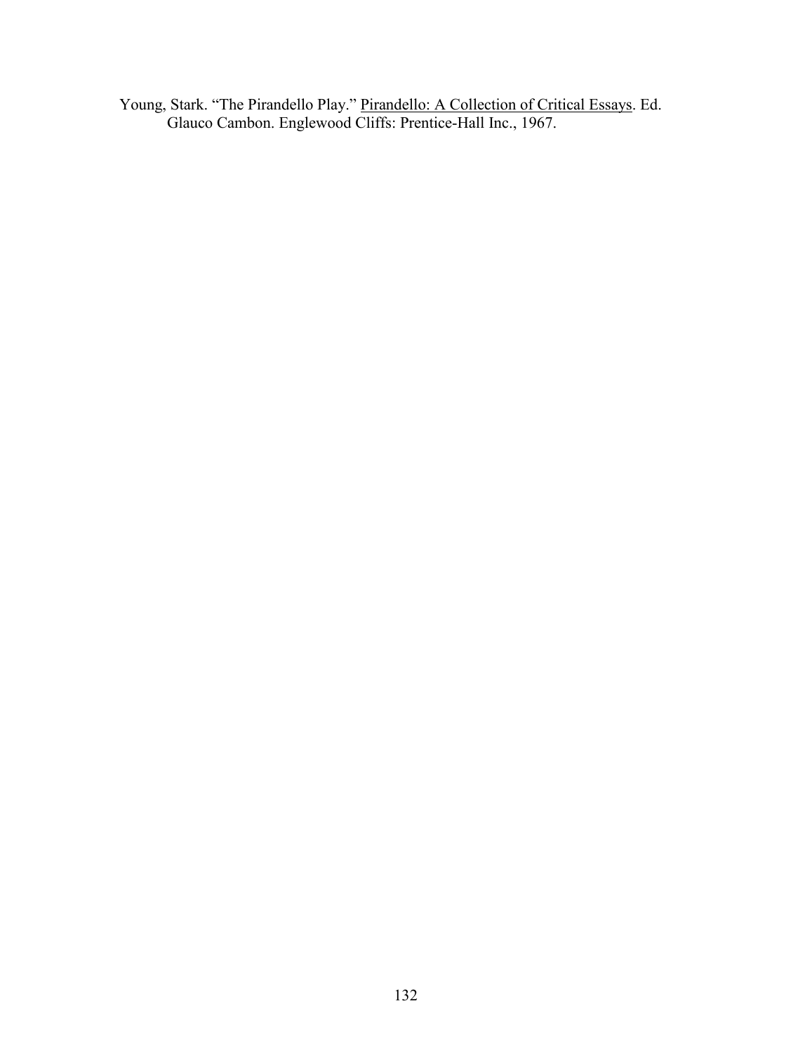Young, Stark. “The Pirandello Play.” Pirandello: A Collection of Critical Essays. Ed. Glauco Cambon. Englewood Cliffs: Prentice-Hall Inc., 1967.